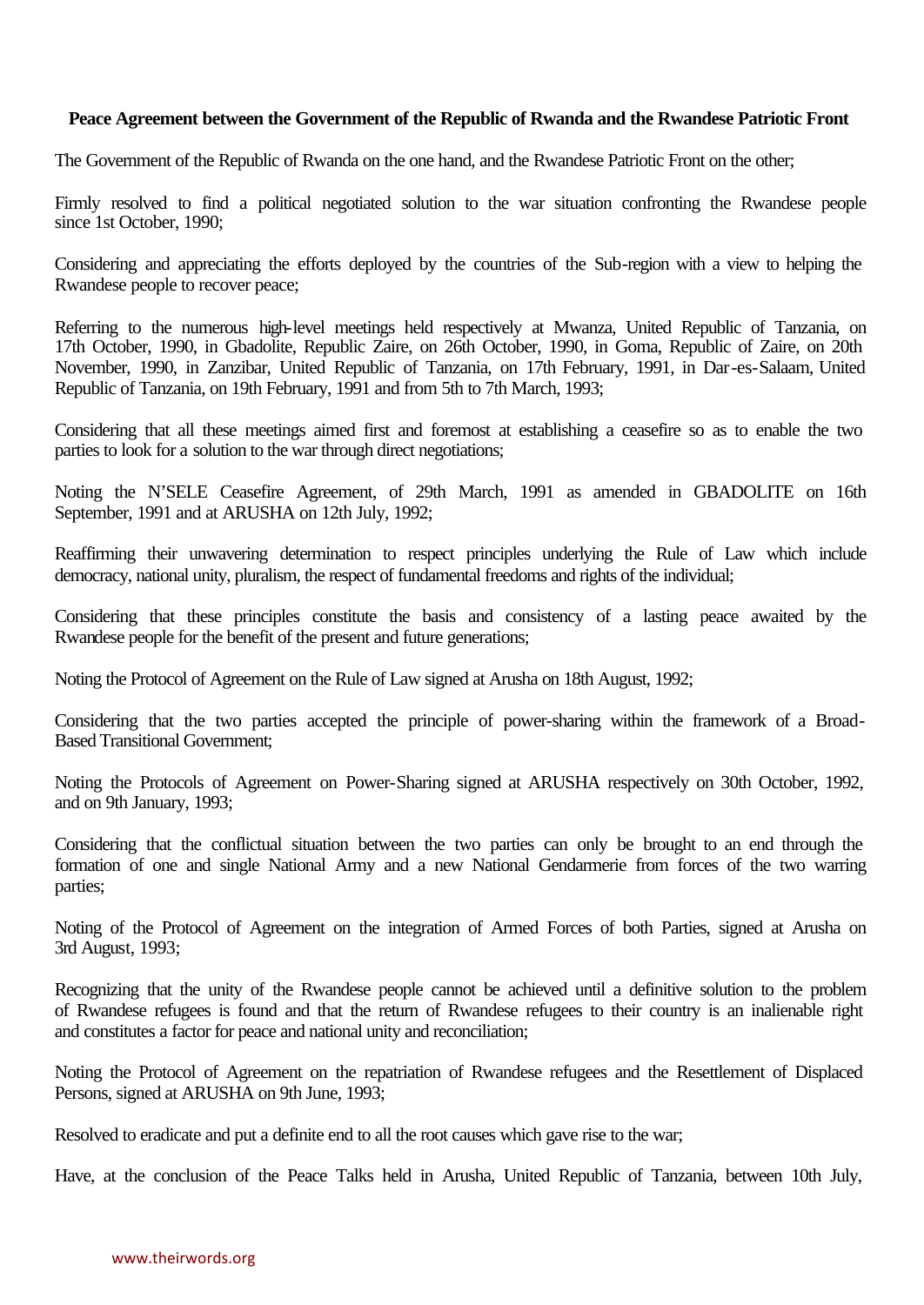**Peace Agreement between the Government of the Republic of Rwanda and the Rwandese Patriotic Front**

The Government of the Republic of Rwanda on the one hand, and the Rwandese Patriotic Front on the other;

Firmly resolved to find a political negotiated solution to the war situation confronting the Rwandese people since 1st October, 1990;

Considering and appreciating the efforts deployed by the countries of the Sub-region with a view to helping the Rwandese people to recover peace;

Referring to the numerous high-level meetings held respectively at Mwanza, United Republic of Tanzania, on 17th October, 1990, in Gbadolite, Republic Zaire, on 26th October, 1990, in Goma, Republic of Zaire, on 20th November, 1990, in Zanzibar, United Republic of Tanzania, on 17th February, 1991, in Dar-es-Salaam, United Republic of Tanzania, on 19th February, 1991 and from 5th to 7th March, 1993;

Considering that all these meetings aimed first and foremost at establishing a ceasefire so as to enable the two parties to look for a solution to the war through direct negotiations;

Noting the N'SELE Ceasefire Agreement, of 29th March, 1991 as amended in GBADOLITE on 16th September, 1991 and at ARUSHA on 12th July, 1992;

Reaffirming their unwavering determination to respect principles underlying the Rule of Law which include democracy, national unity, pluralism, the respect of fundamental freedoms and rights of the individual;

Considering that these principles constitute the basis and consistency of a lasting peace awaited by the Rwandese people for the benefit of the present and future generations;

Noting the Protocol of Agreement on the Rule of Law signed at Arusha on 18th August, 1992;

Considering that the two parties accepted the principle of power-sharing within the framework of a Broad-Based Transitional Government;

Noting the Protocols of Agreement on Power-Sharing signed at ARUSHA respectively on 30th October, 1992, and on 9th January, 1993;

Considering that the conflictual situation between the two parties can only be brought to an end through the formation of one and single National Army and a new National Gendarmerie from forces of the two warring parties;

Noting of the Protocol of Agreement on the integration of Armed Forces of both Parties, signed at Arusha on 3rd August, 1993;

Recognizing that the unity of the Rwandese people cannot be achieved until a definitive solution to the problem of Rwandese refugees is found and that the return of Rwandese refugees to their country is an inalienable right and constitutes a factor for peace and national unity and reconciliation;

Noting the Protocol of Agreement on the repatriation of Rwandese refugees and the Resettlement of Displaced Persons, signed at ARUSHA on 9th June, 1993;

Resolved to eradicate and put a definite end to all the root causes which gave rise to the war;

Have, at the conclusion of the Peace Talks held in Arusha, United Republic of Tanzania, between 10th July,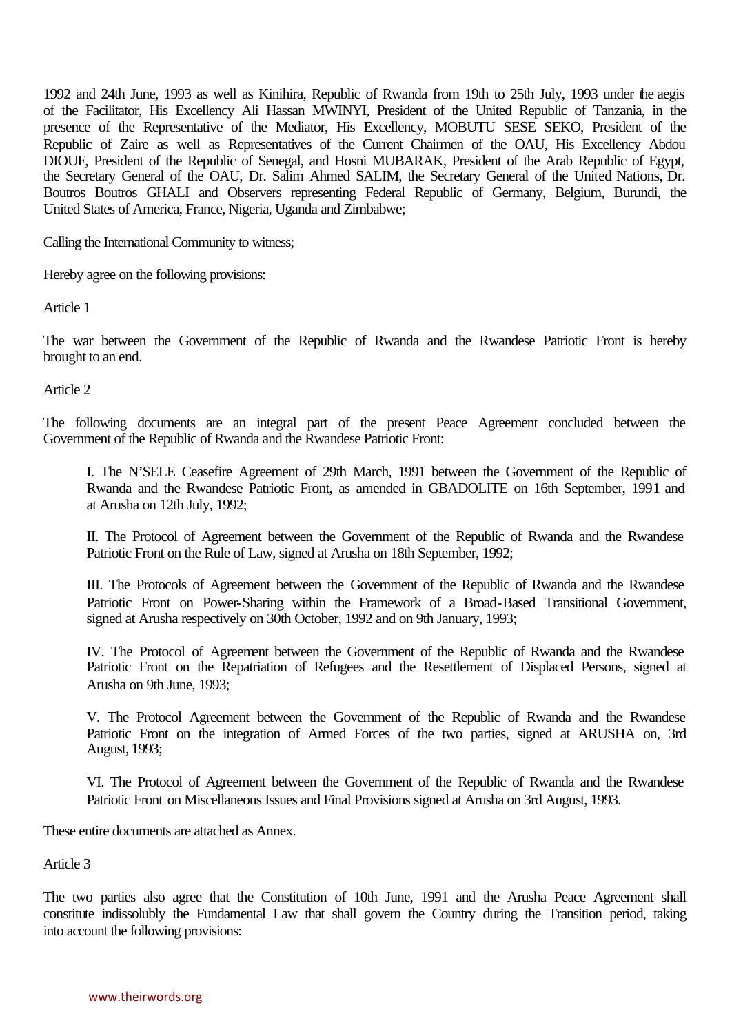1992 and 24th June, 1993 as well as Kinihira, Republic of Rwanda from 19th to 25th July, 1993 under the aegis of the Facilitator, His Excellency Ali Hassan MWINYI, President of the United Republic of Tanzania, in the presence of the Representative of the Mediator, His Excellency, MOBUTU SESE SEKO, President of the Republic of Zaire as well as Representatives of the Current Chairmen of the OAU, His Excellency Abdou DIOUF, President of the Republic of Senegal, and Hosni MUBARAK, President of the Arab Republic of Egypt, the Secretary General of the OAU, Dr. Salim Ahmed SALIM, the Secretary General of the United Nations, Dr. Boutros Boutros GHALI and Observers representing Federal Republic of Germany, Belgium, Burundi, the United States of America, France, Nigeria, Uganda and Zimbabwe;

Calling the International Community to witness;

Hereby agree on the following provisions:

Article 1

The war between the Government of the Republic of Rwanda and the Rwandese Patriotic Front is hereby brought to an end.

Article 2

The following documents are an integral part of the present Peace Agreement concluded between the Government of the Republic of Rwanda and the Rwandese Patriotic Front:

> I. The N'SELE Ceasefire Agreement of 29th March, 1991 between the Government of the Republic of Rwanda and the Rwandese Patriotic Front, as amended in GBADOLITE on 16th September, 1991 and at Arusha on 12th July, 1992;
>
> II. The Protocol of Agreement between the Government of the Republic of Rwanda and the Rwandese Patriotic Front on the Rule of Law, signed at Arusha on 18th September, 1992;
>
> III. The Protocols of Agreement between the Government of the Republic of Rwanda and the Rwandese Patriotic Front on Power-Sharing within the Framework of a Broad-Based Transitional Government, signed at Arusha respectively on 30th October, 1992 and on 9th January, 1993;
>
> IV. The Protocol of Agreement between the Government of the Republic of Rwanda and the Rwandese Patriotic Front on the Repatriation of Refugees and the Resettlement of Displaced Persons, signed at Arusha on 9th June, 1993;
>
> V. The Protocol Agreement between the Government of the Republic of Rwanda and the Rwandese Patriotic Front on the integration of Armed Forces of the two parties, signed at ARUSHA on, 3rd August, 1993;
>
> VI. The Protocol of Agreement between the Government of the Republic of Rwanda and the Rwandese Patriotic Front on Miscellaneous Issues and Final Provisions signed at Arusha on 3rd August, 1993.

These entire documents are attached as Annex.

Article 3

The two parties also agree that the Constitution of 10th June, 1991 and the Arusha Peace Agreement shall constitute indissolubly the Fundamental Law that shall govern the Country during the Transition period, taking into account the following provisions: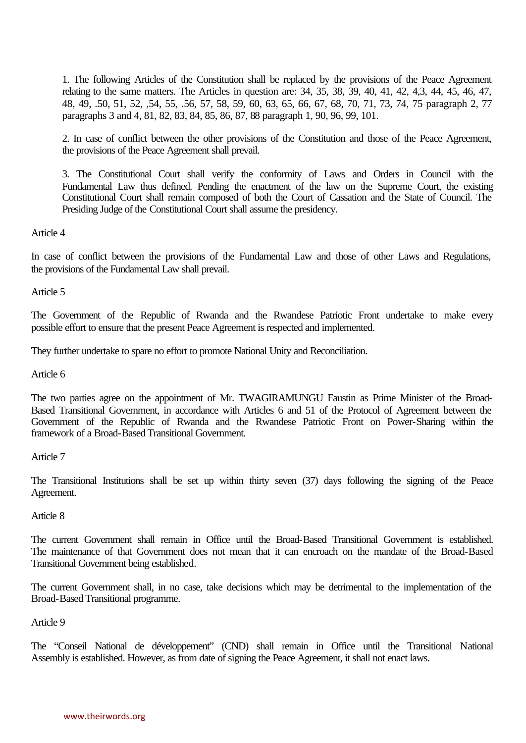1. The following Articles of the Constitution shall be replaced by the provisions of the Peace Agreement relating to the same matters. The Articles in question are: 34, 35, 38, 39, 40, 41, 42, 4,3, 44, 45, 46, 47, 48, 49, .50, 51, 52, ,54, 55, .56, 57, 58, 59, 60, 63, 65, 66, 67, 68, 70, 71, 73, 74, 75 paragraph 2, 77 paragraphs 3 and 4, 81, 82, 83, 84, 85, 86, 87, 88 paragraph 1, 90, 96, 99, 101.

2. In case of conflict between the other provisions of the Constitution and those of the Peace Agreement, the provisions of the Peace Agreement shall prevail.

3. The Constitutional Court shall verify the conformity of Laws and Orders in Council with the Fundamental Law thus defined. Pending the enactment of the law on the Supreme Court, the existing Constitutional Court shall remain composed of both the Court of Cassation and the State of Council. The Presiding Judge of the Constitutional Court shall assume the presidency.

Article 4

In case of conflict between the provisions of the Fundamental Law and those of other Laws and Regulations, the provisions of the Fundamental Law shall prevail.

Article 5

The Government of the Republic of Rwanda and the Rwandese Patriotic Front undertake to make every possible effort to ensure that the present Peace Agreement is respected and implemented.

They further undertake to spare no effort to promote National Unity and Reconciliation.

Article 6

The two parties agree on the appointment of Mr. TWAGIRAMUNGU Faustin as Prime Minister of the Broad-Based Transitional Government, in accordance with Articles 6 and 51 of the Protocol of Agreement between the Government of the Republic of Rwanda and the Rwandese Patriotic Front on Power-Sharing within the framework of a Broad-Based Transitional Government.

Article 7

The Transitional Institutions shall be set up within thirty seven (37) days following the signing of the Peace Agreement.

Article 8

The current Government shall remain in Office until the Broad-Based Transitional Government is established. The maintenance of that Government does not mean that it can encroach on the mandate of the Broad-Based Transitional Government being established.

The current Government shall, in no case, take decisions which may be detrimental to the implementation of the Broad-Based Transitional programme.

Article 9

The "Conseil National de développement" (CND) shall remain in Office until the Transitional National Assembly is established. However, as from date of signing the Peace Agreement, it shall not enact laws.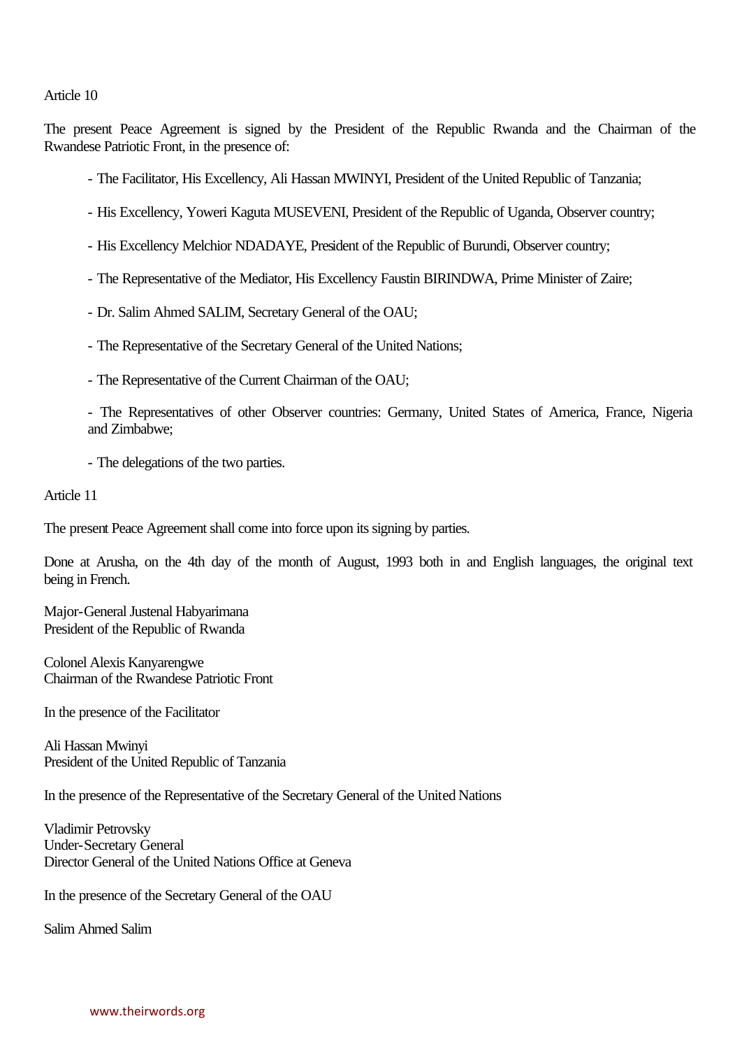Article 10

The present Peace Agreement is signed by the President of the Republic Rwanda and the Chairman of the Rwandese Patriotic Front, in the presence of:

- The Facilitator, His Excellency, Ali Hassan MWINYI, President of the United Republic of Tanzania;

- His Excellency, Yoweri Kaguta MUSEVENI, President of the Republic of Uganda, Observer country;

- His Excellency Melchior NDADAYE, President of the Republic of Burundi, Observer country;

- The Representative of the Mediator, His Excellency Faustin BIRINDWA, Prime Minister of Zaire;

- Dr. Salim Ahmed SALIM, Secretary General of the OAU;

- The Representative of the Secretary General of the United Nations;

- The Representative of the Current Chairman of the OAU;

- The Representatives of other Observer countries: Germany, United States of America, France, Nigeria and Zimbabwe;

- The delegations of the two parties.

Article 11

The present Peace Agreement shall come into force upon its signing by parties.

Done at Arusha, on the 4th day of the month of August, 1993 both in and English languages, the original text being in French.

Major-General Justenal Habyarimana
President of the Republic of Rwanda

Colonel Alexis Kanyarengwe
Chairman of the Rwandese Patriotic Front

In the presence of the Facilitator

Ali Hassan Mwinyi
President of the United Republic of Tanzania

In the presence of the Representative of the Secretary General of the United Nations

Vladimir Petrovsky
Under-Secretary General
Director General of the United Nations Office at Geneva

In the presence of the Secretary General of the OAU

Salim Ahmed Salim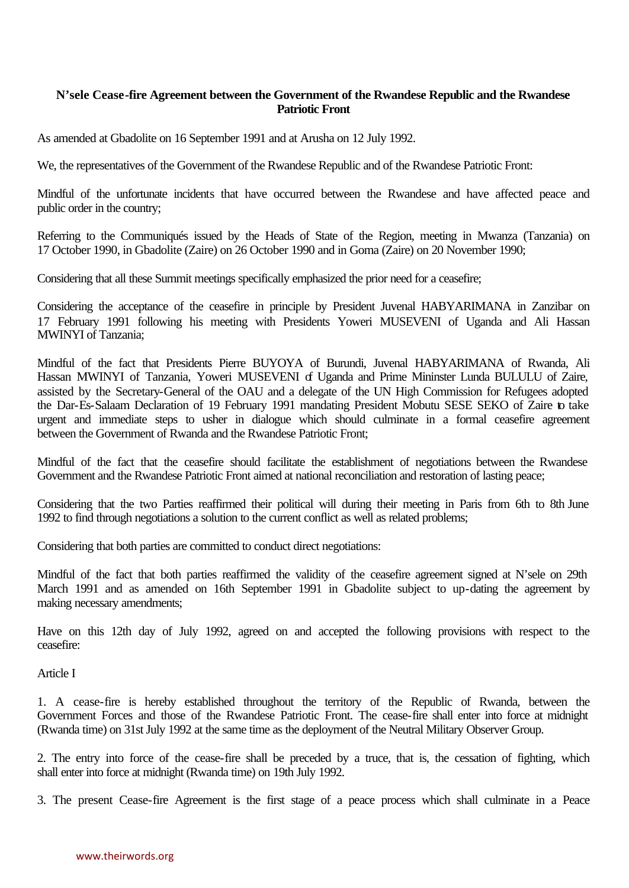**N'sele Cease-fire Agreement between the Government of the Rwandese Republic and the Rwandese Patriotic Front**

As amended at Gbadolite on 16 September 1991 and at Arusha on 12 July 1992.

We, the representatives of the Government of the Rwandese Republic and of the Rwandese Patriotic Front:

Mindful of the unfortunate incidents that have occurred between the Rwandese and have affected peace and public order in the country;

Referring to the Communiqués issued by the Heads of State of the Region, meeting in Mwanza (Tanzania) on 17 October 1990, in Gbadolite (Zaire) on 26 October 1990 and in Goma (Zaire) on 20 November 1990;

Considering that all these Summit meetings specifically emphasized the prior need for a ceasefire;

Considering the acceptance of the ceasefire in principle by President Juvenal HABYARIMANA in Zanzibar on 17 February 1991 following his meeting with Presidents Yoweri MUSEVENI of Uganda and Ali Hassan MWINYI of Tanzania;

Mindful of the fact that Presidents Pierre BUYOYA of Burundi, Juvenal HABYARIMANA of Rwanda, Ali Hassan MWINYI of Tanzania, Yoweri MUSEVENI of Uganda and Prime Mininster Lunda BULULU of Zaire, assisted by the Secretary-General of the OAU and a delegate of the UN High Commission for Refugees adopted the Dar-Es-Salaam Declaration of 19 February 1991 mandating President Mobutu SESE SEKO of Zaire to take urgent and immediate steps to usher in dialogue which should culminate in a formal ceasefire agreement between the Government of Rwanda and the Rwandese Patriotic Front;

Mindful of the fact that the ceasefire should facilitate the establishment of negotiations between the Rwandese Government and the Rwandese Patriotic Front aimed at national reconciliation and restoration of lasting peace;

Considering that the two Parties reaffirmed their political will during their meeting in Paris from 6th to 8th June 1992 to find through negotiations a solution to the current conflict as well as related problems;

Considering that both parties are committed to conduct direct negotiations:

Mindful of the fact that both parties reaffirmed the validity of the ceasefire agreement signed at N'sele on 29th March 1991 and as amended on 16th September 1991 in Gbadolite subject to up-dating the agreement by making necessary amendments;

Have on this 12th day of July 1992, agreed on and accepted the following provisions with respect to the ceasefire:

Article I

1. A cease-fire is hereby established throughout the territory of the Republic of Rwanda, between the Government Forces and those of the Rwandese Patriotic Front. The cease-fire shall enter into force at midnight (Rwanda time) on 31st July 1992 at the same time as the deployment of the Neutral Military Observer Group.

2. The entry into force of the cease-fire shall be preceded by a truce, that is, the cessation of fighting, which shall enter into force at midnight (Rwanda time) on 19th July 1992.

3. The present Cease-fire Agreement is the first stage of a peace process which shall culminate in a Peace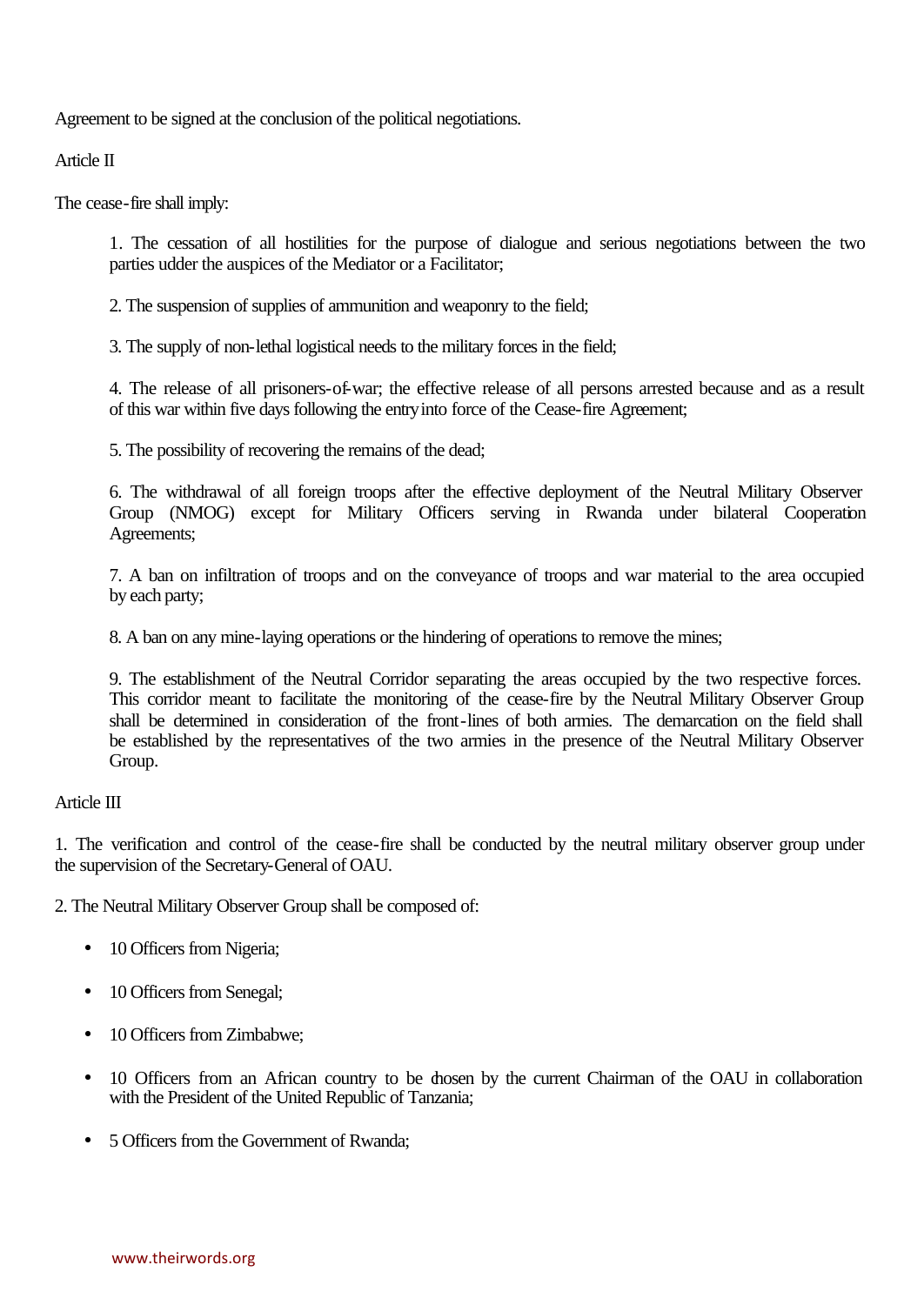Agreement to be signed at the conclusion of the political negotiations.

Article II

The cease-fire shall imply:

1. The cessation of all hostilities for the purpose of dialogue and serious negotiations between the two parties udder the auspices of the Mediator or a Facilitator;

2. The suspension of supplies of ammunition and weaponry to the field;

3. The supply of non-lethal logistical needs to the military forces in the field;

4. The release of all prisoners-of-war; the effective release of all persons arrested because and as a result of this war within five days following the entry into force of the Cease-fire Agreement;

5. The possibility of recovering the remains of the dead;

6. The withdrawal of all foreign troops after the effective deployment of the Neutral Military Observer Group (NMOG) except for Military Officers serving in Rwanda under bilateral Cooperation Agreements;

7. A ban on infiltration of troops and on the conveyance of troops and war material to the area occupied by each party;

8. A ban on any mine-laying operations or the hindering of operations to remove the mines;

9. The establishment of the Neutral Corridor separating the areas occupied by the two respective forces. This corridor meant to facilitate the monitoring of the cease-fire by the Neutral Military Observer Group shall be determined in consideration of the front-lines of both armies. The demarcation on the field shall be established by the representatives of the two armies in the presence of the Neutral Military Observer Group.

Article III

1. The verification and control of the cease-fire shall be conducted by the neutral military observer group under the supervision of the Secretary-General of OAU.

2. The Neutral Military Observer Group shall be composed of:

- 10 Officers from Nigeria;
- 10 Officers from Senegal;
- 10 Officers from Zimbabwe;
- 10 Officers from an African country to be chosen by the current Chairman of the OAU in collaboration with the President of the United Republic of Tanzania;
- 5 Officers from the Government of Rwanda;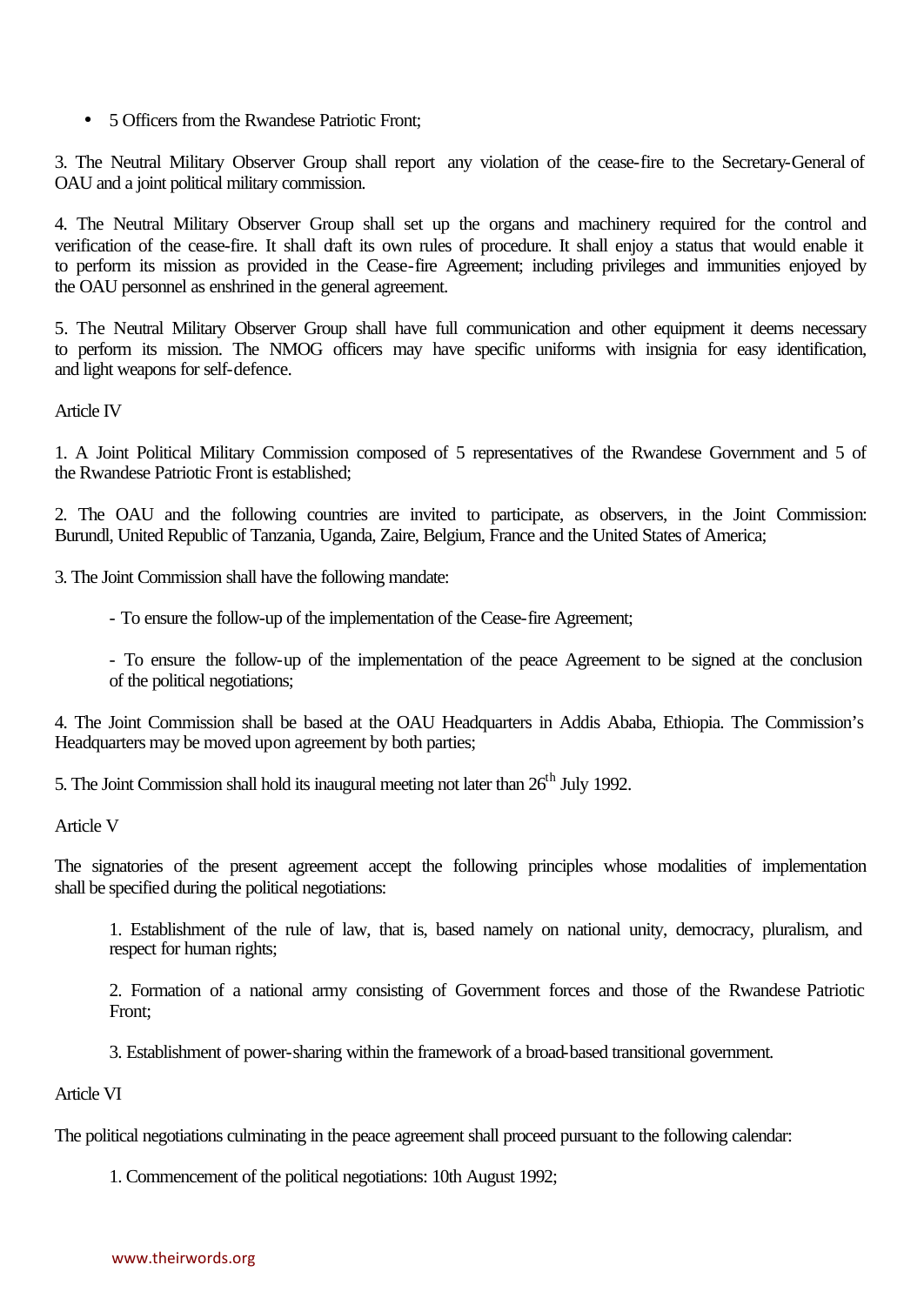- 5 Officers from the Rwandese Patriotic Front;

3. The Neutral Military Observer Group shall report any violation of the cease-fire to the Secretary-General of OAU and a joint political military commission.

4. The Neutral Military Observer Group shall set up the organs and machinery required for the control and verification of the cease-fire. It shall draft its own rules of procedure. It shall enjoy a status that would enable it to perform its mission as provided in the Cease-fire Agreement; including privileges and immunities enjoyed by the OAU personnel as enshrined in the general agreement.

5. The Neutral Military Observer Group shall have full communication and other equipment it deems necessary to perform its mission. The NMOG officers may have specific uniforms with insignia for easy identification, and light weapons for self-defence.

Article IV

1. A Joint Political Military Commission composed of 5 representatives of the Rwandese Government and 5 of the Rwandese Patriotic Front is established;

2. The OAU and the following countries are invited to participate, as observers, in the Joint Commission: Burundl, United Republic of Tanzania, Uganda, Zaire, Belgium, France and the United States of America;

3. The Joint Commission shall have the following mandate:

- To ensure the follow-up of the implementation of the Cease-fire Agreement;

- To ensure the follow-up of the implementation of the peace Agreement to be signed at the conclusion of the political negotiations;

4. The Joint Commission shall be based at the OAU Headquarters in Addis Ababa, Ethiopia. The Commission's Headquarters may be moved upon agreement by both parties;

5. The Joint Commission shall hold its inaugural meeting not later than 26th July 1992.

Article V

The signatories of the present agreement accept the following principles whose modalities of implementation shall be specified during the political negotiations:

1. Establishment of the rule of law, that is, based namely on national unity, democracy, pluralism, and respect for human rights;

2. Formation of a national army consisting of Government forces and those of the Rwandese Patriotic Front;

3. Establishment of power-sharing within the framework of a broad-based transitional government.

Article VI

The political negotiations culminating in the peace agreement shall proceed pursuant to the following calendar:

1. Commencement of the political negotiations: 10th August 1992;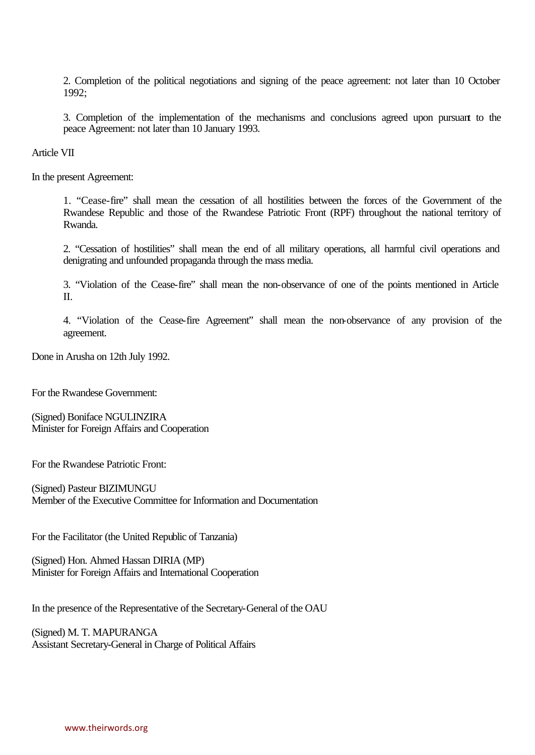2. Completion of the political negotiations and signing of the peace agreement: not later than 10 October 1992;

3. Completion of the implementation of the mechanisms and conclusions agreed upon pursuant to the peace Agreement: not later than 10 January 1993.

Article VII

In the present Agreement:

1. "Cease-fire" shall mean the cessation of all hostilities between the forces of the Government of the Rwandese Republic and those of the Rwandese Patriotic Front (RPF) throughout the national territory of Rwanda.

2. "Cessation of hostilities" shall mean the end of all military operations, all harmful civil operations and denigrating and unfounded propaganda through the mass media.

3. "Violation of the Cease-fire" shall mean the non-observance of one of the points mentioned in Article II.

4. "Violation of the Cease-fire Agreement" shall mean the non-observance of any provision of the agreement.

Done in Arusha on 12th July 1992.

For the Rwandese Government:

(Signed) Boniface NGULINZIRA
Minister for Foreign Affairs and Cooperation

For the Rwandese Patriotic Front:

(Signed) Pasteur BIZIMUNGU
Member of the Executive Committee for Information and Documentation

For the Facilitator (the United Republic of Tanzania)

(Signed) Hon. Ahmed Hassan DIRIA (MP)
Minister for Foreign Affairs and International Cooperation

In the presence of the Representative of the Secretary-General of the OAU

(Signed) M. T. MAPURANGA
Assistant Secretary-General in Charge of Political Affairs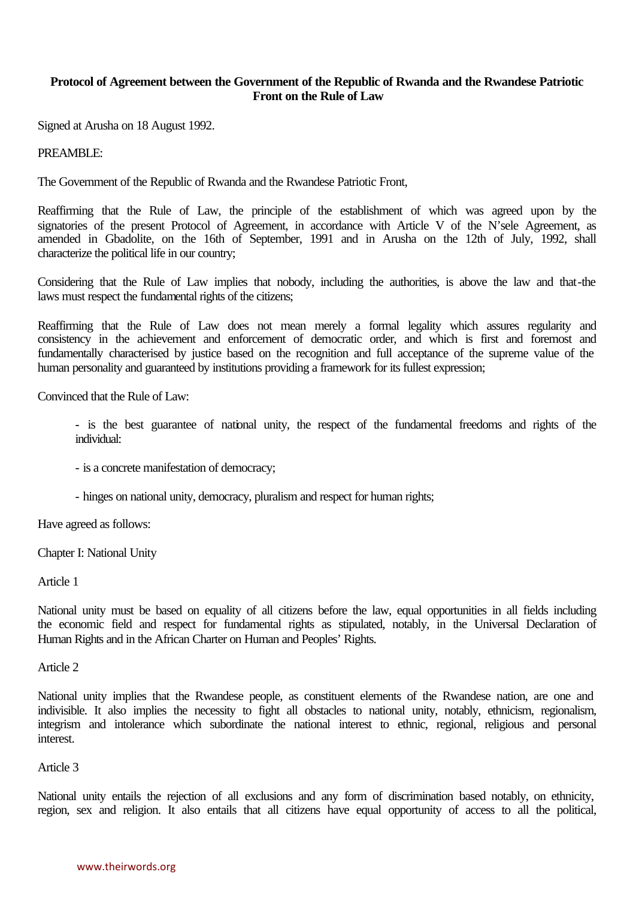**Protocol of Agreement between the Government of the Republic of Rwanda and the Rwandese Patriotic Front on the Rule of Law**

Signed at Arusha on 18 August 1992.

PREAMBLE:

The Government of the Republic of Rwanda and the Rwandese Patriotic Front,

Reaffirming that the Rule of Law, the principle of the establishment of which was agreed upon by the signatories of the present Protocol of Agreement, in accordance with Article V of the N'sele Agreement, as amended in Gbadolite, on the 16th of September, 1991 and in Arusha on the 12th of July, 1992, shall characterize the political life in our country;

Considering that the Rule of Law implies that nobody, including the authorities, is above the law and that-the laws must respect the fundamental rights of the citizens;

Reaffirming that the Rule of Law does not mean merely a formal legality which assures regularity and consistency in the achievement and enforcement of democratic order, and which is first and foremost and fundamentally characterised by justice based on the recognition and full acceptance of the supreme value of the human personality and guaranteed by institutions providing a framework for its fullest expression;

Convinced that the Rule of Law:

- is the best guarantee of national unity, the respect of the fundamental freedoms and rights of the individual:
- is a concrete manifestation of democracy;
- hinges on national unity, democracy, pluralism and respect for human rights;

Have agreed as follows:

Chapter I: National Unity

Article 1

National unity must be based on equality of all citizens before the law, equal opportunities in all fields including the economic field and respect for fundamental rights as stipulated, notably, in the Universal Declaration of Human Rights and in the African Charter on Human and Peoples' Rights.

Article 2

National unity implies that the Rwandese people, as constituent elements of the Rwandese nation, are one and indivisible. It also implies the necessity to fight all obstacles to national unity, notably, ethnicism, regionalism, integrism and intolerance which subordinate the national interest to ethnic, regional, religious and personal interest.

Article 3

National unity entails the rejection of all exclusions and any form of discrimination based notably, on ethnicity, region, sex and religion. It also entails that all citizens have equal opportunity of access to all the political,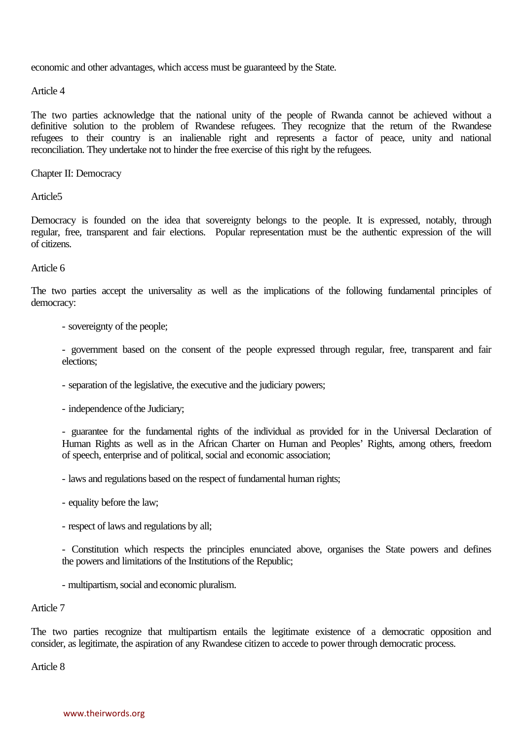economic and other advantages, which access must be guaranteed by the State.

Article 4

The two parties acknowledge that the national unity of the people of Rwanda cannot be achieved without a definitive solution to the problem of Rwandese refugees. They recognize that the return of the Rwandese refugees to their country is an inalienable right and represents a factor of peace, unity and national reconciliation. They undertake not to hinder the free exercise of this right by the refugees.

Chapter II: Democracy

Article5

Democracy is founded on the idea that sovereignty belongs to the people. It is expressed, notably, through regular, free, transparent and fair elections. Popular representation must be the authentic expression of the will of citizens.

Article 6

The two parties accept the universality as well as the implications of the following fundamental principles of democracy:

- sovereignty of the people;

- government based on the consent of the people expressed through regular, free, transparent and fair elections;

- separation of the legislative, the executive and the judiciary powers;

- independence of the Judiciary;

- guarantee for the fundamental rights of the individual as provided for in the Universal Declaration of Human Rights as well as in the African Charter on Human and Peoples' Rights, among others, freedom of speech, enterprise and of political, social and economic association;

- laws and regulations based on the respect of fundamental human rights;

- equality before the law;

- respect of laws and regulations by all;

- Constitution which respects the principles enunciated above, organises the State powers and defines the powers and limitations of the Institutions of the Republic;

- multipartism, social and economic pluralism.

Article 7

The two parties recognize that multipartism entails the legitimate existence of a democratic opposition and consider, as legitimate, the aspiration of any Rwandese citizen to accede to power through democratic process.

Article 8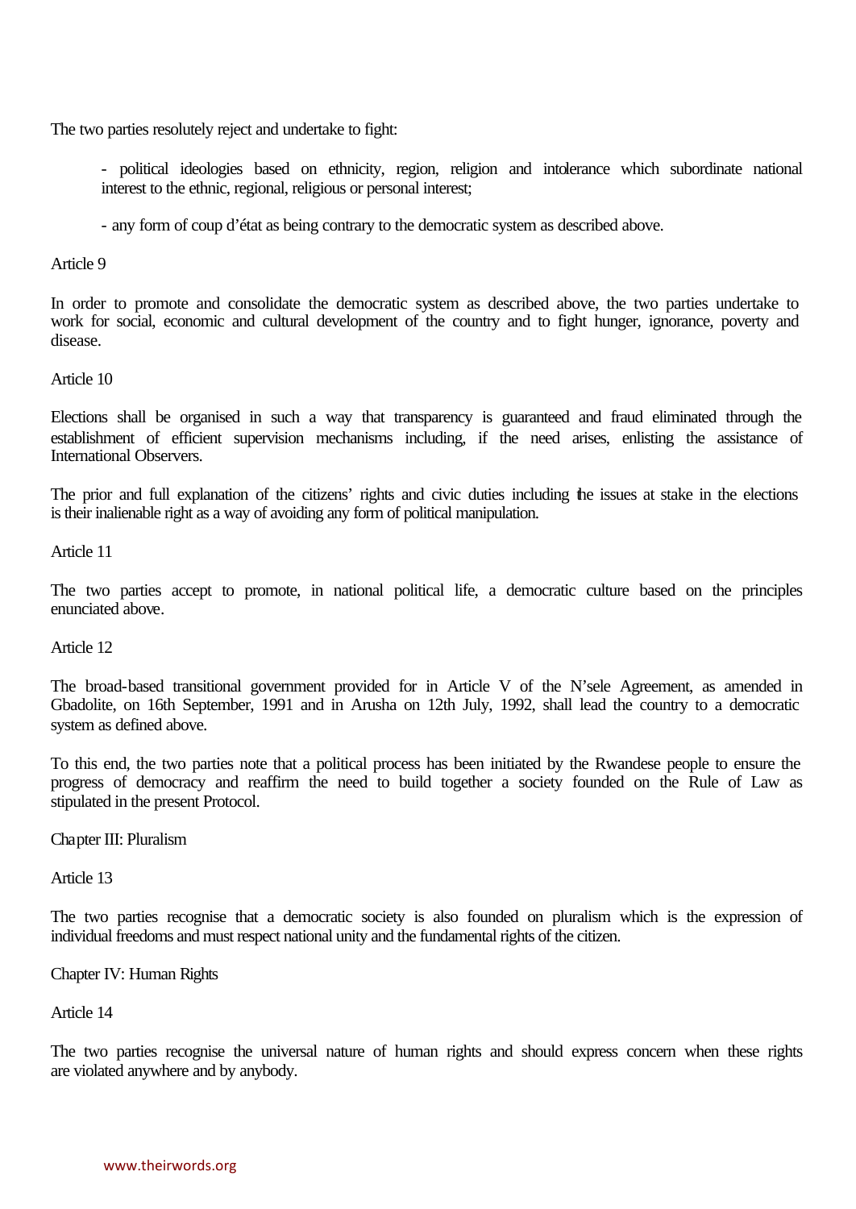The two parties resolutely reject and undertake to fight:

- political ideologies based on ethnicity, region, religion and intolerance which subordinate national interest to the ethnic, regional, religious or personal interest;

- any form of coup d'état as being contrary to the democratic system as described above.

Article 9

In order to promote and consolidate the democratic system as described above, the two parties undertake to work for social, economic and cultural development of the country and to fight hunger, ignorance, poverty and disease.

Article 10

Elections shall be organised in such a way that transparency is guaranteed and fraud eliminated through the establishment of efficient supervision mechanisms including, if the need arises, enlisting the assistance of International Observers.

The prior and full explanation of the citizens' rights and civic duties including the issues at stake in the elections is their inalienable right as a way of avoiding any form of political manipulation.

Article 11

The two parties accept to promote, in national political life, a democratic culture based on the principles enunciated above.

Article 12

The broad-based transitional government provided for in Article V of the N'sele Agreement, as amended in Gbadolite, on 16th September, 1991 and in Arusha on 12th July, 1992, shall lead the country to a democratic system as defined above.

To this end, the two parties note that a political process has been initiated by the Rwandese people to ensure the progress of democracy and reaffirm the need to build together a society founded on the Rule of Law as stipulated in the present Protocol.

Chapter III: Pluralism

Article 13

The two parties recognise that a democratic society is also founded on pluralism which is the expression of individual freedoms and must respect national unity and the fundamental rights of the citizen.

Chapter IV: Human Rights

Article 14

The two parties recognise the universal nature of human rights and should express concern when these rights are violated anywhere and by anybody.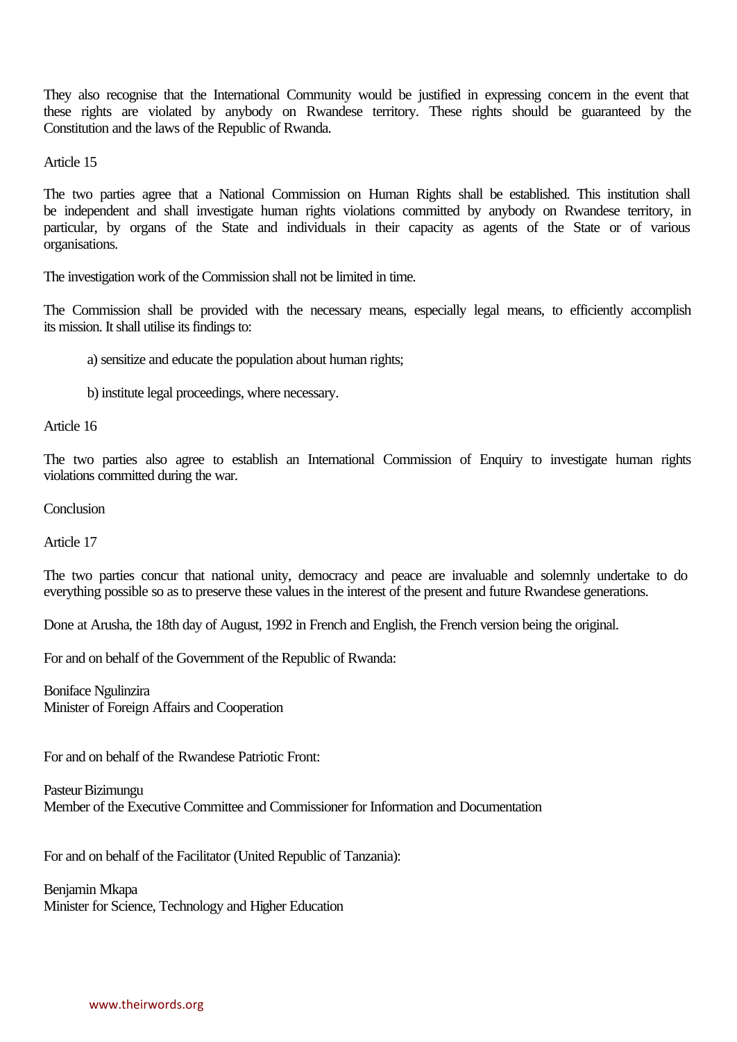They also recognise that the International Community would be justified in expressing concern in the event that these rights are violated by anybody on Rwandese territory. These rights should be guaranteed by the Constitution and the laws of the Republic of Rwanda.

Article 15

The two parties agree that a National Commission on Human Rights shall be established. This institution shall be independent and shall investigate human rights violations committed by anybody on Rwandese territory, in particular, by organs of the State and individuals in their capacity as agents of the State or of various organisations.

The investigation work of the Commission shall not be limited in time.

The Commission shall be provided with the necessary means, especially legal means, to efficiently accomplish its mission. It shall utilise its findings to:

a) sensitize and educate the population about human rights;

b) institute legal proceedings, where necessary.

Article 16

The two parties also agree to establish an International Commission of Enquiry to investigate human rights violations committed during the war.

Conclusion

Article 17

The two parties concur that national unity, democracy and peace are invaluable and solemnly undertake to do everything possible so as to preserve these values in the interest of the present and future Rwandese generations.

Done at Arusha, the 18th day of August, 1992 in French and English, the French version being the original.

For and on behalf of the Government of the Republic of Rwanda:

Boniface Ngulinzira
Minister of Foreign Affairs and Cooperation

For and on behalf of the Rwandese Patriotic Front:

Pasteur Bizimungu
Member of the Executive Committee and Commissioner for Information and Documentation

For and on behalf of the Facilitator (United Republic of Tanzania):

Benjamin Mkapa
Minister for Science, Technology and Higher Education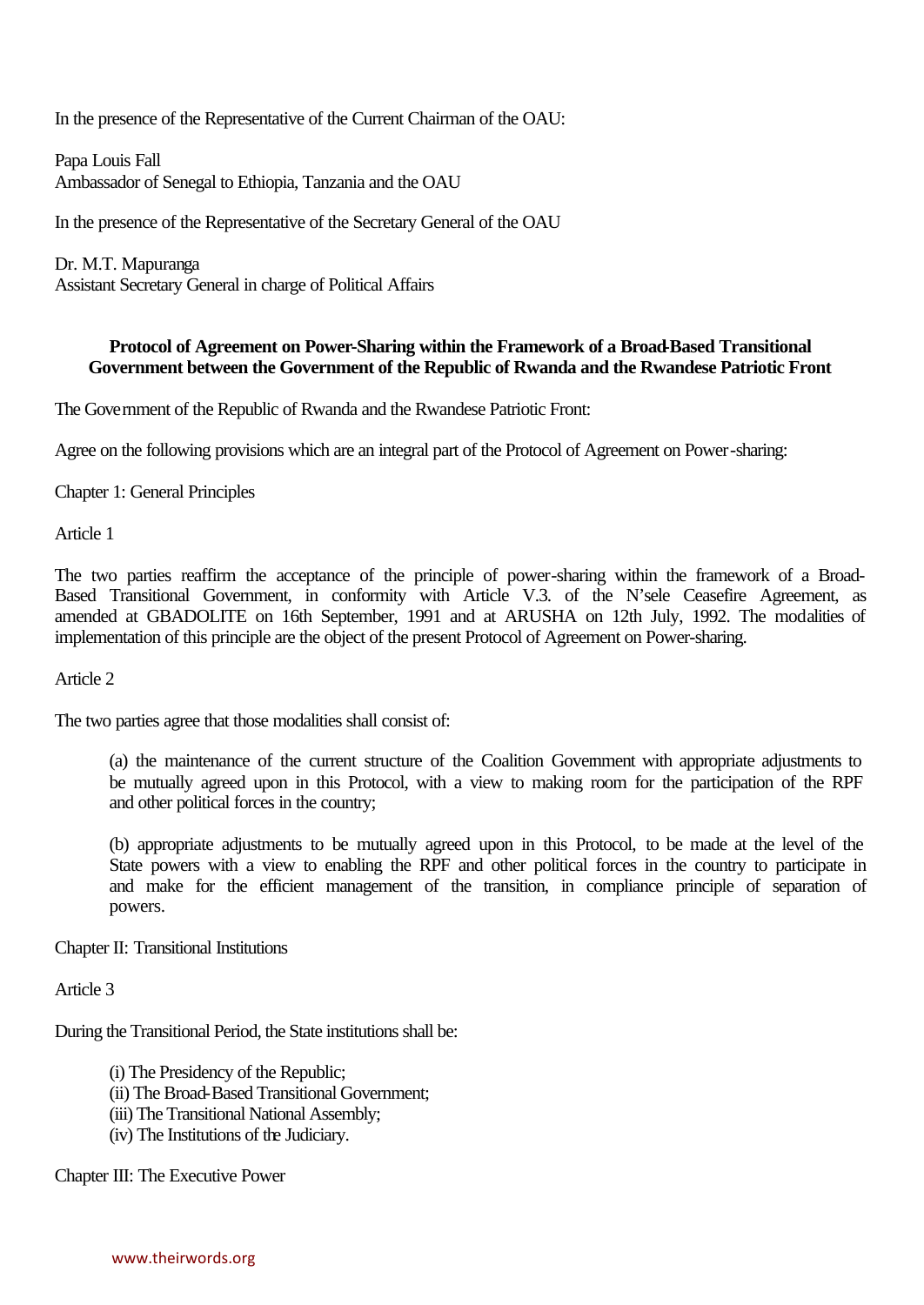In the presence of the Representative of the Current Chairman of the OAU:

Papa Louis Fall
Ambassador of Senegal to Ethiopia, Tanzania and the OAU

In the presence of the Representative of the Secretary General of the OAU

Dr. M.T. Mapuranga
Assistant Secretary General in charge of Political Affairs

**Protocol of Agreement on Power-Sharing within the Framework of a Broad-Based Transitional Government between the Government of the Republic of Rwanda and the Rwandese Patriotic Front**

The Government of the Republic of Rwanda and the Rwandese Patriotic Front:

Agree on the following provisions which are an integral part of the Protocol of Agreement on Power-sharing:

Chapter 1: General Principles

Article 1

The two parties reaffirm the acceptance of the principle of power-sharing within the framework of a Broad-Based Transitional Government, in conformity with Article V.3. of the N'sele Ceasefire Agreement, as amended at GBADOLITE on 16th September, 1991 and at ARUSHA on 12th July, 1992. The modalities of implementation of this principle are the object of the present Protocol of Agreement on Power-sharing.

Article 2

The two parties agree that those modalities shall consist of:

(a) the maintenance of the current structure of the Coalition Government with appropriate adjustments to be mutually agreed upon in this Protocol, with a view to making room for the participation of the RPF and other political forces in the country;

(b) appropriate adjustments to be mutually agreed upon in this Protocol, to be made at the level of the State powers with a view to enabling the RPF and other political forces in the country to participate in and make for the efficient management of the transition, in compliance principle of separation of powers.

Chapter II: Transitional Institutions

Article 3

During the Transitional Period, the State institutions shall be:

(i) The Presidency of the Republic;
(ii) The Broad-Based Transitional Government;
(iii) The Transitional National Assembly;
(iv) The Institutions of the Judiciary.

Chapter III: The Executive Power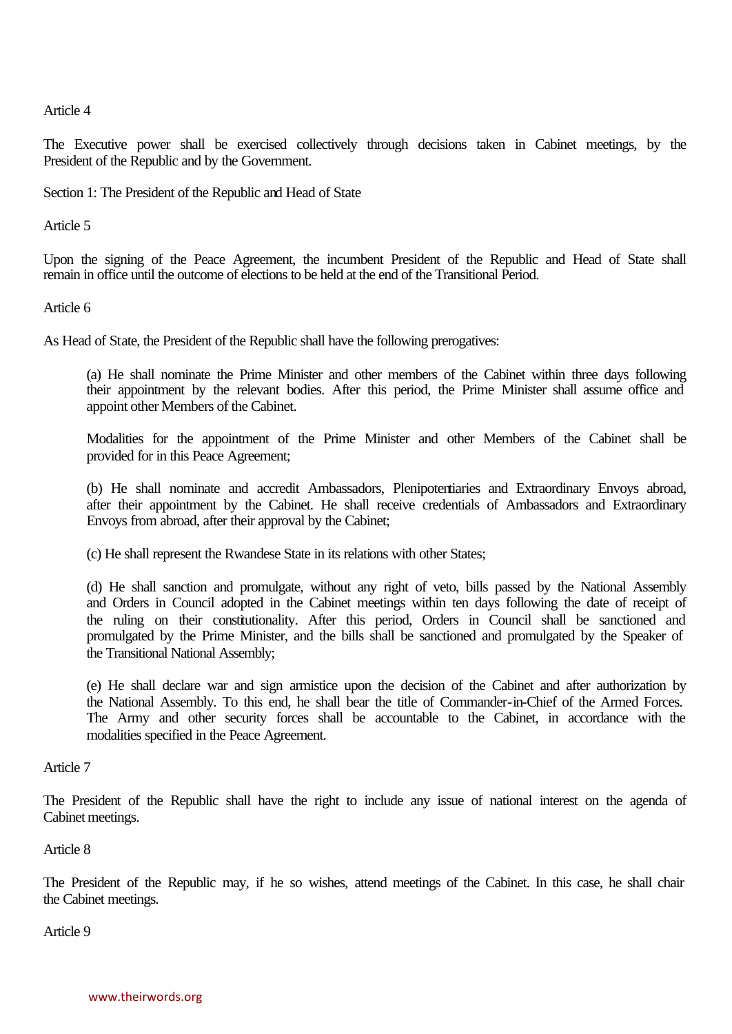Article 4

The Executive power shall be exercised collectively through decisions taken in Cabinet meetings, by the President of the Republic and by the Government.

Section 1: The President of the Republic and Head of State

Article 5

Upon the signing of the Peace Agreement, the incumbent President of the Republic and Head of State shall remain in office until the outcome of elections to be held at the end of the Transitional Period.

Article 6

As Head of State, the President of the Republic shall have the following prerogatives:

(a) He shall nominate the Prime Minister and other members of the Cabinet within three days following their appointment by the relevant bodies. After this period, the Prime Minister shall assume office and appoint other Members of the Cabinet.

Modalities for the appointment of the Prime Minister and other Members of the Cabinet shall be provided for in this Peace Agreement;

(b) He shall nominate and accredit Ambassadors, Plenipotentiaries and Extraordinary Envoys abroad, after their appointment by the Cabinet. He shall receive credentials of Ambassadors and Extraordinary Envoys from abroad, after their approval by the Cabinet;

(c) He shall represent the Rwandese State in its relations with other States;

(d) He shall sanction and promulgate, without any right of veto, bills passed by the National Assembly and Orders in Council adopted in the Cabinet meetings within ten days following the date of receipt of the ruling on their constitutionality. After this period, Orders in Council shall be sanctioned and promulgated by the Prime Minister, and the bills shall be sanctioned and promulgated by the Speaker of the Transitional National Assembly;

(e) He shall declare war and sign armistice upon the decision of the Cabinet and after authorization by the National Assembly. To this end, he shall bear the title of Commander-in-Chief of the Armed Forces. The Army and other security forces shall be accountable to the Cabinet, in accordance with the modalities specified in the Peace Agreement.

Article 7

The President of the Republic shall have the right to include any issue of national interest on the agenda of Cabinet meetings.

Article 8

The President of the Republic may, if he so wishes, attend meetings of the Cabinet. In this case, he shall chair the Cabinet meetings.

Article 9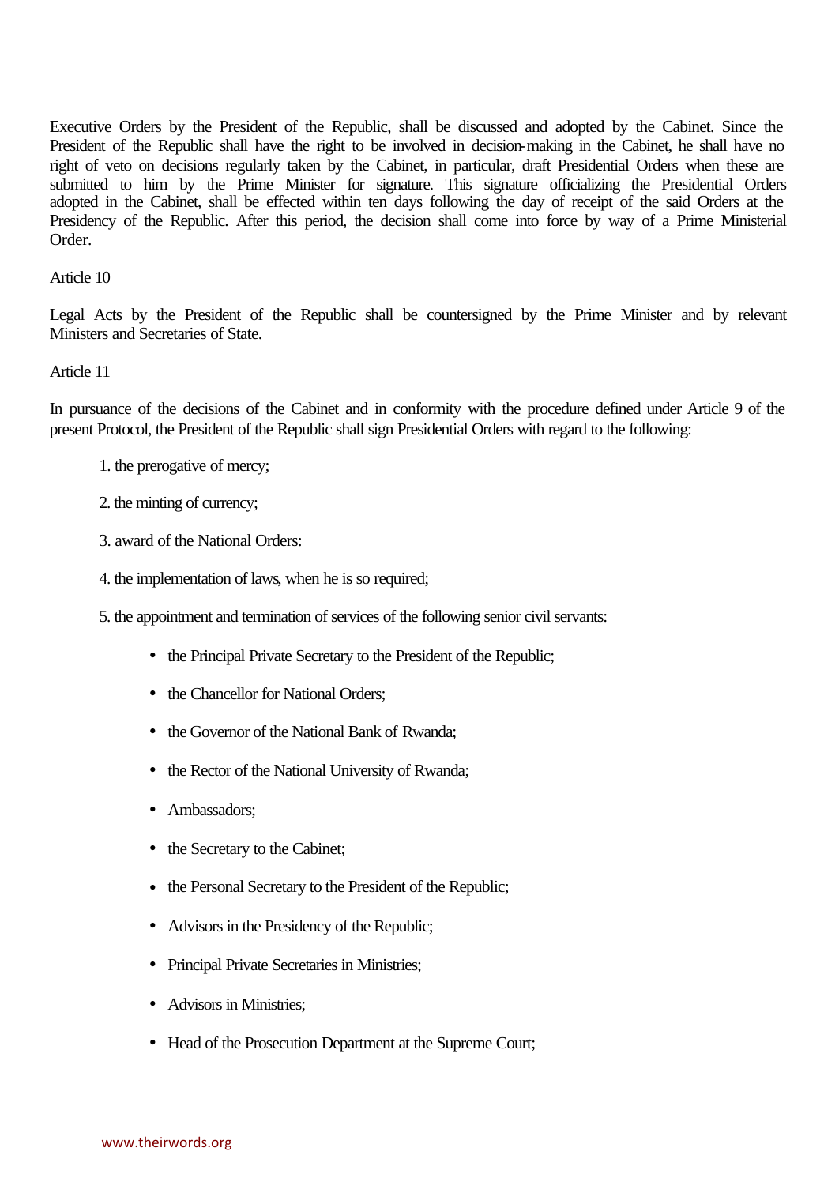Executive Orders by the President of the Republic, shall be discussed and adopted by the Cabinet. Since the President of the Republic shall have the right to be involved in decision-making in the Cabinet, he shall have no right of veto on decisions regularly taken by the Cabinet, in particular, draft Presidential Orders when these are submitted to him by the Prime Minister for signature. This signature officializing the Presidential Orders adopted in the Cabinet, shall be effected within ten days following the day of receipt of the said Orders at the Presidency of the Republic. After this period, the decision shall come into force by way of a Prime Ministerial Order.

Article 10

Legal Acts by the President of the Republic shall be countersigned by the Prime Minister and by relevant Ministers and Secretaries of State.

Article 11

In pursuance of the decisions of the Cabinet and in conformity with the procedure defined under Article 9 of the present Protocol, the President of the Republic shall sign Presidential Orders with regard to the following:

1. the prerogative of mercy;
2. the minting of currency;
3. award of the National Orders:
4. the implementation of laws, when he is so required;
5. the appointment and termination of services of the following senior civil servants:
    - the Principal Private Secretary to the President of the Republic;
    - the Chancellor for National Orders;
    - the Governor of the National Bank of Rwanda;
    - the Rector of the National University of Rwanda;
    - Ambassadors;
    - the Secretary to the Cabinet;
    - the Personal Secretary to the President of the Republic;
    - Advisors in the Presidency of the Republic;
    - Principal Private Secretaries in Ministries;
    - Advisors in Ministries;
    - Head of the Prosecution Department at the Supreme Court;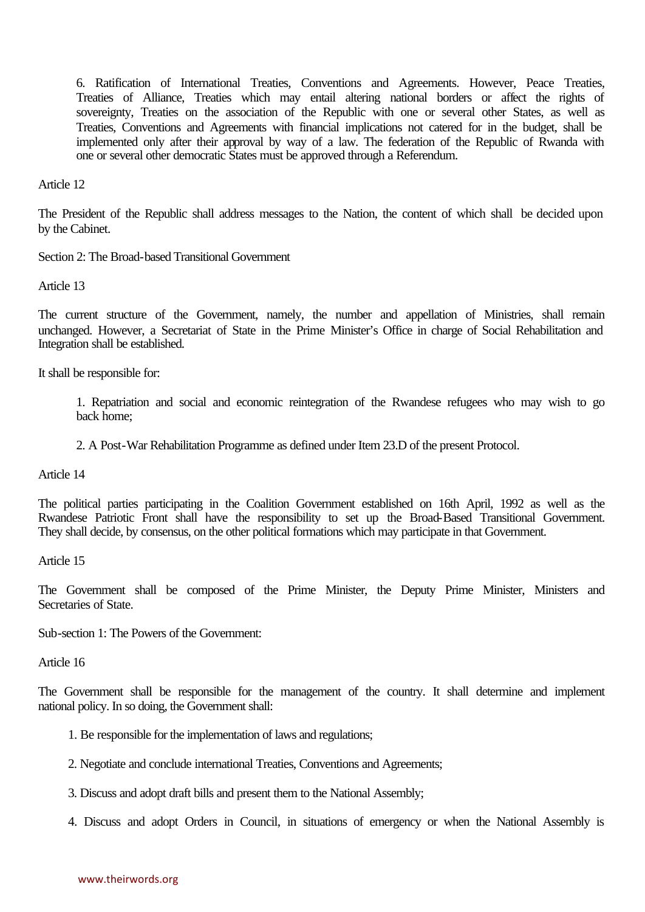6. Ratification of International Treaties, Conventions and Agreements. However, Peace Treaties, Treaties of Alliance, Treaties which may entail altering national borders or affect the rights of sovereignty, Treaties on the association of the Republic with one or several other States, as well as Treaties, Conventions and Agreements with financial implications not catered for in the budget, shall be implemented only after their approval by way of a law. The federation of the Republic of Rwanda with one or several other democratic States must be approved through a Referendum.

Article 12

The President of the Republic shall address messages to the Nation, the content of which shall be decided upon by the Cabinet.

Section 2: The Broad-based Transitional Government

Article 13

The current structure of the Government, namely, the number and appellation of Ministries, shall remain unchanged. However, a Secretariat of State in the Prime Minister's Office in charge of Social Rehabilitation and Integration shall be established.

It shall be responsible for:

1. Repatriation and social and economic reintegration of the Rwandese refugees who may wish to go back home;

2. A Post-War Rehabilitation Programme as defined under Item 23.D of the present Protocol.

Article 14

The political parties participating in the Coalition Government established on 16th April, 1992 as well as the Rwandese Patriotic Front shall have the responsibility to set up the Broad-Based Transitional Government. They shall decide, by consensus, on the other political formations which may participate in that Government.

Article 15

The Government shall be composed of the Prime Minister, the Deputy Prime Minister, Ministers and Secretaries of State.

Sub-section 1: The Powers of the Government:

Article 16

The Government shall be responsible for the management of the country. It shall determine and implement national policy. In so doing, the Government shall:

1. Be responsible for the implementation of laws and regulations;

2. Negotiate and conclude international Treaties, Conventions and Agreements;

3. Discuss and adopt draft bills and present them to the National Assembly;

4. Discuss and adopt Orders in Council, in situations of emergency or when the National Assembly is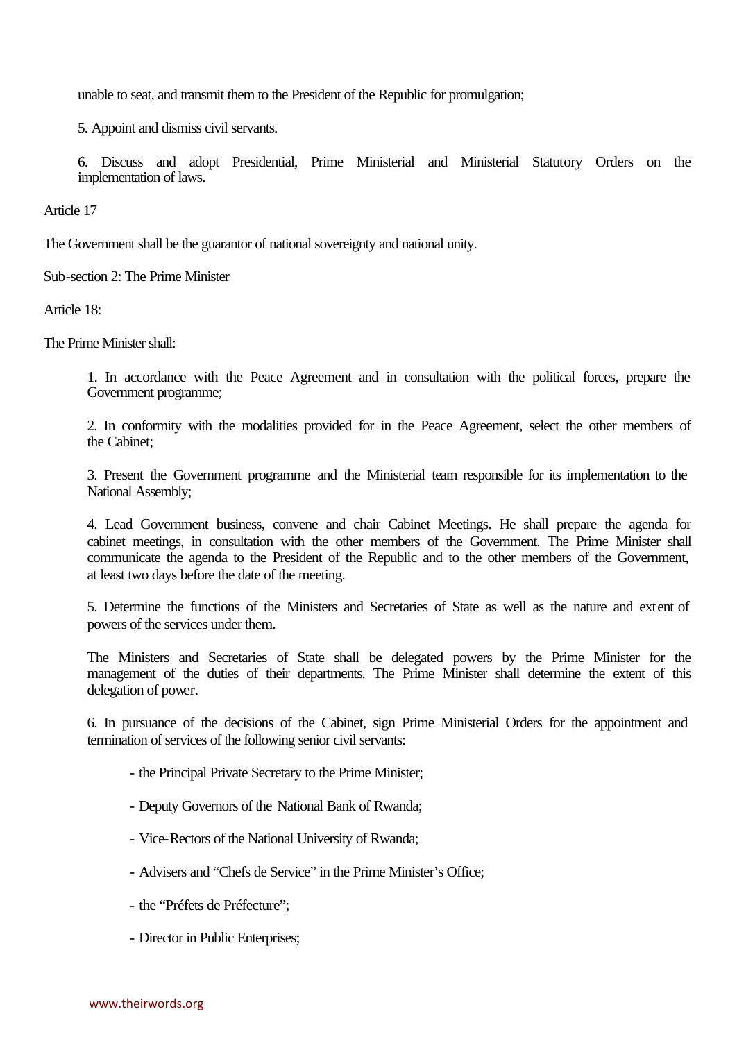unable to seat, and transmit them to the President of the Republic for promulgation;

5. Appoint and dismiss civil servants.

6. Discuss and adopt Presidential, Prime Ministerial and Ministerial Statutory Orders on the implementation of laws.

Article 17

The Government shall be the guarantor of national sovereignty and national unity.

Sub-section 2: The Prime Minister

Article 18:

The Prime Minister shall:

1. In accordance with the Peace Agreement and in consultation with the political forces, prepare the Government programme;

2. In conformity with the modalities provided for in the Peace Agreement, select the other members of the Cabinet;

3. Present the Government programme and the Ministerial team responsible for its implementation to the National Assembly;

4. Lead Government business, convene and chair Cabinet Meetings. He shall prepare the agenda for cabinet meetings, in consultation with the other members of the Government. The Prime Minister shall communicate the agenda to the President of the Republic and to the other members of the Government, at least two days before the date of the meeting.

5. Determine the functions of the Ministers and Secretaries of State as well as the nature and extent of powers of the services under them.

The Ministers and Secretaries of State shall be delegated powers by the Prime Minister for the management of the duties of their departments. The Prime Minister shall determine the extent of this delegation of power.

6. In pursuance of the decisions of the Cabinet, sign Prime Ministerial Orders for the appointment and termination of services of the following senior civil servants:

- the Principal Private Secretary to the Prime Minister;
- Deputy Governors of the National Bank of Rwanda;
- Vice-Rectors of the National University of Rwanda;
- Advisers and “Chefs de Service” in the Prime Minister’s Office;
- the “Préfets de Préfecture”;
- Director in Public Enterprises;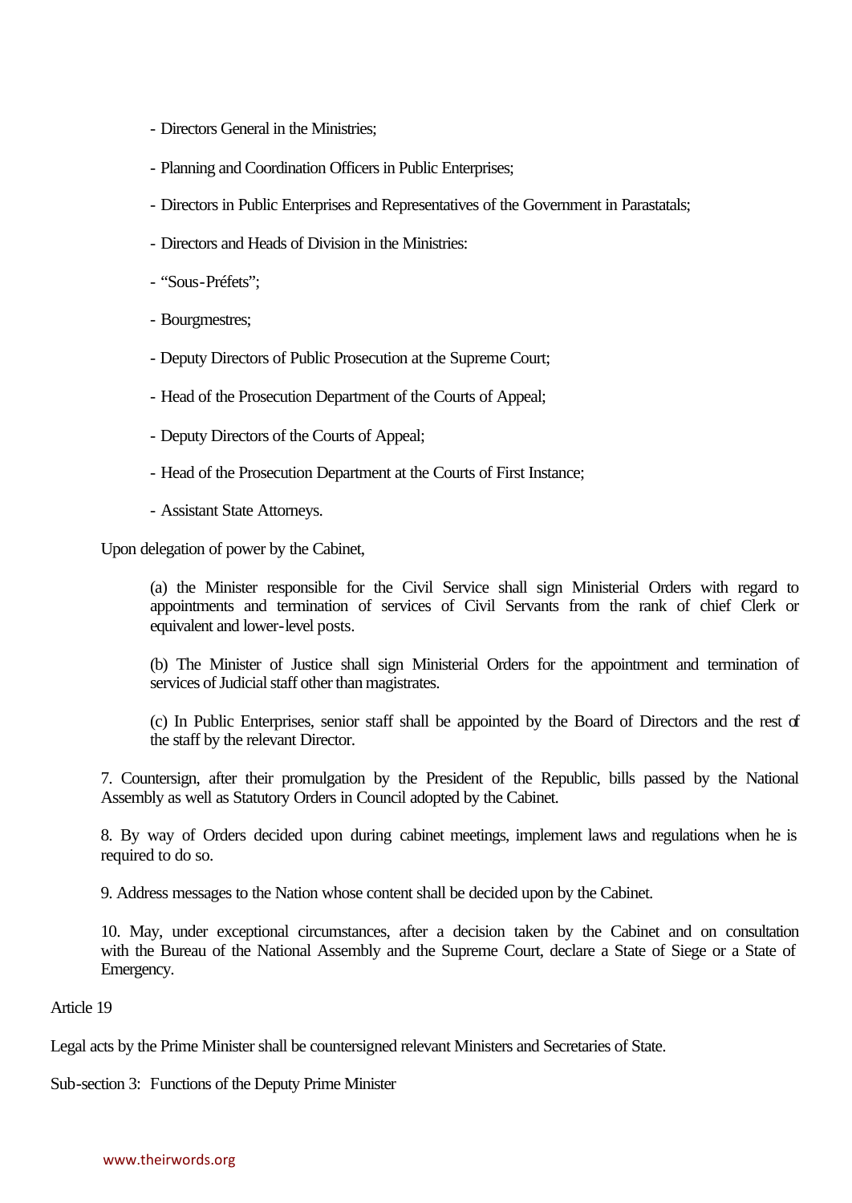- Directors General in the Ministries;

- Planning and Coordination Officers in Public Enterprises;

- Directors in Public Enterprises and Representatives of the Government in Parastatals;

- Directors and Heads of Division in the Ministries:

- “Sous-Préfets”;

- Bourgmestres;

- Deputy Directors of Public Prosecution at the Supreme Court;

- Head of the Prosecution Department of the Courts of Appeal;

- Deputy Directors of the Courts of Appeal;

- Head of the Prosecution Department at the Courts of First Instance;

- Assistant State Attorneys.

Upon delegation of power by the Cabinet,

(a) the Minister responsible for the Civil Service shall sign Ministerial Orders with regard to appointments and termination of services of Civil Servants from the rank of chief Clerk or equivalent and lower-level posts.

(b) The Minister of Justice shall sign Ministerial Orders for the appointment and termination of services of Judicial staff other than magistrates.

(c) In Public Enterprises, senior staff shall be appointed by the Board of Directors and the rest of the staff by the relevant Director.

7. Countersign, after their promulgation by the President of the Republic, bills passed by the National Assembly as well as Statutory Orders in Council adopted by the Cabinet.

8. By way of Orders decided upon during cabinet meetings, implement laws and regulations when he is required to do so.

9. Address messages to the Nation whose content shall be decided upon by the Cabinet.

10. May, under exceptional circumstances, after a decision taken by the Cabinet and on consultation with the Bureau of the National Assembly and the Supreme Court, declare a State of Siege or a State of Emergency.

Article 19

Legal acts by the Prime Minister shall be countersigned relevant Ministers and Secretaries of State.

Sub-section 3: Functions of the Deputy Prime Minister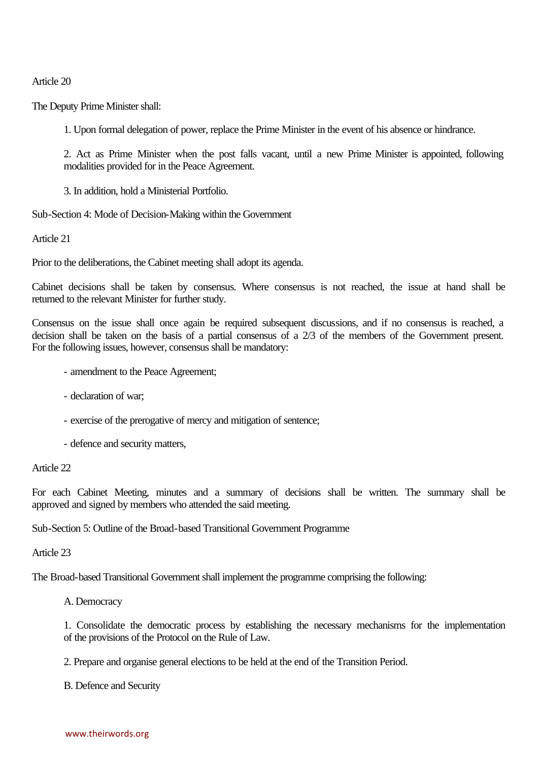Article 20

The Deputy Prime Minister shall:

1. Upon formal delegation of power, replace the Prime Minister in the event of his absence or hindrance.

2. Act as Prime Minister when the post falls vacant, until a new Prime Minister is appointed, following modalities provided for in the Peace Agreement.

3. In addition, hold a Ministerial Portfolio.

Sub-Section 4: Mode of Decision-Making within the Government

Article 21

Prior to the deliberations, the Cabinet meeting shall adopt its agenda.

Cabinet decisions shall be taken by consensus. Where consensus is not reached, the issue at hand shall be returned to the relevant Minister for further study.

Consensus on the issue shall once again be required subsequent discussions, and if no consensus is reached, a decision shall be taken on the basis of a partial consensus of a 2/3 of the members of the Government present. For the following issues, however, consensus shall be mandatory:

- amendment to the Peace Agreement;

- declaration of war;

- exercise of the prerogative of mercy and mitigation of sentence;

- defence and security matters,

Article 22

For each Cabinet Meeting, minutes and a summary of decisions shall be written. The summary shall be approved and signed by members who attended the said meeting.

Sub-Section 5: Outline of the Broad-based Transitional Government Programme

Article 23

The Broad-based Transitional Government shall implement the programme comprising the following:

A. Democracy

1. Consolidate the democratic process by establishing the necessary mechanisms for the implementation of the provisions of the Protocol on the Rule of Law.

2. Prepare and organise general elections to be held at the end of the Transition Period.

B. Defence and Security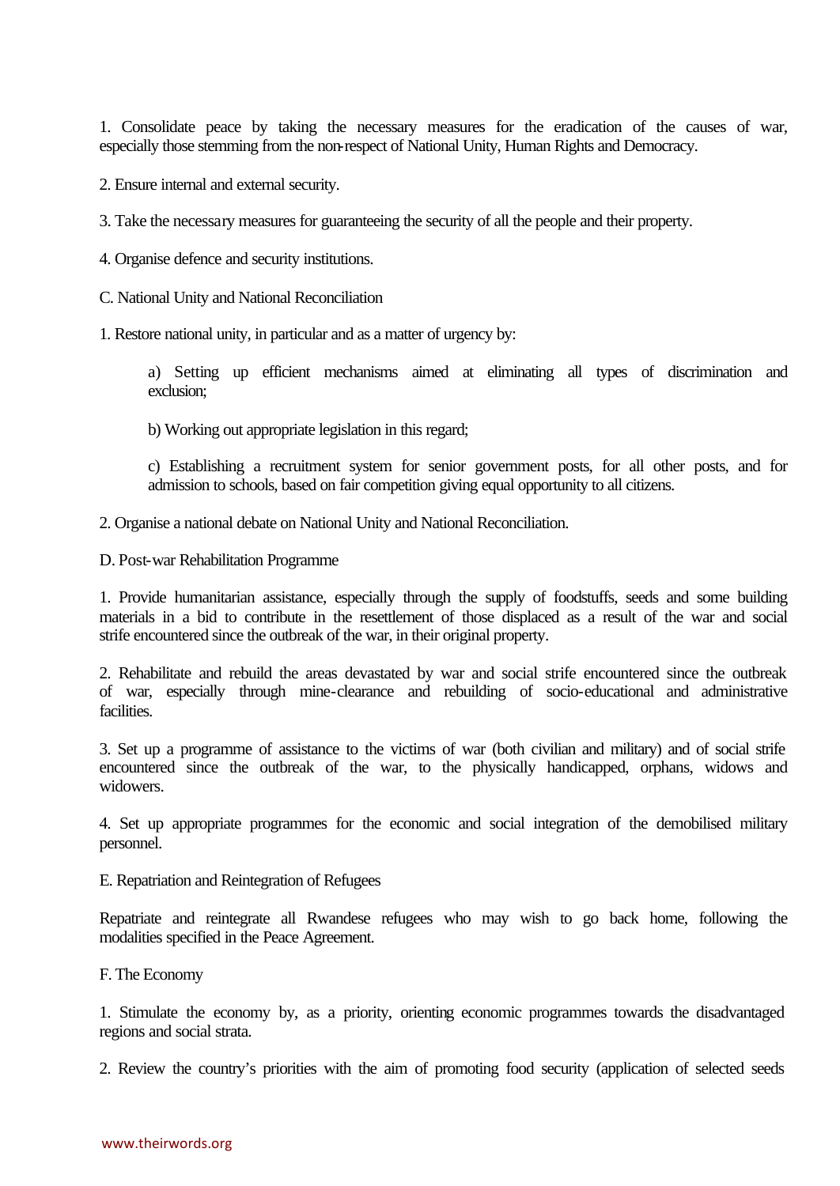1. Consolidate peace by taking the necessary measures for the eradication of the causes of war, especially those stemming from the non-respect of National Unity, Human Rights and Democracy.

2. Ensure internal and external security.

3. Take the necessary measures for guaranteeing the security of all the people and their property.

4. Organise defence and security institutions.

C. National Unity and National Reconciliation

1. Restore national unity, in particular and as a matter of urgency by:

> a) Setting up efficient mechanisms aimed at eliminating all types of discrimination and exclusion;
>
> b) Working out appropriate legislation in this regard;
>
> c) Establishing a recruitment system for senior government posts, for all other posts, and for admission to schools, based on fair competition giving equal opportunity to all citizens.

2. Organise a national debate on National Unity and National Reconciliation.

D. Post-war Rehabilitation Programme

1. Provide humanitarian assistance, especially through the supply of foodstuffs, seeds and some building materials in a bid to contribute in the resettlement of those displaced as a result of the war and social strife encountered since the outbreak of the war, in their original property.

2. Rehabilitate and rebuild the areas devastated by war and social strife encountered since the outbreak of war, especially through mine-clearance and rebuilding of socio-educational and administrative facilities.

3. Set up a programme of assistance to the victims of war (both civilian and military) and of social strife encountered since the outbreak of the war, to the physically handicapped, orphans, widows and widowers.

4. Set up appropriate programmes for the economic and social integration of the demobilised military personnel.

E. Repatriation and Reintegration of Refugees

Repatriate and reintegrate all Rwandese refugees who may wish to go back home, following the modalities specified in the Peace Agreement.

F. The Economy

1. Stimulate the economy by, as a priority, orienting economic programmes towards the disadvantaged regions and social strata.

2. Review the country's priorities with the aim of promoting food security (application of selected seeds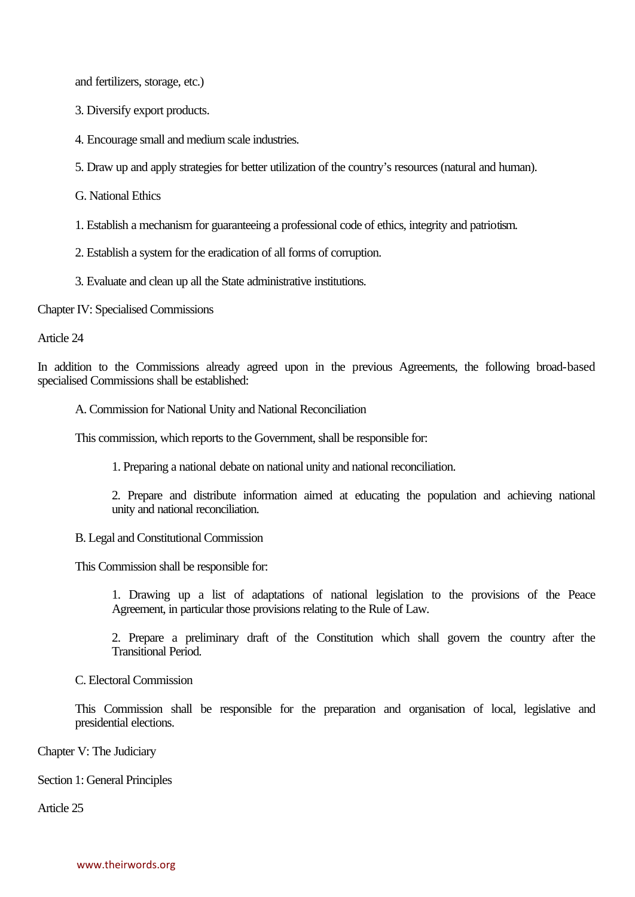and fertilizers, storage, etc.)

3. Diversify export products.

4. Encourage small and medium scale industries.

5. Draw up and apply strategies for better utilization of the country's resources (natural and human).

G. National Ethics

1. Establish a mechanism for guaranteeing a professional code of ethics, integrity and patriotism.

2. Establish a system for the eradication of all forms of corruption.

3. Evaluate and clean up all the State administrative institutions.

Chapter IV: Specialised Commissions

Article 24

In addition to the Commissions already agreed upon in the previous Agreements, the following broad-based specialised Commissions shall be established:

A. Commission for National Unity and National Reconciliation

This commission, which reports to the Government, shall be responsible for:

1. Preparing a national debate on national unity and national reconciliation.

2. Prepare and distribute information aimed at educating the population and achieving national unity and national reconciliation.

B. Legal and Constitutional Commission

This Commission shall be responsible for:

1. Drawing up a list of adaptations of national legislation to the provisions of the Peace Agreement, in particular those provisions relating to the Rule of Law.

2. Prepare a preliminary draft of the Constitution which shall govern the country after the Transitional Period.

C. Electoral Commission

This Commission shall be responsible for the preparation and organisation of local, legislative and presidential elections.

Chapter V: The Judiciary

Section 1: General Principles

Article 25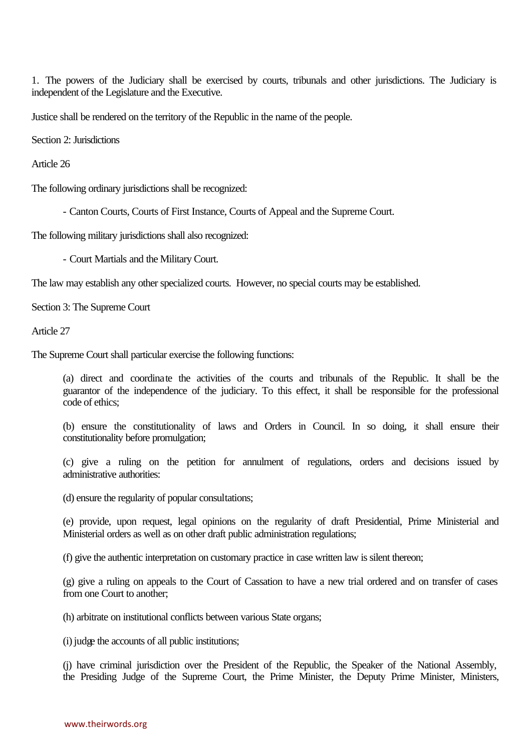1. The powers of the Judiciary shall be exercised by courts, tribunals and other jurisdictions. The Judiciary is independent of the Legislature and the Executive.

Justice shall be rendered on the territory of the Republic in the name of the people.

Section 2: Jurisdictions

Article 26

The following ordinary jurisdictions shall be recognized:

- Canton Courts, Courts of First Instance, Courts of Appeal and the Supreme Court.

The following military jurisdictions shall also recognized:

- Court Martials and the Military Court.

The law may establish any other specialized courts. However, no special courts may be established.

Section 3: The Supreme Court

Article 27

The Supreme Court shall particular exercise the following functions:

(a) direct and coordinate the activities of the courts and tribunals of the Republic. It shall be the guarantor of the independence of the judiciary. To this effect, it shall be responsible for the professional code of ethics;

(b) ensure the constitutionality of laws and Orders in Council. In so doing, it shall ensure their constitutionality before promulgation;

(c) give a ruling on the petition for annulment of regulations, orders and decisions issued by administrative authorities:

(d) ensure the regularity of popular consultations;

(e) provide, upon request, legal opinions on the regularity of draft Presidential, Prime Ministerial and Ministerial orders as well as on other draft public administration regulations;

(f) give the authentic interpretation on customary practice in case written law is silent thereon;

(g) give a ruling on appeals to the Court of Cassation to have a new trial ordered and on transfer of cases from one Court to another;

(h) arbitrate on institutional conflicts between various State organs;

(i) judge the accounts of all public institutions;

(j) have criminal jurisdiction over the President of the Republic, the Speaker of the National Assembly, the Presiding Judge of the Supreme Court, the Prime Minister, the Deputy Prime Minister, Ministers,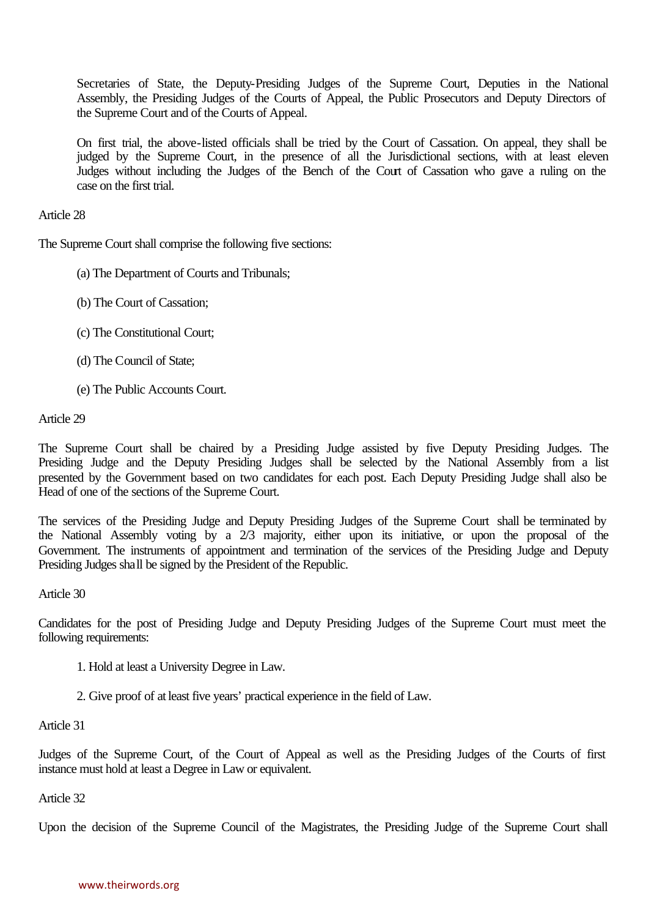Secretaries of State, the Deputy-Presiding Judges of the Supreme Court, Deputies in the National Assembly, the Presiding Judges of the Courts of Appeal, the Public Prosecutors and Deputy Directors of the Supreme Court and of the Courts of Appeal.

On first trial, the above-listed officials shall be tried by the Court of Cassation. On appeal, they shall be judged by the Supreme Court, in the presence of all the Jurisdictional sections, with at least eleven Judges without including the Judges of the Bench of the Court of Cassation who gave a ruling on the case on the first trial.

Article 28

The Supreme Court shall comprise the following five sections:

(a) The Department of Courts and Tribunals;

(b) The Court of Cassation;

(c) The Constitutional Court;

(d) The Council of State;

(e) The Public Accounts Court.

Article 29

The Supreme Court shall be chaired by a Presiding Judge assisted by five Deputy Presiding Judges. The Presiding Judge and the Deputy Presiding Judges shall be selected by the National Assembly from a list presented by the Government based on two candidates for each post. Each Deputy Presiding Judge shall also be Head of one of the sections of the Supreme Court.

The services of the Presiding Judge and Deputy Presiding Judges of the Supreme Court shall be terminated by the National Assembly voting by a 2/3 majority, either upon its initiative, or upon the proposal of the Government. The instruments of appointment and termination of the services of the Presiding Judge and Deputy Presiding Judges shall be signed by the President of the Republic.

Article 30

Candidates for the post of Presiding Judge and Deputy Presiding Judges of the Supreme Court must meet the following requirements:

1. Hold at least a University Degree in Law.

2. Give proof of at least five years' practical experience in the field of Law.

Article 31

Judges of the Supreme Court, of the Court of Appeal as well as the Presiding Judges of the Courts of first instance must hold at least a Degree in Law or equivalent.

Article 32

Upon the decision of the Supreme Council of the Magistrates, the Presiding Judge of the Supreme Court shall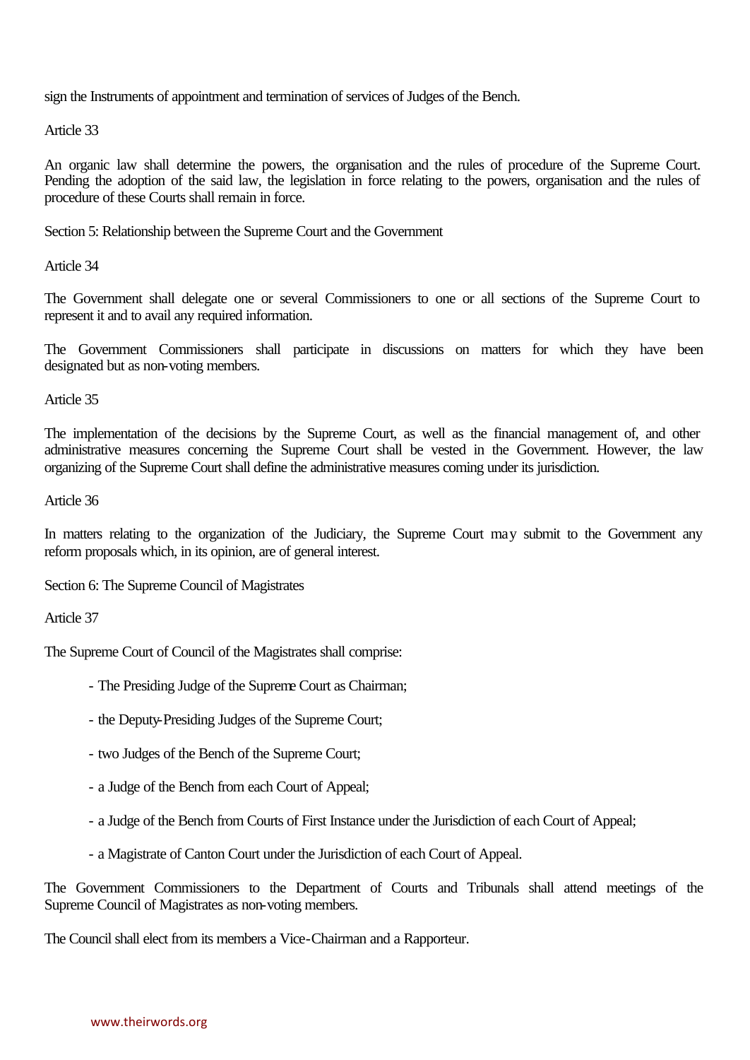sign the Instruments of appointment and termination of services of Judges of the Bench.

Article 33

An organic law shall determine the powers, the organisation and the rules of procedure of the Supreme Court. Pending the adoption of the said law, the legislation in force relating to the powers, organisation and the rules of procedure of these Courts shall remain in force.

Section 5: Relationship between the Supreme Court and the Government

Article 34

The Government shall delegate one or several Commissioners to one or all sections of the Supreme Court to represent it and to avail any required information.

The Government Commissioners shall participate in discussions on matters for which they have been designated but as non-voting members.

Article 35

The implementation of the decisions by the Supreme Court, as well as the financial management of, and other administrative measures concerning the Supreme Court shall be vested in the Government. However, the law organizing of the Supreme Court shall define the administrative measures coming under its jurisdiction.

Article 36

In matters relating to the organization of the Judiciary, the Supreme Court may submit to the Government any reform proposals which, in its opinion, are of general interest.

Section 6: The Supreme Council of Magistrates

Article 37

The Supreme Court of Council of the Magistrates shall comprise:

- The Presiding Judge of the Supreme Court as Chairman;
- the Deputy-Presiding Judges of the Supreme Court;
- two Judges of the Bench of the Supreme Court;
- a Judge of the Bench from each Court of Appeal;
- a Judge of the Bench from Courts of First Instance under the Jurisdiction of each Court of Appeal;
- a Magistrate of Canton Court under the Jurisdiction of each Court of Appeal.

The Government Commissioners to the Department of Courts and Tribunals shall attend meetings of the Supreme Council of Magistrates as non-voting members.

The Council shall elect from its members a Vice-Chairman and a Rapporteur.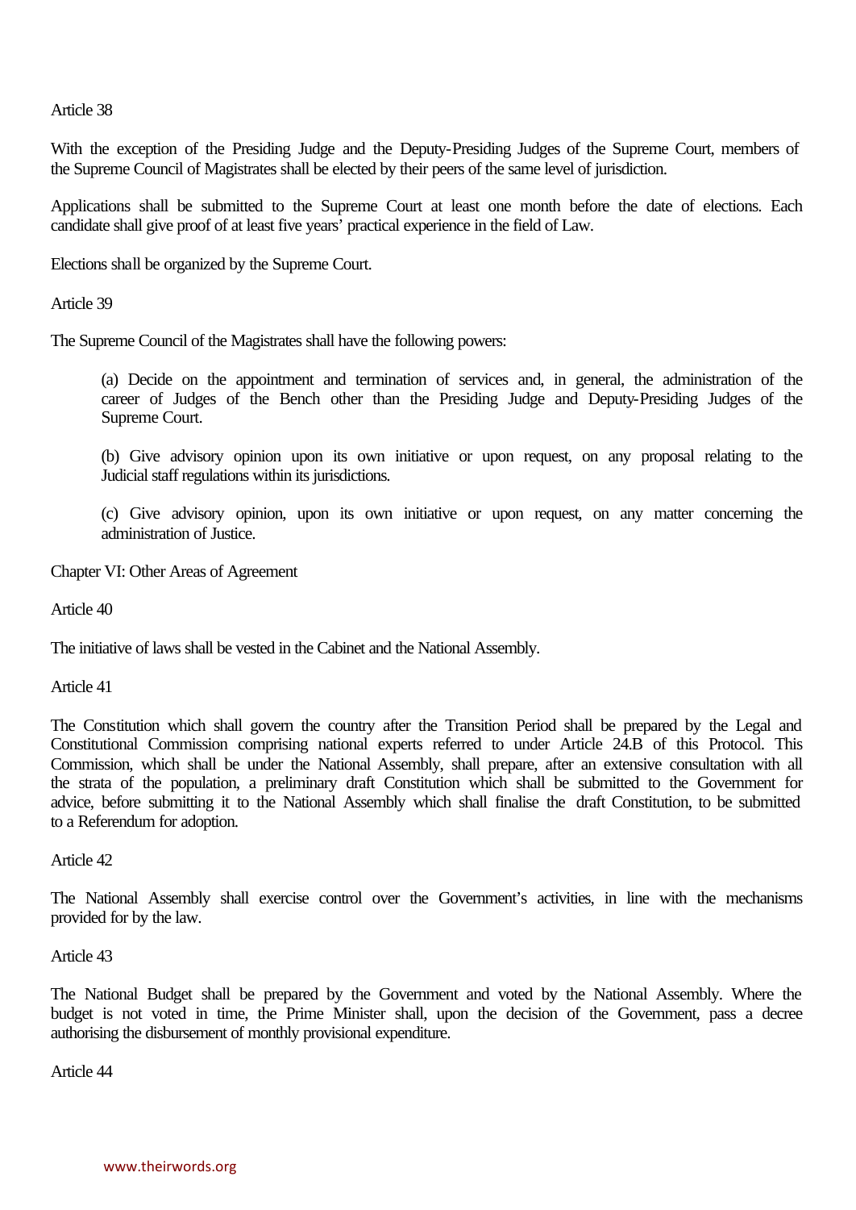Article 38

With the exception of the Presiding Judge and the Deputy-Presiding Judges of the Supreme Court, members of the Supreme Council of Magistrates shall be elected by their peers of the same level of jurisdiction.

Applications shall be submitted to the Supreme Court at least one month before the date of elections. Each candidate shall give proof of at least five years' practical experience in the field of Law.

Elections shall be organized by the Supreme Court.

Article 39

The Supreme Council of the Magistrates shall have the following powers:

> (a) Decide on the appointment and termination of services and, in general, the administration of the career of Judges of the Bench other than the Presiding Judge and Deputy-Presiding Judges of the Supreme Court.
>
> (b) Give advisory opinion upon its own initiative or upon request, on any proposal relating to the Judicial staff regulations within its jurisdictions.
>
> (c) Give advisory opinion, upon its own initiative or upon request, on any matter concerning the administration of Justice.

Chapter VI: Other Areas of Agreement

Article 40

The initiative of laws shall be vested in the Cabinet and the National Assembly.

Article 41

The Constitution which shall govern the country after the Transition Period shall be prepared by the Legal and Constitutional Commission comprising national experts referred to under Article 24.B of this Protocol. This Commission, which shall be under the National Assembly, shall prepare, after an extensive consultation with all the strata of the population, a preliminary draft Constitution which shall be submitted to the Government for advice, before submitting it to the National Assembly which shall finalise the draft Constitution, to be submitted to a Referendum for adoption.

Article 42

The National Assembly shall exercise control over the Government's activities, in line with the mechanisms provided for by the law.

Article 43

The National Budget shall be prepared by the Government and voted by the National Assembly. Where the budget is not voted in time, the Prime Minister shall, upon the decision of the Government, pass a decree authorising the disbursement of monthly provisional expenditure.

Article 44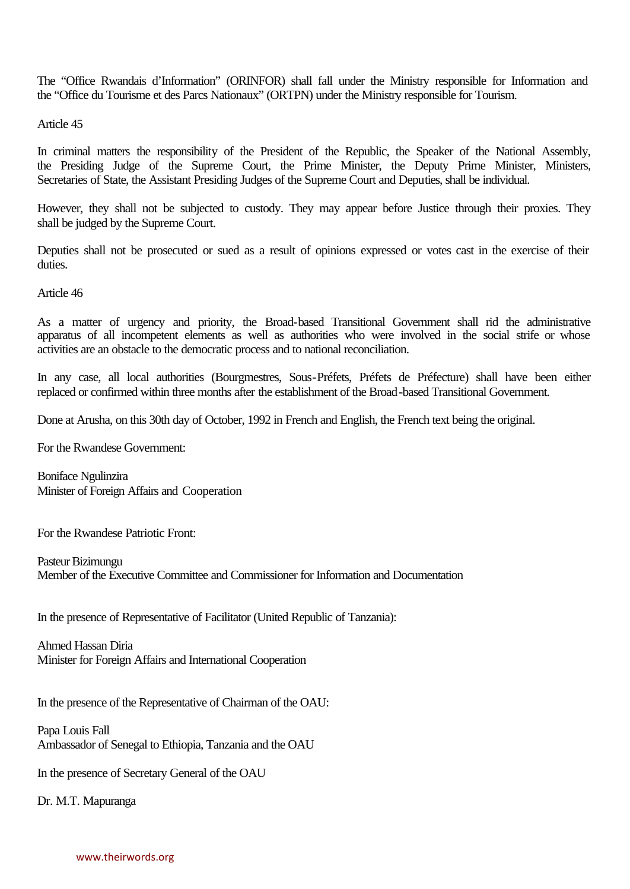The "Office Rwandais d'Information" (ORINFOR) shall fall under the Ministry responsible for Information and the "Office du Tourisme et des Parcs Nationaux" (ORTPN) under the Ministry responsible for Tourism.

Article 45

In criminal matters the responsibility of the President of the Republic, the Speaker of the National Assembly, the Presiding Judge of the Supreme Court, the Prime Minister, the Deputy Prime Minister, Ministers, Secretaries of State, the Assistant Presiding Judges of the Supreme Court and Deputies, shall be individual.

However, they shall not be subjected to custody. They may appear before Justice through their proxies. They shall be judged by the Supreme Court.

Deputies shall not be prosecuted or sued as a result of opinions expressed or votes cast in the exercise of their duties.

Article 46

As a matter of urgency and priority, the Broad-based Transitional Government shall rid the administrative apparatus of all incompetent elements as well as authorities who were involved in the social strife or whose activities are an obstacle to the democratic process and to national reconciliation.

In any case, all local authorities (Bourgmestres, Sous-Préfets, Préfets de Préfecture) shall have been either replaced or confirmed within three months after the establishment of the Broad-based Transitional Government.

Done at Arusha, on this 30th day of October, 1992 in French and English, the French text being the original.

For the Rwandese Government:

Boniface Ngulinzira
Minister of Foreign Affairs and Cooperation

For the Rwandese Patriotic Front:

Pasteur Bizimungu
Member of the Executive Committee and Commissioner for Information and Documentation

In the presence of Representative of Facilitator (United Republic of Tanzania):

Ahmed Hassan Diria
Minister for Foreign Affairs and International Cooperation

In the presence of the Representative of Chairman of the OAU:

Papa Louis Fall
Ambassador of Senegal to Ethiopia, Tanzania and the OAU

In the presence of Secretary General of the OAU

Dr. M.T. Mapuranga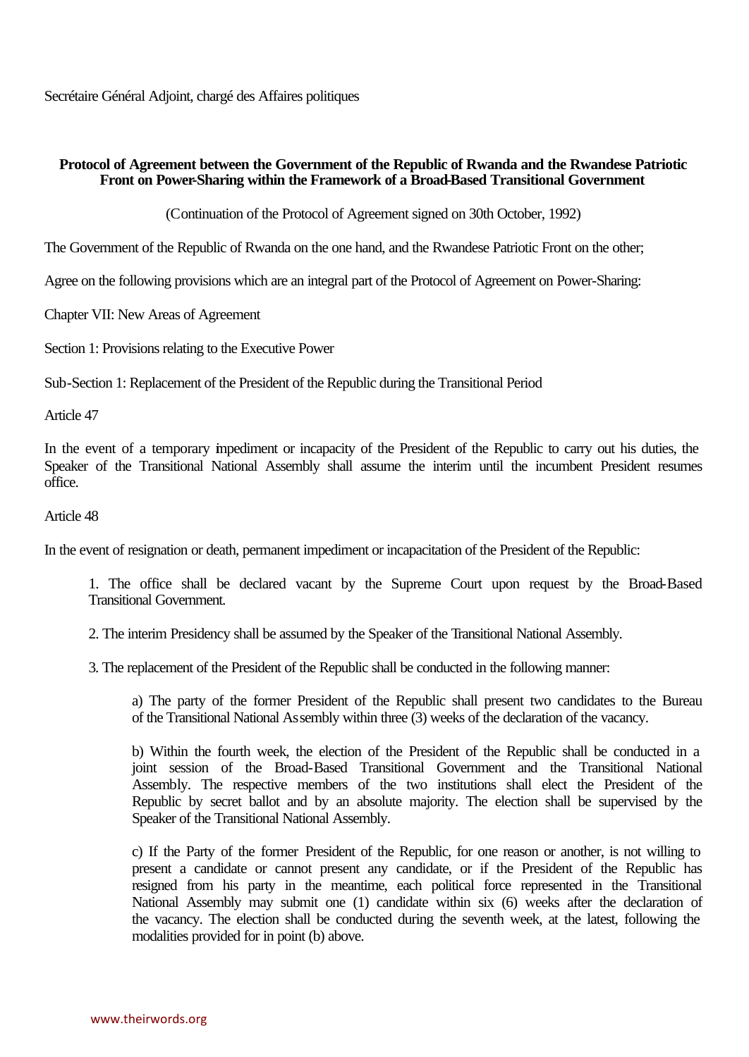Secrétaire Général Adjoint, chargé des Affaires politiques

**Protocol of Agreement between the Government of the Republic of Rwanda and the Rwandese Patriotic Front on Power-Sharing within the Framework of a Broad-Based Transitional Government**

(Continuation of the Protocol of Agreement signed on 30th October, 1992)

The Government of the Republic of Rwanda on the one hand, and the Rwandese Patriotic Front on the other;

Agree on the following provisions which are an integral part of the Protocol of Agreement on Power-Sharing:

Chapter VII: New Areas of Agreement

Section 1: Provisions relating to the Executive Power

Sub-Section 1: Replacement of the President of the Republic during the Transitional Period

Article 47

In the event of a temporary impediment or incapacity of the President of the Republic to carry out his duties, the Speaker of the Transitional National Assembly shall assume the interim until the incumbent President resumes office.

Article 48

In the event of resignation or death, permanent impediment or incapacitation of the President of the Republic:

1. The office shall be declared vacant by the Supreme Court upon request by the Broad-Based Transitional Government.

2. The interim Presidency shall be assumed by the Speaker of the Transitional National Assembly.

3. The replacement of the President of the Republic shall be conducted in the following manner:

   a) The party of the former President of the Republic shall present two candidates to the Bureau of the Transitional National Assembly within three (3) weeks of the declaration of the vacancy.

   b) Within the fourth week, the election of the President of the Republic shall be conducted in a joint session of the Broad-Based Transitional Government and the Transitional National Assembly. The respective members of the two institutions shall elect the President of the Republic by secret ballot and by an absolute majority. The election shall be supervised by the Speaker of the Transitional National Assembly.

   c) If the Party of the former President of the Republic, for one reason or another, is not willing to present a candidate or cannot present any candidate, or if the President of the Republic has resigned from his party in the meantime, each political force represented in the Transitional National Assembly may submit one (1) candidate within six (6) weeks after the declaration of the vacancy. The election shall be conducted during the seventh week, at the latest, following the modalities provided for in point (b) above.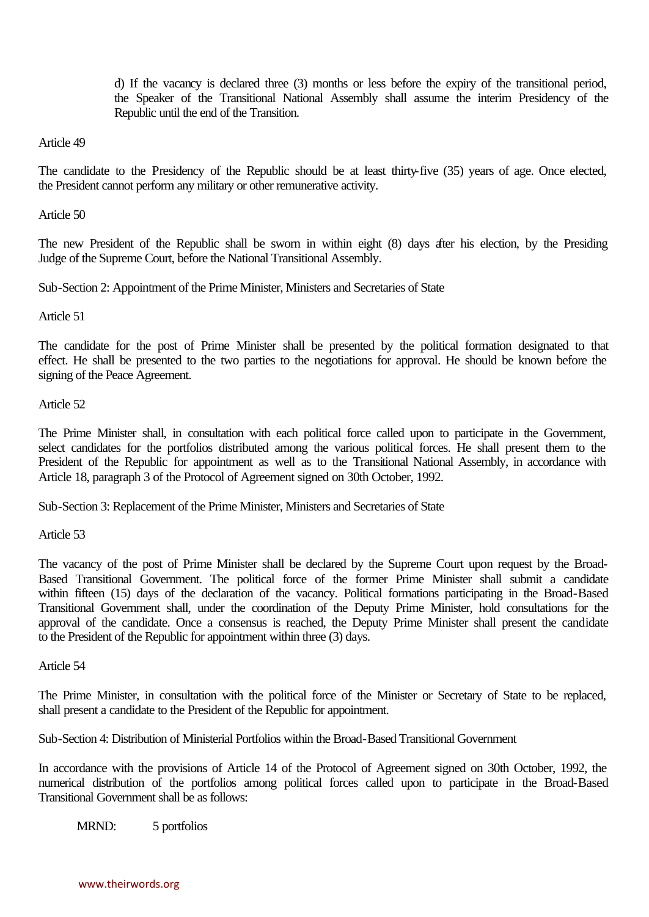d) If the vacancy is declared three (3) months or less before the expiry of the transitional period, the Speaker of the Transitional National Assembly shall assume the interim Presidency of the Republic until the end of the Transition.

Article 49

The candidate to the Presidency of the Republic should be at least thirty-five (35) years of age. Once elected, the President cannot perform any military or other remunerative activity.

Article 50

The new President of the Republic shall be sworn in within eight (8) days after his election, by the Presiding Judge of the Supreme Court, before the National Transitional Assembly.

Sub-Section 2: Appointment of the Prime Minister, Ministers and Secretaries of State

Article 51

The candidate for the post of Prime Minister shall be presented by the political formation designated to that effect. He shall be presented to the two parties to the negotiations for approval. He should be known before the signing of the Peace Agreement.

Article 52

The Prime Minister shall, in consultation with each political force called upon to participate in the Government, select candidates for the portfolios distributed among the various political forces. He shall present them to the President of the Republic for appointment as well as to the Transitional National Assembly, in accordance with Article 18, paragraph 3 of the Protocol of Agreement signed on 30th October, 1992.

Sub-Section 3: Replacement of the Prime Minister, Ministers and Secretaries of State

Article 53

The vacancy of the post of Prime Minister shall be declared by the Supreme Court upon request by the Broad-Based Transitional Government. The political force of the former Prime Minister shall submit a candidate within fifteen (15) days of the declaration of the vacancy. Political formations participating in the Broad-Based Transitional Government shall, under the coordination of the Deputy Prime Minister, hold consultations for the approval of the candidate. Once a consensus is reached, the Deputy Prime Minister shall present the candidate to the President of the Republic for appointment within three (3) days.

Article 54

The Prime Minister, in consultation with the political force of the Minister or Secretary of State to be replaced, shall present a candidate to the President of the Republic for appointment.

Sub-Section 4: Distribution of Ministerial Portfolios within the Broad-Based Transitional Government

In accordance with the provisions of Article 14 of the Protocol of Agreement signed on 30th October, 1992, the numerical distribution of the portfolios among political forces called upon to participate in the Broad-Based Transitional Government shall be as follows:

MRND: 5 portfolios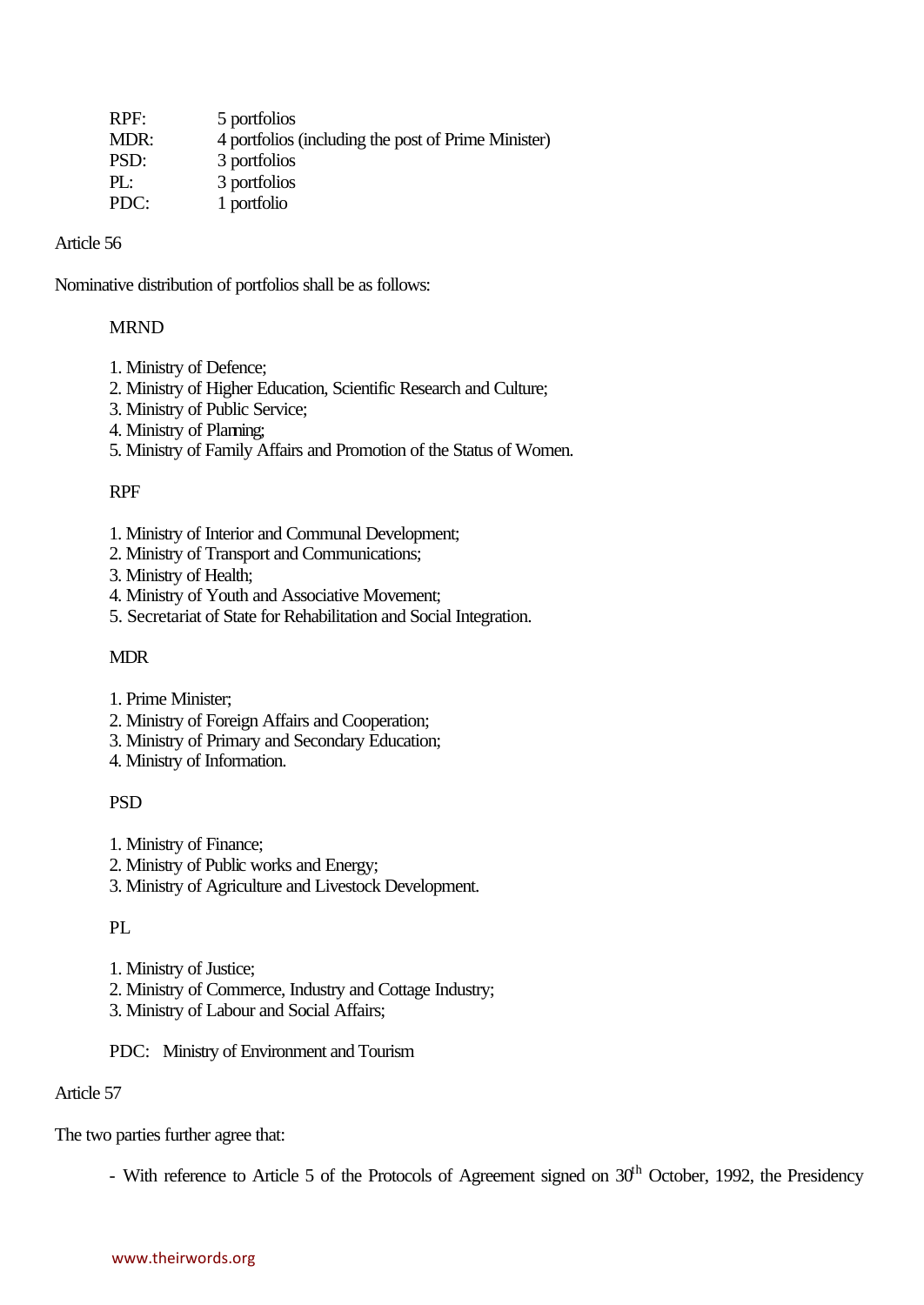RPF: 5 portfolios
MDR: 4 portfolios (including the post of Prime Minister)
PSD: 3 portfolios
PL: 3 portfolios
PDC: 1 portfolio

Article 56

Nominative distribution of portfolios shall be as follows:

MRND

1. Ministry of Defence;
2. Ministry of Higher Education, Scientific Research and Culture;
3. Ministry of Public Service;
4. Ministry of Planning;
5. Ministry of Family Affairs and Promotion of the Status of Women.

RPF

1. Ministry of Interior and Communal Development;
2. Ministry of Transport and Communications;
3. Ministry of Health;
4. Ministry of Youth and Associative Movement;
5. Secretariat of State for Rehabilitation and Social Integration.

MDR

1. Prime Minister;
2. Ministry of Foreign Affairs and Cooperation;
3. Ministry of Primary and Secondary Education;
4. Ministry of Information.

PSD

1. Ministry of Finance;
2. Ministry of Public works and Energy;
3. Ministry of Agriculture and Livestock Development.

PL

1. Ministry of Justice;
2. Ministry of Commerce, Industry and Cottage Industry;
3. Ministry of Labour and Social Affairs;

PDC: Ministry of Environment and Tourism

Article 57

The two parties further agree that:

- With reference to Article 5 of the Protocols of Agreement signed on 30th October, 1992, the Presidency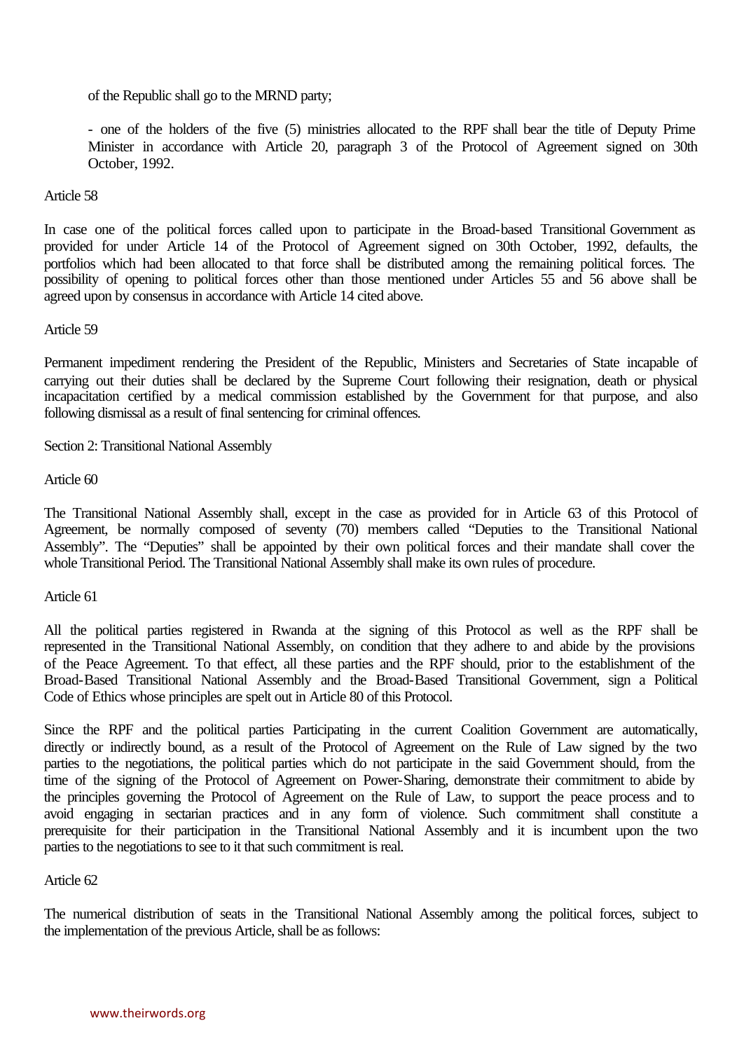of the Republic shall go to the MRND party;

- one of the holders of the five (5) ministries allocated to the RPF shall bear the title of Deputy Prime Minister in accordance with Article 20, paragraph 3 of the Protocol of Agreement signed on 30th October, 1992.

Article 58

In case one of the political forces called upon to participate in the Broad-based Transitional Government as provided for under Article 14 of the Protocol of Agreement signed on 30th October, 1992, defaults, the portfolios which had been allocated to that force shall be distributed among the remaining political forces. The possibility of opening to political forces other than those mentioned under Articles 55 and 56 above shall be agreed upon by consensus in accordance with Article 14 cited above.

Article 59

Permanent impediment rendering the President of the Republic, Ministers and Secretaries of State incapable of carrying out their duties shall be declared by the Supreme Court following their resignation, death or physical incapacitation certified by a medical commission established by the Government for that purpose, and also following dismissal as a result of final sentencing for criminal offences.

Section 2: Transitional National Assembly

Article 60

The Transitional National Assembly shall, except in the case as provided for in Article 63 of this Protocol of Agreement, be normally composed of seventy (70) members called “Deputies to the Transitional National Assembly”. The “Deputies” shall be appointed by their own political forces and their mandate shall cover the whole Transitional Period. The Transitional National Assembly shall make its own rules of procedure.

Article 61

All the political parties registered in Rwanda at the signing of this Protocol as well as the RPF shall be represented in the Transitional National Assembly, on condition that they adhere to and abide by the provisions of the Peace Agreement. To that effect, all these parties and the RPF should, prior to the establishment of the Broad-Based Transitional National Assembly and the Broad-Based Transitional Government, sign a Political Code of Ethics whose principles are spelt out in Article 80 of this Protocol.

Since the RPF and the political parties Participating in the current Coalition Government are automatically, directly or indirectly bound, as a result of the Protocol of Agreement on the Rule of Law signed by the two parties to the negotiations, the political parties which do not participate in the said Government should, from the time of the signing of the Protocol of Agreement on Power-Sharing, demonstrate their commitment to abide by the principles governing the Protocol of Agreement on the Rule of Law, to support the peace process and to avoid engaging in sectarian practices and in any form of violence. Such commitment shall constitute a prerequisite for their participation in the Transitional National Assembly and it is incumbent upon the two parties to the negotiations to see to it that such commitment is real.

Article 62

The numerical distribution of seats in the Transitional National Assembly among the political forces, subject to the implementation of the previous Article, shall be as follows: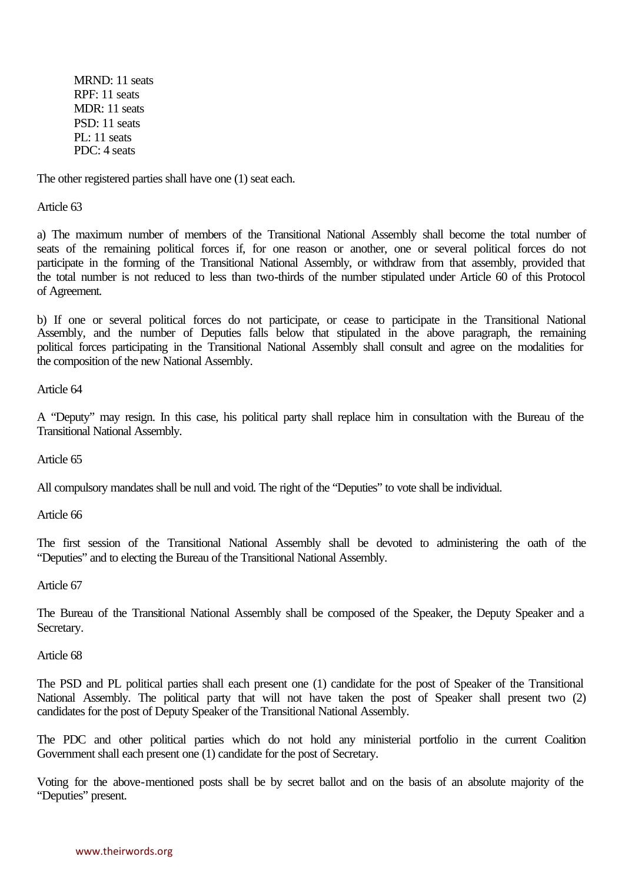MRND: 11 seats
RPF: 11 seats
MDR: 11 seats
PSD: 11 seats
PL: 11 seats
PDC: 4 seats

The other registered parties shall have one (1) seat each.

Article 63

a) The maximum number of members of the Transitional National Assembly shall become the total number of seats of the remaining political forces if, for one reason or another, one or several political forces do not participate in the forming of the Transitional National Assembly, or withdraw from that assembly, provided that the total number is not reduced to less than two-thirds of the number stipulated under Article 60 of this Protocol of Agreement.

b) If one or several political forces do not participate, or cease to participate in the Transitional National Assembly, and the number of Deputies falls below that stipulated in the above paragraph, the remaining political forces participating in the Transitional National Assembly shall consult and agree on the modalities for the composition of the new National Assembly.

Article 64

A "Deputy" may resign. In this case, his political party shall replace him in consultation with the Bureau of the Transitional National Assembly.

Article 65

All compulsory mandates shall be null and void. The right of the "Deputies" to vote shall be individual.

Article 66

The first session of the Transitional National Assembly shall be devoted to administering the oath of the "Deputies" and to electing the Bureau of the Transitional National Assembly.

Article 67

The Bureau of the Transitional National Assembly shall be composed of the Speaker, the Deputy Speaker and a Secretary.

Article 68

The PSD and PL political parties shall each present one (1) candidate for the post of Speaker of the Transitional National Assembly. The political party that will not have taken the post of Speaker shall present two (2) candidates for the post of Deputy Speaker of the Transitional National Assembly.

The PDC and other political parties which do not hold any ministerial portfolio in the current Coalition Government shall each present one (1) candidate for the post of Secretary.

Voting for the above-mentioned posts shall be by secret ballot and on the basis of an absolute majority of the "Deputies" present.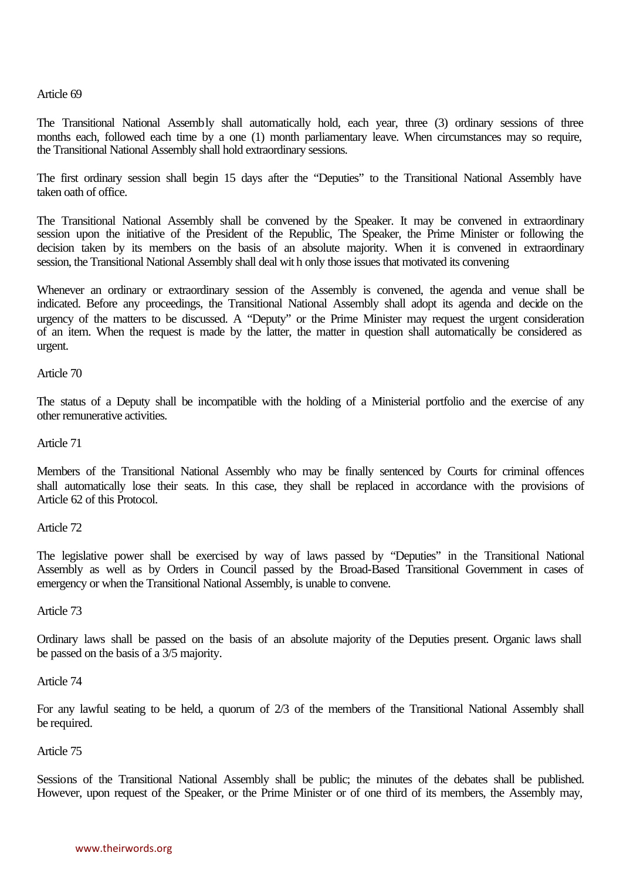Article 69

The Transitional National Assembly shall automatically hold, each year, three (3) ordinary sessions of three months each, followed each time by a one (1) month parliamentary leave. When circumstances may so require, the Transitional National Assembly shall hold extraordinary sessions.

The first ordinary session shall begin 15 days after the "Deputies" to the Transitional National Assembly have taken oath of office.

The Transitional National Assembly shall be convened by the Speaker. It may be convened in extraordinary session upon the initiative of the President of the Republic, The Speaker, the Prime Minister or following the decision taken by its members on the basis of an absolute majority. When it is convened in extraordinary session, the Transitional National Assembly shall deal wit h only those issues that motivated its convening

Whenever an ordinary or extraordinary session of the Assembly is convened, the agenda and venue shall be indicated. Before any proceedings, the Transitional National Assembly shall adopt its agenda and decide on the urgency of the matters to be discussed. A "Deputy" or the Prime Minister may request the urgent consideration of an item. When the request is made by the latter, the matter in question shall automatically be considered as urgent.

Article 70

The status of a Deputy shall be incompatible with the holding of a Ministerial portfolio and the exercise of any other remunerative activities.

Article 71

Members of the Transitional National Assembly who may be finally sentenced by Courts for criminal offences shall automatically lose their seats. In this case, they shall be replaced in accordance with the provisions of Article 62 of this Protocol.

Article 72

The legislative power shall be exercised by way of laws passed by "Deputies" in the Transitional National Assembly as well as by Orders in Council passed by the Broad-Based Transitional Government in cases of emergency or when the Transitional National Assembly, is unable to convene.

Article 73

Ordinary laws shall be passed on the basis of an absolute majority of the Deputies present. Organic laws shall be passed on the basis of a 3/5 majority.

Article 74

For any lawful seating to be held, a quorum of 2/3 of the members of the Transitional National Assembly shall be required.

Article 75

Sessions of the Transitional National Assembly shall be public; the minutes of the debates shall be published. However, upon request of the Speaker, or the Prime Minister or of one third of its members, the Assembly may,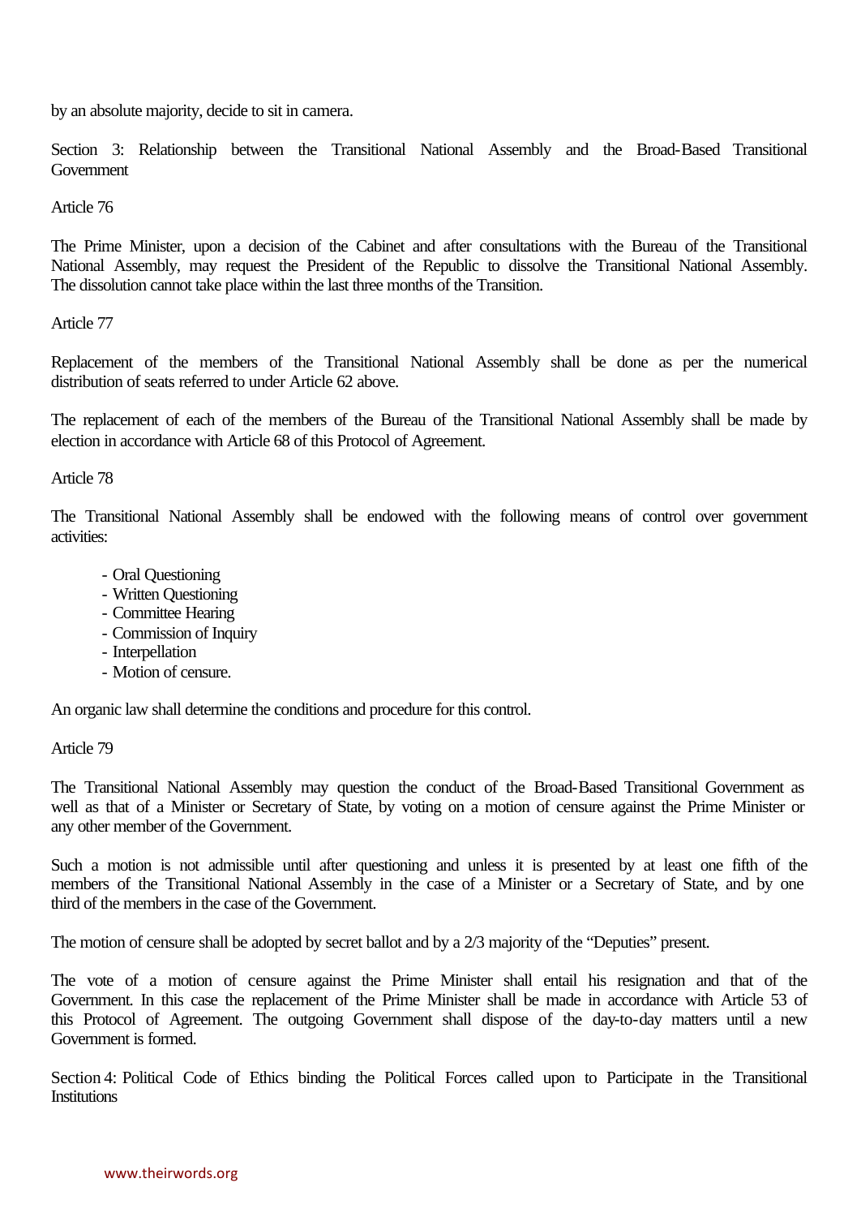by an absolute majority, decide to sit in camera.

## Section 3: Relationship between the Transitional National Assembly and the Broad-Based Transitional Government

### Article 76

The Prime Minister, upon a decision of the Cabinet and after consultations with the Bureau of the Transitional National Assembly, may request the President of the Republic to dissolve the Transitional National Assembly. The dissolution cannot take place within the last three months of the Transition.

### Article 77

Replacement of the members of the Transitional National Assembly shall be done as per the numerical distribution of seats referred to under Article 62 above.

The replacement of each of the members of the Bureau of the Transitional National Assembly shall be made by election in accordance with Article 68 of this Protocol of Agreement.

### Article 78

The Transitional National Assembly shall be endowed with the following means of control over government activities:

- Oral Questioning
- Written Questioning
- Committee Hearing
- Commission of Inquiry
- Interpellation
- Motion of censure.

An organic law shall determine the conditions and procedure for this control.

### Article 79

The Transitional National Assembly may question the conduct of the Broad-Based Transitional Government as well as that of a Minister or Secretary of State, by voting on a motion of censure against the Prime Minister or any other member of the Government.

Such a motion is not admissible until after questioning and unless it is presented by at least one fifth of the members of the Transitional National Assembly in the case of a Minister or a Secretary of State, and by one third of the members in the case of the Government.

The motion of censure shall be adopted by secret ballot and by a 2/3 majority of the "Deputies" present.

The vote of a motion of censure against the Prime Minister shall entail his resignation and that of the Government. In this case the replacement of the Prime Minister shall be made in accordance with Article 53 of this Protocol of Agreement. The outgoing Government shall dispose of the day-to-day matters until a new Government is formed.

## Section 4: Political Code of Ethics binding the Political Forces called upon to Participate in the Transitional Institutions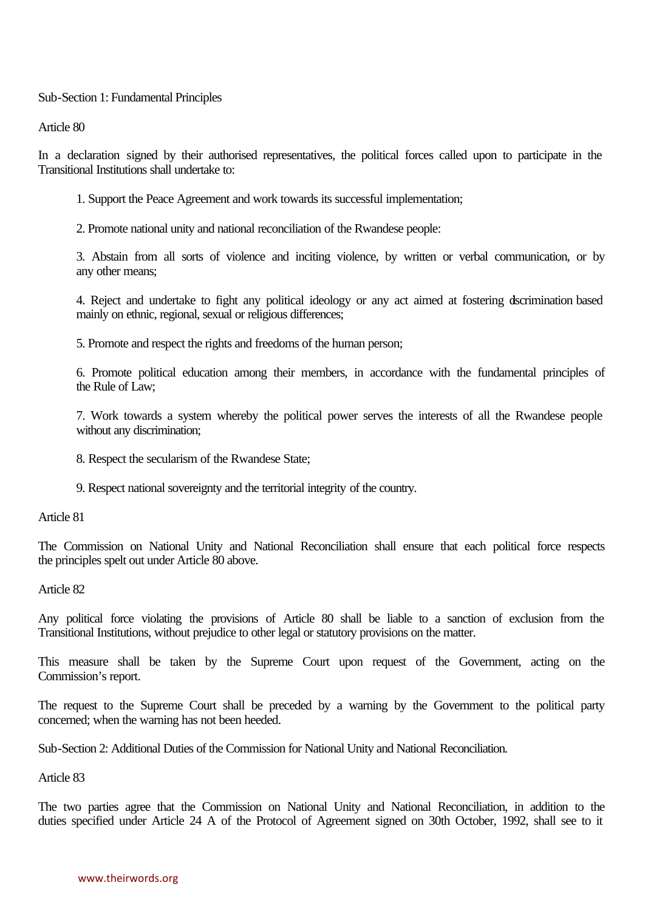Sub-Section 1: Fundamental Principles

Article 80

In a declaration signed by their authorised representatives, the political forces called upon to participate in the Transitional Institutions shall undertake to:

1. Support the Peace Agreement and work towards its successful implementation;

2. Promote national unity and national reconciliation of the Rwandese people:

3. Abstain from all sorts of violence and inciting violence, by written or verbal communication, or by any other means;

4. Reject and undertake to fight any political ideology or any act aimed at fostering discrimination based mainly on ethnic, regional, sexual or religious differences;

5. Promote and respect the rights and freedoms of the human person;

6. Promote political education among their members, in accordance with the fundamental principles of the Rule of Law;

7. Work towards a system whereby the political power serves the interests of all the Rwandese people without any discrimination;

8. Respect the secularism of the Rwandese State;

9. Respect national sovereignty and the territorial integrity of the country.

Article 81

The Commission on National Unity and National Reconciliation shall ensure that each political force respects the principles spelt out under Article 80 above.

Article 82

Any political force violating the provisions of Article 80 shall be liable to a sanction of exclusion from the Transitional Institutions, without prejudice to other legal or statutory provisions on the matter.

This measure shall be taken by the Supreme Court upon request of the Government, acting on the Commission's report.

The request to the Supreme Court shall be preceded by a warning by the Government to the political party concerned; when the warning has not been heeded.

Sub-Section 2: Additional Duties of the Commission for National Unity and National Reconciliation.

Article 83

The two parties agree that the Commission on National Unity and National Reconciliation, in addition to the duties specified under Article 24 A of the Protocol of Agreement signed on 30th October, 1992, shall see to it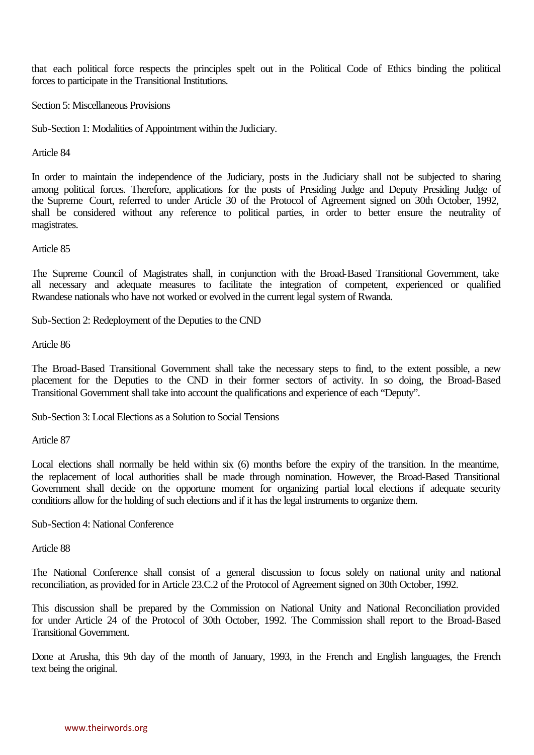that each political force respects the principles spelt out in the Political Code of Ethics binding the political forces to participate in the Transitional Institutions.

Section 5: Miscellaneous Provisions

Sub-Section 1: Modalities of Appointment within the Judiciary.

Article 84

In order to maintain the independence of the Judiciary, posts in the Judiciary shall not be subjected to sharing among political forces. Therefore, applications for the posts of Presiding Judge and Deputy Presiding Judge of the Supreme Court, referred to under Article 30 of the Protocol of Agreement signed on 30th October, 1992, shall be considered without any reference to political parties, in order to better ensure the neutrality of magistrates.

Article 85

The Supreme Council of Magistrates shall, in conjunction with the Broad-Based Transitional Government, take all necessary and adequate measures to facilitate the integration of competent, experienced or qualified Rwandese nationals who have not worked or evolved in the current legal system of Rwanda.

Sub-Section 2: Redeployment of the Deputies to the CND

Article 86

The Broad-Based Transitional Government shall take the necessary steps to find, to the extent possible, a new placement for the Deputies to the CND in their former sectors of activity. In so doing, the Broad-Based Transitional Government shall take into account the qualifications and experience of each "Deputy".

Sub-Section 3: Local Elections as a Solution to Social Tensions

Article 87

Local elections shall normally be held within six (6) months before the expiry of the transition. In the meantime, the replacement of local authorities shall be made through nomination. However, the Broad-Based Transitional Government shall decide on the opportune moment for organizing partial local elections if adequate security conditions allow for the holding of such elections and if it has the legal instruments to organize them.

Sub-Section 4: National Conference

Article 88

The National Conference shall consist of a general discussion to focus solely on national unity and national reconciliation, as provided for in Article 23.C.2 of the Protocol of Agreement signed on 30th October, 1992.

This discussion shall be prepared by the Commission on National Unity and National Reconciliation provided for under Article 24 of the Protocol of 30th October, 1992. The Commission shall report to the Broad-Based Transitional Government.

Done at Arusha, this 9th day of the month of January, 1993, in the French and English languages, the French text being the original.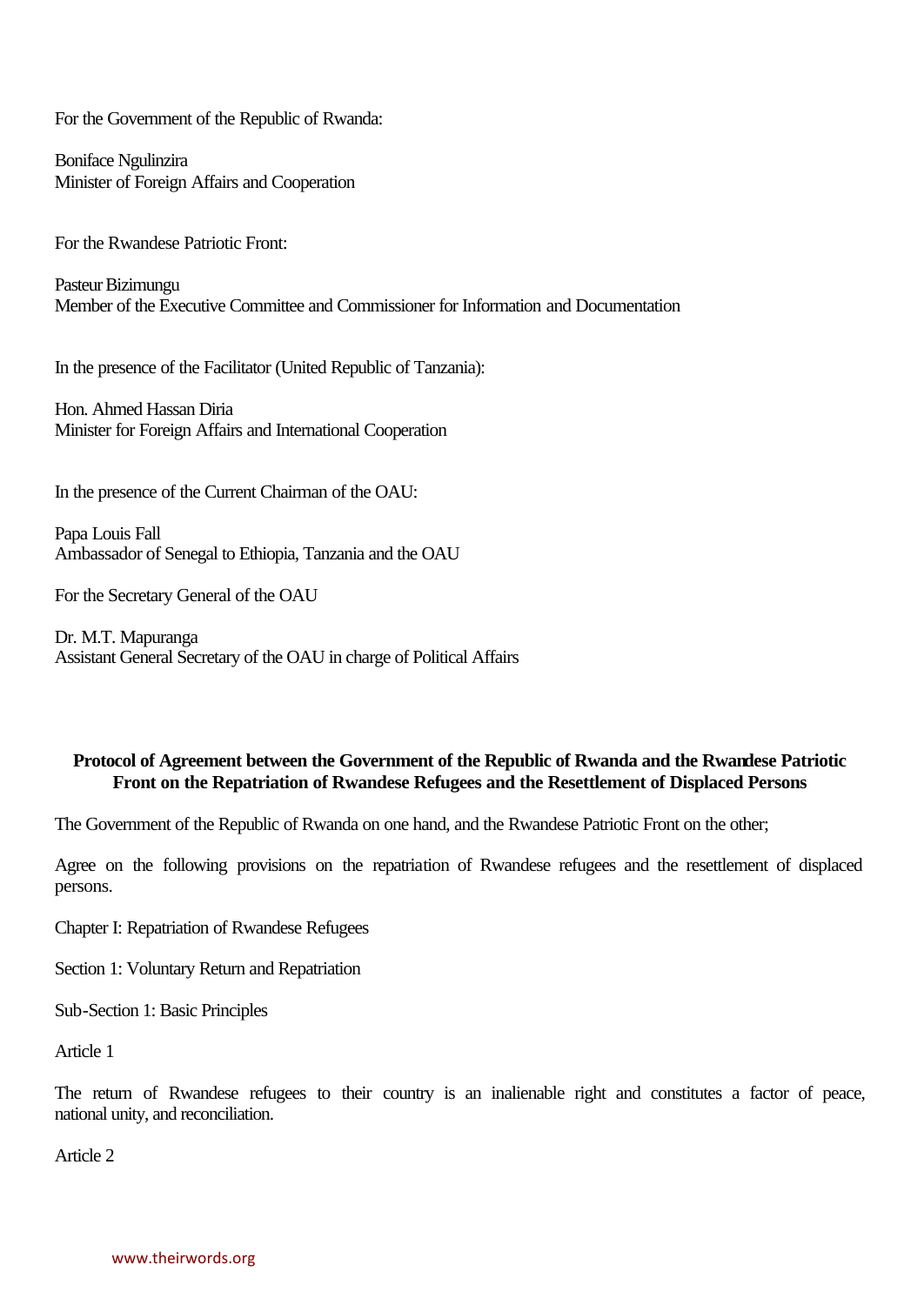For the Government of the Republic of Rwanda:

Boniface Ngulinzira
Minister of Foreign Affairs and Cooperation

For the Rwandese Patriotic Front:

Pasteur Bizimungu
Member of the Executive Committee and Commissioner for Information and Documentation

In the presence of the Facilitator (United Republic of Tanzania):

Hon. Ahmed Hassan Diria
Minister for Foreign Affairs and International Cooperation

In the presence of the Current Chairman of the OAU:

Papa Louis Fall
Ambassador of Senegal to Ethiopia, Tanzania and the OAU

For the Secretary General of the OAU

Dr. M.T. Mapuranga
Assistant General Secretary of the OAU in charge of Political Affairs

## Protocol of Agreement between the Government of the Republic of Rwanda and the Rwandese Patriotic Front on the Repatriation of Rwandese Refugees and the Resettlement of Displaced Persons

The Government of the Republic of Rwanda on one hand, and the Rwandese Patriotic Front on the other;

Agree on the following provisions on the repatriation of Rwandese refugees and the resettlement of displaced persons.

Chapter I: Repatriation of Rwandese Refugees

Section 1: Voluntary Return and Repatriation

Sub-Section 1: Basic Principles

Article 1

The return of Rwandese refugees to their country is an inalienable right and constitutes a factor of peace, national unity, and reconciliation.

Article 2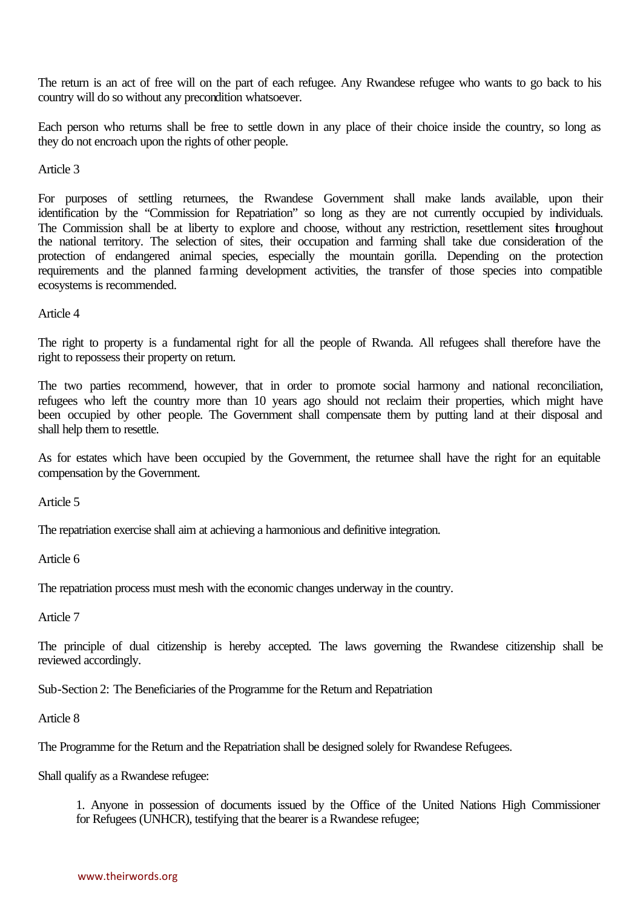The return is an act of free will on the part of each refugee. Any Rwandese refugee who wants to go back to his country will do so without any precondition whatsoever.

Each person who returns shall be free to settle down in any place of their choice inside the country, so long as they do not encroach upon the rights of other people.

Article 3

For purposes of settling returnees, the Rwandese Government shall make lands available, upon their identification by the "Commission for Repatriation" so long as they are not currently occupied by individuals. The Commission shall be at liberty to explore and choose, without any restriction, resettlement sites throughout the national territory. The selection of sites, their occupation and farming shall take due consideration of the protection of endangered animal species, especially the mountain gorilla. Depending on the protection requirements and the planned farming development activities, the transfer of those species into compatible ecosystems is recommended.

Article 4

The right to property is a fundamental right for all the people of Rwanda. All refugees shall therefore have the right to repossess their property on return.

The two parties recommend, however, that in order to promote social harmony and national reconciliation, refugees who left the country more than 10 years ago should not reclaim their properties, which might have been occupied by other people. The Government shall compensate them by putting land at their disposal and shall help them to resettle.

As for estates which have been occupied by the Government, the returnee shall have the right for an equitable compensation by the Government.

Article 5

The repatriation exercise shall aim at achieving a harmonious and definitive integration.

Article 6

The repatriation process must mesh with the economic changes underway in the country.

Article 7

The principle of dual citizenship is hereby accepted. The laws governing the Rwandese citizenship shall be reviewed accordingly.

Sub-Section 2: The Beneficiaries of the Programme for the Return and Repatriation

Article 8

The Programme for the Return and the Repatriation shall be designed solely for Rwandese Refugees.

Shall qualify as a Rwandese refugee:

1. Anyone in possession of documents issued by the Office of the United Nations High Commissioner for Refugees (UNHCR), testifying that the bearer is a Rwandese refugee;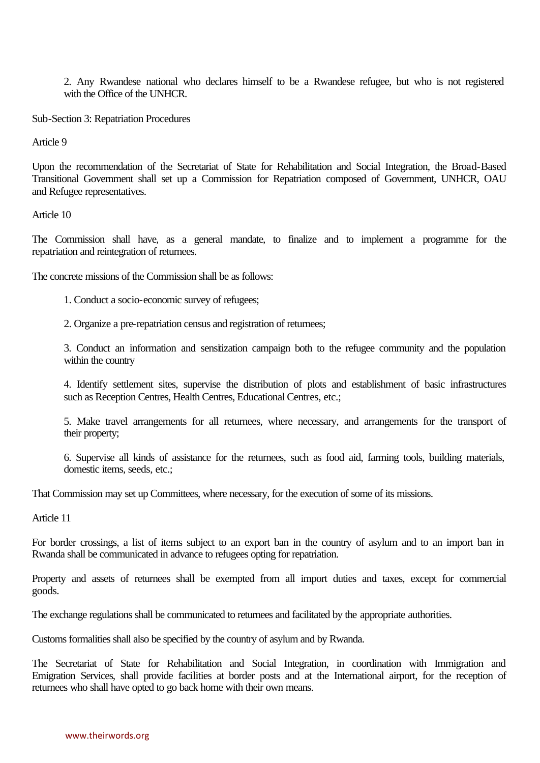2. Any Rwandese national who declares himself to be a Rwandese refugee, but who is not registered with the Office of the UNHCR.

Sub-Section 3: Repatriation Procedures

Article 9

Upon the recommendation of the Secretariat of State for Rehabilitation and Social Integration, the Broad-Based Transitional Government shall set up a Commission for Repatriation composed of Government, UNHCR, OAU and Refugee representatives.

Article 10

The Commission shall have, as a general mandate, to finalize and to implement a programme for the repatriation and reintegration of returnees.

The concrete missions of the Commission shall be as follows:

1. Conduct a socio-economic survey of refugees;

2. Organize a pre-repatriation census and registration of returnees;

3. Conduct an information and sensitization campaign both to the refugee community and the population within the country

4. Identify settlement sites, supervise the distribution of plots and establishment of basic infrastructures such as Reception Centres, Health Centres, Educational Centres, etc.;

5. Make travel arrangements for all returnees, where necessary, and arrangements for the transport of their property;

6. Supervise all kinds of assistance for the returnees, such as food aid, farming tools, building materials, domestic items, seeds, etc.;

That Commission may set up Committees, where necessary, for the execution of some of its missions.

Article 11

For border crossings, a list of items subject to an export ban in the country of asylum and to an import ban in Rwanda shall be communicated in advance to refugees opting for repatriation.

Property and assets of returnees shall be exempted from all import duties and taxes, except for commercial goods.

The exchange regulations shall be communicated to returnees and facilitated by the appropriate authorities.

Customs formalities shall also be specified by the country of asylum and by Rwanda.

The Secretariat of State for Rehabilitation and Social Integration, in coordination with Immigration and Emigration Services, shall provide facilities at border posts and at the International airport, for the reception of returnees who shall have opted to go back home with their own means.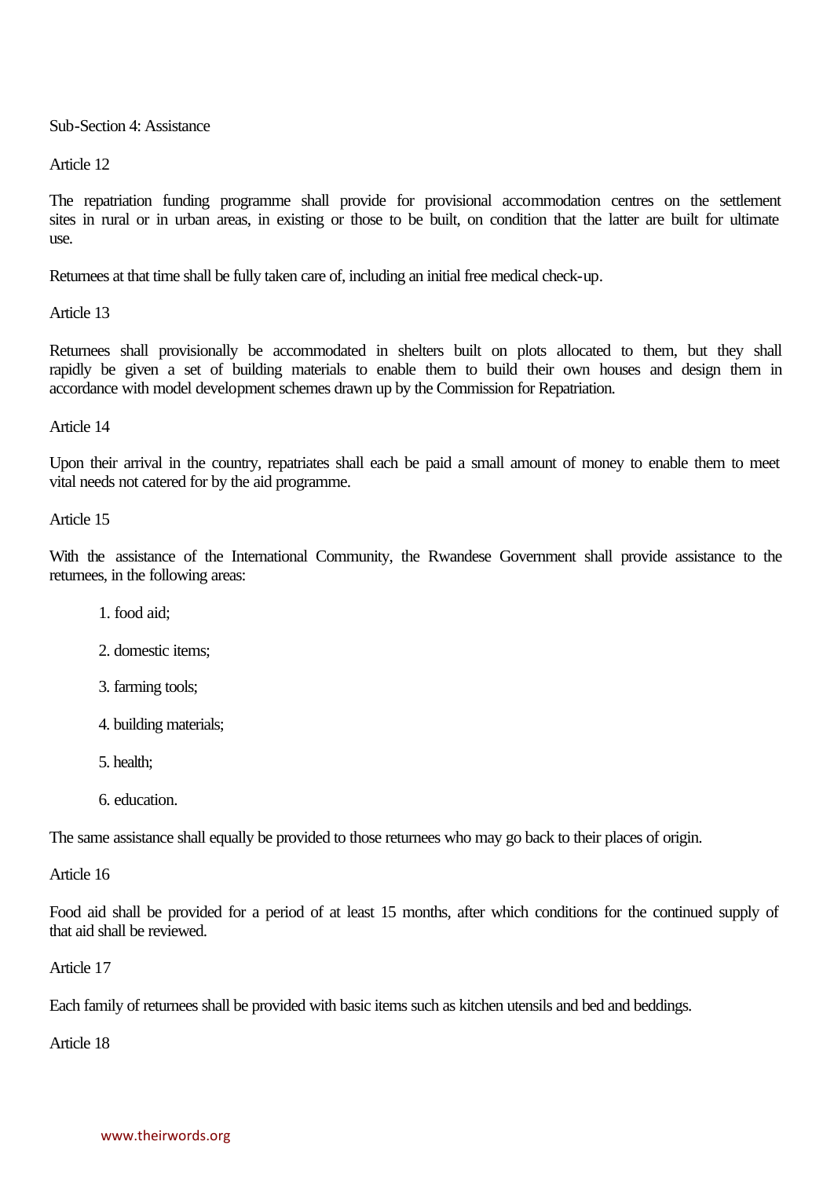Sub-Section 4: Assistance

Article 12

The repatriation funding programme shall provide for provisional accommodation centres on the settlement sites in rural or in urban areas, in existing or those to be built, on condition that the latter are built for ultimate use.

Returnees at that time shall be fully taken care of, including an initial free medical check-up.

Article 13

Returnees shall provisionally be accommodated in shelters built on plots allocated to them, but they shall rapidly be given a set of building materials to enable them to build their own houses and design them in accordance with model development schemes drawn up by the Commission for Repatriation.

Article 14

Upon their arrival in the country, repatriates shall each be paid a small amount of money to enable them to meet vital needs not catered for by the aid programme.

Article 15

With the assistance of the International Community, the Rwandese Government shall provide assistance to the returnees, in the following areas:

1. food aid;
2. domestic items;
3. farming tools;
4. building materials;
5. health;
6. education.

The same assistance shall equally be provided to those returnees who may go back to their places of origin.

Article 16

Food aid shall be provided for a period of at least 15 months, after which conditions for the continued supply of that aid shall be reviewed.

Article 17

Each family of returnees shall be provided with basic items such as kitchen utensils and bed and beddings.

Article 18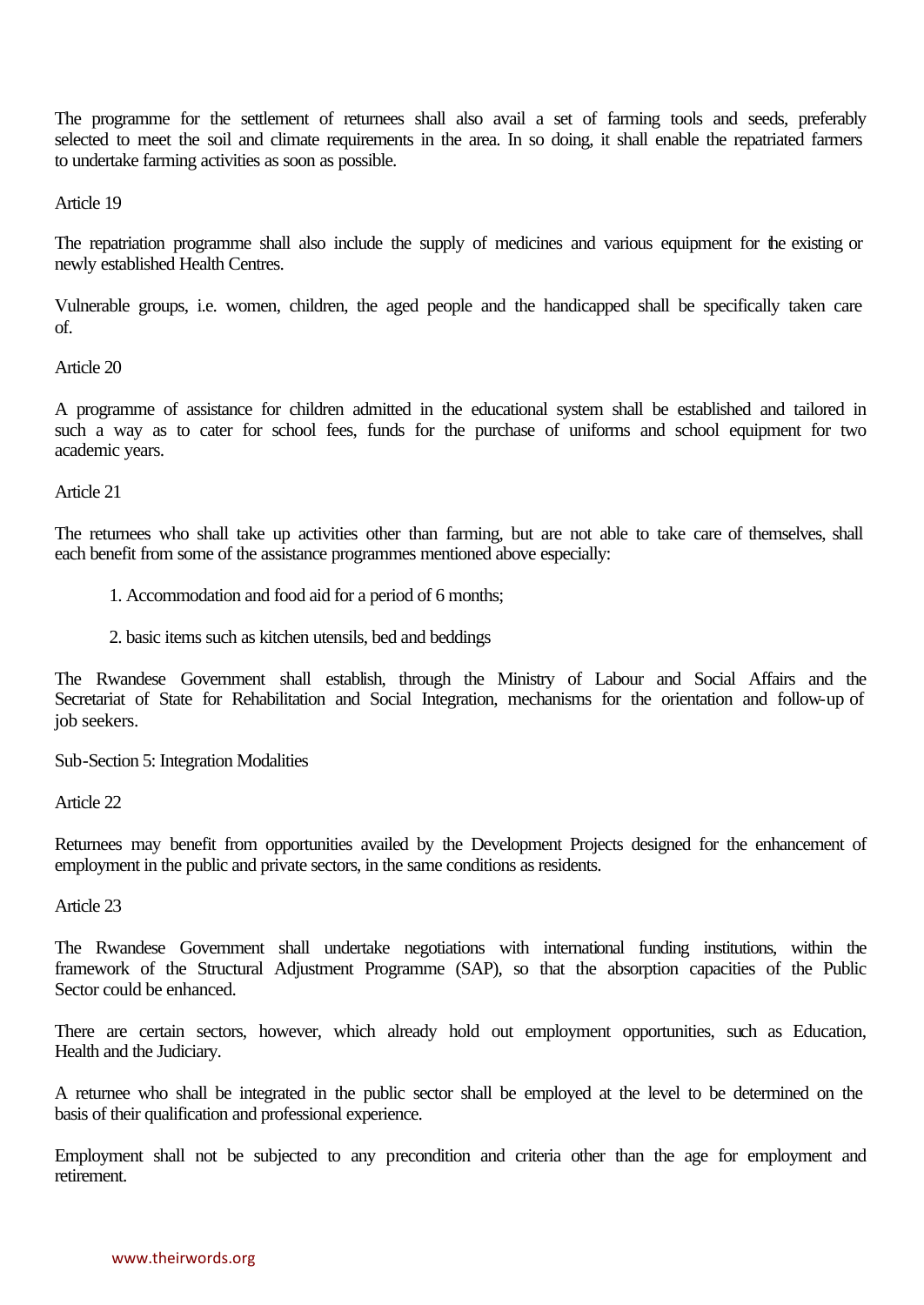The programme for the settlement of returnees shall also avail a set of farming tools and seeds, preferably selected to meet the soil and climate requirements in the area. In so doing, it shall enable the repatriated farmers to undertake farming activities as soon as possible.

Article 19

The repatriation programme shall also include the supply of medicines and various equipment for the existing or newly established Health Centres.

Vulnerable groups, i.e. women, children, the aged people and the handicapped shall be specifically taken care of.

Article 20

A programme of assistance for children admitted in the educational system shall be established and tailored in such a way as to cater for school fees, funds for the purchase of uniforms and school equipment for two academic years.

Article 21

The returnees who shall take up activities other than farming, but are not able to take care of themselves, shall each benefit from some of the assistance programmes mentioned above especially:

1. Accommodation and food aid for a period of 6 months;

2. basic items such as kitchen utensils, bed and beddings

The Rwandese Government shall establish, through the Ministry of Labour and Social Affairs and the Secretariat of State for Rehabilitation and Social Integration, mechanisms for the orientation and follow-up of job seekers.

Sub-Section 5: Integration Modalities

Article 22

Returnees may benefit from opportunities availed by the Development Projects designed for the enhancement of employment in the public and private sectors, in the same conditions as residents.

Article 23

The Rwandese Government shall undertake negotiations with international funding institutions, within the framework of the Structural Adjustment Programme (SAP), so that the absorption capacities of the Public Sector could be enhanced.

There are certain sectors, however, which already hold out employment opportunities, such as Education, Health and the Judiciary.

A returnee who shall be integrated in the public sector shall be employed at the level to be determined on the basis of their qualification and professional experience.

Employment shall not be subjected to any precondition and criteria other than the age for employment and retirement.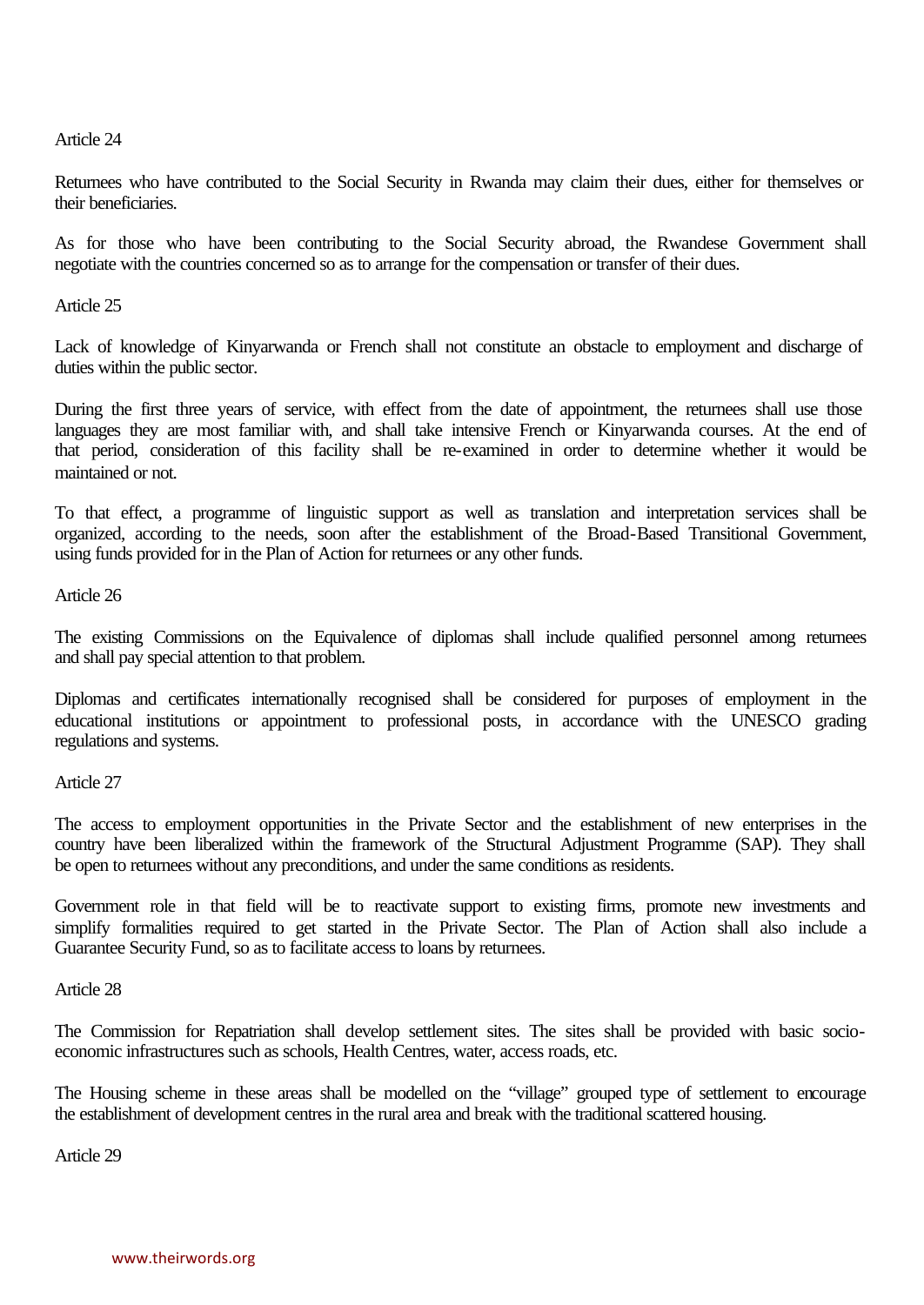Article 24

Returnees who have contributed to the Social Security in Rwanda may claim their dues, either for themselves or their beneficiaries.

As for those who have been contributing to the Social Security abroad, the Rwandese Government shall negotiate with the countries concerned so as to arrange for the compensation or transfer of their dues.

Article 25

Lack of knowledge of Kinyarwanda or French shall not constitute an obstacle to employment and discharge of duties within the public sector.

During the first three years of service, with effect from the date of appointment, the returnees shall use those languages they are most familiar with, and shall take intensive French or Kinyarwanda courses. At the end of that period, consideration of this facility shall be re-examined in order to determine whether it would be maintained or not.

To that effect, a programme of linguistic support as well as translation and interpretation services shall be organized, according to the needs, soon after the establishment of the Broad-Based Transitional Government, using funds provided for in the Plan of Action for returnees or any other funds.

Article 26

The existing Commissions on the Equivalence of diplomas shall include qualified personnel among returnees and shall pay special attention to that problem.

Diplomas and certificates internationally recognised shall be considered for purposes of employment in the educational institutions or appointment to professional posts, in accordance with the UNESCO grading regulations and systems.

Article 27

The access to employment opportunities in the Private Sector and the establishment of new enterprises in the country have been liberalized within the framework of the Structural Adjustment Programme (SAP). They shall be open to returnees without any preconditions, and under the same conditions as residents.

Government role in that field will be to reactivate support to existing firms, promote new investments and simplify formalities required to get started in the Private Sector. The Plan of Action shall also include a Guarantee Security Fund, so as to facilitate access to loans by returnees.

Article 28

The Commission for Repatriation shall develop settlement sites. The sites shall be provided with basic socio-economic infrastructures such as schools, Health Centres, water, access roads, etc.

The Housing scheme in these areas shall be modelled on the "village" grouped type of settlement to encourage the establishment of development centres in the rural area and break with the traditional scattered housing.

Article 29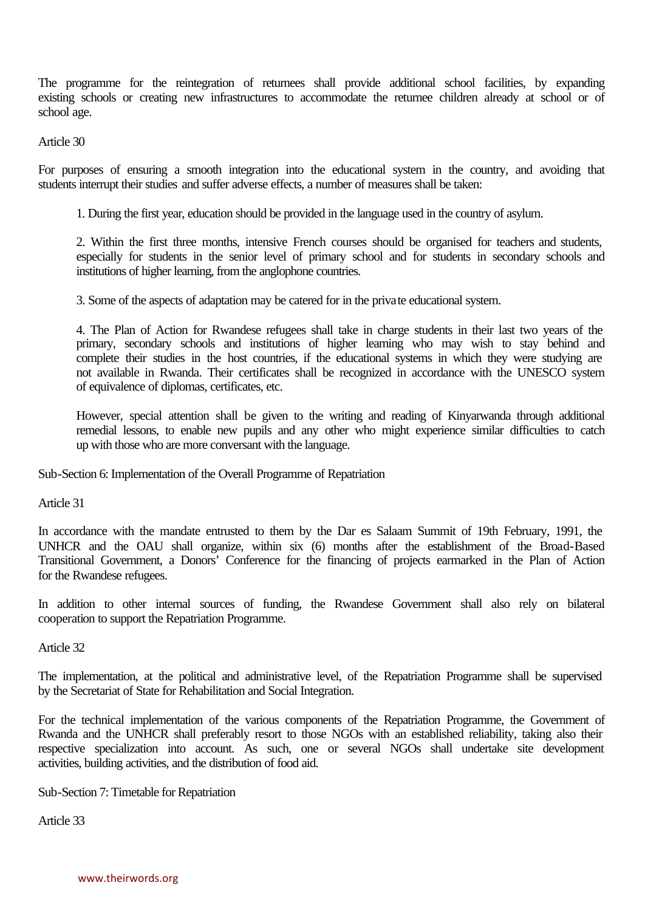The programme for the reintegration of returnees shall provide additional school facilities, by expanding existing schools or creating new infrastructures to accommodate the returnee children already at school or of school age.

Article 30

For purposes of ensuring a smooth integration into the educational system in the country, and avoiding that students interrupt their studies and suffer adverse effects, a number of measures shall be taken:

1. During the first year, education should be provided in the language used in the country of asylum.

2. Within the first three months, intensive French courses should be organised for teachers and students, especially for students in the senior level of primary school and for students in secondary schools and institutions of higher learning, from the anglophone countries.

3. Some of the aspects of adaptation may be catered for in the private educational system.

4. The Plan of Action for Rwandese refugees shall take in charge students in their last two years of the primary, secondary schools and institutions of higher learning who may wish to stay behind and complete their studies in the host countries, if the educational systems in which they were studying are not available in Rwanda. Their certificates shall be recognized in accordance with the UNESCO system of equivalence of diplomas, certificates, etc.

However, special attention shall be given to the writing and reading of Kinyarwanda through additional remedial lessons, to enable new pupils and any other who might experience similar difficulties to catch up with those who are more conversant with the language.

Sub-Section 6: Implementation of the Overall Programme of Repatriation

Article 31

In accordance with the mandate entrusted to them by the Dar es Salaam Summit of 19th February, 1991, the UNHCR and the OAU shall organize, within six (6) months after the establishment of the Broad-Based Transitional Government, a Donors' Conference for the financing of projects earmarked in the Plan of Action for the Rwandese refugees.

In addition to other internal sources of funding, the Rwandese Government shall also rely on bilateral cooperation to support the Repatriation Programme.

Article 32

The implementation, at the political and administrative level, of the Repatriation Programme shall be supervised by the Secretariat of State for Rehabilitation and Social Integration.

For the technical implementation of the various components of the Repatriation Programme, the Government of Rwanda and the UNHCR shall preferably resort to those NGOs with an established reliability, taking also their respective specialization into account. As such, one or several NGOs shall undertake site development activities, building activities, and the distribution of food aid.

Sub-Section 7: Timetable for Repatriation

Article 33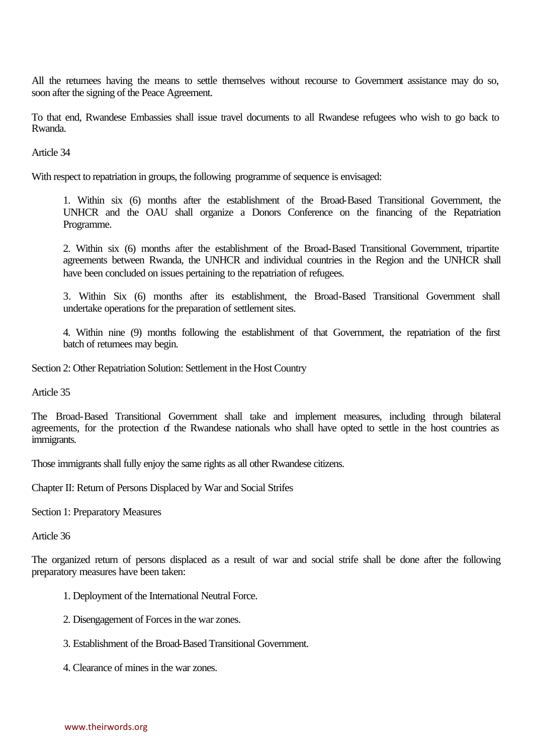All the returnees having the means to settle themselves without recourse to Government assistance may do so, soon after the signing of the Peace Agreement.

To that end, Rwandese Embassies shall issue travel documents to all Rwandese refugees who wish to go back to Rwanda.

Article 34

With respect to repatriation in groups, the following programme of sequence is envisaged:

1. Within six (6) months after the establishment of the Broad-Based Transitional Government, the UNHCR and the OAU shall organize a Donors Conference on the financing of the Repatriation Programme.

2. Within six (6) months after the establishment of the Broad-Based Transitional Government, tripartite agreements between Rwanda, the UNHCR and individual countries in the Region and the UNHCR shall have been concluded on issues pertaining to the repatriation of refugees.

3. Within Six (6) months after its establishment, the Broad-Based Transitional Government shall undertake operations for the preparation of settlement sites.

4. Within nine (9) months following the establishment of that Government, the repatriation of the first batch of returnees may begin.

Section 2: Other Repatriation Solution: Settlement in the Host Country

Article 35

The Broad-Based Transitional Government shall take and implement measures, including through bilateral agreements, for the protection of the Rwandese nationals who shall have opted to settle in the host countries as immigrants.

Those immigrants shall fully enjoy the same rights as all other Rwandese citizens.

Chapter II: Return of Persons Displaced by War and Social Strifes

Section 1: Preparatory Measures

Article 36

The organized return of persons displaced as a result of war and social strife shall be done after the following preparatory measures have been taken:

1. Deployment of the International Neutral Force.

2. Disengagement of Forces in the war zones.

3. Establishment of the Broad-Based Transitional Government.

4. Clearance of mines in the war zones.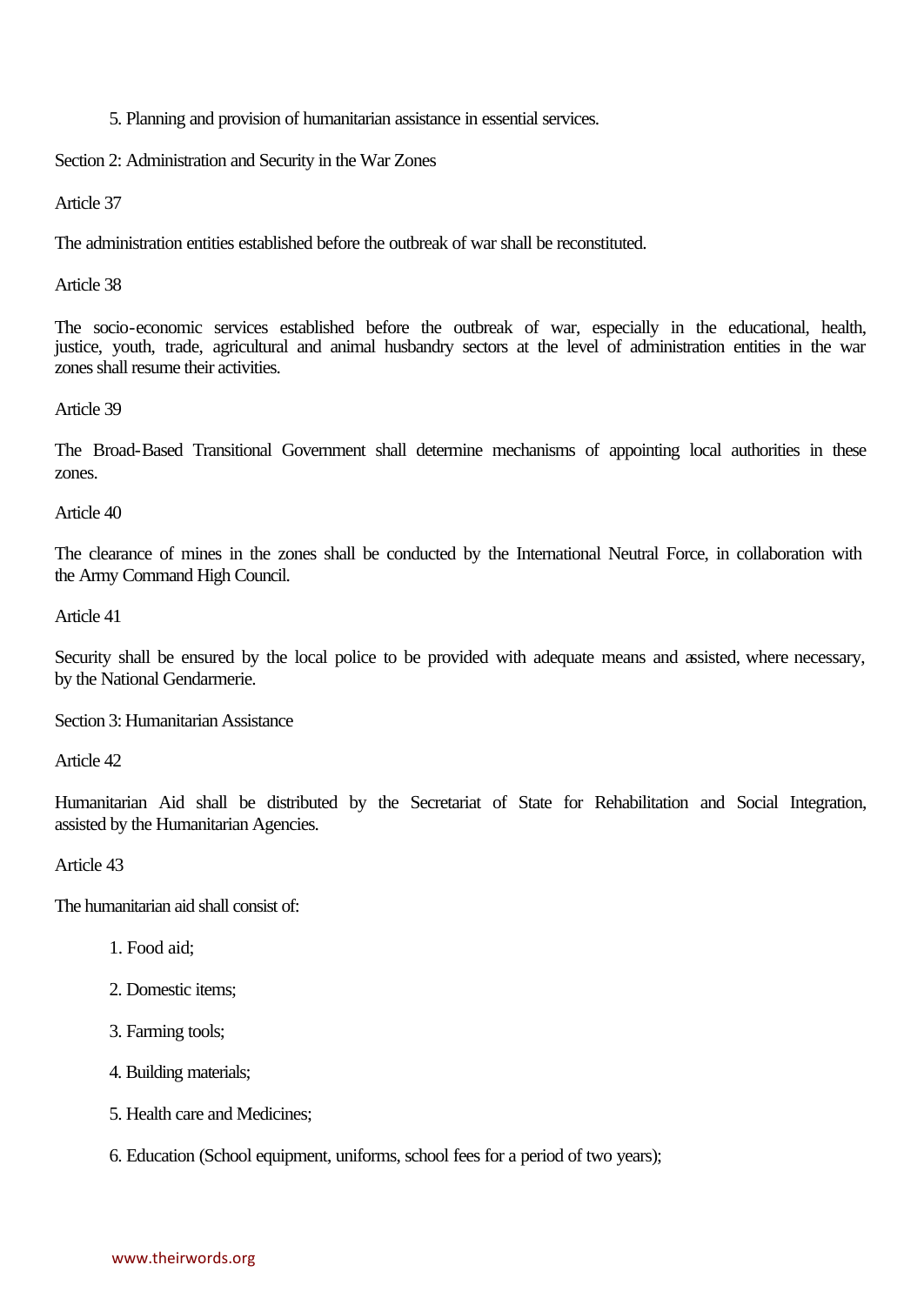5. Planning and provision of humanitarian assistance in essential services.

Section 2: Administration and Security in the War Zones

Article 37

The administration entities established before the outbreak of war shall be reconstituted.

Article 38

The socio-economic services established before the outbreak of war, especially in the educational, health, justice, youth, trade, agricultural and animal husbandry sectors at the level of administration entities in the war zones shall resume their activities.

Article 39

The Broad-Based Transitional Government shall determine mechanisms of appointing local authorities in these zones.

Article 40

The clearance of mines in the zones shall be conducted by the International Neutral Force, in collaboration with the Army Command High Council.

Article 41

Security shall be ensured by the local police to be provided with adequate means and assisted, where necessary, by the National Gendarmerie.

Section 3: Humanitarian Assistance

Article 42

Humanitarian Aid shall be distributed by the Secretariat of State for Rehabilitation and Social Integration, assisted by the Humanitarian Agencies.

Article 43

The humanitarian aid shall consist of:

1. Food aid;
2. Domestic items;
3. Farming tools;
4. Building materials;
5. Health care and Medicines;
6. Education (School equipment, uniforms, school fees for a period of two years);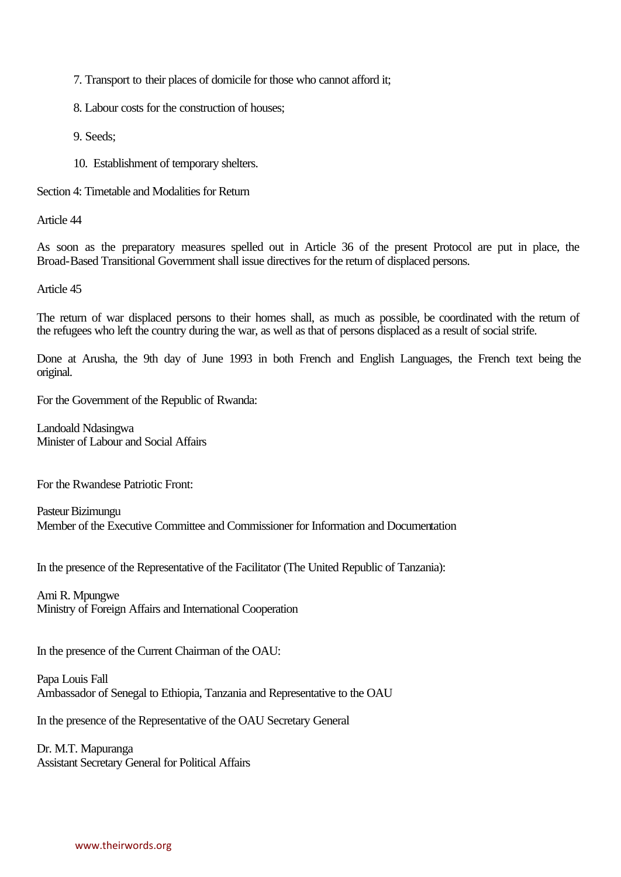7. Transport to their places of domicile for those who cannot afford it;

8. Labour costs for the construction of houses;

9. Seeds;

10. Establishment of temporary shelters.

Section 4: Timetable and Modalities for Return

Article 44

As soon as the preparatory measures spelled out in Article 36 of the present Protocol are put in place, the Broad-Based Transitional Government shall issue directives for the return of displaced persons.

Article 45

The return of war displaced persons to their homes shall, as much as possible, be coordinated with the return of the refugees who left the country during the war, as well as that of persons displaced as a result of social strife.

Done at Arusha, the 9th day of June 1993 in both French and English Languages, the French text being the original.

For the Government of the Republic of Rwanda:

Landoald Ndasingwa
Minister of Labour and Social Affairs

For the Rwandese Patriotic Front:

Pasteur Bizimungu
Member of the Executive Committee and Commissioner for Information and Documentation

In the presence of the Representative of the Facilitator (The United Republic of Tanzania):

Ami R. Mpungwe
Ministry of Foreign Affairs and International Cooperation

In the presence of the Current Chairman of the OAU:

Papa Louis Fall
Ambassador of Senegal to Ethiopia, Tanzania and Representative to the OAU

In the presence of the Representative of the OAU Secretary General

Dr. M.T. Mapuranga
Assistant Secretary General for Political Affairs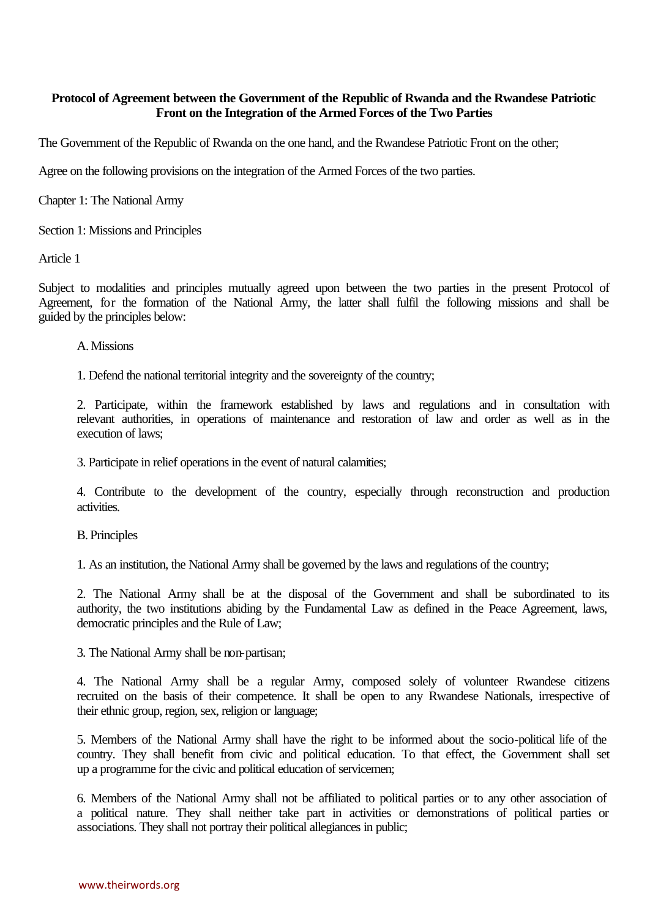**Protocol of Agreement between the Government of the Republic of Rwanda and the Rwandese Patriotic Front on the Integration of the Armed Forces of the Two Parties**

The Government of the Republic of Rwanda on the one hand, and the Rwandese Patriotic Front on the other;

Agree on the following provisions on the integration of the Armed Forces of the two parties.

Chapter 1: The National Army

Section 1: Missions and Principles

Article 1

Subject to modalities and principles mutually agreed upon between the two parties in the present Protocol of Agreement, for the formation of the National Army, the latter shall fulfil the following missions and shall be guided by the principles below:

A. Missions

1. Defend the national territorial integrity and the sovereignty of the country;

2. Participate, within the framework established by laws and regulations and in consultation with relevant authorities, in operations of maintenance and restoration of law and order as well as in the execution of laws;

3. Participate in relief operations in the event of natural calamities;

4. Contribute to the development of the country, especially through reconstruction and production activities.

B. Principles

1. As an institution, the National Army shall be governed by the laws and regulations of the country;

2. The National Army shall be at the disposal of the Government and shall be subordinated to its authority, the two institutions abiding by the Fundamental Law as defined in the Peace Agreement, laws, democratic principles and the Rule of Law;

3. The National Army shall be non-partisan;

4. The National Army shall be a regular Army, composed solely of volunteer Rwandese citizens recruited on the basis of their competence. It shall be open to any Rwandese Nationals, irrespective of their ethnic group, region, sex, religion or language;

5. Members of the National Army shall have the right to be informed about the socio-political life of the country. They shall benefit from civic and political education. To that effect, the Government shall set up a programme for the civic and political education of servicemen;

6. Members of the National Army shall not be affiliated to political parties or to any other association of a political nature. They shall neither take part in activities or demonstrations of political parties or associations. They shall not portray their political allegiances in public;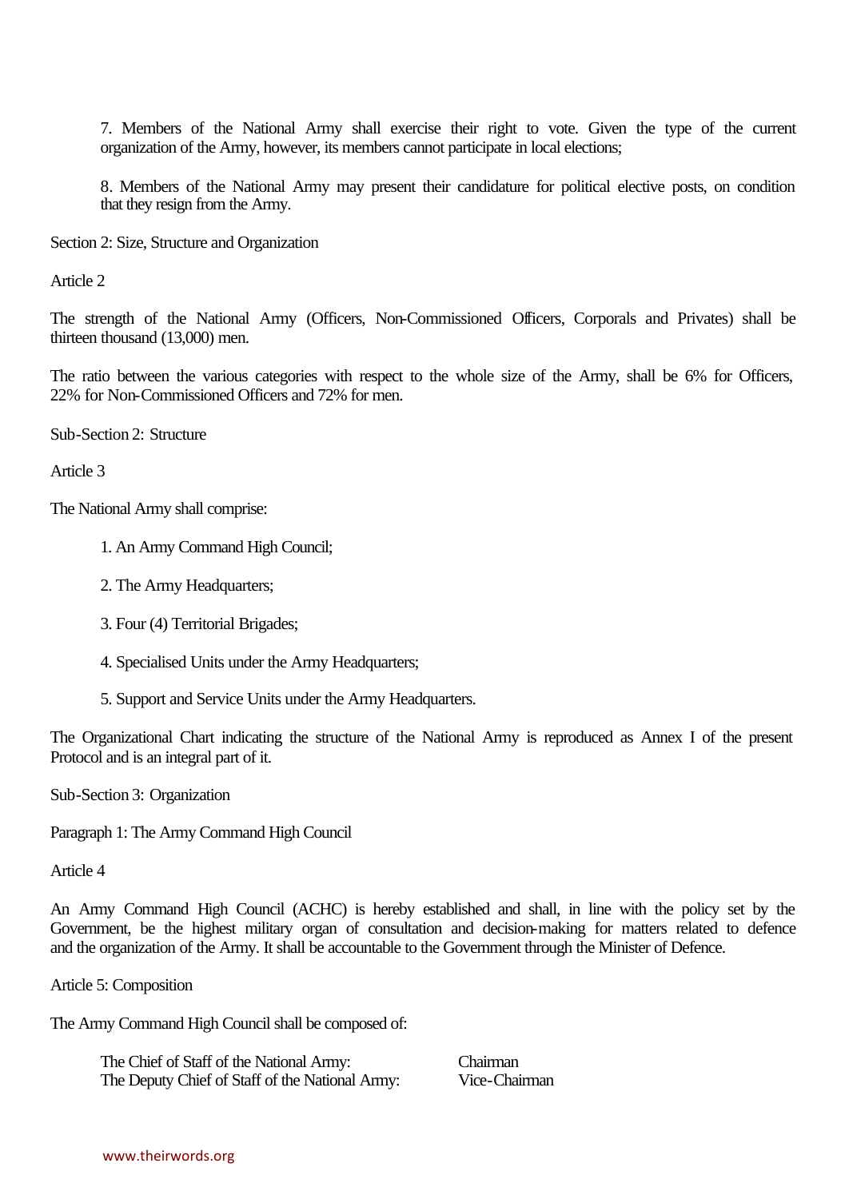7. Members of the National Army shall exercise their right to vote. Given the type of the current organization of the Army, however, its members cannot participate in local elections;

8. Members of the National Army may present their candidature for political elective posts, on condition that they resign from the Army.

Section 2: Size, Structure and Organization

Article 2

The strength of the National Army (Officers, Non-Commissioned Officers, Corporals and Privates) shall be thirteen thousand (13,000) men.

The ratio between the various categories with respect to the whole size of the Army, shall be 6% for Officers, 22% for Non-Commissioned Officers and 72% for men.

Sub-Section 2: Structure

Article 3

The National Army shall comprise:

1. An Army Command High Council;

2. The Army Headquarters;

3. Four (4) Territorial Brigades;

4. Specialised Units under the Army Headquarters;

5. Support and Service Units under the Army Headquarters.

The Organizational Chart indicating the structure of the National Army is reproduced as Annex I of the present Protocol and is an integral part of it.

Sub-Section 3: Organization

Paragraph 1: The Army Command High Council

Article 4

An Army Command High Council (ACHC) is hereby established and shall, in line with the policy set by the Government, be the highest military organ of consultation and decision-making for matters related to defence and the organization of the Army. It shall be accountable to the Government through the Minister of Defence.

Article 5: Composition

The Army Command High Council shall be composed of:

| | |
|---|---|
| The Chief of Staff of the National Army: | Chairman |
| The Deputy Chief of Staff of the National Army: | Vice-Chairman |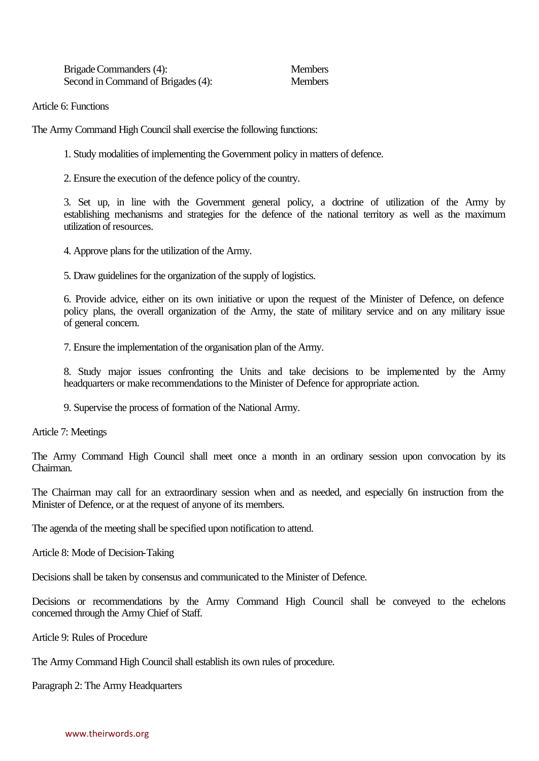| | |
|---|---|
| Brigade Commanders (4): | Members |
| Second in Command of Brigades (4): | Members |

Article 6: Functions

The Army Command High Council shall exercise the following functions:

1. Study modalities of implementing the Government policy in matters of defence.

2. Ensure the execution of the defence policy of the country.

3. Set up, in line with the Government general policy, a doctrine of utilization of the Army by establishing mechanisms and strategies for the defence of the national territory as well as the maximum utilization of resources.

4. Approve plans for the utilization of the Army.

5. Draw guidelines for the organization of the supply of logistics.

6. Provide advice, either on its own initiative or upon the request of the Minister of Defence, on defence policy plans, the overall organization of the Army, the state of military service and on any military issue of general concern.

7. Ensure the implementation of the organisation plan of the Army.

8. Study major issues confronting the Units and take decisions to be implemented by the Army headquarters or make recommendations to the Minister of Defence for appropriate action.

9. Supervise the process of formation of the National Army.

Article 7: Meetings

The Army Command High Council shall meet once a month in an ordinary session upon convocation by its Chairman.

The Chairman may call for an extraordinary session when and as needed, and especially 6n instruction from the Minister of Defence, or at the request of anyone of its members.

The agenda of the meeting shall be specified upon notification to attend.

Article 8: Mode of Decision-Taking

Decisions shall be taken by consensus and communicated to the Minister of Defence.

Decisions or recommendations by the Army Command High Council shall be conveyed to the echelons concerned through the Army Chief of Staff.

Article 9: Rules of Procedure

The Army Command High Council shall establish its own rules of procedure.

Paragraph 2: The Army Headquarters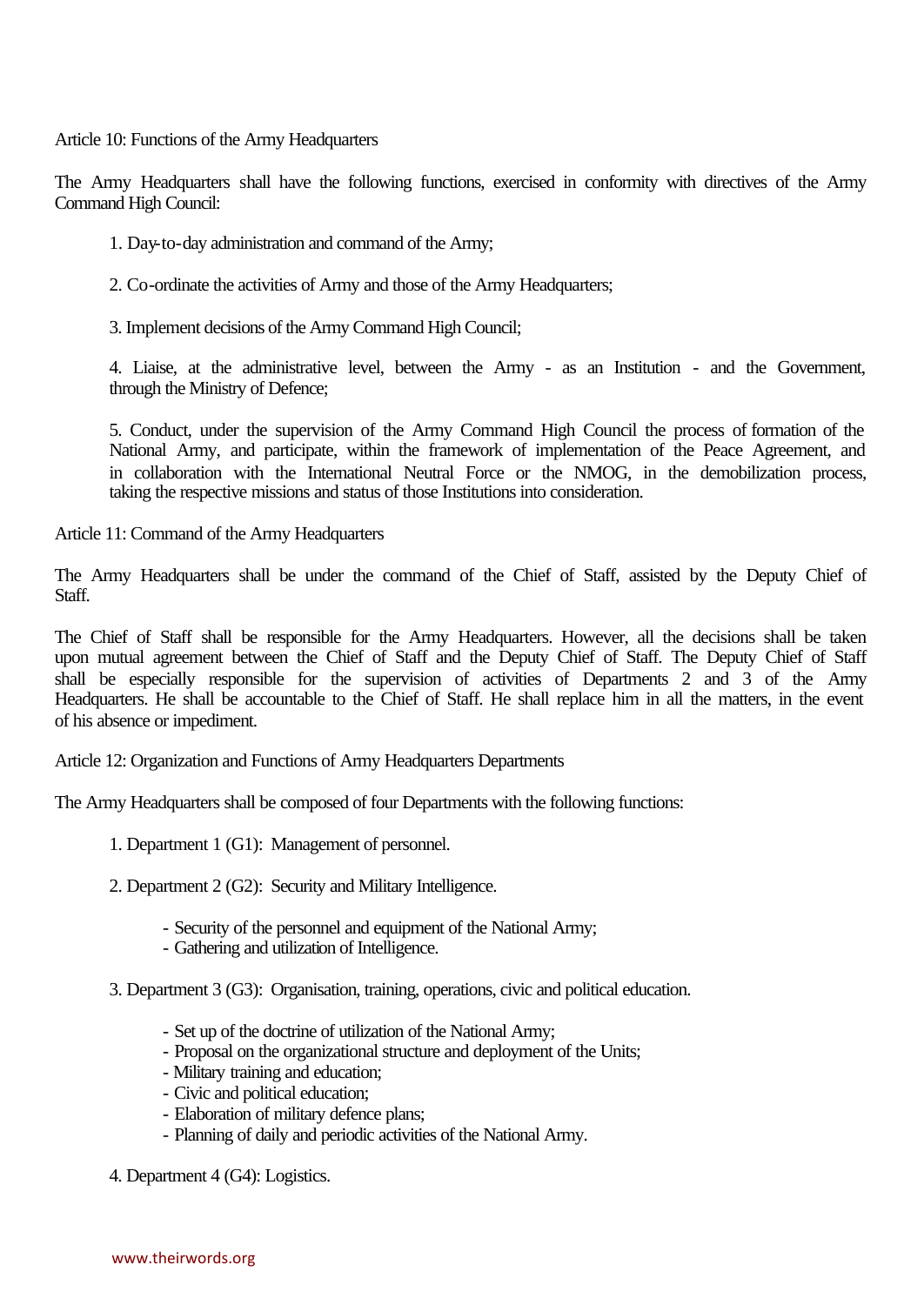Article 10: Functions of the Army Headquarters

The Army Headquarters shall have the following functions, exercised in conformity with directives of the Army Command High Council:

1. Day-to-day administration and command of the Army;

2. Co-ordinate the activities of Army and those of the Army Headquarters;

3. Implement decisions of the Army Command High Council;

4. Liaise, at the administrative level, between the Army - as an Institution - and the Government, through the Ministry of Defence;

5. Conduct, under the supervision of the Army Command High Council the process of formation of the National Army, and participate, within the framework of implementation of the Peace Agreement, and in collaboration with the International Neutral Force or the NMOG, in the demobilization process, taking the respective missions and status of those Institutions into consideration.

Article 11: Command of the Army Headquarters

The Army Headquarters shall be under the command of the Chief of Staff, assisted by the Deputy Chief of Staff.

The Chief of Staff shall be responsible for the Army Headquarters. However, all the decisions shall be taken upon mutual agreement between the Chief of Staff and the Deputy Chief of Staff. The Deputy Chief of Staff shall be especially responsible for the supervision of activities of Departments 2 and 3 of the Army Headquarters. He shall be accountable to the Chief of Staff. He shall replace him in all the matters, in the event of his absence or impediment.

Article 12: Organization and Functions of Army Headquarters Departments

The Army Headquarters shall be composed of four Departments with the following functions:

1. Department 1 (G1): Management of personnel.

2. Department 2 (G2): Security and Military Intelligence.

   - Security of the personnel and equipment of the National Army;
   - Gathering and utilization of Intelligence.

3. Department 3 (G3): Organisation, training, operations, civic and political education.

   - Set up of the doctrine of utilization of the National Army;
   - Proposal on the organizational structure and deployment of the Units;
   - Military training and education;
   - Civic and political education;
   - Elaboration of military defence plans;
   - Planning of daily and periodic activities of the National Army.

4. Department 4 (G4): Logistics.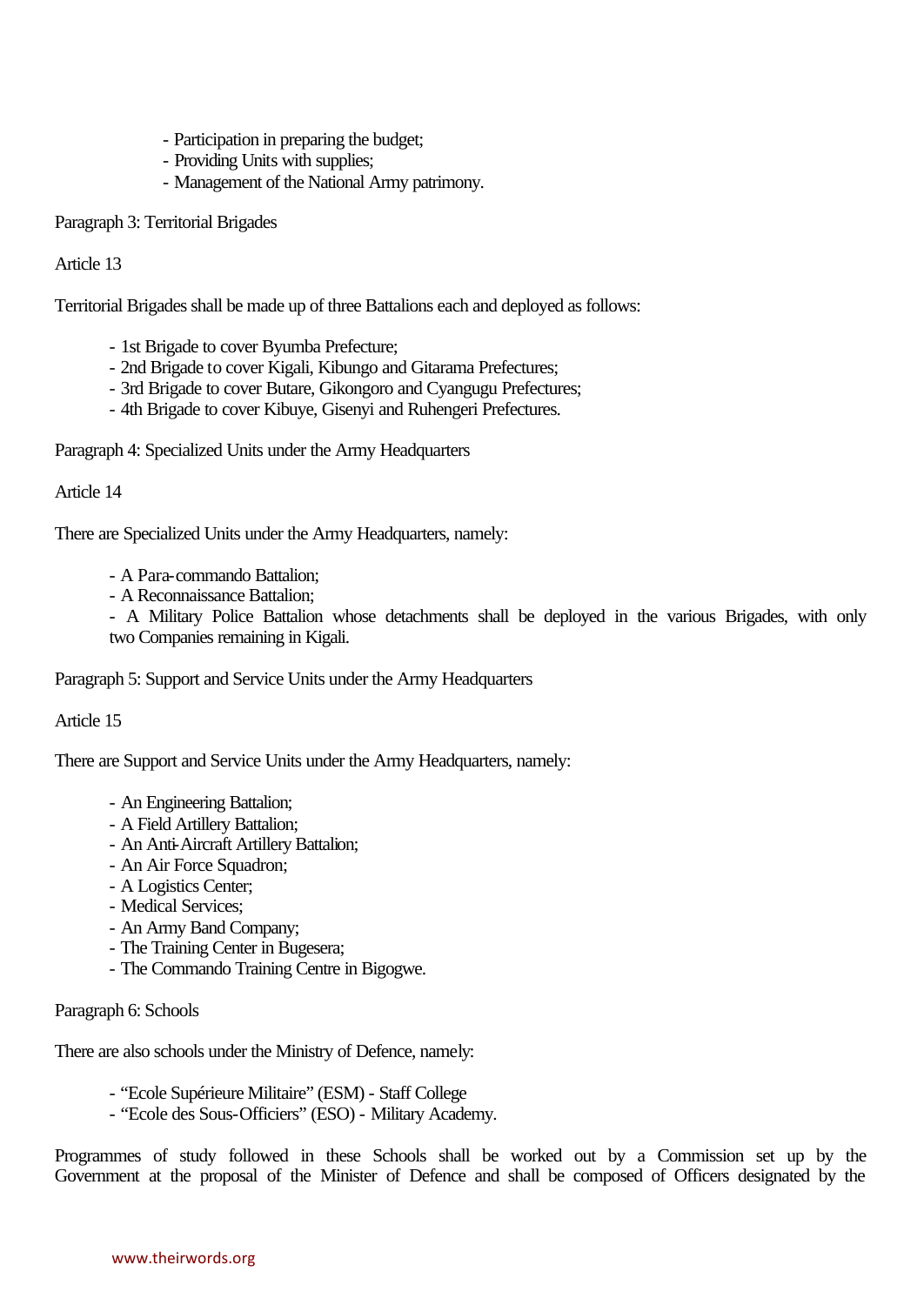- Participation in preparing the budget;
- Providing Units with supplies;
- Management of the National Army patrimony.

Paragraph 3: Territorial Brigades

Article 13

Territorial Brigades shall be made up of three Battalions each and deployed as follows:

- 1st Brigade to cover Byumba Prefecture;
- 2nd Brigade to cover Kigali, Kibungo and Gitarama Prefectures;
- 3rd Brigade to cover Butare, Gikongoro and Cyangugu Prefectures;
- 4th Brigade to cover Kibuye, Gisenyi and Ruhengeri Prefectures.

Paragraph 4: Specialized Units under the Army Headquarters

Article 14

There are Specialized Units under the Army Headquarters, namely:

- A Para-commando Battalion;
- A Reconnaissance Battalion;
- A Military Police Battalion whose detachments shall be deployed in the various Brigades, with only two Companies remaining in Kigali.

Paragraph 5: Support and Service Units under the Army Headquarters

Article 15

There are Support and Service Units under the Army Headquarters, namely:

- An Engineering Battalion;
- A Field Artillery Battalion;
- An Anti-Aircraft Artillery Battalion;
- An Air Force Squadron;
- A Logistics Center;
- Medical Services;
- An Army Band Company;
- The Training Center in Bugesera;
- The Commando Training Centre in Bigogwe.

Paragraph 6: Schools

There are also schools under the Ministry of Defence, namely:

- "Ecole Supérieure Militaire" (ESM) - Staff College
- "Ecole des Sous-Officiers" (ESO) - Military Academy.

Programmes of study followed in these Schools shall be worked out by a Commission set up by the Government at the proposal of the Minister of Defence and shall be composed of Officers designated by the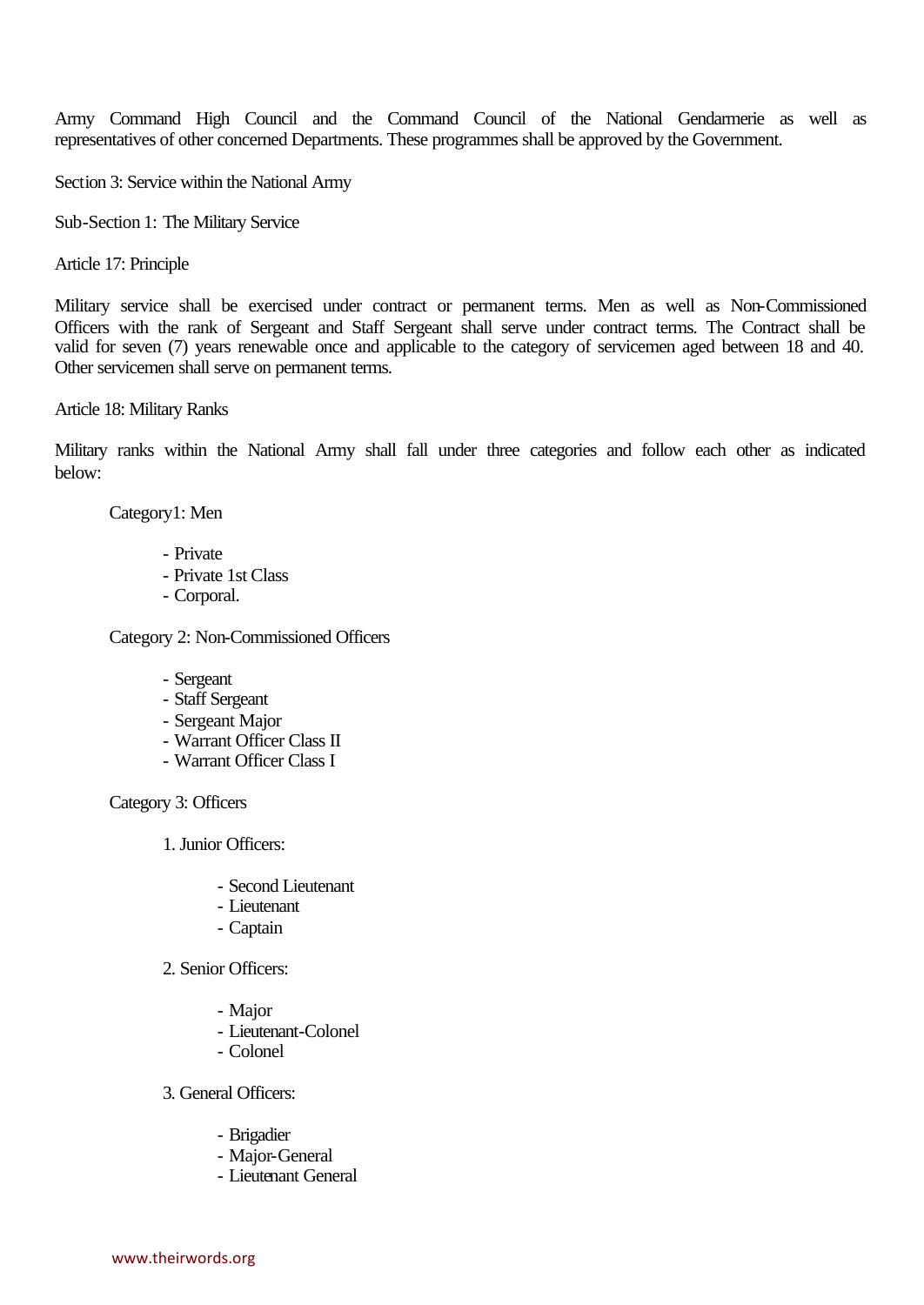Army Command High Council and the Command Council of the National Gendarmerie as well as representatives of other concerned Departments. These programmes shall be approved by the Government.

Section 3: Service within the National Army

Sub-Section 1: The Military Service

Article 17: Principle

Military service shall be exercised under contract or permanent terms. Men as well as Non-Commissioned Officers with the rank of Sergeant and Staff Sergeant shall serve under contract terms. The Contract shall be valid for seven (7) years renewable once and applicable to the category of servicemen aged between 18 and 40. Other servicemen shall serve on permanent terms.

Article 18: Military Ranks

Military ranks within the National Army shall fall under three categories and follow each other as indicated below:

Category1: Men

- Private
- Private 1st Class
- Corporal.

Category 2: Non-Commissioned Officers

- Sergeant
- Staff Sergeant
- Sergeant Major
- Warrant Officer Class II
- Warrant Officer Class I

Category 3: Officers

1. Junior Officers:
    - Second Lieutenant
    - Lieutenant
    - Captain

2. Senior Officers:
    - Major
    - Lieutenant-Colonel
    - Colonel

3. General Officers:
    - Brigadier
    - Major-General
    - Lieutenant General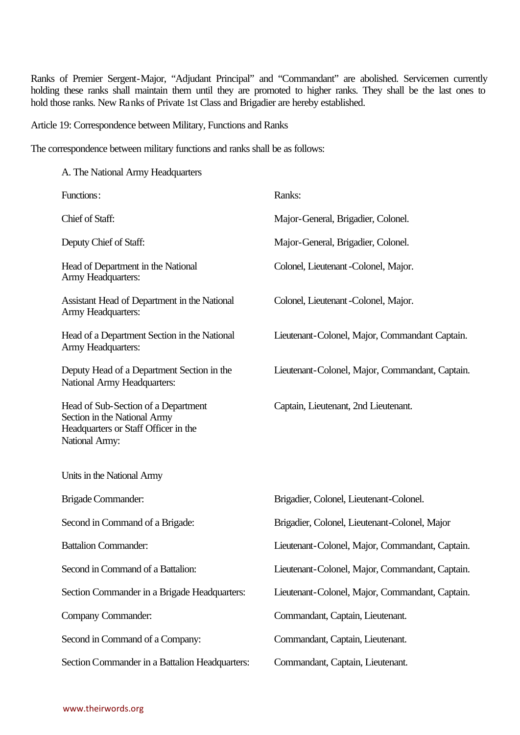Ranks of Premier Sergent-Major, "Adjudant Principal" and "Commandant" are abolished. Servicemen currently holding these ranks shall maintain them until they are promoted to higher ranks. They shall be the last ones to hold those ranks. New Ranks of Private 1st Class and Brigadier are hereby established.

Article 19: Correspondence between Military, Functions and Ranks

The correspondence between military functions and ranks shall be as follows:

A. The National Army Headquarters

| Functions: | Ranks: |
|---|---|
| Chief of Staff: | Major-General, Brigadier, Colonel. |
| Deputy Chief of Staff: | Major-General, Brigadier, Colonel. |
| Head of Department in the National Army Headquarters: | Colonel, Lieutenant-Colonel, Major. |
| Assistant Head of Department in the National Army Headquarters: | Colonel, Lieutenant-Colonel, Major. |
| Head of a Department Section in the National Army Headquarters: | Lieutenant-Colonel, Major, Commandant Captain. |
| Deputy Head of a Department Section in the National Army Headquarters: | Lieutenant-Colonel, Major, Commandant, Captain. |
| Head of Sub-Section of a Department Section in the National Army Headquarters or Staff Officer in the National Army: | Captain, Lieutenant, 2nd Lieutenant. |

Units in the National Army

| | |
|---|---|
| Brigade Commander: | Brigadier, Colonel, Lieutenant-Colonel. |
| Second in Command of a Brigade: | Brigadier, Colonel, Lieutenant-Colonel, Major |
| Battalion Commander: | Lieutenant-Colonel, Major, Commandant, Captain. |
| Second in Command of a Battalion: | Lieutenant-Colonel, Major, Commandant, Captain. |
| Section Commander in a Brigade Headquarters: | Lieutenant-Colonel, Major, Commandant, Captain. |
| Company Commander: | Commandant, Captain, Lieutenant. |
| Second in Command of a Company: | Commandant, Captain, Lieutenant. |
| Section Commander in a Battalion Headquarters: | Commandant, Captain, Lieutenant. |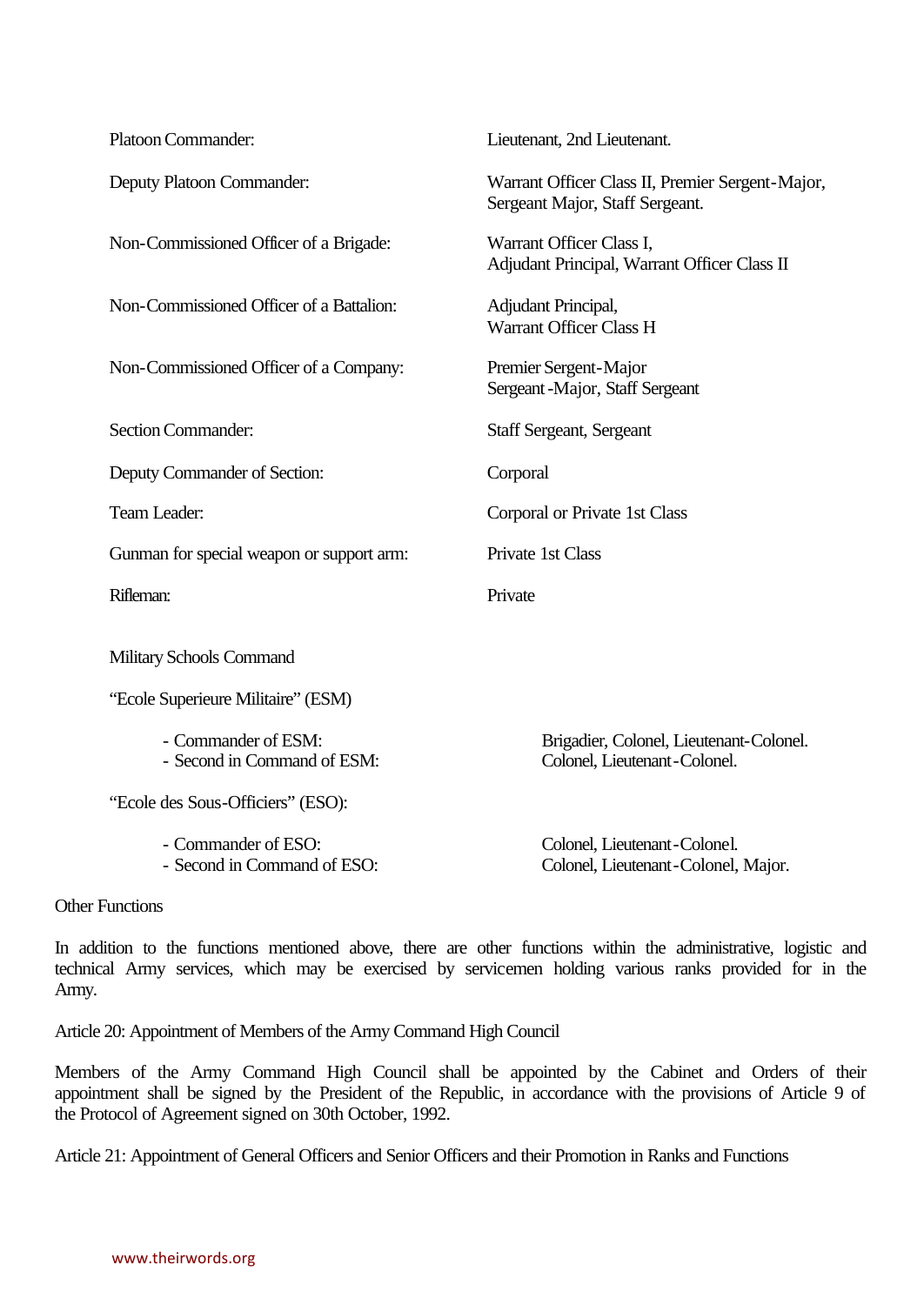| | |
|---|---|
| Platoon Commander: | Lieutenant, 2nd Lieutenant. |
| Deputy Platoon Commander: | Warrant Officer Class II, Premier Sergent-Major, Sergeant Major, Staff Sergeant. |
| Non-Commissioned Officer of a Brigade: | Warrant Officer Class I, Adjudant Principal, Warrant Officer Class II |
| Non-Commissioned Officer of a Battalion: | Adjudant Principal, Warrant Officer Class H |
| Non-Commissioned Officer of a Company: | Premier Sergent-Major Sergeant-Major, Staff Sergeant |
| Section Commander: | Staff Sergeant, Sergeant |
| Deputy Commander of Section: | Corporal |
| Team Leader: | Corporal or Private 1st Class |
| Gunman for special weapon or support arm: | Private 1st Class |
| Rifleman: | Private |

Military Schools Command

"Ecole Superieure Militaire" (ESM)

- Commander of ESM: Brigadier, Colonel, Lieutenant-Colonel.
- Second in Command of ESM: Colonel, Lieutenant-Colonel.

"Ecole des Sous-Officiers" (ESO):

- Commander of ESO: Colonel, Lieutenant-Colonel.
- Second in Command of ESO: Colonel, Lieutenant-Colonel, Major.

Other Functions

In addition to the functions mentioned above, there are other functions within the administrative, logistic and technical Army services, which may be exercised by servicemen holding various ranks provided for in the Army.

Article 20: Appointment of Members of the Army Command High Council

Members of the Army Command High Council shall be appointed by the Cabinet and Orders of their appointment shall be signed by the President of the Republic, in accordance with the provisions of Article 9 of the Protocol of Agreement signed on 30th October, 1992.

Article 21: Appointment of General Officers and Senior Officers and their Promotion in Ranks and Functions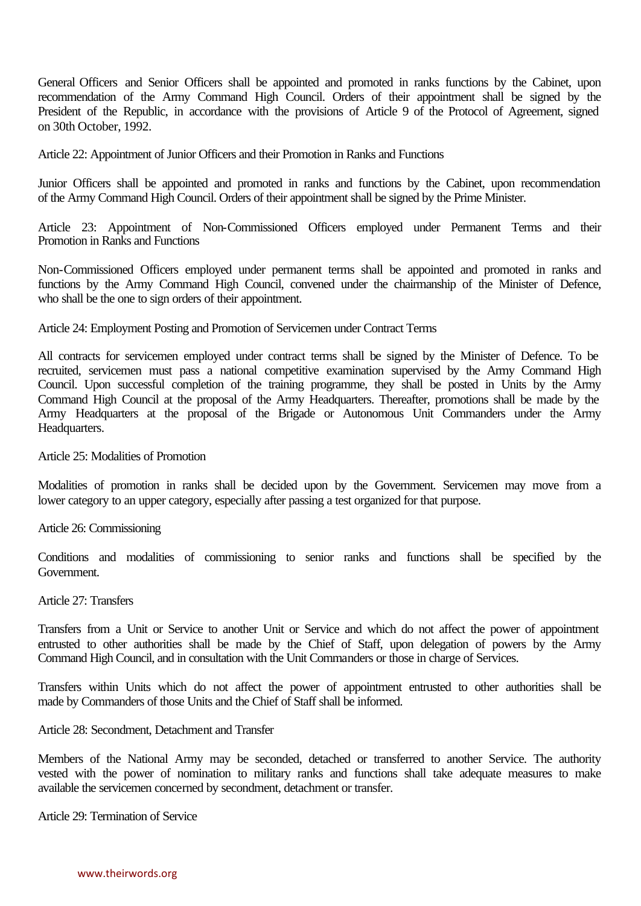General Officers and Senior Officers shall be appointed and promoted in ranks functions by the Cabinet, upon recommendation of the Army Command High Council. Orders of their appointment shall be signed by the President of the Republic, in accordance with the provisions of Article 9 of the Protocol of Agreement, signed on 30th October, 1992.

Article 22: Appointment of Junior Officers and their Promotion in Ranks and Functions

Junior Officers shall be appointed and promoted in ranks and functions by the Cabinet, upon recommendation of the Army Command High Council. Orders of their appointment shall be signed by the Prime Minister.

Article 23: Appointment of Non-Commissioned Officers employed under Permanent Terms and their Promotion in Ranks and Functions

Non-Commissioned Officers employed under permanent terms shall be appointed and promoted in ranks and functions by the Army Command High Council, convened under the chairmanship of the Minister of Defence, who shall be the one to sign orders of their appointment.

Article 24: Employment Posting and Promotion of Servicemen under Contract Terms

All contracts for servicemen employed under contract terms shall be signed by the Minister of Defence. To be recruited, servicemen must pass a national competitive examination supervised by the Army Command High Council. Upon successful completion of the training programme, they shall be posted in Units by the Army Command High Council at the proposal of the Army Headquarters. Thereafter, promotions shall be made by the Army Headquarters at the proposal of the Brigade or Autonomous Unit Commanders under the Army Headquarters.

Article 25: Modalities of Promotion

Modalities of promotion in ranks shall be decided upon by the Government. Servicemen may move from a lower category to an upper category, especially after passing a test organized for that purpose.

Article 26: Commissioning

Conditions and modalities of commissioning to senior ranks and functions shall be specified by the Government.

Article 27: Transfers

Transfers from a Unit or Service to another Unit or Service and which do not affect the power of appointment entrusted to other authorities shall be made by the Chief of Staff, upon delegation of powers by the Army Command High Council, and in consultation with the Unit Commanders or those in charge of Services.

Transfers within Units which do not affect the power of appointment entrusted to other authorities shall be made by Commanders of those Units and the Chief of Staff shall be informed.

Article 28: Secondment, Detachment and Transfer

Members of the National Army may be seconded, detached or transferred to another Service. The authority vested with the power of nomination to military ranks and functions shall take adequate measures to make available the servicemen concerned by secondment, detachment or transfer.

Article 29: Termination of Service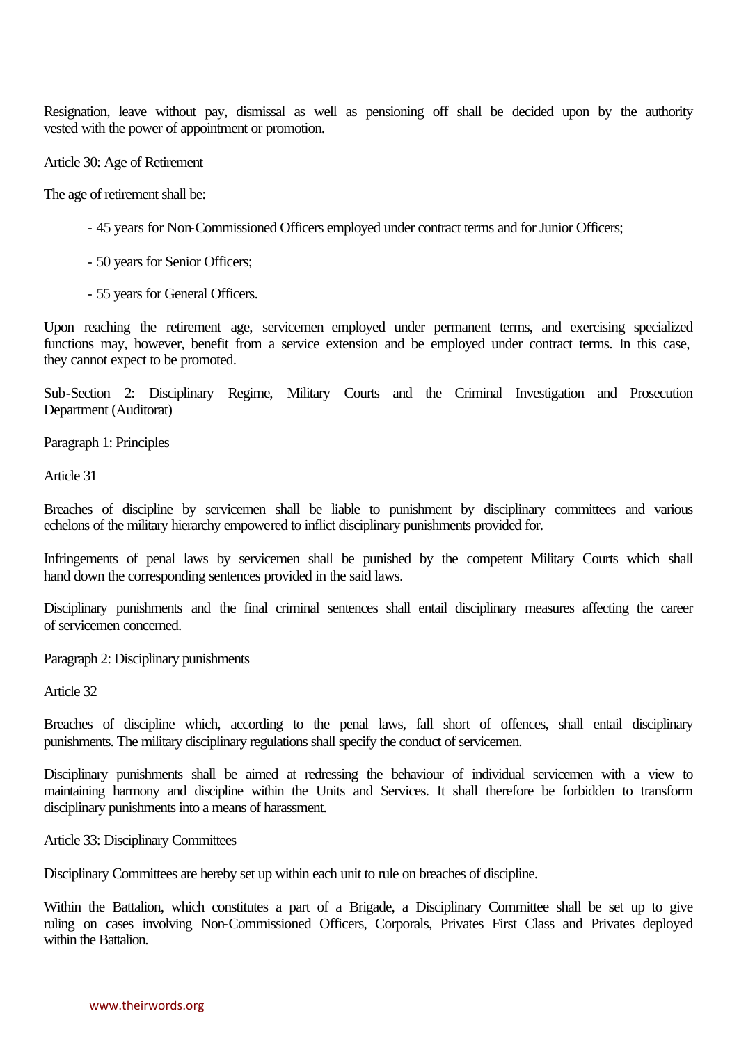Resignation, leave without pay, dismissal as well as pensioning off shall be decided upon by the authority vested with the power of appointment or promotion.

### Article 30: Age of Retirement

The age of retirement shall be:

- 45 years for Non-Commissioned Officers employed under contract terms and for Junior Officers;
- 50 years for Senior Officers;
- 55 years for General Officers.

Upon reaching the retirement age, servicemen employed under permanent terms, and exercising specialized functions may, however, benefit from a service extension and be employed under contract terms. In this case, they cannot expect to be promoted.

## Sub-Section 2: Disciplinary Regime, Military Courts and the Criminal Investigation and Prosecution Department (Auditorat)

### Paragraph 1: Principles

### Article 31

Breaches of discipline by servicemen shall be liable to punishment by disciplinary committees and various echelons of the military hierarchy empowered to inflict disciplinary punishments provided for.

Infringements of penal laws by servicemen shall be punished by the competent Military Courts which shall hand down the corresponding sentences provided in the said laws.

Disciplinary punishments and the final criminal sentences shall entail disciplinary measures affecting the career of servicemen concerned.

### Paragraph 2: Disciplinary punishments

### Article 32

Breaches of discipline which, according to the penal laws, fall short of offences, shall entail disciplinary punishments. The military disciplinary regulations shall specify the conduct of servicemen.

Disciplinary punishments shall be aimed at redressing the behaviour of individual servicemen with a view to maintaining harmony and discipline within the Units and Services. It shall therefore be forbidden to transform disciplinary punishments into a means of harassment.

### Article 33: Disciplinary Committees

Disciplinary Committees are hereby set up within each unit to rule on breaches of discipline.

Within the Battalion, which constitutes a part of a Brigade, a Disciplinary Committee shall be set up to give ruling on cases involving Non-Commissioned Officers, Corporals, Privates First Class and Privates deployed within the Battalion.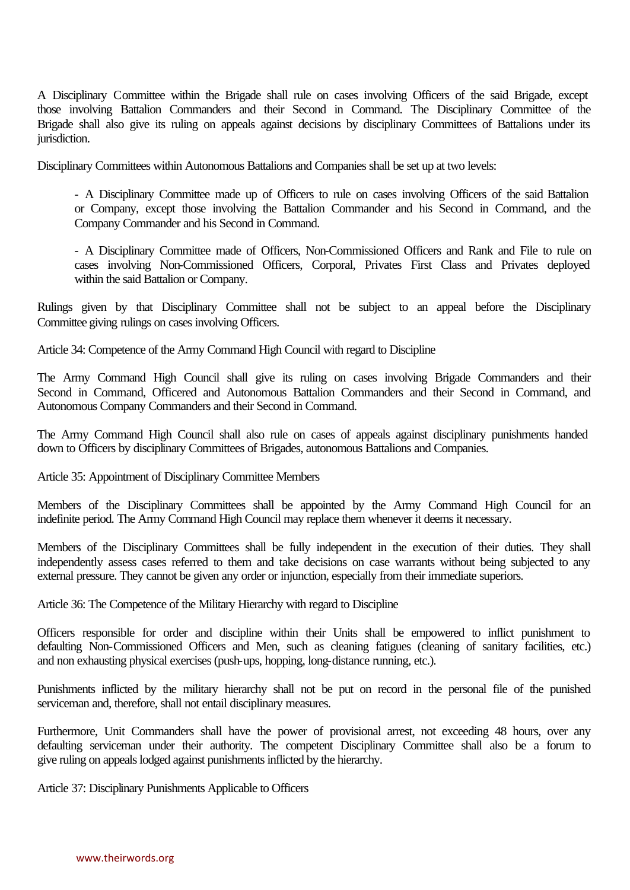A Disciplinary Committee within the Brigade shall rule on cases involving Officers of the said Brigade, except those involving Battalion Commanders and their Second in Command. The Disciplinary Committee of the Brigade shall also give its ruling on appeals against decisions by disciplinary Committees of Battalions under its jurisdiction.

Disciplinary Committees within Autonomous Battalions and Companies shall be set up at two levels:

- A Disciplinary Committee made up of Officers to rule on cases involving Officers of the said Battalion or Company, except those involving the Battalion Commander and his Second in Command, and the Company Commander and his Second in Command.

- A Disciplinary Committee made of Officers, Non-Commissioned Officers and Rank and File to rule on cases involving Non-Commissioned Officers, Corporal, Privates First Class and Privates deployed within the said Battalion or Company.

Rulings given by that Disciplinary Committee shall not be subject to an appeal before the Disciplinary Committee giving rulings on cases involving Officers.

Article 34: Competence of the Army Command High Council with regard to Discipline

The Army Command High Council shall give its ruling on cases involving Brigade Commanders and their Second in Command, Officered and Autonomous Battalion Commanders and their Second in Command, and Autonomous Company Commanders and their Second in Command.

The Army Command High Council shall also rule on cases of appeals against disciplinary punishments handed down to Officers by disciplinary Committees of Brigades, autonomous Battalions and Companies.

Article 35: Appointment of Disciplinary Committee Members

Members of the Disciplinary Committees shall be appointed by the Army Command High Council for an indefinite period. The Army Command High Council may replace them whenever it deems it necessary.

Members of the Disciplinary Committees shall be fully independent in the execution of their duties. They shall independently assess cases referred to them and take decisions on case warrants without being subjected to any external pressure. They cannot be given any order or injunction, especially from their immediate superiors.

Article 36: The Competence of the Military Hierarchy with regard to Discipline

Officers responsible for order and discipline within their Units shall be empowered to inflict punishment to defaulting Non-Commissioned Officers and Men, such as cleaning fatigues (cleaning of sanitary facilities, etc.) and non exhausting physical exercises (push-ups, hopping, long-distance running, etc.).

Punishments inflicted by the military hierarchy shall not be put on record in the personal file of the punished serviceman and, therefore, shall not entail disciplinary measures.

Furthermore, Unit Commanders shall have the power of provisional arrest, not exceeding 48 hours, over any defaulting serviceman under their authority. The competent Disciplinary Committee shall also be a forum to give ruling on appeals lodged against punishments inflicted by the hierarchy.

Article 37: Disciplinary Punishments Applicable to Officers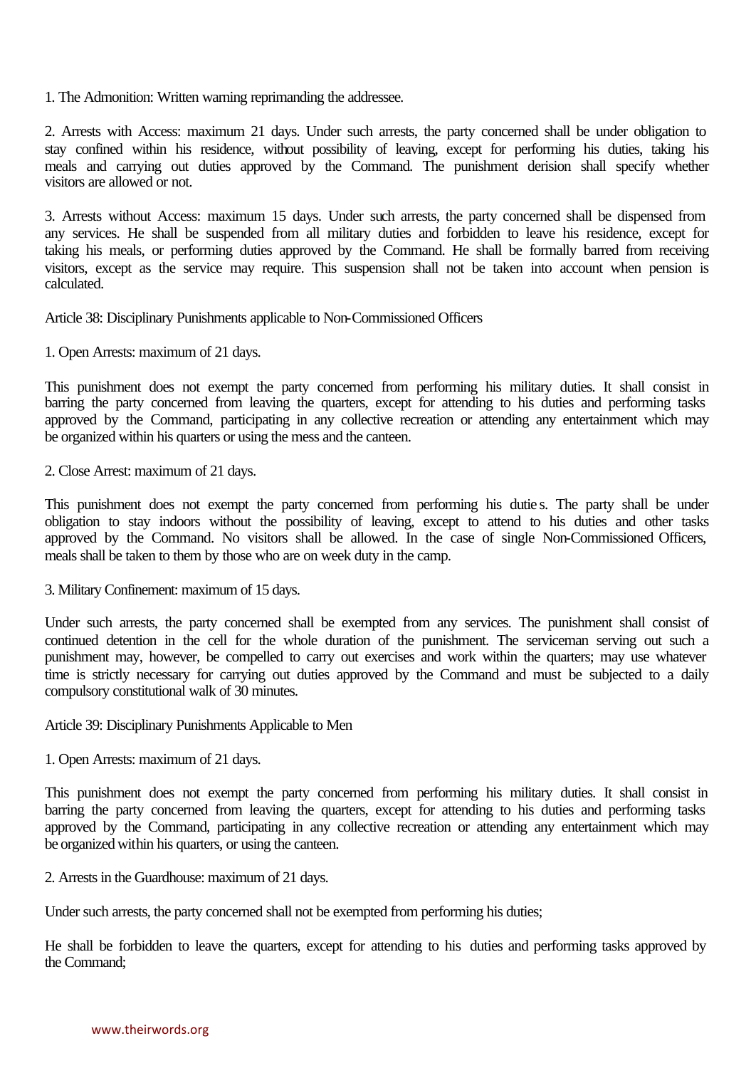1. The Admonition: Written warning reprimanding the addressee.

2. Arrests with Access: maximum 21 days. Under such arrests, the party concerned shall be under obligation to stay confined within his residence, without possibility of leaving, except for performing his duties, taking his meals and carrying out duties approved by the Command. The punishment derision shall specify whether visitors are allowed or not.

3. Arrests without Access: maximum 15 days. Under such arrests, the party concerned shall be dispensed from any services. He shall be suspended from all military duties and forbidden to leave his residence, except for taking his meals, or performing duties approved by the Command. He shall be formally barred from receiving visitors, except as the service may require. This suspension shall not be taken into account when pension is calculated.

Article 38: Disciplinary Punishments applicable to Non-Commissioned Officers

1. Open Arrests: maximum of 21 days.

This punishment does not exempt the party concerned from performing his military duties. It shall consist in barring the party concerned from leaving the quarters, except for attending to his duties and performing tasks approved by the Command, participating in any collective recreation or attending any entertainment which may be organized within his quarters or using the mess and the canteen.

2. Close Arrest: maximum of 21 days.

This punishment does not exempt the party concerned from performing his duties. The party shall be under obligation to stay indoors without the possibility of leaving, except to attend to his duties and other tasks approved by the Command. No visitors shall be allowed. In the case of single Non-Commissioned Officers, meals shall be taken to them by those who are on week duty in the camp.

3. Military Confinement: maximum of 15 days.

Under such arrests, the party concerned shall be exempted from any services. The punishment shall consist of continued detention in the cell for the whole duration of the punishment. The serviceman serving out such a punishment may, however, be compelled to carry out exercises and work within the quarters; may use whatever time is strictly necessary for carrying out duties approved by the Command and must be subjected to a daily compulsory constitutional walk of 30 minutes.

Article 39: Disciplinary Punishments Applicable to Men

1. Open Arrests: maximum of 21 days.

This punishment does not exempt the party concerned from performing his military duties. It shall consist in barring the party concerned from leaving the quarters, except for attending to his duties and performing tasks approved by the Command, participating in any collective recreation or attending any entertainment which may be organized within his quarters, or using the canteen.

2. Arrests in the Guardhouse: maximum of 21 days.

Under such arrests, the party concerned shall not be exempted from performing his duties;

He shall be forbidden to leave the quarters, except for attending to his duties and performing tasks approved by the Command;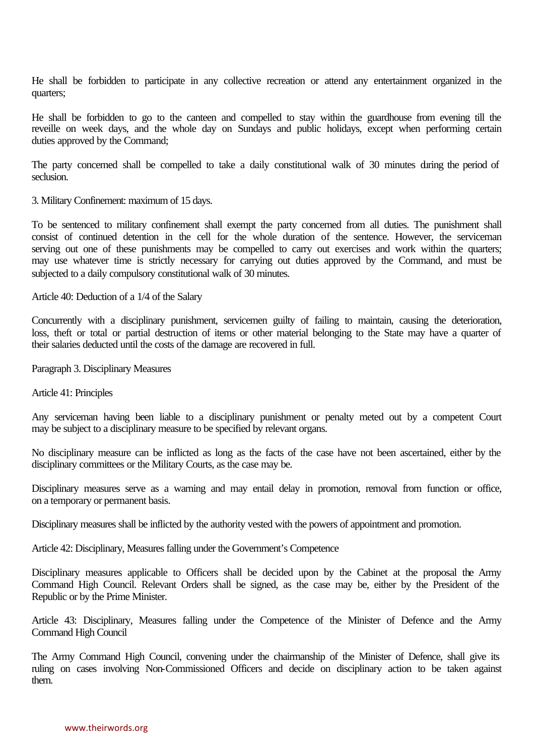He shall be forbidden to participate in any collective recreation or attend any entertainment organized in the quarters;

He shall be forbidden to go to the canteen and compelled to stay within the guardhouse from evening till the reveille on week days, and the whole day on Sundays and public holidays, except when performing certain duties approved by the Command;

The party concerned shall be compelled to take a daily constitutional walk of 30 minutes during the period of seclusion.

3. Military Confinement: maximum of 15 days.

To be sentenced to military confinement shall exempt the party concerned from all duties. The punishment shall consist of continued detention in the cell for the whole duration of the sentence. However, the serviceman serving out one of these punishments may be compelled to carry out exercises and work within the quarters; may use whatever time is strictly necessary for carrying out duties approved by the Command, and must be subjected to a daily compulsory constitutional walk of 30 minutes.

Article 40: Deduction of a 1/4 of the Salary

Concurrently with a disciplinary punishment, servicemen guilty of failing to maintain, causing the deterioration, loss, theft or total or partial destruction of items or other material belonging to the State may have a quarter of their salaries deducted until the costs of the damage are recovered in full.

Paragraph 3. Disciplinary Measures

Article 41: Principles

Any serviceman having been liable to a disciplinary punishment or penalty meted out by a competent Court may be subject to a disciplinary measure to be specified by relevant organs.

No disciplinary measure can be inflicted as long as the facts of the case have not been ascertained, either by the disciplinary committees or the Military Courts, as the case may be.

Disciplinary measures serve as a warning and may entail delay in promotion, removal from function or office, on a temporary or permanent basis.

Disciplinary measures shall be inflicted by the authority vested with the powers of appointment and promotion.

Article 42: Disciplinary, Measures falling under the Government's Competence

Disciplinary measures applicable to Officers shall be decided upon by the Cabinet at the proposal the Army Command High Council. Relevant Orders shall be signed, as the case may be, either by the President of the Republic or by the Prime Minister.

Article 43: Disciplinary, Measures falling under the Competence of the Minister of Defence and the Army Command High Council

The Army Command High Council, convening under the chairmanship of the Minister of Defence, shall give its ruling on cases involving Non-Commissioned Officers and decide on disciplinary action to be taken against them.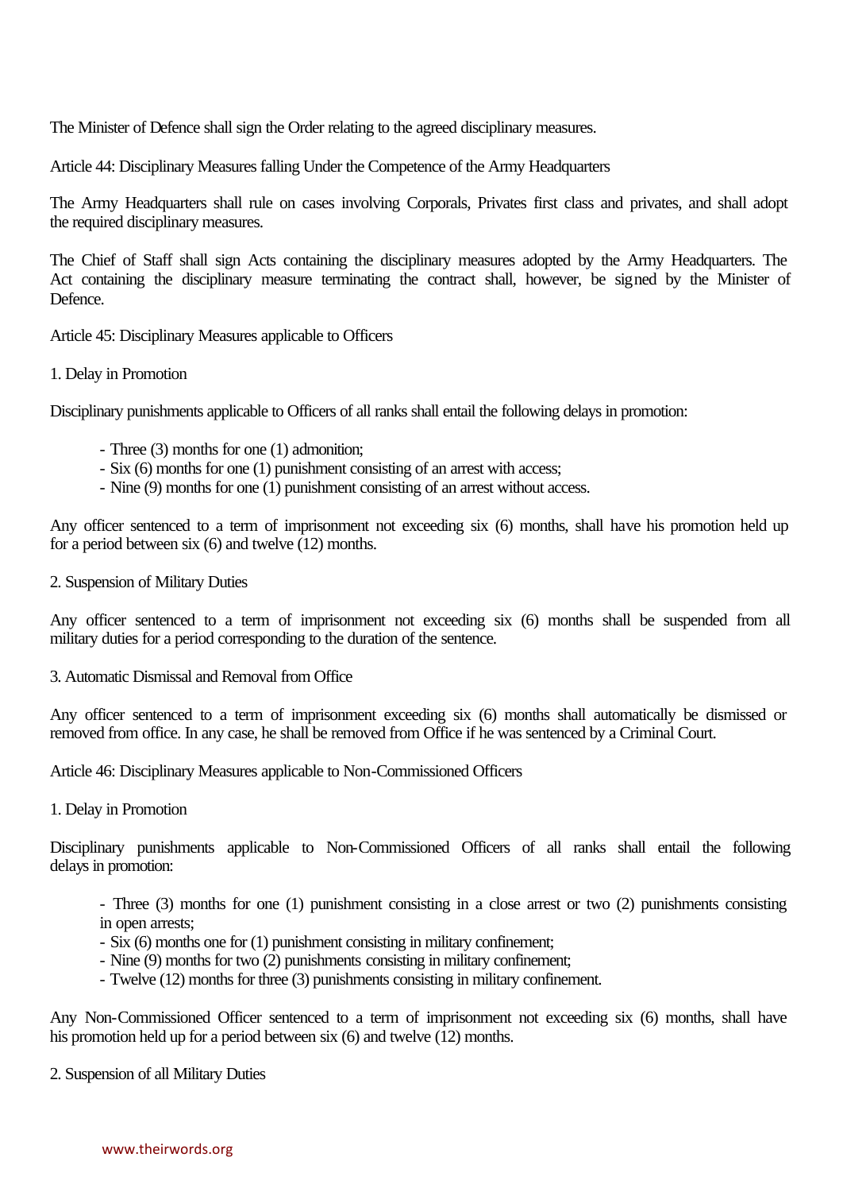The Minister of Defence shall sign the Order relating to the agreed disciplinary measures.

Article 44: Disciplinary Measures falling Under the Competence of the Army Headquarters

The Army Headquarters shall rule on cases involving Corporals, Privates first class and privates, and shall adopt the required disciplinary measures.

The Chief of Staff shall sign Acts containing the disciplinary measures adopted by the Army Headquarters. The Act containing the disciplinary measure terminating the contract shall, however, be signed by the Minister of Defence.

Article 45: Disciplinary Measures applicable to Officers

1. Delay in Promotion

Disciplinary punishments applicable to Officers of all ranks shall entail the following delays in promotion:

- Three (3) months for one (1) admonition;
- Six (6) months for one (1) punishment consisting of an arrest with access;
- Nine (9) months for one (1) punishment consisting of an arrest without access.

Any officer sentenced to a term of imprisonment not exceeding six (6) months, shall have his promotion held up for a period between six (6) and twelve (12) months.

2. Suspension of Military Duties

Any officer sentenced to a term of imprisonment not exceeding six (6) months shall be suspended from all military duties for a period corresponding to the duration of the sentence.

3. Automatic Dismissal and Removal from Office

Any officer sentenced to a term of imprisonment exceeding six (6) months shall automatically be dismissed or removed from office. In any case, he shall be removed from Office if he was sentenced by a Criminal Court.

Article 46: Disciplinary Measures applicable to Non-Commissioned Officers

1. Delay in Promotion

Disciplinary punishments applicable to Non-Commissioned Officers of all ranks shall entail the following delays in promotion:

- Three (3) months for one (1) punishment consisting in a close arrest or two (2) punishments consisting in open arrests;
- Six (6) months one for (1) punishment consisting in military confinement;
- Nine (9) months for two (2) punishments consisting in military confinement;
- Twelve (12) months for three (3) punishments consisting in military confinement.

Any Non-Commissioned Officer sentenced to a term of imprisonment not exceeding six (6) months, shall have his promotion held up for a period between six (6) and twelve (12) months.

2. Suspension of all Military Duties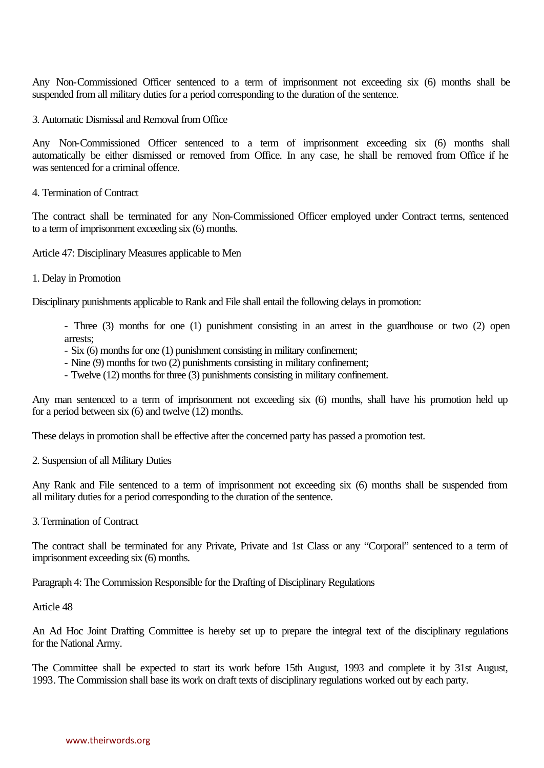Any Non-Commissioned Officer sentenced to a term of imprisonment not exceeding six (6) months shall be suspended from all military duties for a period corresponding to the duration of the sentence.

3. Automatic Dismissal and Removal from Office

Any Non-Commissioned Officer sentenced to a term of imprisonment exceeding six (6) months shall automatically be either dismissed or removed from Office. In any case, he shall be removed from Office if he was sentenced for a criminal offence.

4. Termination of Contract

The contract shall be terminated for any Non-Commissioned Officer employed under Contract terms, sentenced to a term of imprisonment exceeding six (6) months.

Article 47: Disciplinary Measures applicable to Men

1. Delay in Promotion

Disciplinary punishments applicable to Rank and File shall entail the following delays in promotion:

- Three (3) months for one (1) punishment consisting in an arrest in the guardhouse or two (2) open arrests;
- Six (6) months for one (1) punishment consisting in military confinement;
- Nine (9) months for two (2) punishments consisting in military confinement;
- Twelve (12) months for three (3) punishments consisting in military confinement.

Any man sentenced to a term of imprisonment not exceeding six (6) months, shall have his promotion held up for a period between six (6) and twelve (12) months.

These delays in promotion shall be effective after the concerned party has passed a promotion test.

2. Suspension of all Military Duties

Any Rank and File sentenced to a term of imprisonment not exceeding six (6) months shall be suspended from all military duties for a period corresponding to the duration of the sentence.

3. Termination of Contract

The contract shall be terminated for any Private, Private and 1st Class or any "Corporal" sentenced to a term of imprisonment exceeding six (6) months.

Paragraph 4: The Commission Responsible for the Drafting of Disciplinary Regulations

Article 48

An Ad Hoc Joint Drafting Committee is hereby set up to prepare the integral text of the disciplinary regulations for the National Army.

The Committee shall be expected to start its work before 15th August, 1993 and complete it by 31st August, 1993. The Commission shall base its work on draft texts of disciplinary regulations worked out by each party.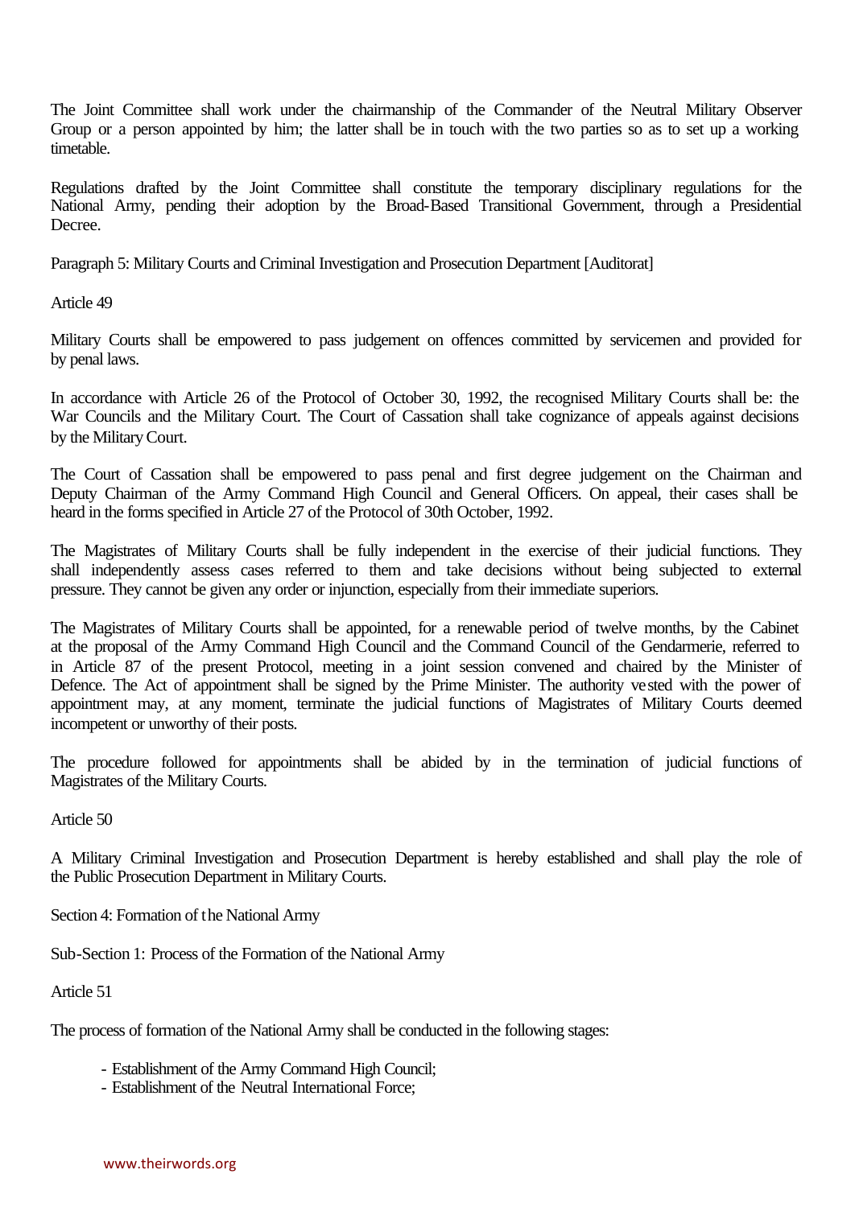The Joint Committee shall work under the chairmanship of the Commander of the Neutral Military Observer Group or a person appointed by him; the latter shall be in touch with the two parties so as to set up a working timetable.

Regulations drafted by the Joint Committee shall constitute the temporary disciplinary regulations for the National Army, pending their adoption by the Broad-Based Transitional Government, through a Presidential Decree.

Paragraph 5: Military Courts and Criminal Investigation and Prosecution Department [Auditorat]

Article 49

Military Courts shall be empowered to pass judgement on offences committed by servicemen and provided for by penal laws.

In accordance with Article 26 of the Protocol of October 30, 1992, the recognised Military Courts shall be: the War Councils and the Military Court. The Court of Cassation shall take cognizance of appeals against decisions by the Military Court.

The Court of Cassation shall be empowered to pass penal and first degree judgement on the Chairman and Deputy Chairman of the Army Command High Council and General Officers. On appeal, their cases shall be heard in the forms specified in Article 27 of the Protocol of 30th October, 1992.

The Magistrates of Military Courts shall be fully independent in the exercise of their judicial functions. They shall independently assess cases referred to them and take decisions without being subjected to external pressure. They cannot be given any order or injunction, especially from their immediate superiors.

The Magistrates of Military Courts shall be appointed, for a renewable period of twelve months, by the Cabinet at the proposal of the Army Command High Council and the Command Council of the Gendarmerie, referred to in Article 87 of the present Protocol, meeting in a joint session convened and chaired by the Minister of Defence. The Act of appointment shall be signed by the Prime Minister. The authority vested with the power of appointment may, at any moment, terminate the judicial functions of Magistrates of Military Courts deemed incompetent or unworthy of their posts.

The procedure followed for appointments shall be abided by in the termination of judicial functions of Magistrates of the Military Courts.

Article 50

A Military Criminal Investigation and Prosecution Department is hereby established and shall play the role of the Public Prosecution Department in Military Courts.

Section 4: Formation of the National Army

Sub-Section 1: Process of the Formation of the National Army

Article 51

The process of formation of the National Army shall be conducted in the following stages:

- Establishment of the Army Command High Council;
- Establishment of the Neutral International Force;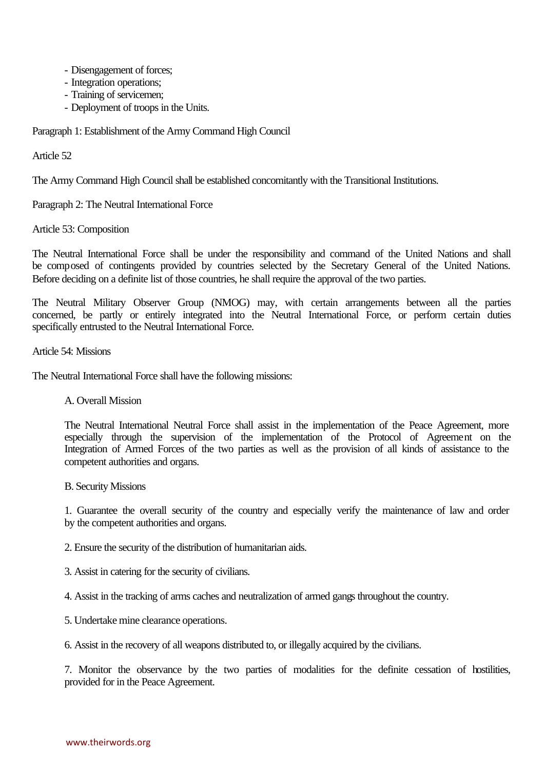- Disengagement of forces;
- Integration operations;
- Training of servicemen;
- Deployment of troops in the Units.

Paragraph 1: Establishment of the Army Command High Council

Article 52

The Army Command High Council shall be established concomitantly with the Transitional Institutions.

Paragraph 2: The Neutral International Force

Article 53: Composition

The Neutral International Force shall be under the responsibility and command of the United Nations and shall be composed of contingents provided by countries selected by the Secretary General of the United Nations. Before deciding on a definite list of those countries, he shall require the approval of the two parties.

The Neutral Military Observer Group (NMOG) may, with certain arrangements between all the parties concerned, be partly or entirely integrated into the Neutral International Force, or perform certain duties specifically entrusted to the Neutral International Force.

Article 54: Missions

The Neutral International Force shall have the following missions:

A. Overall Mission

The Neutral International Neutral Force shall assist in the implementation of the Peace Agreement, more especially through the supervision of the implementation of the Protocol of Agreement on the Integration of Armed Forces of the two parties as well as the provision of all kinds of assistance to the competent authorities and organs.

B. Security Missions

1. Guarantee the overall security of the country and especially verify the maintenance of law and order by the competent authorities and organs.

2. Ensure the security of the distribution of humanitarian aids.

3. Assist in catering for the security of civilians.

4. Assist in the tracking of arms caches and neutralization of armed gangs throughout the country.

5. Undertake mine clearance operations.

6. Assist in the recovery of all weapons distributed to, or illegally acquired by the civilians.

7. Monitor the observance by the two parties of modalities for the definite cessation of hostilities, provided for in the Peace Agreement.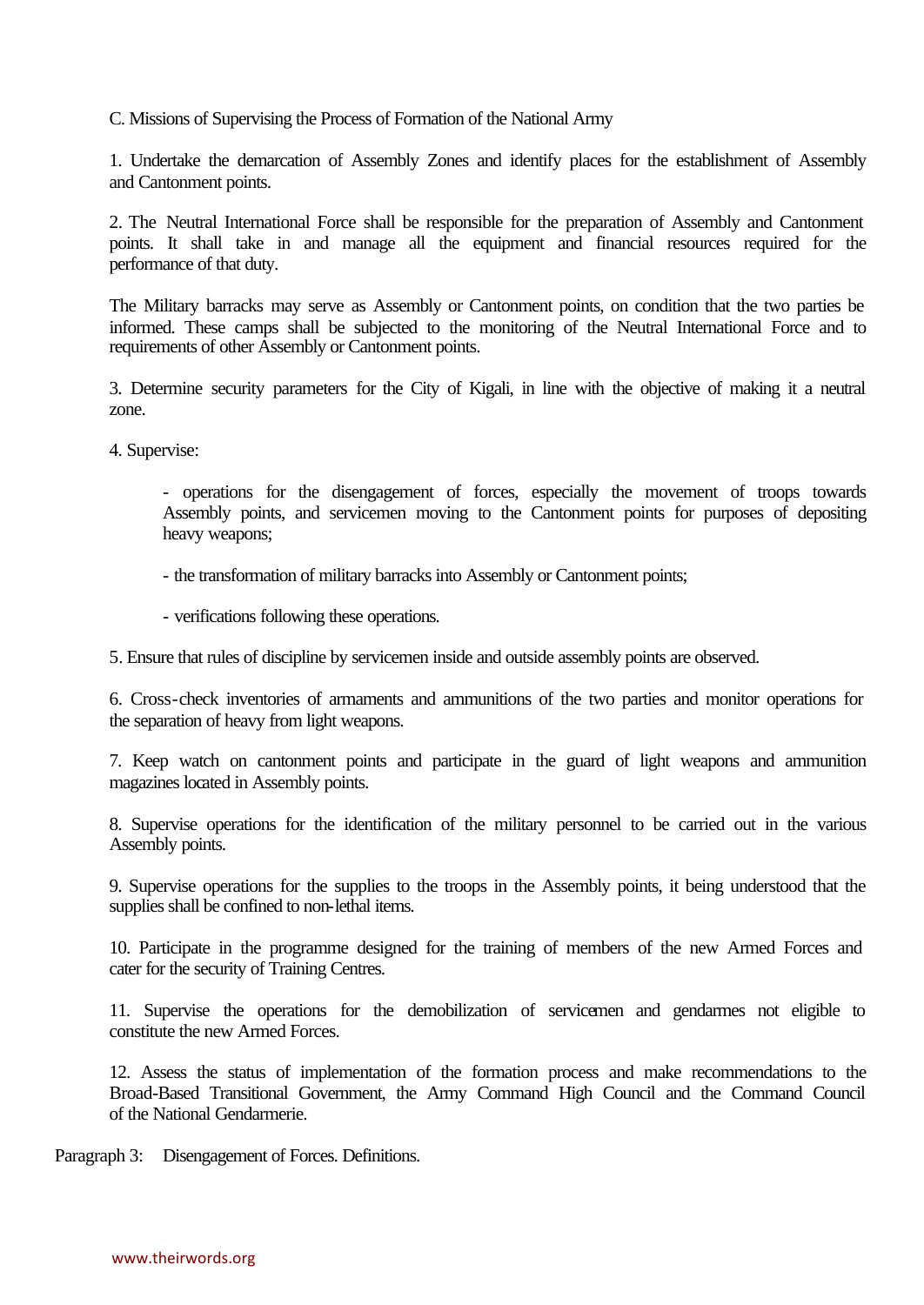C. Missions of Supervising the Process of Formation of the National Army

1. Undertake the demarcation of Assembly Zones and identify places for the establishment of Assembly and Cantonment points.

2. The Neutral International Force shall be responsible for the preparation of Assembly and Cantonment points. It shall take in and manage all the equipment and financial resources required for the performance of that duty.

The Military barracks may serve as Assembly or Cantonment points, on condition that the two parties be informed. These camps shall be subjected to the monitoring of the Neutral International Force and to requirements of other Assembly or Cantonment points.

3. Determine security parameters for the City of Kigali, in line with the objective of making it a neutral zone.

4. Supervise:

- operations for the disengagement of forces, especially the movement of troops towards Assembly points, and servicemen moving to the Cantonment points for purposes of depositing heavy weapons;

- the transformation of military barracks into Assembly or Cantonment points;

- verifications following these operations.

5. Ensure that rules of discipline by servicemen inside and outside assembly points are observed.

6. Cross-check inventories of armaments and ammunitions of the two parties and monitor operations for the separation of heavy from light weapons.

7. Keep watch on cantonment points and participate in the guard of light weapons and ammunition magazines located in Assembly points.

8. Supervise operations for the identification of the military personnel to be carried out in the various Assembly points.

9. Supervise operations for the supplies to the troops in the Assembly points, it being understood that the supplies shall be confined to non-lethal items.

10. Participate in the programme designed for the training of members of the new Armed Forces and cater for the security of Training Centres.

11. Supervise the operations for the demobilization of servicemen and gendarmes not eligible to constitute the new Armed Forces.

12. Assess the status of implementation of the formation process and make recommendations to the Broad-Based Transitional Government, the Army Command High Council and the Command Council of the National Gendarmerie.

Paragraph 3: Disengagement of Forces. Definitions.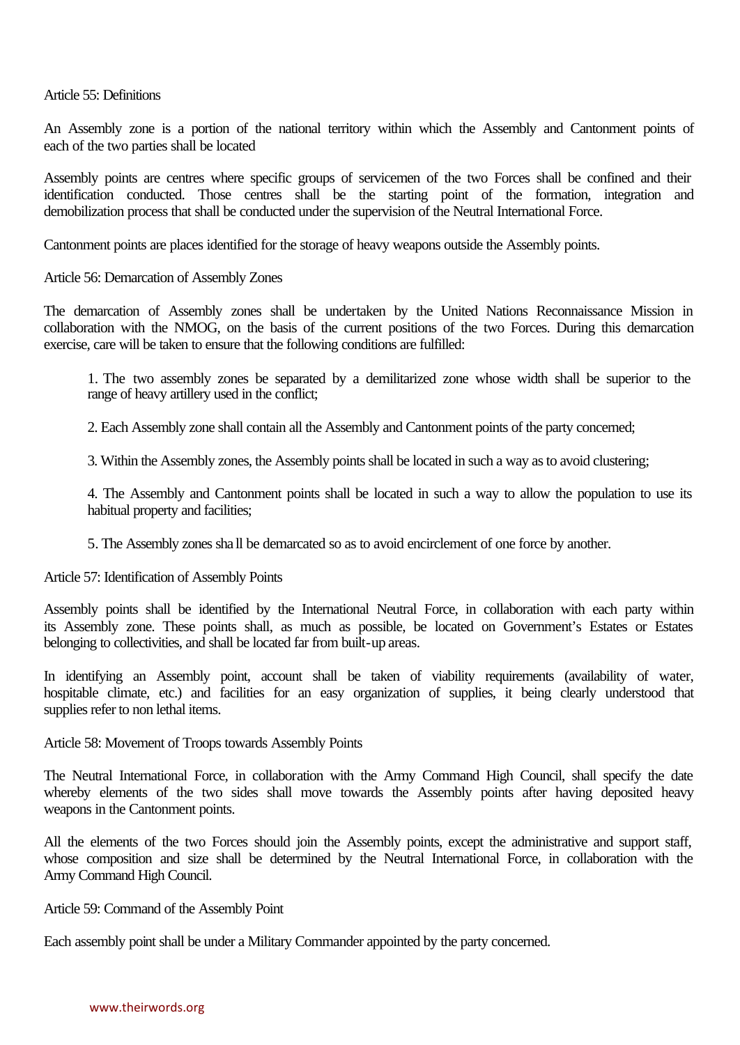Article 55: Definitions

An Assembly zone is a portion of the national territory within which the Assembly and Cantonment points of each of the two parties shall be located

Assembly points are centres where specific groups of servicemen of the two Forces shall be confined and their identification conducted. Those centres shall be the starting point of the formation, integration and demobilization process that shall be conducted under the supervision of the Neutral International Force.

Cantonment points are places identified for the storage of heavy weapons outside the Assembly points.

Article 56: Demarcation of Assembly Zones

The demarcation of Assembly zones shall be undertaken by the United Nations Reconnaissance Mission in collaboration with the NMOG, on the basis of the current positions of the two Forces. During this demarcation exercise, care will be taken to ensure that the following conditions are fulfilled:

1. The two assembly zones be separated by a demilitarized zone whose width shall be superior to the range of heavy artillery used in the conflict;

2. Each Assembly zone shall contain all the Assembly and Cantonment points of the party concerned;

3. Within the Assembly zones, the Assembly points shall be located in such a way as to avoid clustering;

4. The Assembly and Cantonment points shall be located in such a way to allow the population to use its habitual property and facilities;

5. The Assembly zones sha ll be demarcated so as to avoid encirclement of one force by another.

Article 57: Identification of Assembly Points

Assembly points shall be identified by the International Neutral Force, in collaboration with each party within its Assembly zone. These points shall, as much as possible, be located on Government's Estates or Estates belonging to collectivities, and shall be located far from built-up areas.

In identifying an Assembly point, account shall be taken of viability requirements (availability of water, hospitable climate, etc.) and facilities for an easy organization of supplies, it being clearly understood that supplies refer to non lethal items.

Article 58: Movement of Troops towards Assembly Points

The Neutral International Force, in collaboration with the Army Command High Council, shall specify the date whereby elements of the two sides shall move towards the Assembly points after having deposited heavy weapons in the Cantonment points.

All the elements of the two Forces should join the Assembly points, except the administrative and support staff, whose composition and size shall be determined by the Neutral International Force, in collaboration with the Army Command High Council.

Article 59: Command of the Assembly Point

Each assembly point shall be under a Military Commander appointed by the party concerned.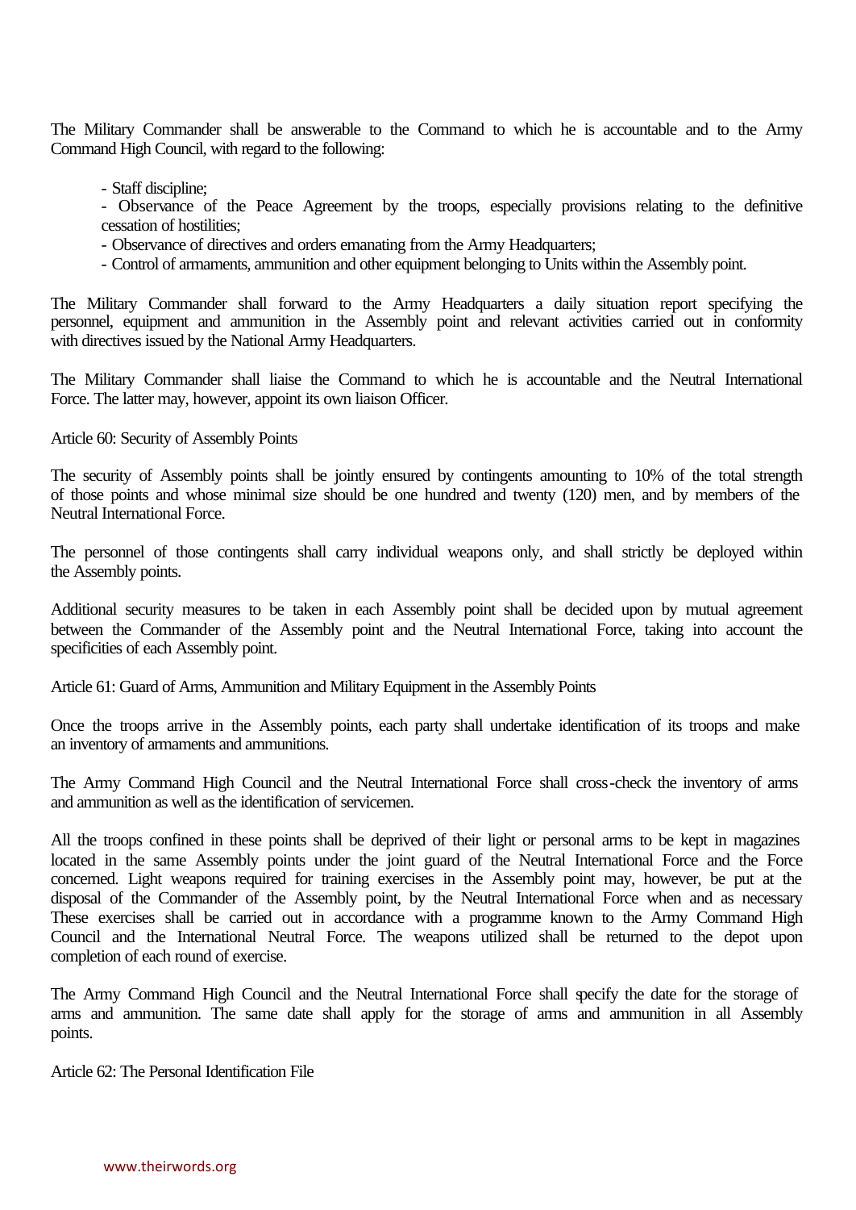The Military Commander shall be answerable to the Command to which he is accountable and to the Army Command High Council, with regard to the following:

- Staff discipline;
- Observance of the Peace Agreement by the troops, especially provisions relating to the definitive cessation of hostilities;
- Observance of directives and orders emanating from the Army Headquarters;
- Control of armaments, ammunition and other equipment belonging to Units within the Assembly point.

The Military Commander shall forward to the Army Headquarters a daily situation report specifying the personnel, equipment and ammunition in the Assembly point and relevant activities carried out in conformity with directives issued by the National Army Headquarters.

The Military Commander shall liaise the Command to which he is accountable and the Neutral International Force. The latter may, however, appoint its own liaison Officer.

Article 60: Security of Assembly Points

The security of Assembly points shall be jointly ensured by contingents amounting to 10% of the total strength of those points and whose minimal size should be one hundred and twenty (120) men, and by members of the Neutral International Force.

The personnel of those contingents shall carry individual weapons only, and shall strictly be deployed within the Assembly points.

Additional security measures to be taken in each Assembly point shall be decided upon by mutual agreement between the Commander of the Assembly point and the Neutral International Force, taking into account the specificities of each Assembly point.

Article 61: Guard of Arms, Ammunition and Military Equipment in the Assembly Points

Once the troops arrive in the Assembly points, each party shall undertake identification of its troops and make an inventory of armaments and ammunitions.

The Army Command High Council and the Neutral International Force shall cross-check the inventory of arms and ammunition as well as the identification of servicemen.

All the troops confined in these points shall be deprived of their light or personal arms to be kept in magazines located in the same Assembly points under the joint guard of the Neutral International Force and the Force concerned. Light weapons required for training exercises in the Assembly point may, however, be put at the disposal of the Commander of the Assembly point, by the Neutral International Force when and as necessary These exercises shall be carried out in accordance with a programme known to the Army Command High Council and the International Neutral Force. The weapons utilized shall be returned to the depot upon completion of each round of exercise.

The Army Command High Council and the Neutral International Force shall specify the date for the storage of arms and ammunition. The same date shall apply for the storage of arms and ammunition in all Assembly points.

Article 62: The Personal Identification File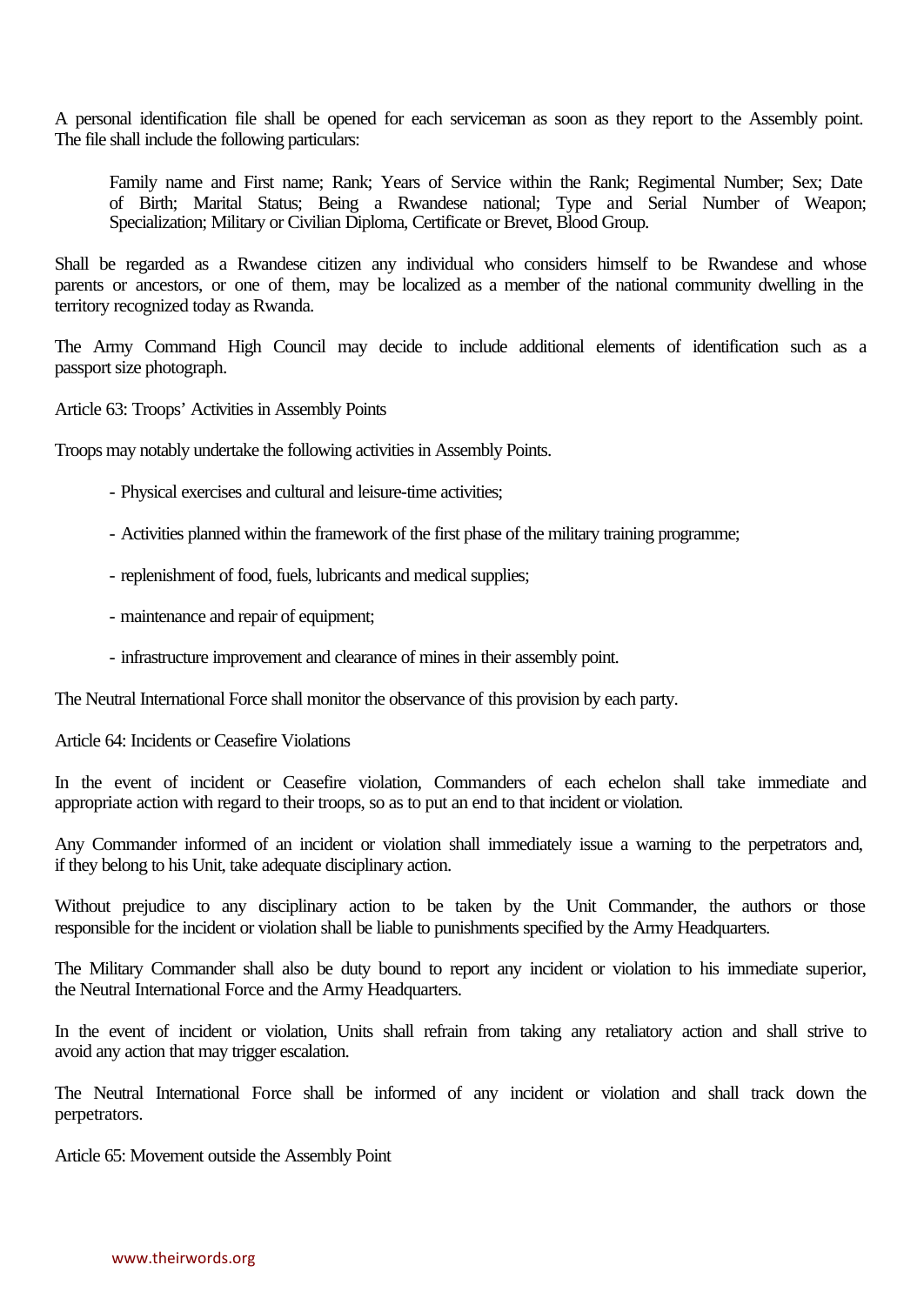A personal identification file shall be opened for each serviceman as soon as they report to the Assembly point. The file shall include the following particulars:

> Family name and First name; Rank; Years of Service within the Rank; Regimental Number; Sex; Date of Birth; Marital Status; Being a Rwandese national; Type and Serial Number of Weapon; Specialization; Military or Civilian Diploma, Certificate or Brevet, Blood Group.

Shall be regarded as a Rwandese citizen any individual who considers himself to be Rwandese and whose parents or ancestors, or one of them, may be localized as a member of the national community dwelling in the territory recognized today as Rwanda.

The Army Command High Council may decide to include additional elements of identification such as a passport size photograph.

Article 63: Troops' Activities in Assembly Points

Troops may notably undertake the following activities in Assembly Points.

- Physical exercises and cultural and leisure-time activities;
- Activities planned within the framework of the first phase of the military training programme;
- replenishment of food, fuels, lubricants and medical supplies;
- maintenance and repair of equipment;
- infrastructure improvement and clearance of mines in their assembly point.

The Neutral International Force shall monitor the observance of this provision by each party.

Article 64: Incidents or Ceasefire Violations

In the event of incident or Ceasefire violation, Commanders of each echelon shall take immediate and appropriate action with regard to their troops, so as to put an end to that incident or violation.

Any Commander informed of an incident or violation shall immediately issue a warning to the perpetrators and, if they belong to his Unit, take adequate disciplinary action.

Without prejudice to any disciplinary action to be taken by the Unit Commander, the authors or those responsible for the incident or violation shall be liable to punishments specified by the Army Headquarters.

The Military Commander shall also be duty bound to report any incident or violation to his immediate superior, the Neutral International Force and the Army Headquarters.

In the event of incident or violation, Units shall refrain from taking any retaliatory action and shall strive to avoid any action that may trigger escalation.

The Neutral International Force shall be informed of any incident or violation and shall track down the perpetrators.

Article 65: Movement outside the Assembly Point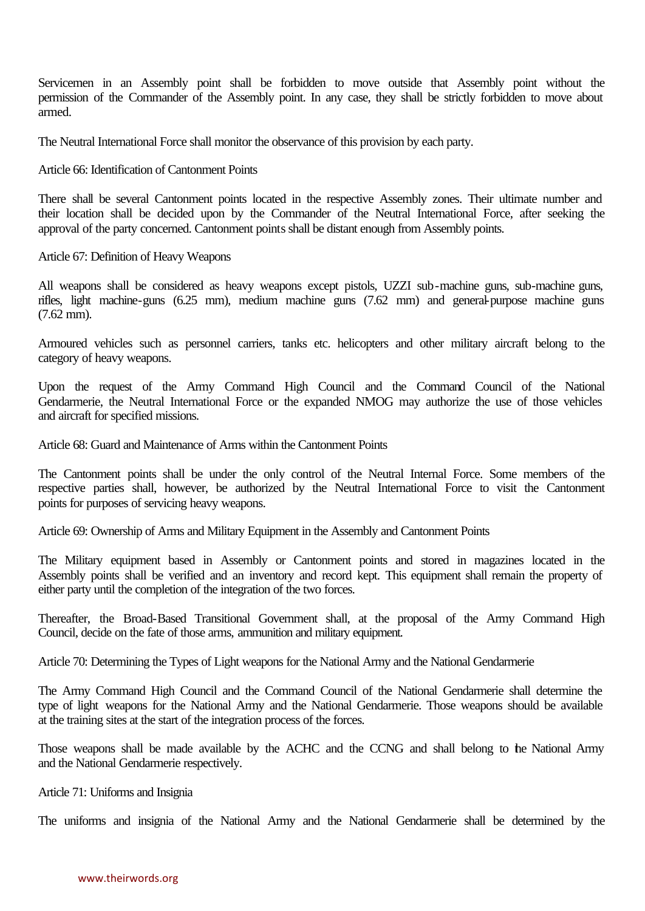Servicemen in an Assembly point shall be forbidden to move outside that Assembly point without the permission of the Commander of the Assembly point. In any case, they shall be strictly forbidden to move about armed.

The Neutral International Force shall monitor the observance of this provision by each party.

Article 66: Identification of Cantonment Points

There shall be several Cantonment points located in the respective Assembly zones. Their ultimate number and their location shall be decided upon by the Commander of the Neutral International Force, after seeking the approval of the party concerned. Cantonment points shall be distant enough from Assembly points.

Article 67: Definition of Heavy Weapons

All weapons shall be considered as heavy weapons except pistols, UZZI sub-machine guns, sub-machine guns, rifles, light machine-guns (6.25 mm), medium machine guns (7.62 mm) and general-purpose machine guns (7.62 mm).

Armoured vehicles such as personnel carriers, tanks etc. helicopters and other military aircraft belong to the category of heavy weapons.

Upon the request of the Army Command High Council and the Command Council of the National Gendarmerie, the Neutral International Force or the expanded NMOG may authorize the use of those vehicles and aircraft for specified missions.

Article 68: Guard and Maintenance of Arms within the Cantonment Points

The Cantonment points shall be under the only control of the Neutral Internal Force. Some members of the respective parties shall, however, be authorized by the Neutral International Force to visit the Cantonment points for purposes of servicing heavy weapons.

Article 69: Ownership of Arms and Military Equipment in the Assembly and Cantonment Points

The Military equipment based in Assembly or Cantonment points and stored in magazines located in the Assembly points shall be verified and an inventory and record kept. This equipment shall remain the property of either party until the completion of the integration of the two forces.

Thereafter, the Broad-Based Transitional Government shall, at the proposal of the Army Command High Council, decide on the fate of those arms, ammunition and military equipment.

Article 70: Determining the Types of Light weapons for the National Army and the National Gendarmerie

The Army Command High Council and the Command Council of the National Gendarmerie shall determine the type of light weapons for the National Army and the National Gendarmerie. Those weapons should be available at the training sites at the start of the integration process of the forces.

Those weapons shall be made available by the ACHC and the CCNG and shall belong to the National Army and the National Gendarmerie respectively.

Article 71: Uniforms and Insignia

The uniforms and insignia of the National Army and the National Gendarmerie shall be determined by the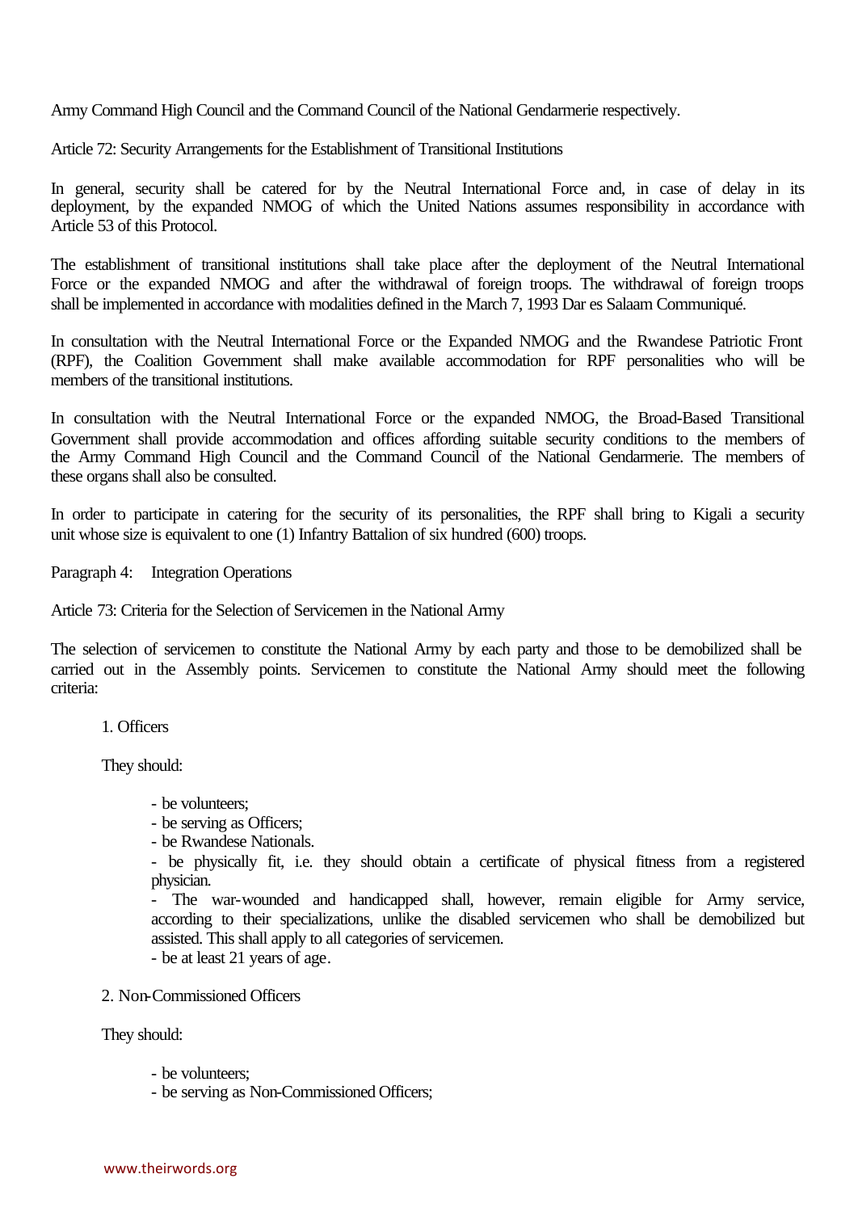Army Command High Council and the Command Council of the National Gendarmerie respectively.

Article 72: Security Arrangements for the Establishment of Transitional Institutions

In general, security shall be catered for by the Neutral International Force and, in case of delay in its deployment, by the expanded NMOG of which the United Nations assumes responsibility in accordance with Article 53 of this Protocol.

The establishment of transitional institutions shall take place after the deployment of the Neutral International Force or the expanded NMOG and after the withdrawal of foreign troops. The withdrawal of foreign troops shall be implemented in accordance with modalities defined in the March 7, 1993 Dar es Salaam Communiqué.

In consultation with the Neutral International Force or the Expanded NMOG and the Rwandese Patriotic Front (RPF), the Coalition Government shall make available accommodation for RPF personalities who will be members of the transitional institutions.

In consultation with the Neutral International Force or the expanded NMOG, the Broad-Based Transitional Government shall provide accommodation and offices affording suitable security conditions to the members of the Army Command High Council and the Command Council of the National Gendarmerie. The members of these organs shall also be consulted.

In order to participate in catering for the security of its personalities, the RPF shall bring to Kigali a security unit whose size is equivalent to one (1) Infantry Battalion of six hundred (600) troops.

Paragraph 4: Integration Operations

Article 73: Criteria for the Selection of Servicemen in the National Army

The selection of servicemen to constitute the National Army by each party and those to be demobilized shall be carried out in the Assembly points. Servicemen to constitute the National Army should meet the following criteria:

1. Officers

They should:

- be volunteers;
- be serving as Officers;
- be Rwandese Nationals.
- be physically fit, i.e. they should obtain a certificate of physical fitness from a registered physician.
- The war-wounded and handicapped shall, however, remain eligible for Army service, according to their specializations, unlike the disabled servicemen who shall be demobilized but assisted. This shall apply to all categories of servicemen.
- be at least 21 years of age.

2. Non-Commissioned Officers

They should:

- be volunteers;
- be serving as Non-Commissioned Officers;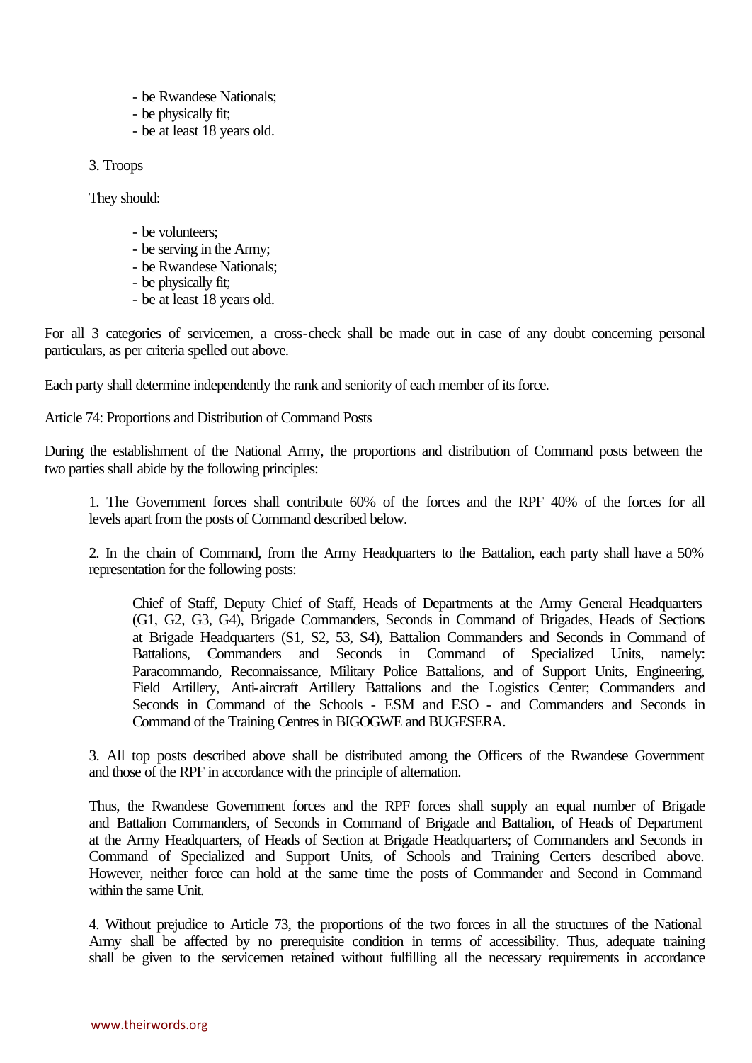- be Rwandese Nationals;
- be physically fit;
- be at least 18 years old.

3. Troops

They should:

- be volunteers;
- be serving in the Army;
- be Rwandese Nationals;
- be physically fit;
- be at least 18 years old.

For all 3 categories of servicemen, a cross-check shall be made out in case of any doubt concerning personal particulars, as per criteria spelled out above.

Each party shall determine independently the rank and seniority of each member of its force.

Article 74: Proportions and Distribution of Command Posts

During the establishment of the National Army, the proportions and distribution of Command posts between the two parties shall abide by the following principles:

1. The Government forces shall contribute 60% of the forces and the RPF 40% of the forces for all levels apart from the posts of Command described below.

2. In the chain of Command, from the Army Headquarters to the Battalion, each party shall have a 50% representation for the following posts:

   Chief of Staff, Deputy Chief of Staff, Heads of Departments at the Army General Headquarters (G1, G2, G3, G4), Brigade Commanders, Seconds in Command of Brigades, Heads of Sections at Brigade Headquarters (S1, S2, 53, S4), Battalion Commanders and Seconds in Command of Battalions, Commanders and Seconds in Command of Specialized Units, namely: Paracommando, Reconnaissance, Military Police Battalions, and of Support Units, Engineering, Field Artillery, Anti-aircraft Artillery Battalions and the Logistics Center; Commanders and Seconds in Command of the Schools - ESM and ESO - and Commanders and Seconds in Command of the Training Centres in BIGOGWE and BUGESERA.

3. All top posts described above shall be distributed among the Officers of the Rwandese Government and those of the RPF in accordance with the principle of alternation.

   Thus, the Rwandese Government forces and the RPF forces shall supply an equal number of Brigade and Battalion Commanders, of Seconds in Command of Brigade and Battalion, of Heads of Department at the Army Headquarters, of Heads of Section at Brigade Headquarters; of Commanders and Seconds in Command of Specialized and Support Units, of Schools and Training Centers described above. However, neither force can hold at the same time the posts of Commander and Second in Command within the same Unit.

4. Without prejudice to Article 73, the proportions of the two forces in all the structures of the National Army shall be affected by no prerequisite condition in terms of accessibility. Thus, adequate training shall be given to the servicemen retained without fulfilling all the necessary requirements in accordance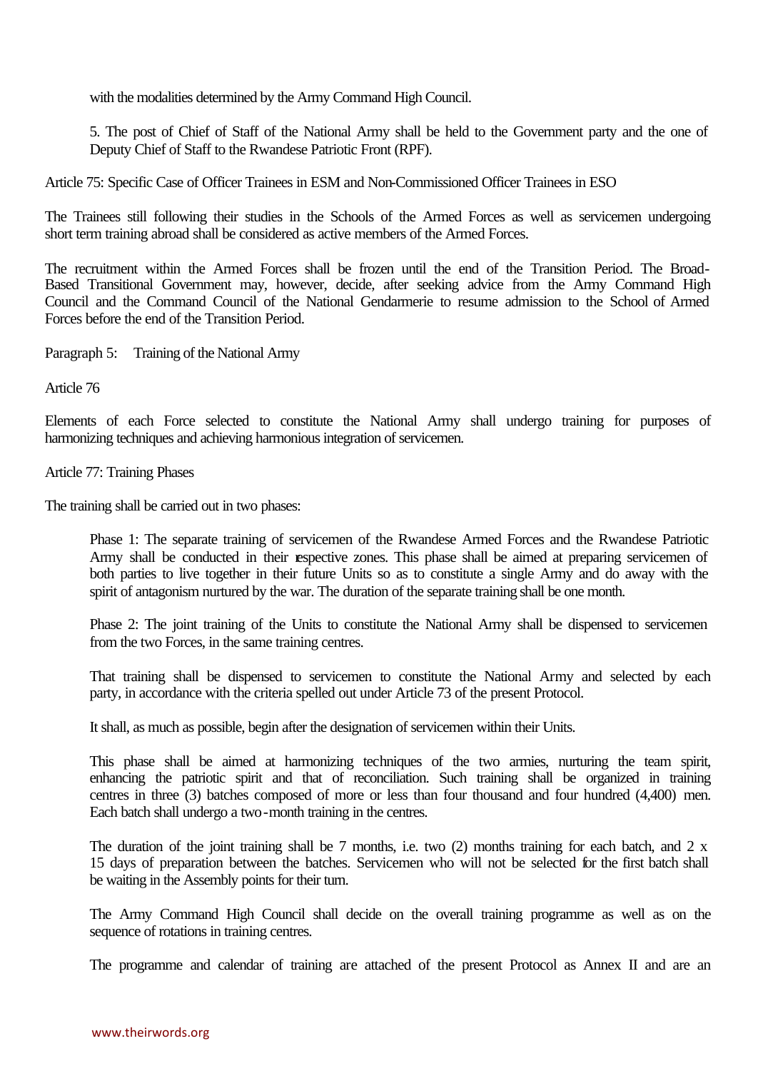with the modalities determined by the Army Command High Council.

5. The post of Chief of Staff of the National Army shall be held to the Government party and the one of Deputy Chief of Staff to the Rwandese Patriotic Front (RPF).

Article 75: Specific Case of Officer Trainees in ESM and Non-Commissioned Officer Trainees in ESO

The Trainees still following their studies in the Schools of the Armed Forces as well as servicemen undergoing short term training abroad shall be considered as active members of the Armed Forces.

The recruitment within the Armed Forces shall be frozen until the end of the Transition Period. The Broad-Based Transitional Government may, however, decide, after seeking advice from the Army Command High Council and the Command Council of the National Gendarmerie to resume admission to the School of Armed Forces before the end of the Transition Period.

Paragraph 5: Training of the National Army

Article 76

Elements of each Force selected to constitute the National Army shall undergo training for purposes of harmonizing techniques and achieving harmonious integration of servicemen.

Article 77: Training Phases

The training shall be carried out in two phases:

Phase 1: The separate training of servicemen of the Rwandese Armed Forces and the Rwandese Patriotic Army shall be conducted in their respective zones. This phase shall be aimed at preparing servicemen of both parties to live together in their future Units so as to constitute a single Army and do away with the spirit of antagonism nurtured by the war. The duration of the separate training shall be one month.

Phase 2: The joint training of the Units to constitute the National Army shall be dispensed to servicemen from the two Forces, in the same training centres.

That training shall be dispensed to servicemen to constitute the National Army and selected by each party, in accordance with the criteria spelled out under Article 73 of the present Protocol.

It shall, as much as possible, begin after the designation of servicemen within their Units.

This phase shall be aimed at harmonizing techniques of the two armies, nurturing the team spirit, enhancing the patriotic spirit and that of reconciliation. Such training shall be organized in training centres in three (3) batches composed of more or less than four thousand and four hundred (4,400) men. Each batch shall undergo a two-month training in the centres.

The duration of the joint training shall be 7 months, i.e. two (2) months training for each batch, and 2 x 15 days of preparation between the batches. Servicemen who will not be selected for the first batch shall be waiting in the Assembly points for their turn.

The Army Command High Council shall decide on the overall training programme as well as on the sequence of rotations in training centres.

The programme and calendar of training are attached of the present Protocol as Annex II and are an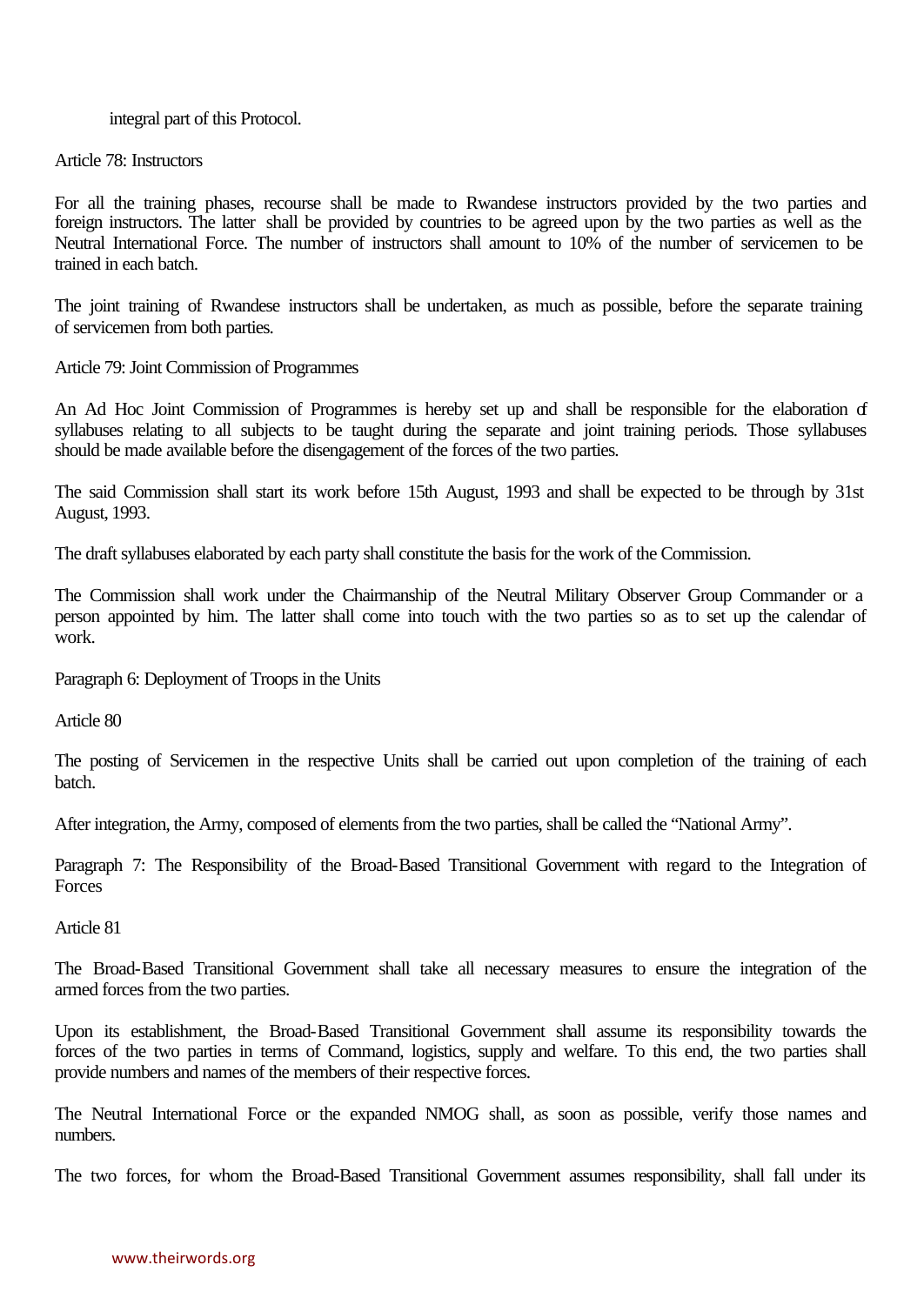integral part of this Protocol.

Article 78: Instructors

For all the training phases, recourse shall be made to Rwandese instructors provided by the two parties and foreign instructors. The latter shall be provided by countries to be agreed upon by the two parties as well as the Neutral International Force. The number of instructors shall amount to 10% of the number of servicemen to be trained in each batch.

The joint training of Rwandese instructors shall be undertaken, as much as possible, before the separate training of servicemen from both parties.

Article 79: Joint Commission of Programmes

An Ad Hoc Joint Commission of Programmes is hereby set up and shall be responsible for the elaboration of syllabuses relating to all subjects to be taught during the separate and joint training periods. Those syllabuses should be made available before the disengagement of the forces of the two parties.

The said Commission shall start its work before 15th August, 1993 and shall be expected to be through by 31st August, 1993.

The draft syllabuses elaborated by each party shall constitute the basis for the work of the Commission.

The Commission shall work under the Chairmanship of the Neutral Military Observer Group Commander or a person appointed by him. The latter shall come into touch with the two parties so as to set up the calendar of work.

Paragraph 6: Deployment of Troops in the Units

Article 80

The posting of Servicemen in the respective Units shall be carried out upon completion of the training of each batch.

After integration, the Army, composed of elements from the two parties, shall be called the "National Army".

Paragraph 7: The Responsibility of the Broad-Based Transitional Government with regard to the Integration of Forces

Article 81

The Broad-Based Transitional Government shall take all necessary measures to ensure the integration of the armed forces from the two parties.

Upon its establishment, the Broad-Based Transitional Government shall assume its responsibility towards the forces of the two parties in terms of Command, logistics, supply and welfare. To this end, the two parties shall provide numbers and names of the members of their respective forces.

The Neutral International Force or the expanded NMOG shall, as soon as possible, verify those names and numbers.

The two forces, for whom the Broad-Based Transitional Government assumes responsibility, shall fall under its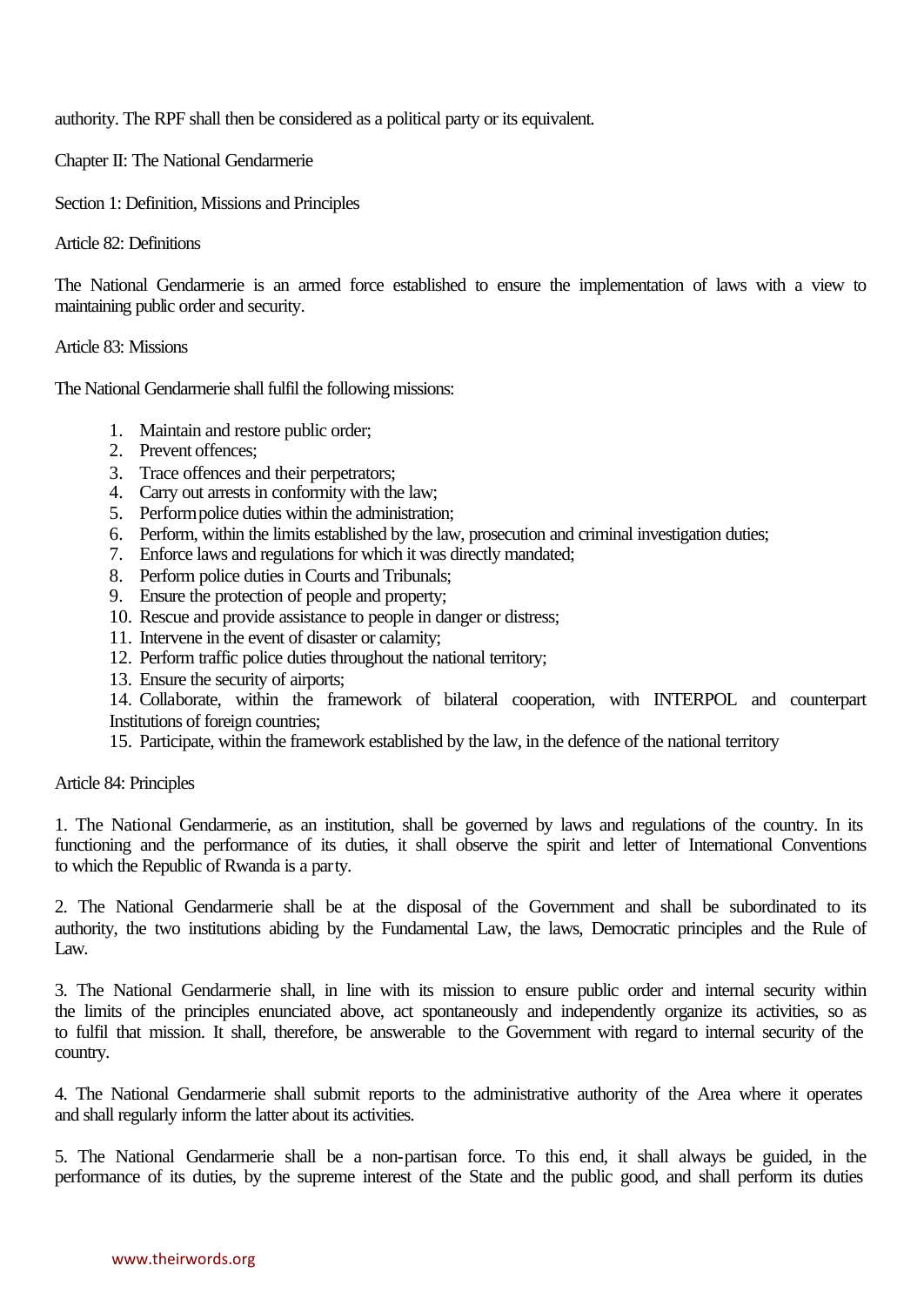authority. The RPF shall then be considered as a political party or its equivalent.

## Chapter II: The National Gendarmerie

### Section 1: Definition, Missions and Principles

#### Article 82: Definitions

The National Gendarmerie is an armed force established to ensure the implementation of laws with a view to maintaining public order and security.

#### Article 83: Missions

The National Gendarmerie shall fulfil the following missions:

1. Maintain and restore public order;
2. Prevent offences;
3. Trace offences and their perpetrators;
4. Carry out arrests in conformity with the law;
5. Perform police duties within the administration;
6. Perform, within the limits established by the law, prosecution and criminal investigation duties;
7. Enforce laws and regulations for which it was directly mandated;
8. Perform police duties in Courts and Tribunals;
9. Ensure the protection of people and property;
10. Rescue and provide assistance to people in danger or distress;
11. Intervene in the event of disaster or calamity;
12. Perform traffic police duties throughout the national territory;
13. Ensure the security of airports;
14. Collaborate, within the framework of bilateral cooperation, with INTERPOL and counterpart Institutions of foreign countries;
15. Participate, within the framework established by the law, in the defence of the national territory

#### Article 84: Principles

1. The National Gendarmerie, as an institution, shall be governed by laws and regulations of the country. In its functioning and the performance of its duties, it shall observe the spirit and letter of International Conventions to which the Republic of Rwanda is a party.

2. The National Gendarmerie shall be at the disposal of the Government and shall be subordinated to its authority, the two institutions abiding by the Fundamental Law, the laws, Democratic principles and the Rule of Law.

3. The National Gendarmerie shall, in line with its mission to ensure public order and internal security within the limits of the principles enunciated above, act spontaneously and independently organize its activities, so as to fulfil that mission. It shall, therefore, be answerable to the Government with regard to internal security of the country.

4. The National Gendarmerie shall submit reports to the administrative authority of the Area where it operates and shall regularly inform the latter about its activities.

5. The National Gendarmerie shall be a non-partisan force. To this end, it shall always be guided, in the performance of its duties, by the supreme interest of the State and the public good, and shall perform its duties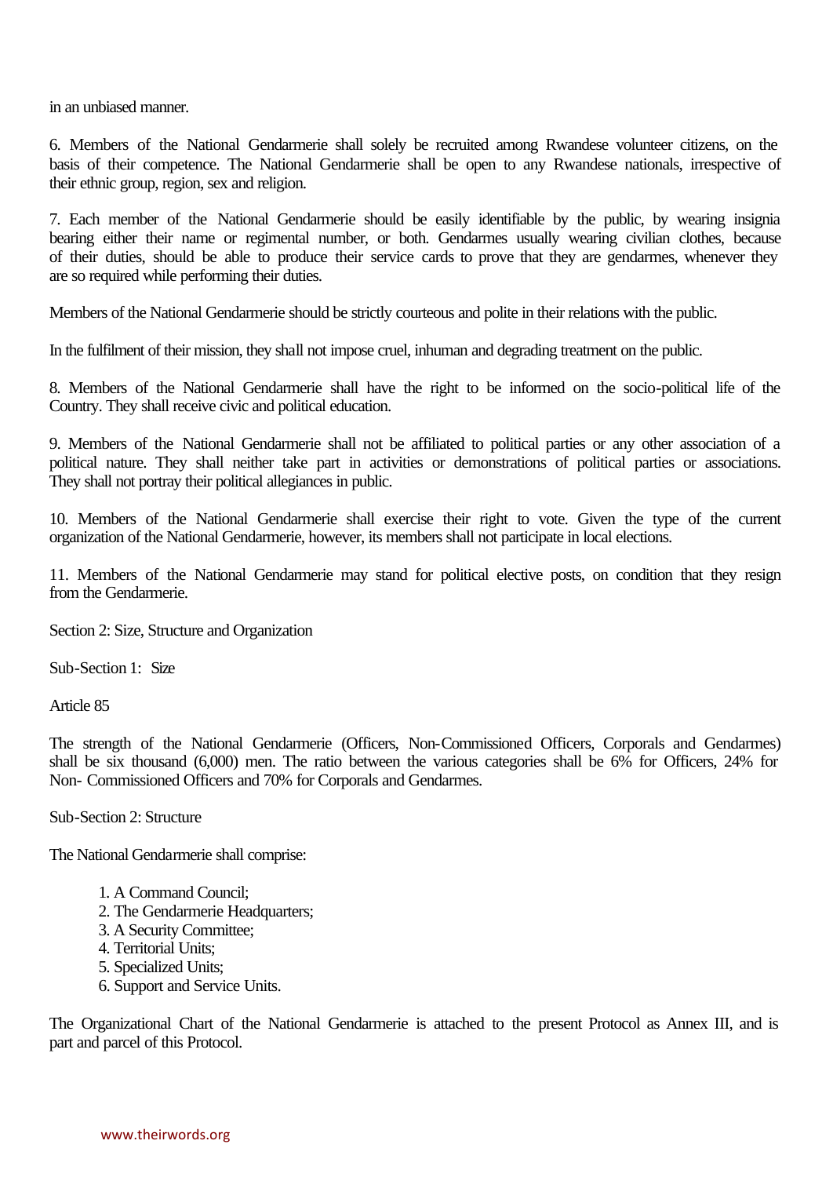in an unbiased manner.

6. Members of the National Gendarmerie shall solely be recruited among Rwandese volunteer citizens, on the basis of their competence. The National Gendarmerie shall be open to any Rwandese nationals, irrespective of their ethnic group, region, sex and religion.

7. Each member of the National Gendarmerie should be easily identifiable by the public, by wearing insignia bearing either their name or regimental number, or both. Gendarmes usually wearing civilian clothes, because of their duties, should be able to produce their service cards to prove that they are gendarmes, whenever they are so required while performing their duties.

Members of the National Gendarmerie should be strictly courteous and polite in their relations with the public.

In the fulfilment of their mission, they shall not impose cruel, inhuman and degrading treatment on the public.

8. Members of the National Gendarmerie shall have the right to be informed on the socio-political life of the Country. They shall receive civic and political education.

9. Members of the National Gendarmerie shall not be affiliated to political parties or any other association of a political nature. They shall neither take part in activities or demonstrations of political parties or associations. They shall not portray their political allegiances in public.

10. Members of the National Gendarmerie shall exercise their right to vote. Given the type of the current organization of the National Gendarmerie, however, its members shall not participate in local elections.

11. Members of the National Gendarmerie may stand for political elective posts, on condition that they resign from the Gendarmerie.

Section 2: Size, Structure and Organization

Sub-Section 1: Size

Article 85

The strength of the National Gendarmerie (Officers, Non-Commissioned Officers, Corporals and Gendarmes) shall be six thousand (6,000) men. The ratio between the various categories shall be 6% for Officers, 24% for Non- Commissioned Officers and 70% for Corporals and Gendarmes.

Sub-Section 2: Structure

The National Gendarmerie shall comprise:

1. A Command Council;
2. The Gendarmerie Headquarters;
3. A Security Committee;
4. Territorial Units;
5. Specialized Units;
6. Support and Service Units.

The Organizational Chart of the National Gendarmerie is attached to the present Protocol as Annex III, and is part and parcel of this Protocol.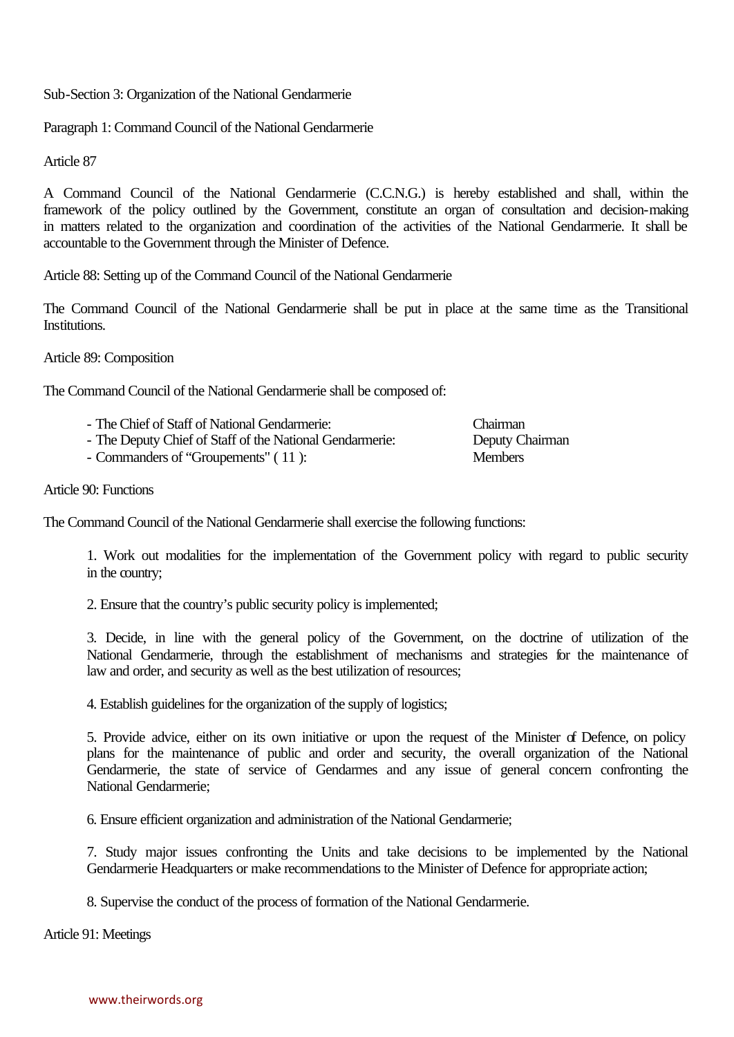Sub-Section 3: Organization of the National Gendarmerie

Paragraph 1: Command Council of the National Gendarmerie

Article 87

A Command Council of the National Gendarmerie (C.C.N.G.) is hereby established and shall, within the framework of the policy outlined by the Government, constitute an organ of consultation and decision-making in matters related to the organization and coordination of the activities of the National Gendarmerie. It shall be accountable to the Government through the Minister of Defence.

Article 88: Setting up of the Command Council of the National Gendarmerie

The Command Council of the National Gendarmerie shall be put in place at the same time as the Transitional Institutions.

Article 89: Composition

The Command Council of the National Gendarmerie shall be composed of:

| | |
|---|---|
| - The Chief of Staff of National Gendarmerie: | Chairman |
| - The Deputy Chief of Staff of the National Gendarmerie: | Deputy Chairman |
| - Commanders of "Groupements" ( 11 ): | Members |

Article 90: Functions

The Command Council of the National Gendarmerie shall exercise the following functions:

1. Work out modalities for the implementation of the Government policy with regard to public security in the country;

2. Ensure that the country's public security policy is implemented;

3. Decide, in line with the general policy of the Government, on the doctrine of utilization of the National Gendarmerie, through the establishment of mechanisms and strategies for the maintenance of law and order, and security as well as the best utilization of resources;

4. Establish guidelines for the organization of the supply of logistics;

5. Provide advice, either on its own initiative or upon the request of the Minister of Defence, on policy plans for the maintenance of public and order and security, the overall organization of the National Gendarmerie, the state of service of Gendarmes and any issue of general concern confronting the National Gendarmerie;

6. Ensure efficient organization and administration of the National Gendarmerie;

7. Study major issues confronting the Units and take decisions to be implemented by the National Gendarmerie Headquarters or make recommendations to the Minister of Defence for appropriate action;

8. Supervise the conduct of the process of formation of the National Gendarmerie.

Article 91: Meetings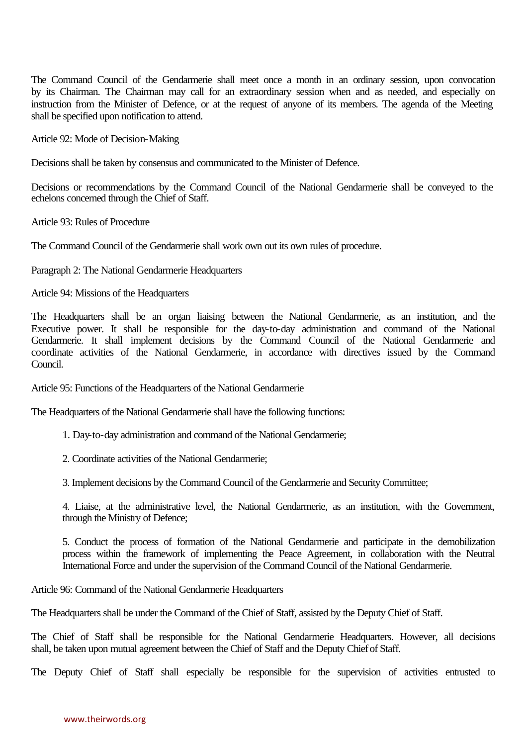The Command Council of the Gendarmerie shall meet once a month in an ordinary session, upon convocation by its Chairman. The Chairman may call for an extraordinary session when and as needed, and especially on instruction from the Minister of Defence, or at the request of anyone of its members. The agenda of the Meeting shall be specified upon notification to attend.

Article 92: Mode of Decision-Making

Decisions shall be taken by consensus and communicated to the Minister of Defence.

Decisions or recommendations by the Command Council of the National Gendarmerie shall be conveyed to the echelons concerned through the Chief of Staff.

Article 93: Rules of Procedure

The Command Council of the Gendarmerie shall work own out its own rules of procedure.

Paragraph 2: The National Gendarmerie Headquarters

Article 94: Missions of the Headquarters

The Headquarters shall be an organ liaising between the National Gendarmerie, as an institution, and the Executive power. It shall be responsible for the day-to-day administration and command of the National Gendarmerie. It shall implement decisions by the Command Council of the National Gendarmerie and coordinate activities of the National Gendarmerie, in accordance with directives issued by the Command Council.

Article 95: Functions of the Headquarters of the National Gendarmerie

The Headquarters of the National Gendarmerie shall have the following functions:

1. Day-to-day administration and command of the National Gendarmerie;

2. Coordinate activities of the National Gendarmerie;

3. Implement decisions by the Command Council of the Gendarmerie and Security Committee;

4. Liaise, at the administrative level, the National Gendarmerie, as an institution, with the Government, through the Ministry of Defence;

5. Conduct the process of formation of the National Gendarmerie and participate in the demobilization process within the framework of implementing the Peace Agreement, in collaboration with the Neutral International Force and under the supervision of the Command Council of the National Gendarmerie.

Article 96: Command of the National Gendarmerie Headquarters

The Headquarters shall be under the Command of the Chief of Staff, assisted by the Deputy Chief of Staff.

The Chief of Staff shall be responsible for the National Gendarmerie Headquarters. However, all decisions shall, be taken upon mutual agreement between the Chief of Staff and the Deputy Chief of Staff.

The Deputy Chief of Staff shall especially be responsible for the supervision of activities entrusted to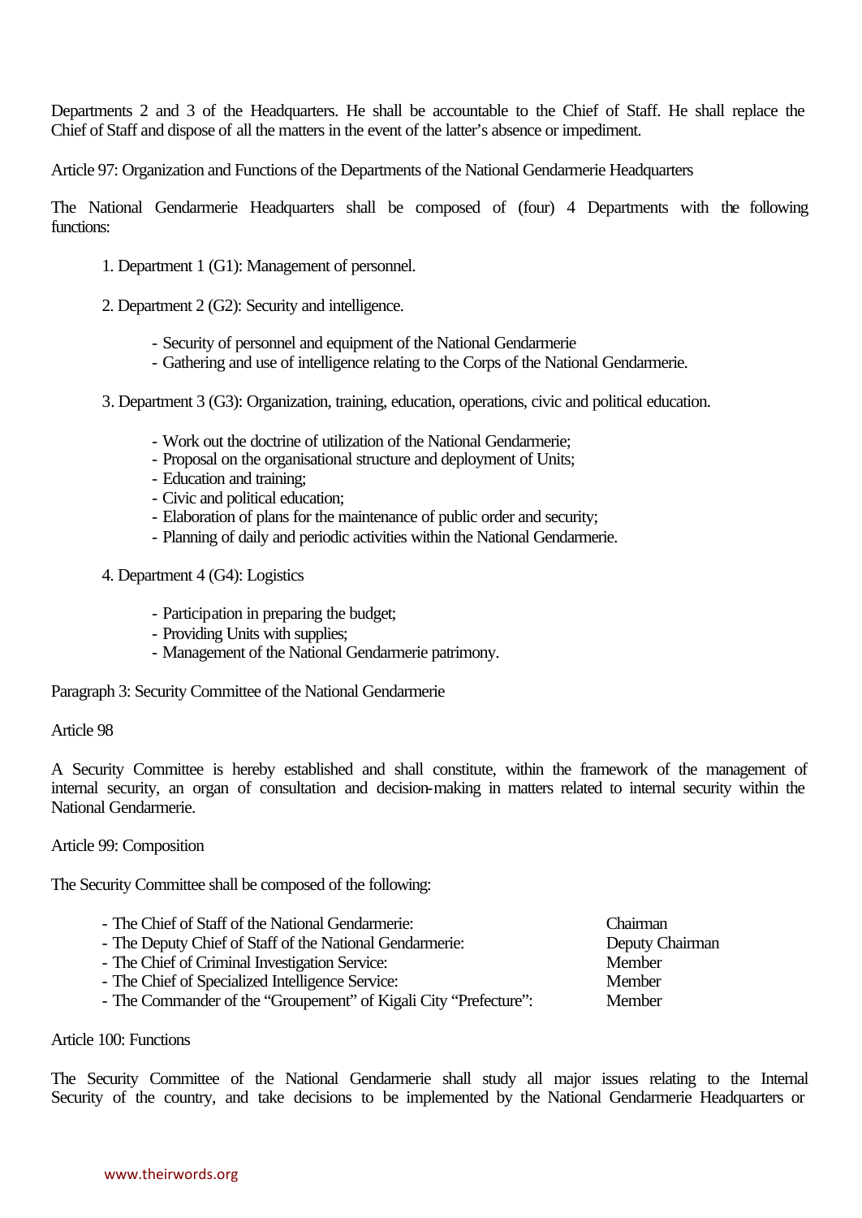Departments 2 and 3 of the Headquarters. He shall be accountable to the Chief of Staff. He shall replace the Chief of Staff and dispose of all the matters in the event of the latter's absence or impediment.

Article 97: Organization and Functions of the Departments of the National Gendarmerie Headquarters

The National Gendarmerie Headquarters shall be composed of (four) 4 Departments with the following functions:

1. Department 1 (G1): Management of personnel.

2. Department 2 (G2): Security and intelligence.

   - Security of personnel and equipment of the National Gendarmerie
   - Gathering and use of intelligence relating to the Corps of the National Gendarmerie.

3. Department 3 (G3): Organization, training, education, operations, civic and political education.

   - Work out the doctrine of utilization of the National Gendarmerie;
   - Proposal on the organisational structure and deployment of Units;
   - Education and training;
   - Civic and political education;
   - Elaboration of plans for the maintenance of public order and security;
   - Planning of daily and periodic activities within the National Gendarmerie.

4. Department 4 (G4): Logistics

   - Participation in preparing the budget;
   - Providing Units with supplies;
   - Management of the National Gendarmerie patrimony.

Paragraph 3: Security Committee of the National Gendarmerie

Article 98

A Security Committee is hereby established and shall constitute, within the framework of the management of internal security, an organ of consultation and decision-making in matters related to internal security within the National Gendarmerie.

Article 99: Composition

The Security Committee shall be composed of the following:

| | |
|---|---|
| - The Chief of Staff of the National Gendarmerie: | Chairman |
| - The Deputy Chief of Staff of the National Gendarmerie: | Deputy Chairman |
| - The Chief of Criminal Investigation Service: | Member |
| - The Chief of Specialized Intelligence Service: | Member |
| - The Commander of the "Groupement" of Kigali City "Prefecture": | Member |

Article 100: Functions

The Security Committee of the National Gendarmerie shall study all major issues relating to the Internal Security of the country, and take decisions to be implemented by the National Gendarmerie Headquarters or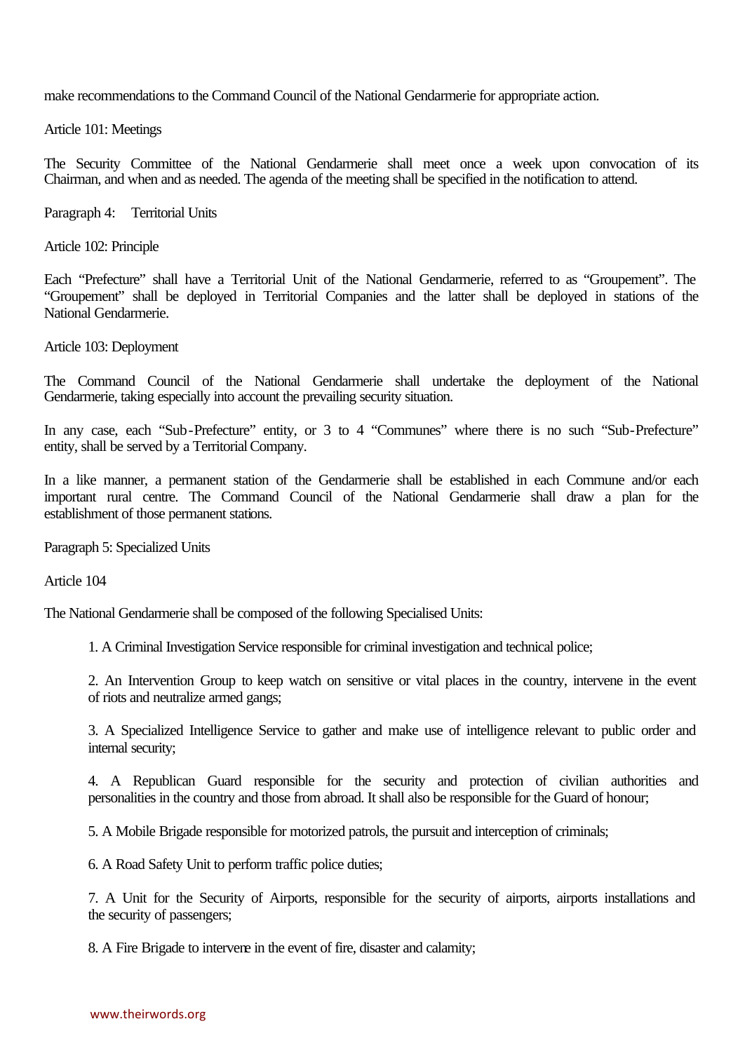make recommendations to the Command Council of the National Gendarmerie for appropriate action.

Article 101: Meetings

The Security Committee of the National Gendarmerie shall meet once a week upon convocation of its Chairman, and when and as needed. The agenda of the meeting shall be specified in the notification to attend.

Paragraph 4: Territorial Units

Article 102: Principle

Each "Prefecture" shall have a Territorial Unit of the National Gendarmerie, referred to as "Groupement". The "Groupement" shall be deployed in Territorial Companies and the latter shall be deployed in stations of the National Gendarmerie.

Article 103: Deployment

The Command Council of the National Gendarmerie shall undertake the deployment of the National Gendarmerie, taking especially into account the prevailing security situation.

In any case, each "Sub-Prefecture" entity, or 3 to 4 "Communes" where there is no such "Sub-Prefecture" entity, shall be served by a Territorial Company.

In a like manner, a permanent station of the Gendarmerie shall be established in each Commune and/or each important rural centre. The Command Council of the National Gendarmerie shall draw a plan for the establishment of those permanent stations.

Paragraph 5: Specialized Units

Article 104

The National Gendarmerie shall be composed of the following Specialised Units:

1. A Criminal Investigation Service responsible for criminal investigation and technical police;

2. An Intervention Group to keep watch on sensitive or vital places in the country, intervene in the event of riots and neutralize armed gangs;

3. A Specialized Intelligence Service to gather and make use of intelligence relevant to public order and internal security;

4. A Republican Guard responsible for the security and protection of civilian authorities and personalities in the country and those from abroad. It shall also be responsible for the Guard of honour;

5. A Mobile Brigade responsible for motorized patrols, the pursuit and interception of criminals;

6. A Road Safety Unit to perform traffic police duties;

7. A Unit for the Security of Airports, responsible for the security of airports, airports installations and the security of passengers;

8. A Fire Brigade to intervene in the event of fire, disaster and calamity;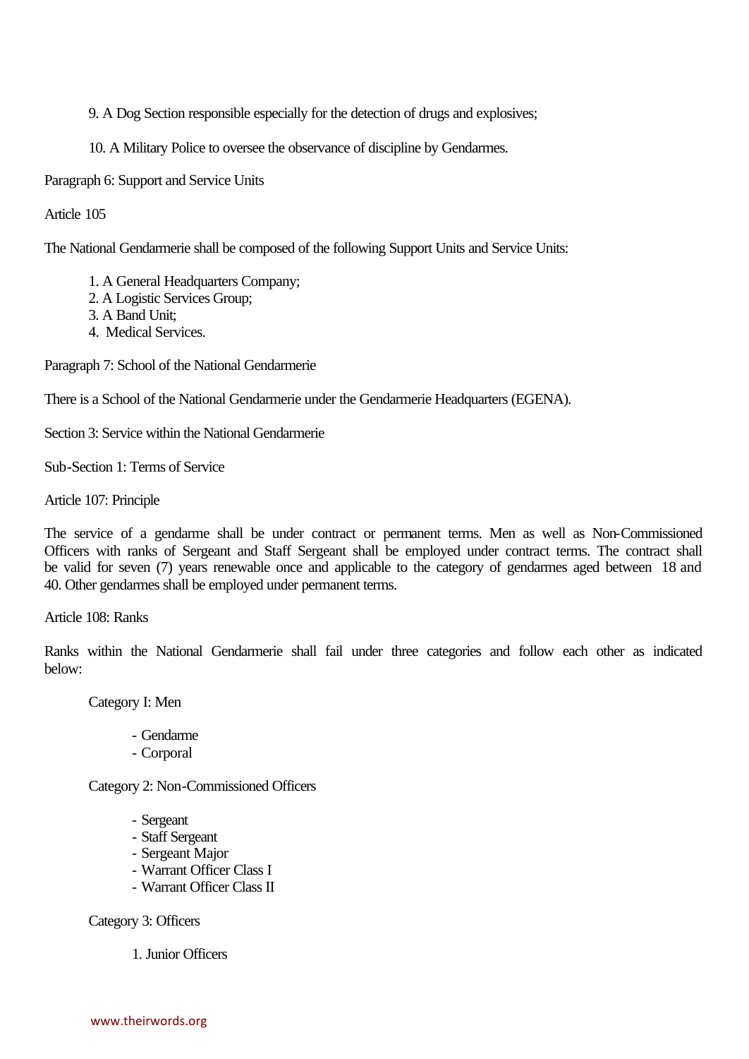9. A Dog Section responsible especially for the detection of drugs and explosives;

10. A Military Police to oversee the observance of discipline by Gendarmes.

Paragraph 6: Support and Service Units

Article 105

The National Gendarmerie shall be composed of the following Support Units and Service Units:

1. A General Headquarters Company;
2. A Logistic Services Group;
3. A Band Unit;
4. Medical Services.

Paragraph 7: School of the National Gendarmerie

There is a School of the National Gendarmerie under the Gendarmerie Headquarters (EGENA).

Section 3: Service within the National Gendarmerie

Sub-Section 1: Terms of Service

Article 107: Principle

The service of a gendarme shall be under contract or permanent terms. Men as well as Non-Commissioned Officers with ranks of Sergeant and Staff Sergeant shall be employed under contract terms. The contract shall be valid for seven (7) years renewable once and applicable to the category of gendarmes aged between 18 and 40. Other gendarmes shall be employed under permanent terms.

Article 108: Ranks

Ranks within the National Gendarmerie shall fail under three categories and follow each other as indicated below:

Category I: Men

- Gendarme
- Corporal

Category 2: Non-Commissioned Officers

- Sergeant
- Staff Sergeant
- Sergeant Major
- Warrant Officer Class I
- Warrant Officer Class II

Category 3: Officers

1. Junior Officers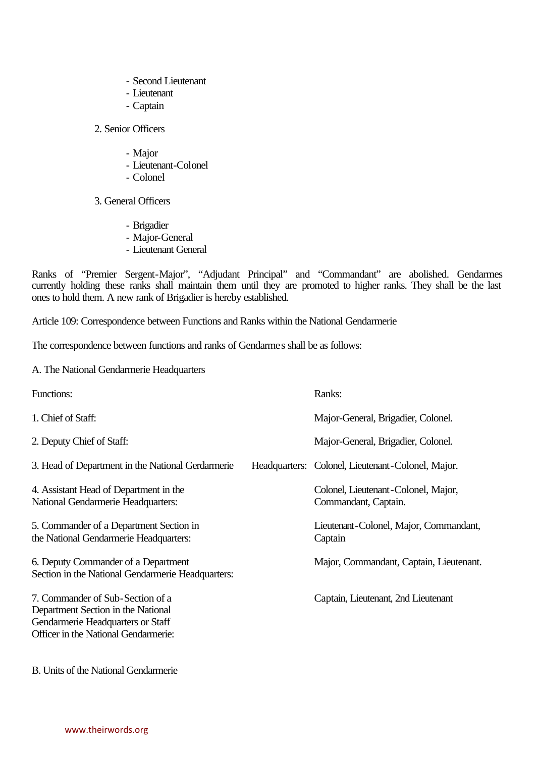- Second Lieutenant
- Lieutenant
- Captain

2. Senior Officers

- Major
- Lieutenant-Colonel
- Colonel

3. General Officers

- Brigadier
- Major-General
- Lieutenant General

Ranks of "Premier Sergent-Major", "Adjudant Principal" and "Commandant" are abolished. Gendarmes currently holding these ranks shall maintain them until they are promoted to higher ranks. They shall be the last ones to hold them. A new rank of Brigadier is hereby established.

Article 109: Correspondence between Functions and Ranks within the National Gendarmerie

The correspondence between functions and ranks of Gendarmes shall be as follows:

A. The National Gendarmerie Headquarters

| Functions: | Ranks: |
|---|---|
| 1. Chief of Staff: | Major-General, Brigadier, Colonel. |
| 2. Deputy Chief of Staff: | Major-General, Brigadier, Colonel. |
| 3. Head of Department in the National Gerdarmerie Headquarters: | Colonel, Lieutenant-Colonel, Major. |
| 4. Assistant Head of Department in the National Gendarmerie Headquarters: | Colonel, Lieutenant-Colonel, Major, Commandant, Captain. |
| 5. Commander of a Department Section in the National Gendarmerie Headquarters: | Lieutenant-Colonel, Major, Commandant, Captain |
| 6. Deputy Commander of a Department Section in the National Gendarmerie Headquarters: | Major, Commandant, Captain, Lieutenant. |
| 7. Commander of Sub-Section of a Department Section in the National Gendarmerie Headquarters or Staff Officer in the National Gendarmerie: | Captain, Lieutenant, 2nd Lieutenant |

B. Units of the National Gendarmerie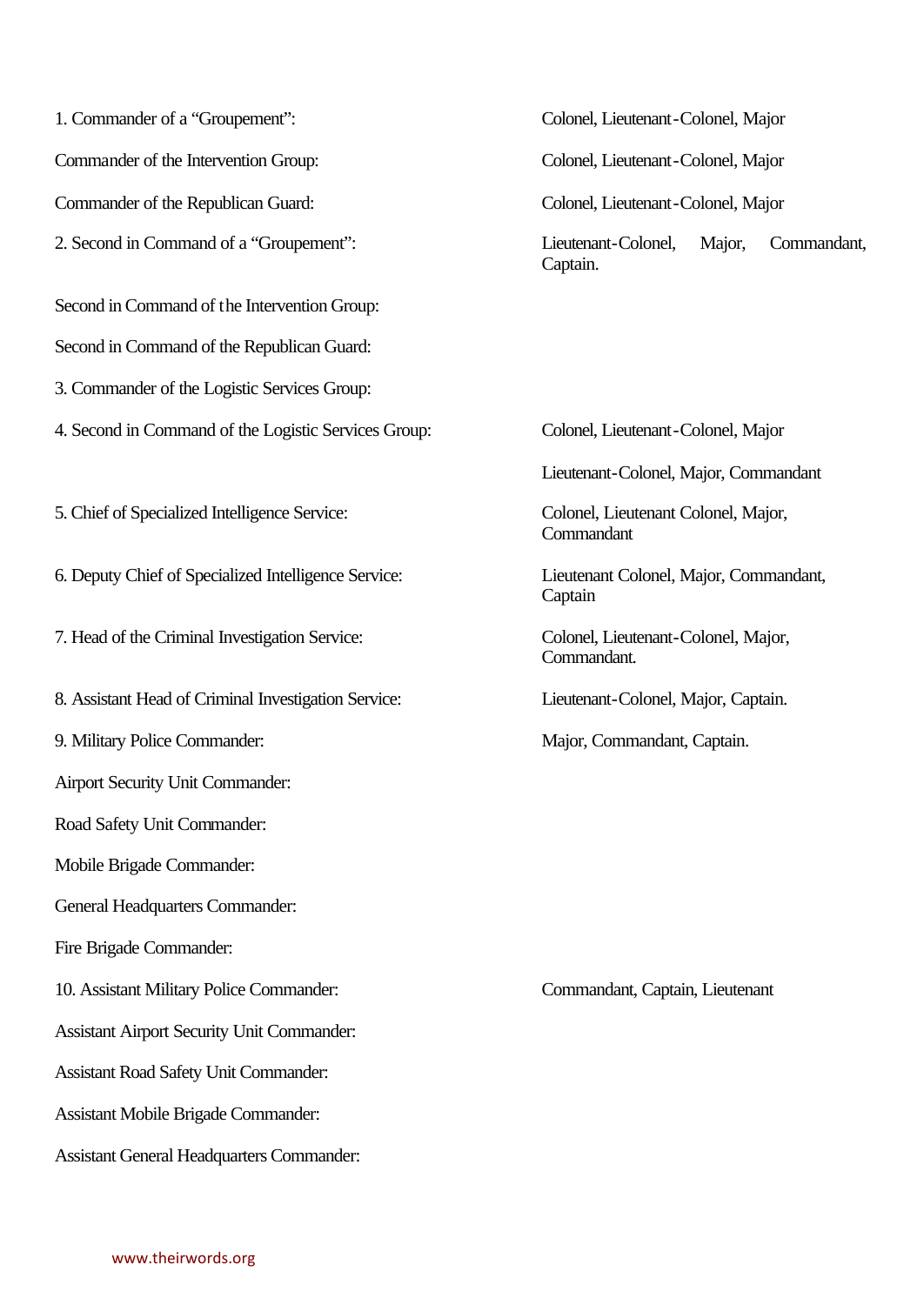| | |
|---|---|
| 1. Commander of a “Groupement”: | Colonel, Lieutenant-Colonel, Major |
| Commander of the Intervention Group: | Colonel, Lieutenant-Colonel, Major |
| Commander of the Republican Guard: | Colonel, Lieutenant-Colonel, Major |
| 2. Second in Command of a “Groupement”: | Lieutenant-Colonel, Major, Commandant, Captain. |
| Second in Command of the Intervention Group: | |
| Second in Command of the Republican Guard: | |
| 3. Commander of the Logistic Services Group: | |
| 4. Second in Command of the Logistic Services Group: | Colonel, Lieutenant-Colonel, Major |
| | Lieutenant-Colonel, Major, Commandant |
| 5. Chief of Specialized Intelligence Service: | Colonel, Lieutenant Colonel, Major, Commandant |
| 6. Deputy Chief of Specialized Intelligence Service: | Lieutenant Colonel, Major, Commandant, Captain |
| 7. Head of the Criminal Investigation Service: | Colonel, Lieutenant-Colonel, Major, Commandant. |
| 8. Assistant Head of Criminal Investigation Service: | Lieutenant-Colonel, Major, Captain. |
| 9. Military Police Commander: | Major, Commandant, Captain. |
| Airport Security Unit Commander: | |
| Road Safety Unit Commander: | |
| Mobile Brigade Commander: | |
| General Headquarters Commander: | |
| Fire Brigade Commander: | |
| 10. Assistant Military Police Commander: | Commandant, Captain, Lieutenant |
| Assistant Airport Security Unit Commander: | |
| Assistant Road Safety Unit Commander: | |
| Assistant Mobile Brigade Commander: | |
| Assistant General Headquarters Commander: | |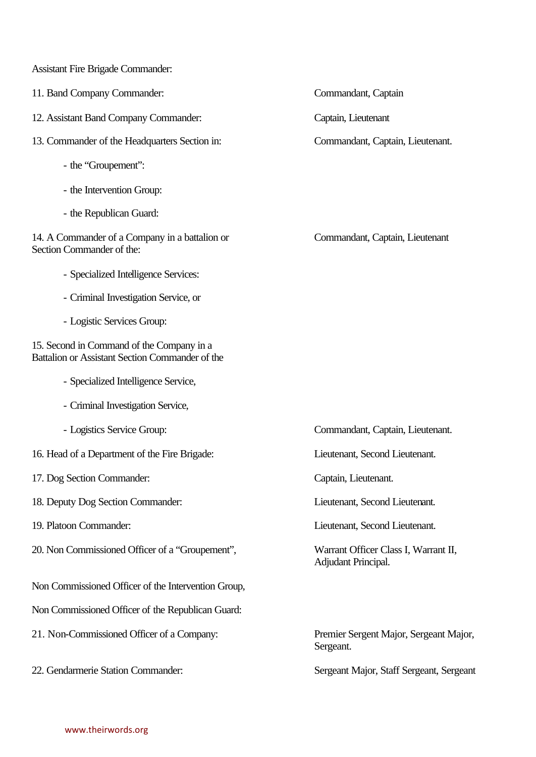Assistant Fire Brigade Commander:

| | |
|---|---|
| 11. Band Company Commander: | Commandant, Captain |
| 12. Assistant Band Company Commander: | Captain, Lieutenant |
| 13. Commander of the Headquarters Section in: | Commandant, Captain, Lieutenant. |
| - the “Groupement”: | |
| - the Intervention Group: | |
| - the Republican Guard: | |
| 14. A Commander of a Company in a battalion or Section Commander of the: | Commandant, Captain, Lieutenant |
| - Specialized Intelligence Services: | |
| - Criminal Investigation Service, or | |
| - Logistic Services Group: | |
| 15. Second in Command of the Company in a Battalion or Assistant Section Commander of the | |
| - Specialized Intelligence Service, | |
| - Criminal Investigation Service, | |
| - Logistics Service Group: | Commandant, Captain, Lieutenant. |
| 16. Head of a Department of the Fire Brigade: | Lieutenant, Second Lieutenant. |
| 17. Dog Section Commander: | Captain, Lieutenant. |
| 18. Deputy Dog Section Commander: | Lieutenant, Second Lieutenant. |
| 19. Platoon Commander: | Lieutenant, Second Lieutenant. |
| 20. Non Commissioned Officer of a “Groupement”, | Warrant Officer Class I, Warrant II, Adjudant Principal. |
| Non Commissioned Officer of the Intervention Group, | |
| Non Commissioned Officer of the Republican Guard: | |
| 21. Non-Commissioned Officer of a Company: | Premier Sergent Major, Sergeant Major, Sergeant. |
| 22. Gendarmerie Station Commander: | Sergeant Major, Staff Sergeant, Sergeant |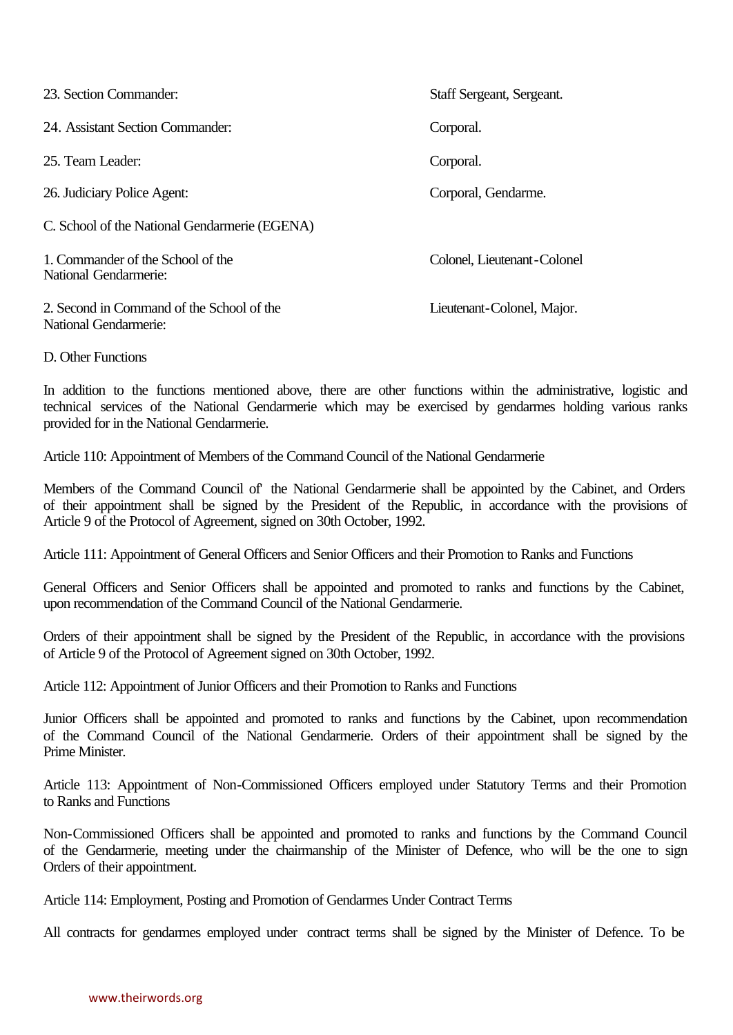| | |
|---|---|
| 23. Section Commander: | Staff Sergeant, Sergeant. |
| 24. Assistant Section Commander: | Corporal. |
| 25. Team Leader: | Corporal. |
| 26. Judiciary Police Agent: | Corporal, Gendarme. |

C. School of the National Gendarmerie (EGENA)

| | |
|---|---|
| 1. Commander of the School of the National Gendarmerie: | Colonel, Lieutenant-Colonel |
| 2. Second in Command of the School of the National Gendarmerie: | Lieutenant-Colonel, Major. |

D. Other Functions

In addition to the functions mentioned above, there are other functions within the administrative, logistic and technical services of the National Gendarmerie which may be exercised by gendarmes holding various ranks provided for in the National Gendarmerie.

Article 110: Appointment of Members of the Command Council of the National Gendarmerie

Members of the Command Council of' the National Gendarmerie shall be appointed by the Cabinet, and Orders of their appointment shall be signed by the President of the Republic, in accordance with the provisions of Article 9 of the Protocol of Agreement, signed on 30th October, 1992.

Article 111: Appointment of General Officers and Senior Officers and their Promotion to Ranks and Functions

General Officers and Senior Officers shall be appointed and promoted to ranks and functions by the Cabinet, upon recommendation of the Command Council of the National Gendarmerie.

Orders of their appointment shall be signed by the President of the Republic, in accordance with the provisions of Article 9 of the Protocol of Agreement signed on 30th October, 1992.

Article 112: Appointment of Junior Officers and their Promotion to Ranks and Functions

Junior Officers shall be appointed and promoted to ranks and functions by the Cabinet, upon recommendation of the Command Council of the National Gendarmerie. Orders of their appointment shall be signed by the Prime Minister.

Article 113: Appointment of Non-Commissioned Officers employed under Statutory Terms and their Promotion to Ranks and Functions

Non-Commissioned Officers shall be appointed and promoted to ranks and functions by the Command Council of the Gendarmerie, meeting under the chairmanship of the Minister of Defence, who will be the one to sign Orders of their appointment.

Article 114: Employment, Posting and Promotion of Gendarmes Under Contract Terms

All contracts for gendarmes employed under contract terms shall be signed by the Minister of Defence. To be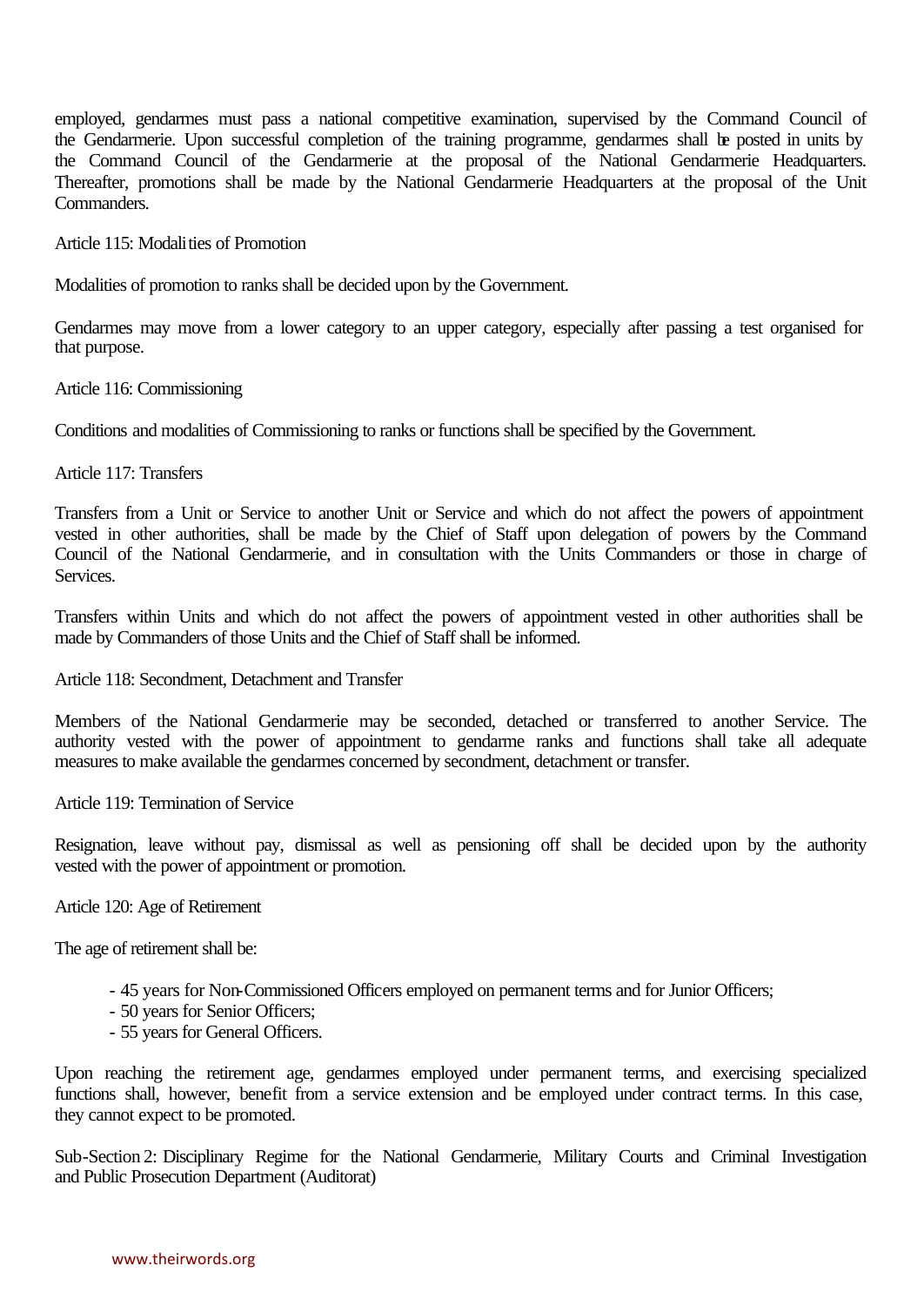employed, gendarmes must pass a national competitive examination, supervised by the Command Council of the Gendarmerie. Upon successful completion of the training programme, gendarmes shall be posted in units by the Command Council of the Gendarmerie at the proposal of the National Gendarmerie Headquarters. Thereafter, promotions shall be made by the National Gendarmerie Headquarters at the proposal of the Unit Commanders.

Article 115: Modalities of Promotion

Modalities of promotion to ranks shall be decided upon by the Government.

Gendarmes may move from a lower category to an upper category, especially after passing a test organised for that purpose.

Article 116: Commissioning

Conditions and modalities of Commissioning to ranks or functions shall be specified by the Government.

Article 117: Transfers

Transfers from a Unit or Service to another Unit or Service and which do not affect the powers of appointment vested in other authorities, shall be made by the Chief of Staff upon delegation of powers by the Command Council of the National Gendarmerie, and in consultation with the Units Commanders or those in charge of Services.

Transfers within Units and which do not affect the powers of appointment vested in other authorities shall be made by Commanders of those Units and the Chief of Staff shall be informed.

Article 118: Secondment, Detachment and Transfer

Members of the National Gendarmerie may be seconded, detached or transferred to another Service. The authority vested with the power of appointment to gendarme ranks and functions shall take all adequate measures to make available the gendarmes concerned by secondment, detachment or transfer.

Article 119: Termination of Service

Resignation, leave without pay, dismissal as well as pensioning off shall be decided upon by the authority vested with the power of appointment or promotion.

Article 120: Age of Retirement

The age of retirement shall be:

- 45 years for Non-Commissioned Officers employed on permanent terms and for Junior Officers;
- 50 years for Senior Officers;
- 55 years for General Officers.

Upon reaching the retirement age, gendarmes employed under permanent terms, and exercising specialized functions shall, however, benefit from a service extension and be employed under contract terms. In this case, they cannot expect to be promoted.

Sub-Section 2: Disciplinary Regime for the National Gendarmerie, Military Courts and Criminal Investigation and Public Prosecution Department (Auditorat)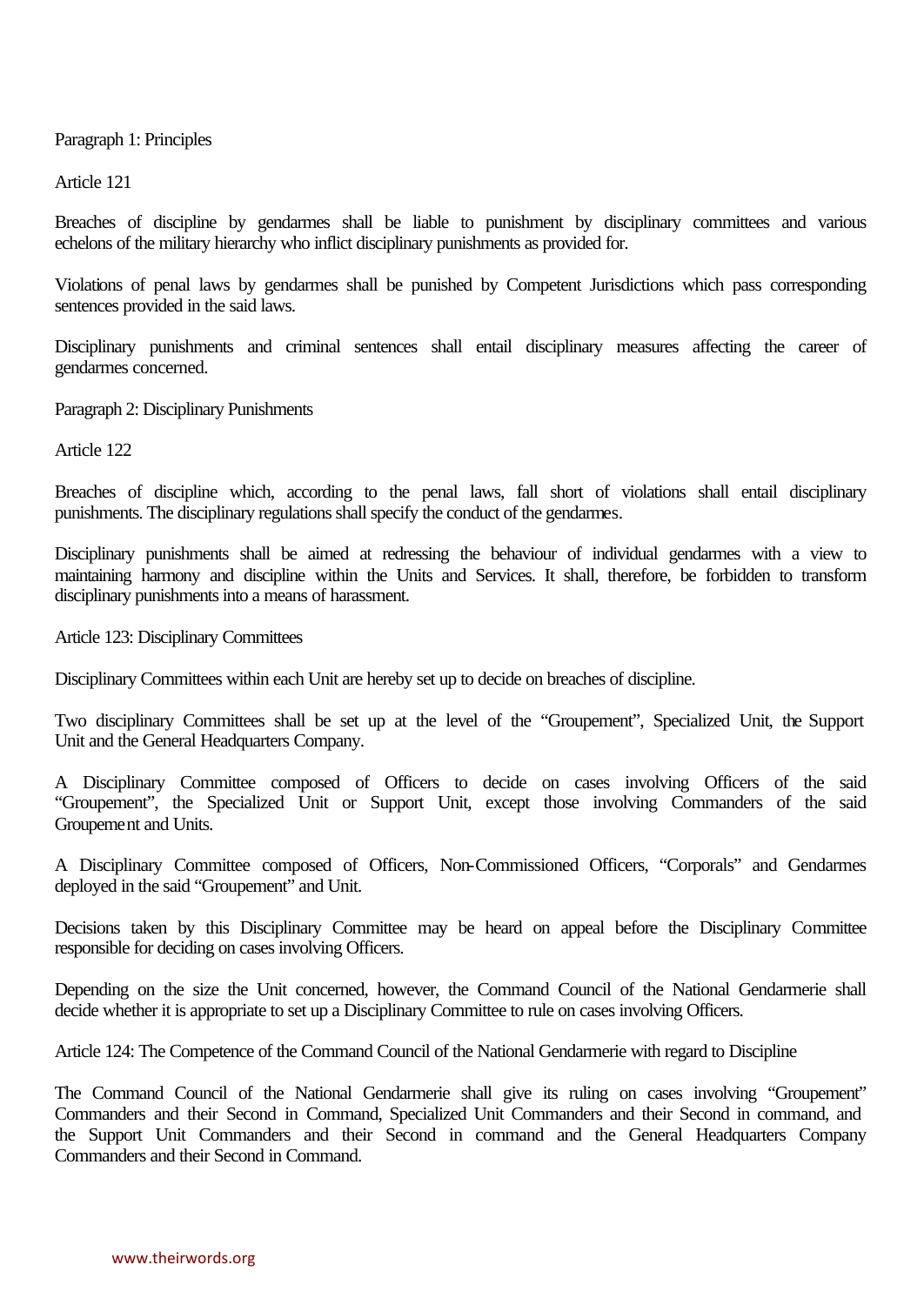Paragraph 1: Principles

Article 121

Breaches of discipline by gendarmes shall be liable to punishment by disciplinary committees and various echelons of the military hierarchy who inflict disciplinary punishments as provided for.

Violations of penal laws by gendarmes shall be punished by Competent Jurisdictions which pass corresponding sentences provided in the said laws.

Disciplinary punishments and criminal sentences shall entail disciplinary measures affecting the career of gendarmes concerned.

Paragraph 2: Disciplinary Punishments

Article 122

Breaches of discipline which, according to the penal laws, fall short of violations shall entail disciplinary punishments. The disciplinary regulations shall specify the conduct of the gendarmes.

Disciplinary punishments shall be aimed at redressing the behaviour of individual gendarmes with a view to maintaining harmony and discipline within the Units and Services. It shall, therefore, be forbidden to transform disciplinary punishments into a means of harassment.

Article 123: Disciplinary Committees

Disciplinary Committees within each Unit are hereby set up to decide on breaches of discipline.

Two disciplinary Committees shall be set up at the level of the "Groupement", Specialized Unit, the Support Unit and the General Headquarters Company.

A Disciplinary Committee composed of Officers to decide on cases involving Officers of the said "Groupement", the Specialized Unit or Support Unit, except those involving Commanders of the said Groupement and Units.

A Disciplinary Committee composed of Officers, Non-Commissioned Officers, "Corporals" and Gendarmes deployed in the said "Groupement" and Unit.

Decisions taken by this Disciplinary Committee may be heard on appeal before the Disciplinary Committee responsible for deciding on cases involving Officers.

Depending on the size the Unit concerned, however, the Command Council of the National Gendarmerie shall decide whether it is appropriate to set up a Disciplinary Committee to rule on cases involving Officers.

Article 124: The Competence of the Command Council of the National Gendarmerie with regard to Discipline

The Command Council of the National Gendarmerie shall give its ruling on cases involving "Groupement" Commanders and their Second in Command, Specialized Unit Commanders and their Second in command, and the Support Unit Commanders and their Second in command and the General Headquarters Company Commanders and their Second in Command.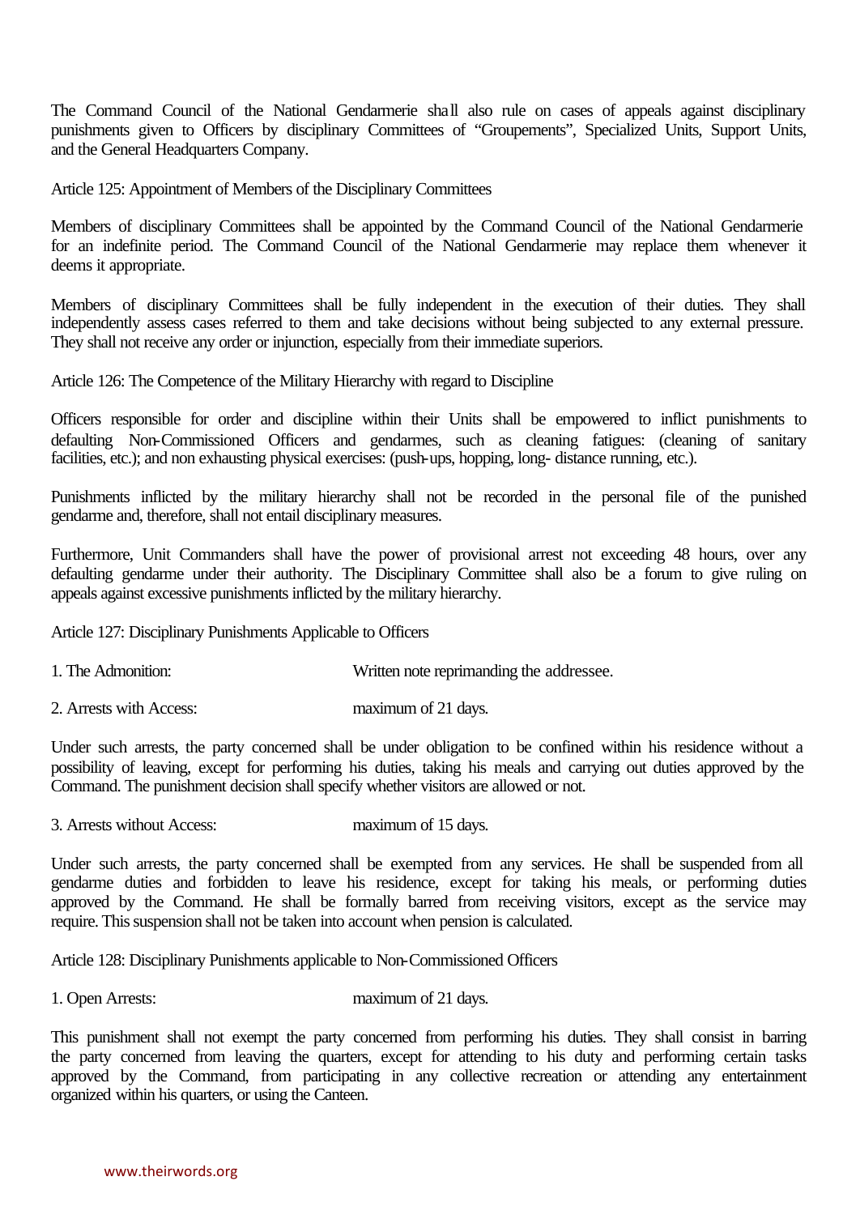The Command Council of the National Gendarmerie shall also rule on cases of appeals against disciplinary punishments given to Officers by disciplinary Committees of "Groupements", Specialized Units, Support Units, and the General Headquarters Company.

Article 125: Appointment of Members of the Disciplinary Committees

Members of disciplinary Committees shall be appointed by the Command Council of the National Gendarmerie for an indefinite period. The Command Council of the National Gendarmerie may replace them whenever it deems it appropriate.

Members of disciplinary Committees shall be fully independent in the execution of their duties. They shall independently assess cases referred to them and take decisions without being subjected to any external pressure. They shall not receive any order or injunction, especially from their immediate superiors.

Article 126: The Competence of the Military Hierarchy with regard to Discipline

Officers responsible for order and discipline within their Units shall be empowered to inflict punishments to defaulting Non-Commissioned Officers and gendarmes, such as cleaning fatigues: (cleaning of sanitary facilities, etc.); and non exhausting physical exercises: (push-ups, hopping, long- distance running, etc.).

Punishments inflicted by the military hierarchy shall not be recorded in the personal file of the punished gendarme and, therefore, shall not entail disciplinary measures.

Furthermore, Unit Commanders shall have the power of provisional arrest not exceeding 48 hours, over any defaulting gendarme under their authority. The Disciplinary Committee shall also be a forum to give ruling on appeals against excessive punishments inflicted by the military hierarchy.

Article 127: Disciplinary Punishments Applicable to Officers

1. The Admonition: Written note reprimanding the addressee.

2. Arrests with Access: maximum of 21 days.

Under such arrests, the party concerned shall be under obligation to be confined within his residence without a possibility of leaving, except for performing his duties, taking his meals and carrying out duties approved by the Command. The punishment decision shall specify whether visitors are allowed or not.

3. Arrests without Access: maximum of 15 days.

Under such arrests, the party concerned shall be exempted from any services. He shall be suspended from all gendarme duties and forbidden to leave his residence, except for taking his meals, or performing duties approved by the Command. He shall be formally barred from receiving visitors, except as the service may require. This suspension shall not be taken into account when pension is calculated.

Article 128: Disciplinary Punishments applicable to Non-Commissioned Officers

1. Open Arrests: maximum of 21 days.

This punishment shall not exempt the party concerned from performing his duties. They shall consist in barring the party concerned from leaving the quarters, except for attending to his duty and performing certain tasks approved by the Command, from participating in any collective recreation or attending any entertainment organized within his quarters, or using the Canteen.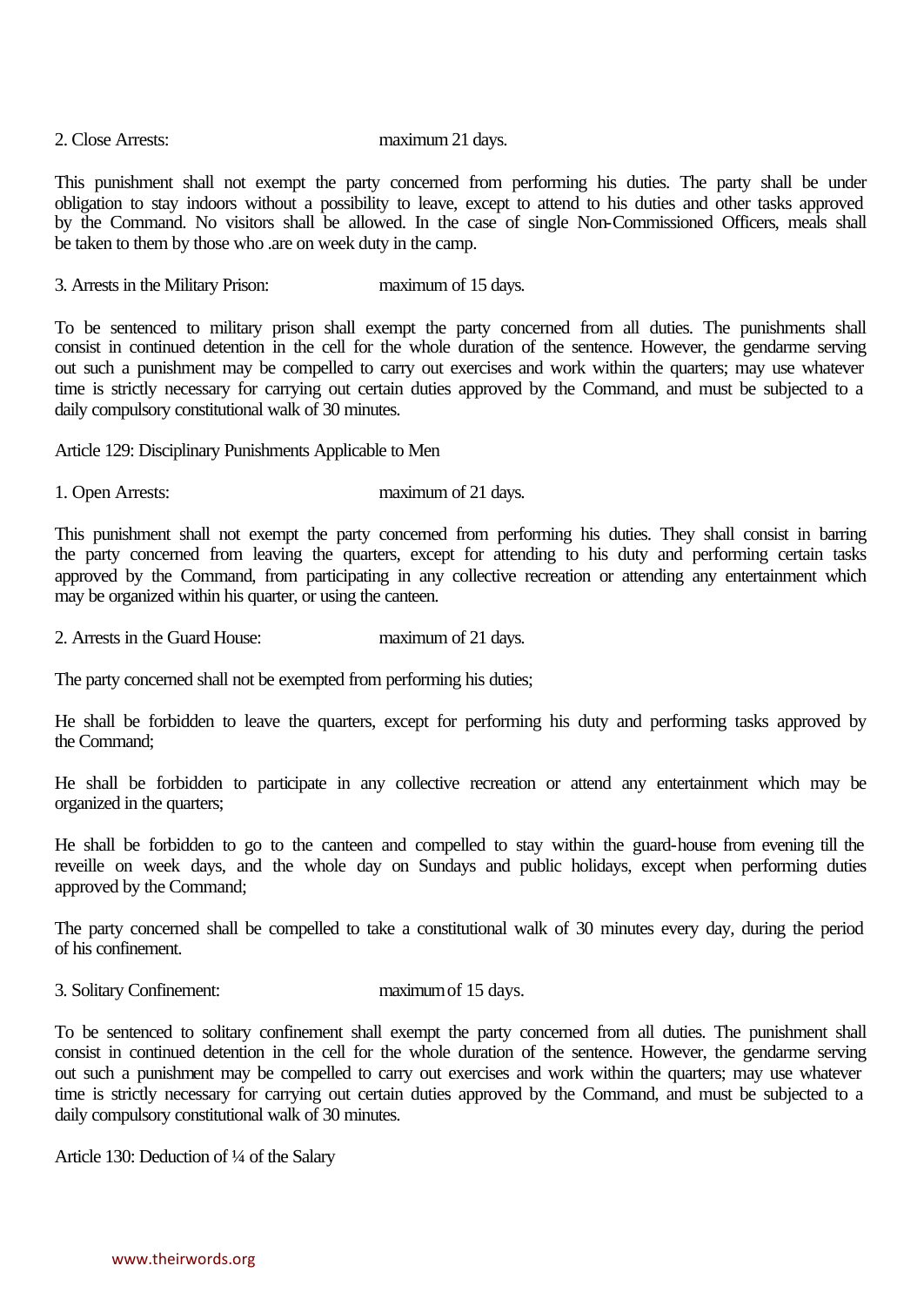2. Close Arrests: maximum 21 days.

This punishment shall not exempt the party concerned from performing his duties. The party shall be under obligation to stay indoors without a possibility to leave, except to attend to his duties and other tasks approved by the Command. No visitors shall be allowed. In the case of single Non-Commissioned Officers, meals shall be taken to them by those who .are on week duty in the camp.

3. Arrests in the Military Prison: maximum of 15 days.

To be sentenced to military prison shall exempt the party concerned from all duties. The punishments shall consist in continued detention in the cell for the whole duration of the sentence. However, the gendarme serving out such a punishment may be compelled to carry out exercises and work within the quarters; may use whatever time is strictly necessary for carrying out certain duties approved by the Command, and must be subjected to a daily compulsory constitutional walk of 30 minutes.

Article 129: Disciplinary Punishments Applicable to Men

1. Open Arrests: maximum of 21 days.

This punishment shall not exempt the party concerned from performing his duties. They shall consist in barring the party concerned from leaving the quarters, except for attending to his duty and performing certain tasks approved by the Command, from participating in any collective recreation or attending any entertainment which may be organized within his quarter, or using the canteen.

2. Arrests in the Guard House: maximum of 21 days.

The party concerned shall not be exempted from performing his duties;

He shall be forbidden to leave the quarters, except for performing his duty and performing tasks approved by the Command;

He shall be forbidden to participate in any collective recreation or attend any entertainment which may be organized in the quarters;

He shall be forbidden to go to the canteen and compelled to stay within the guard-house from evening till the reveille on week days, and the whole day on Sundays and public holidays, except when performing duties approved by the Command;

The party concerned shall be compelled to take a constitutional walk of 30 minutes every day, during the period of his confinement.

3. Solitary Confinement: maximum of 15 days.

To be sentenced to solitary confinement shall exempt the party concerned from all duties. The punishment shall consist in continued detention in the cell for the whole duration of the sentence. However, the gendarme serving out such a punishment may be compelled to carry out exercises and work within the quarters; may use whatever time is strictly necessary for carrying out certain duties approved by the Command, and must be subjected to a daily compulsory constitutional walk of 30 minutes.

Article 130: Deduction of ¼ of the Salary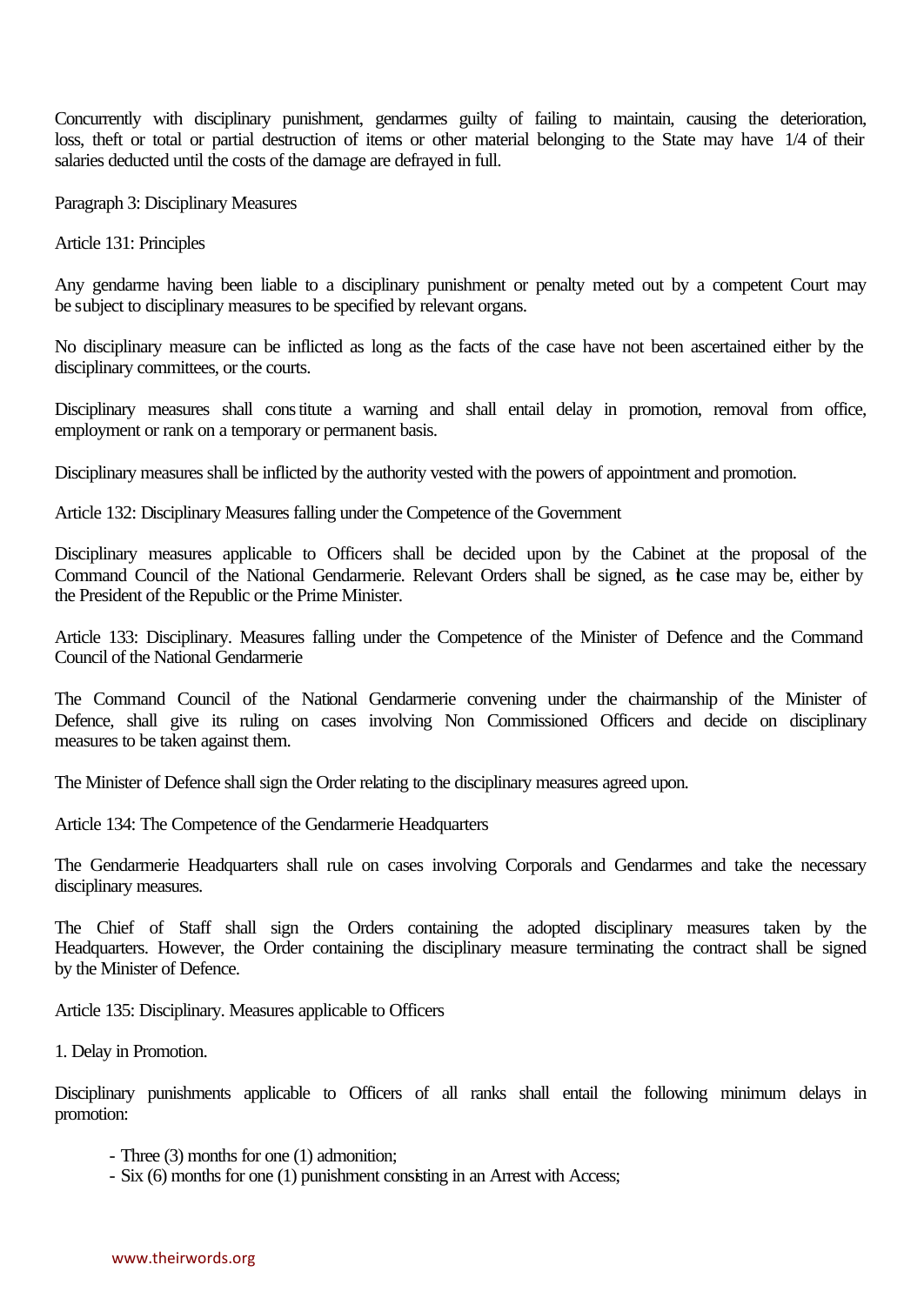Concurrently with disciplinary punishment, gendarmes guilty of failing to maintain, causing the deterioration, loss, theft or total or partial destruction of items or other material belonging to the State may have 1/4 of their salaries deducted until the costs of the damage are defrayed in full.

Paragraph 3: Disciplinary Measures

Article 131: Principles

Any gendarme having been liable to a disciplinary punishment or penalty meted out by a competent Court may be subject to disciplinary measures to be specified by relevant organs.

No disciplinary measure can be inflicted as long as the facts of the case have not been ascertained either by the disciplinary committees, or the courts.

Disciplinary measures shall constitute a warning and shall entail delay in promotion, removal from office, employment or rank on a temporary or permanent basis.

Disciplinary measures shall be inflicted by the authority vested with the powers of appointment and promotion.

Article 132: Disciplinary Measures falling under the Competence of the Government

Disciplinary measures applicable to Officers shall be decided upon by the Cabinet at the proposal of the Command Council of the National Gendarmerie. Relevant Orders shall be signed, as the case may be, either by the President of the Republic or the Prime Minister.

Article 133: Disciplinary. Measures falling under the Competence of the Minister of Defence and the Command Council of the National Gendarmerie

The Command Council of the National Gendarmerie convening under the chairmanship of the Minister of Defence, shall give its ruling on cases involving Non Commissioned Officers and decide on disciplinary measures to be taken against them.

The Minister of Defence shall sign the Order relating to the disciplinary measures agreed upon.

Article 134: The Competence of the Gendarmerie Headquarters

The Gendarmerie Headquarters shall rule on cases involving Corporals and Gendarmes and take the necessary disciplinary measures.

The Chief of Staff shall sign the Orders containing the adopted disciplinary measures taken by the Headquarters. However, the Order containing the disciplinary measure terminating the contract shall be signed by the Minister of Defence.

Article 135: Disciplinary. Measures applicable to Officers

1. Delay in Promotion.

Disciplinary punishments applicable to Officers of all ranks shall entail the following minimum delays in promotion:

- Three (3) months for one (1) admonition;
- Six (6) months for one (1) punishment consisting in an Arrest with Access;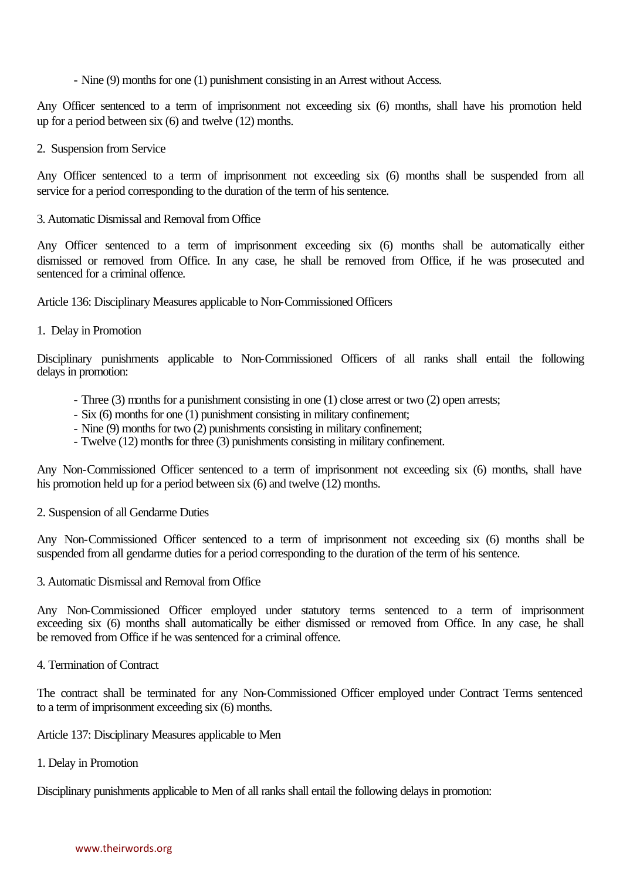- Nine (9) months for one (1) punishment consisting in an Arrest without Access.

Any Officer sentenced to a term of imprisonment not exceeding six (6) months, shall have his promotion held up for a period between six (6) and twelve (12) months.

2. Suspension from Service

Any Officer sentenced to a term of imprisonment not exceeding six (6) months shall be suspended from all service for a period corresponding to the duration of the term of his sentence.

3. Automatic Dismissal and Removal from Office

Any Officer sentenced to a term of imprisonment exceeding six (6) months shall be automatically either dismissed or removed from Office. In any case, he shall be removed from Office, if he was prosecuted and sentenced for a criminal offence.

Article 136: Disciplinary Measures applicable to Non-Commissioned Officers

1. Delay in Promotion

Disciplinary punishments applicable to Non-Commissioned Officers of all ranks shall entail the following delays in promotion:

- Three (3) months for a punishment consisting in one (1) close arrest or two (2) open arrests;
- Six (6) months for one (1) punishment consisting in military confinement;
- Nine (9) months for two (2) punishments consisting in military confinement;
- Twelve (12) months for three (3) punishments consisting in military confinement.

Any Non-Commissioned Officer sentenced to a term of imprisonment not exceeding six (6) months, shall have his promotion held up for a period between six (6) and twelve (12) months.

2. Suspension of all Gendarme Duties

Any Non-Commissioned Officer sentenced to a term of imprisonment not exceeding six (6) months shall be suspended from all gendarme duties for a period corresponding to the duration of the term of his sentence.

3. Automatic Dismissal and Removal from Office

Any Non-Commissioned Officer employed under statutory terms sentenced to a term of imprisonment exceeding six (6) months shall automatically be either dismissed or removed from Office. In any case, he shall be removed from Office if he was sentenced for a criminal offence.

4. Termination of Contract

The contract shall be terminated for any Non-Commissioned Officer employed under Contract Terms sentenced to a term of imprisonment exceeding six (6) months.

Article 137: Disciplinary Measures applicable to Men

1. Delay in Promotion

Disciplinary punishments applicable to Men of all ranks shall entail the following delays in promotion: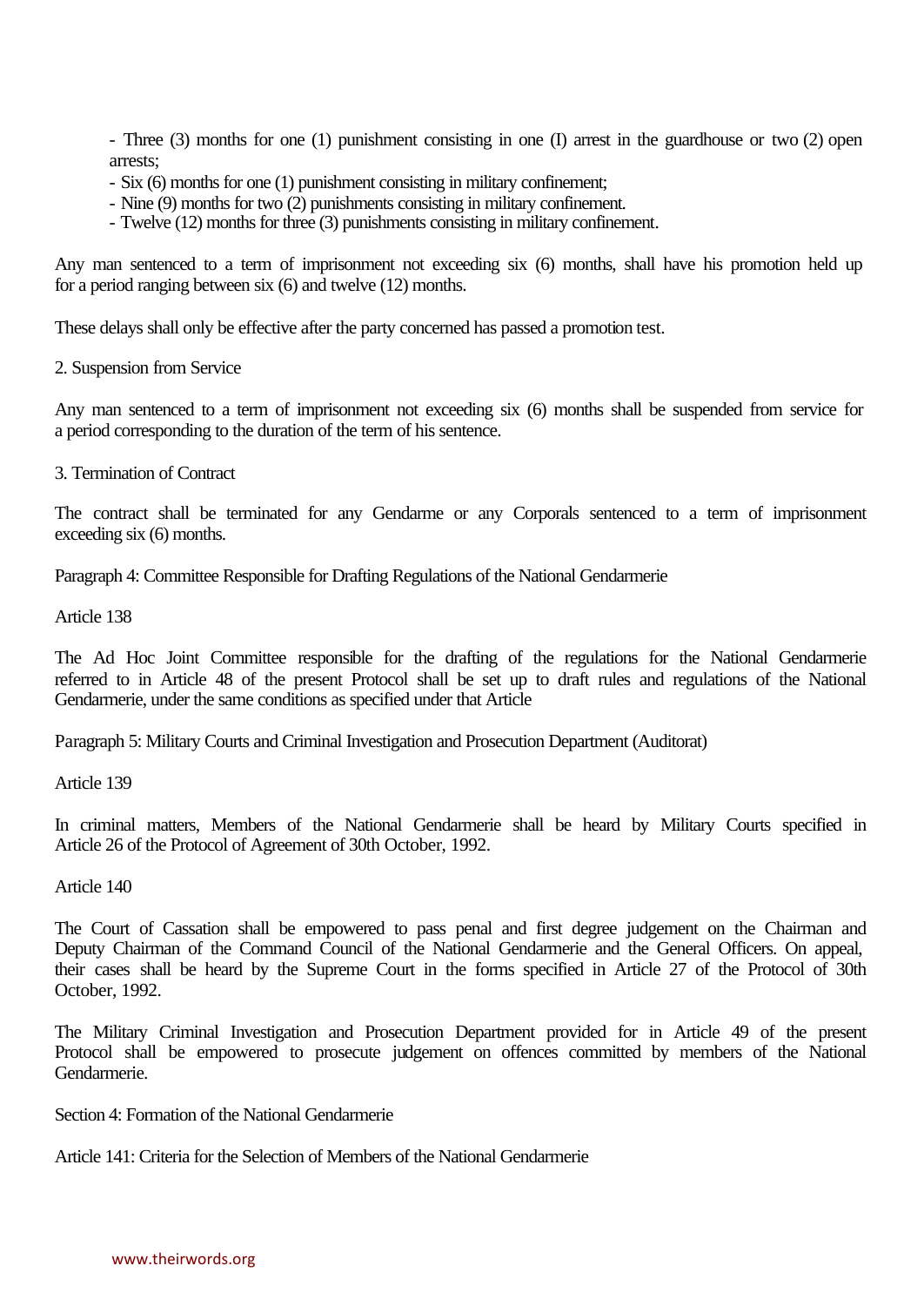- Three (3) months for one (1) punishment consisting in one (I) arrest in the guardhouse or two (2) open arrests;
- Six (6) months for one (1) punishment consisting in military confinement;
- Nine (9) months for two (2) punishments consisting in military confinement.
- Twelve (12) months for three (3) punishments consisting in military confinement.

Any man sentenced to a term of imprisonment not exceeding six (6) months, shall have his promotion held up for a period ranging between six (6) and twelve (12) months.

These delays shall only be effective after the party concerned has passed a promotion test.

2. Suspension from Service

Any man sentenced to a term of imprisonment not exceeding six (6) months shall be suspended from service for a period corresponding to the duration of the term of his sentence.

3. Termination of Contract

The contract shall be terminated for any Gendarme or any Corporals sentenced to a term of imprisonment exceeding six (6) months.

Paragraph 4: Committee Responsible for Drafting Regulations of the National Gendarmerie

Article 138

The Ad Hoc Joint Committee responsible for the drafting of the regulations for the National Gendarmerie referred to in Article 48 of the present Protocol shall be set up to draft rules and regulations of the National Gendarmerie, under the same conditions as specified under that Article

Paragraph 5: Military Courts and Criminal Investigation and Prosecution Department (Auditorat)

Article 139

In criminal matters, Members of the National Gendarmerie shall be heard by Military Courts specified in Article 26 of the Protocol of Agreement of 30th October, 1992.

Article 140

The Court of Cassation shall be empowered to pass penal and first degree judgement on the Chairman and Deputy Chairman of the Command Council of the National Gendarmerie and the General Officers. On appeal, their cases shall be heard by the Supreme Court in the forms specified in Article 27 of the Protocol of 30th October, 1992.

The Military Criminal Investigation and Prosecution Department provided for in Article 49 of the present Protocol shall be empowered to prosecute judgement on offences committed by members of the National Gendarmerie.

Section 4: Formation of the National Gendarmerie

Article 141: Criteria for the Selection of Members of the National Gendarmerie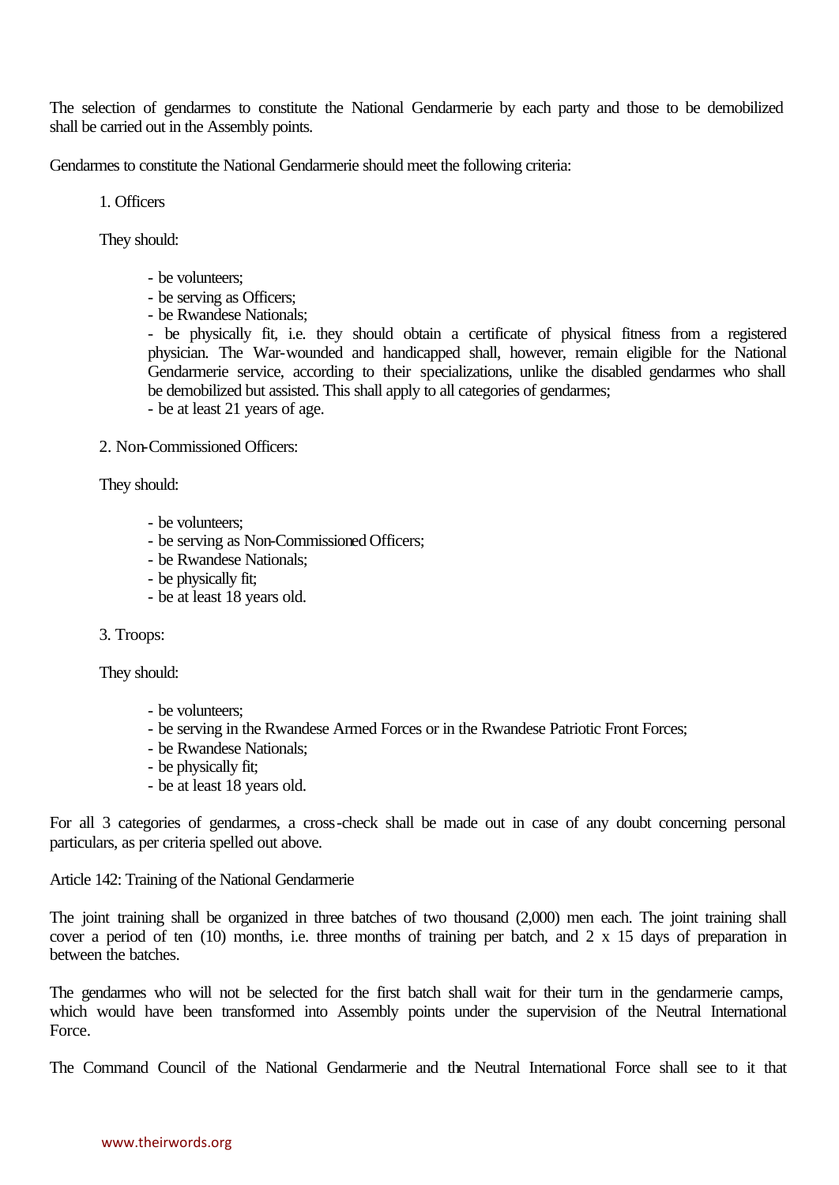The selection of gendarmes to constitute the National Gendarmerie by each party and those to be demobilized shall be carried out in the Assembly points.

Gendarmes to constitute the National Gendarmerie should meet the following criteria:

1. Officers

They should:

- be volunteers;
- be serving as Officers;
- be Rwandese Nationals;
- be physically fit, i.e. they should obtain a certificate of physical fitness from a registered physician. The War-wounded and handicapped shall, however, remain eligible for the National Gendarmerie service, according to their specializations, unlike the disabled gendarmes who shall be demobilized but assisted. This shall apply to all categories of gendarmes;
- be at least 21 years of age.

2. Non-Commissioned Officers:

They should:

- be volunteers;
- be serving as Non-Commissioned Officers;
- be Rwandese Nationals;
- be physically fit;
- be at least 18 years old.

3. Troops:

They should:

- be volunteers;
- be serving in the Rwandese Armed Forces or in the Rwandese Patriotic Front Forces;
- be Rwandese Nationals;
- be physically fit;
- be at least 18 years old.

For all 3 categories of gendarmes, a cross-check shall be made out in case of any doubt concerning personal particulars, as per criteria spelled out above.

Article 142: Training of the National Gendarmerie

The joint training shall be organized in three batches of two thousand (2,000) men each. The joint training shall cover a period of ten (10) months, i.e. three months of training per batch, and 2 x 15 days of preparation in between the batches.

The gendarmes who will not be selected for the first batch shall wait for their turn in the gendarmerie camps, which would have been transformed into Assembly points under the supervision of the Neutral International Force.

The Command Council of the National Gendarmerie and the Neutral International Force shall see to it that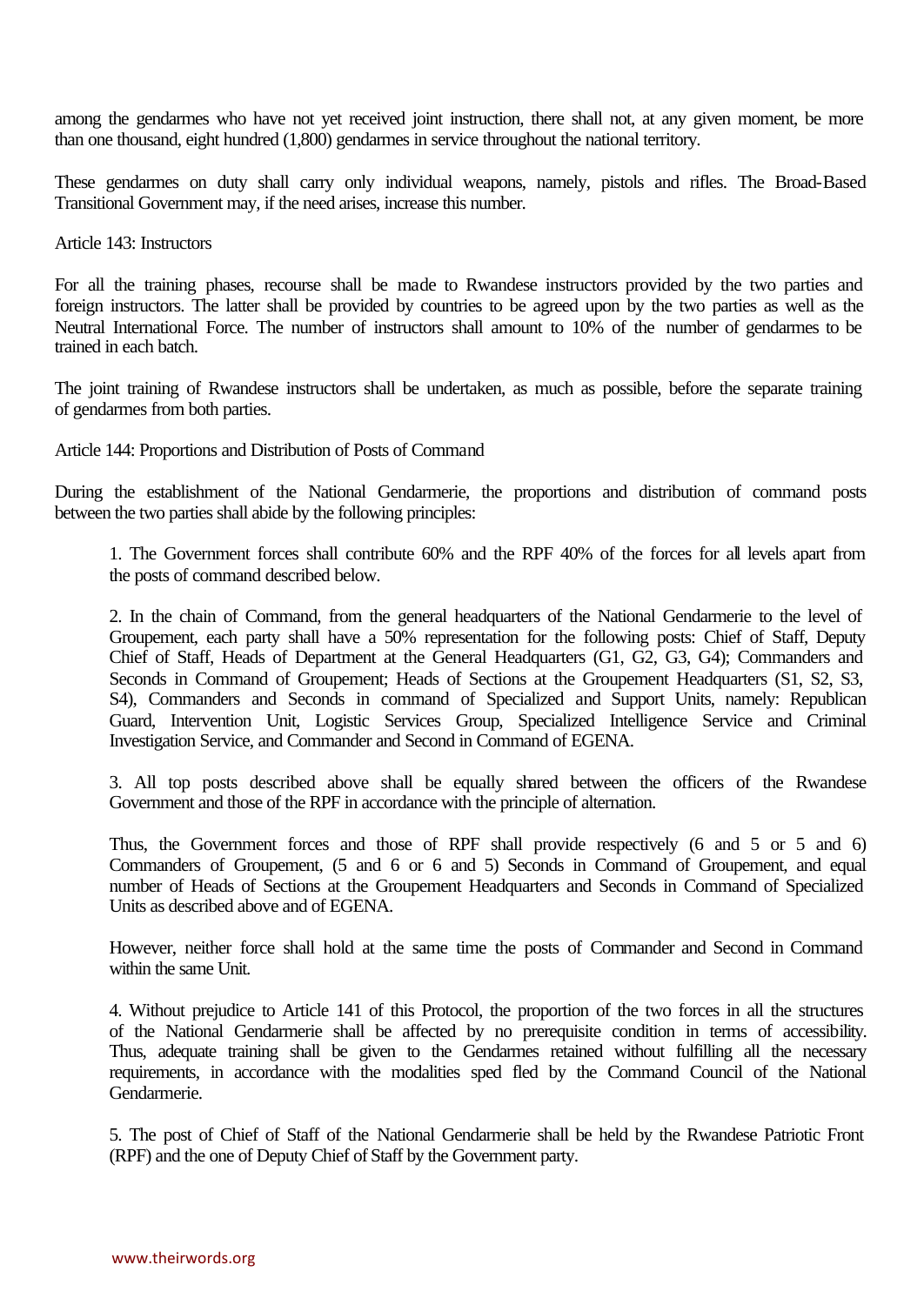among the gendarmes who have not yet received joint instruction, there shall not, at any given moment, be more than one thousand, eight hundred (1,800) gendarmes in service throughout the national territory.

These gendarmes on duty shall carry only individual weapons, namely, pistols and rifles. The Broad-Based Transitional Government may, if the need arises, increase this number.

Article 143: Instructors

For all the training phases, recourse shall be made to Rwandese instructors provided by the two parties and foreign instructors. The latter shall be provided by countries to be agreed upon by the two parties as well as the Neutral International Force. The number of instructors shall amount to 10% of the number of gendarmes to be trained in each batch.

The joint training of Rwandese instructors shall be undertaken, as much as possible, before the separate training of gendarmes from both parties.

Article 144: Proportions and Distribution of Posts of Command

During the establishment of the National Gendarmerie, the proportions and distribution of command posts between the two parties shall abide by the following principles:

1. The Government forces shall contribute 60% and the RPF 40% of the forces for all levels apart from the posts of command described below.

2. In the chain of Command, from the general headquarters of the National Gendarmerie to the level of Groupement, each party shall have a 50% representation for the following posts: Chief of Staff, Deputy Chief of Staff, Heads of Department at the General Headquarters (G1, G2, G3, G4); Commanders and Seconds in Command of Groupement; Heads of Sections at the Groupement Headquarters (S1, S2, S3, S4), Commanders and Seconds in command of Specialized and Support Units, namely: Republican Guard, Intervention Unit, Logistic Services Group, Specialized Intelligence Service and Criminal Investigation Service, and Commander and Second in Command of EGENA.

3. All top posts described above shall be equally shared between the officers of the Rwandese Government and those of the RPF in accordance with the principle of alternation.

Thus, the Government forces and those of RPF shall provide respectively (6 and 5 or 5 and 6) Commanders of Groupement, (5 and 6 or 6 and 5) Seconds in Command of Groupement, and equal number of Heads of Sections at the Groupement Headquarters and Seconds in Command of Specialized Units as described above and of EGENA.

However, neither force shall hold at the same time the posts of Commander and Second in Command within the same Unit.

4. Without prejudice to Article 141 of this Protocol, the proportion of the two forces in all the structures of the National Gendarmerie shall be affected by no prerequisite condition in terms of accessibility. Thus, adequate training shall be given to the Gendarmes retained without fulfilling all the necessary requirements, in accordance with the modalities sped fled by the Command Council of the National Gendarmerie.

5. The post of Chief of Staff of the National Gendarmerie shall be held by the Rwandese Patriotic Front (RPF) and the one of Deputy Chief of Staff by the Government party.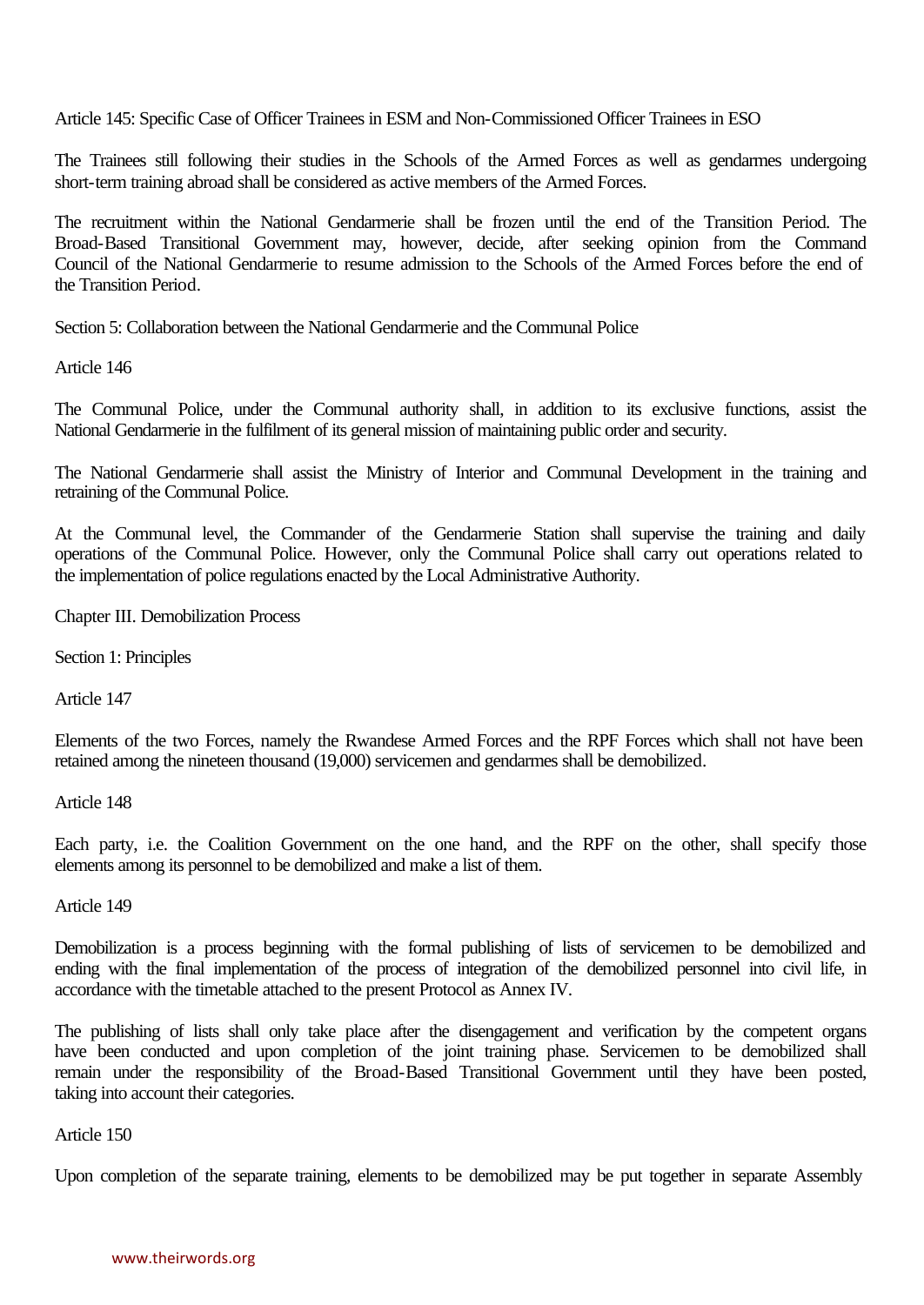Article 145: Specific Case of Officer Trainees in ESM and Non-Commissioned Officer Trainees in ESO

The Trainees still following their studies in the Schools of the Armed Forces as well as gendarmes undergoing short-term training abroad shall be considered as active members of the Armed Forces.

The recruitment within the National Gendarmerie shall be frozen until the end of the Transition Period. The Broad-Based Transitional Government may, however, decide, after seeking opinion from the Command Council of the National Gendarmerie to resume admission to the Schools of the Armed Forces before the end of the Transition Period.

Section 5: Collaboration between the National Gendarmerie and the Communal Police

Article 146

The Communal Police, under the Communal authority shall, in addition to its exclusive functions, assist the National Gendarmerie in the fulfilment of its general mission of maintaining public order and security.

The National Gendarmerie shall assist the Ministry of Interior and Communal Development in the training and retraining of the Communal Police.

At the Communal level, the Commander of the Gendarmerie Station shall supervise the training and daily operations of the Communal Police. However, only the Communal Police shall carry out operations related to the implementation of police regulations enacted by the Local Administrative Authority.

Chapter III. Demobilization Process

Section 1: Principles

Article 147

Elements of the two Forces, namely the Rwandese Armed Forces and the RPF Forces which shall not have been retained among the nineteen thousand (19,000) servicemen and gendarmes shall be demobilized.

Article 148

Each party, i.e. the Coalition Government on the one hand, and the RPF on the other, shall specify those elements among its personnel to be demobilized and make a list of them.

Article 149

Demobilization is a process beginning with the formal publishing of lists of servicemen to be demobilized and ending with the final implementation of the process of integration of the demobilized personnel into civil life, in accordance with the timetable attached to the present Protocol as Annex IV.

The publishing of lists shall only take place after the disengagement and verification by the competent organs have been conducted and upon completion of the joint training phase. Servicemen to be demobilized shall remain under the responsibility of the Broad-Based Transitional Government until they have been posted, taking into account their categories.

Article 150

Upon completion of the separate training, elements to be demobilized may be put together in separate Assembly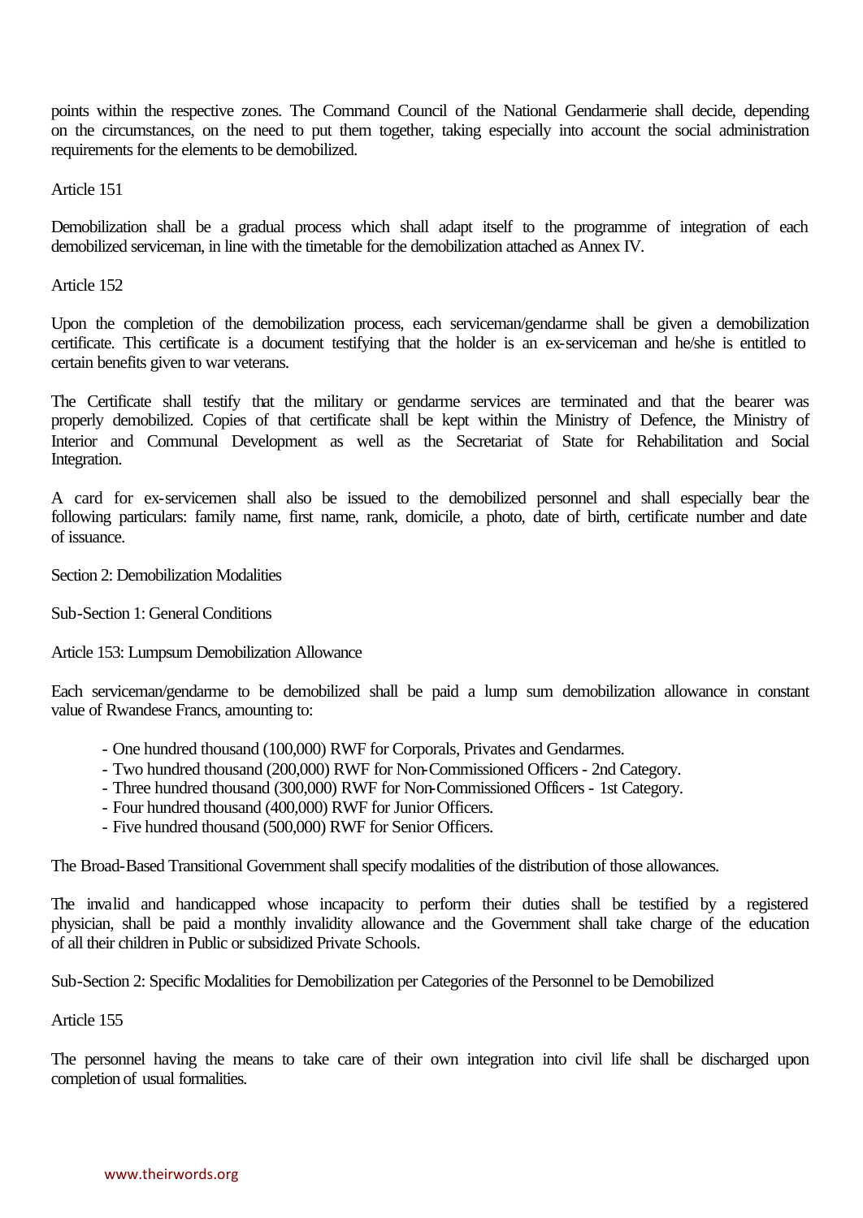points within the respective zones. The Command Council of the National Gendarmerie shall decide, depending on the circumstances, on the need to put them together, taking especially into account the social administration requirements for the elements to be demobilized.

Article 151

Demobilization shall be a gradual process which shall adapt itself to the programme of integration of each demobilized serviceman, in line with the timetable for the demobilization attached as Annex IV.

Article 152

Upon the completion of the demobilization process, each serviceman/gendarme shall be given a demobilization certificate. This certificate is a document testifying that the holder is an ex-serviceman and he/she is entitled to certain benefits given to war veterans.

The Certificate shall testify that the military or gendarme services are terminated and that the bearer was properly demobilized. Copies of that certificate shall be kept within the Ministry of Defence, the Ministry of Interior and Communal Development as well as the Secretariat of State for Rehabilitation and Social Integration.

A card for ex-servicemen shall also be issued to the demobilized personnel and shall especially bear the following particulars: family name, first name, rank, domicile, a photo, date of birth, certificate number and date of issuance.

Section 2: Demobilization Modalities

Sub-Section 1: General Conditions

Article 153: Lumpsum Demobilization Allowance

Each serviceman/gendarme to be demobilized shall be paid a lump sum demobilization allowance in constant value of Rwandese Francs, amounting to:

- One hundred thousand (100,000) RWF for Corporals, Privates and Gendarmes.
- Two hundred thousand (200,000) RWF for Non-Commissioned Officers - 2nd Category.
- Three hundred thousand (300,000) RWF for Non-Commissioned Officers - 1st Category.
- Four hundred thousand (400,000) RWF for Junior Officers.
- Five hundred thousand (500,000) RWF for Senior Officers.

The Broad-Based Transitional Government shall specify modalities of the distribution of those allowances.

The invalid and handicapped whose incapacity to perform their duties shall be testified by a registered physician, shall be paid a monthly invalidity allowance and the Government shall take charge of the education of all their children in Public or subsidized Private Schools.

Sub-Section 2: Specific Modalities for Demobilization per Categories of the Personnel to be Demobilized

Article 155

The personnel having the means to take care of their own integration into civil life shall be discharged upon completion of usual formalities.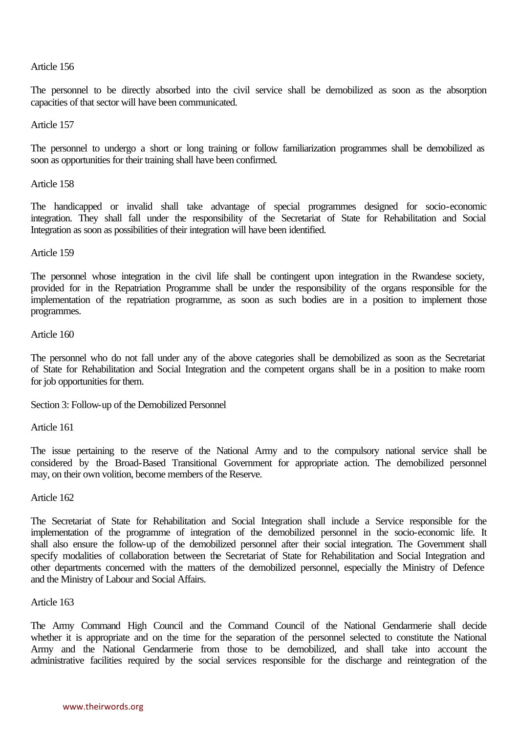Article 156

The personnel to be directly absorbed into the civil service shall be demobilized as soon as the absorption capacities of that sector will have been communicated.

Article 157

The personnel to undergo a short or long training or follow familiarization programmes shall be demobilized as soon as opportunities for their training shall have been confirmed.

Article 158

The handicapped or invalid shall take advantage of special programmes designed for socio-economic integration. They shall fall under the responsibility of the Secretariat of State for Rehabilitation and Social Integration as soon as possibilities of their integration will have been identified.

Article 159

The personnel whose integration in the civil life shall be contingent upon integration in the Rwandese society, provided for in the Repatriation Programme shall be under the responsibility of the organs responsible for the implementation of the repatriation programme, as soon as such bodies are in a position to implement those programmes.

Article 160

The personnel who do not fall under any of the above categories shall be demobilized as soon as the Secretariat of State for Rehabilitation and Social Integration and the competent organs shall be in a position to make room for job opportunities for them.

Section 3: Follow-up of the Demobilized Personnel

Article 161

The issue pertaining to the reserve of the National Army and to the compulsory national service shall be considered by the Broad-Based Transitional Government for appropriate action. The demobilized personnel may, on their own volition, become members of the Reserve.

Article 162

The Secretariat of State for Rehabilitation and Social Integration shall include a Service responsible for the implementation of the programme of integration of the demobilized personnel in the socio-economic life. It shall also ensure the follow-up of the demobilized personnel after their social integration. The Government shall specify modalities of collaboration between the Secretariat of State for Rehabilitation and Social Integration and other departments concerned with the matters of the demobilized personnel, especially the Ministry of Defence and the Ministry of Labour and Social Affairs.

Article 163

The Army Command High Council and the Command Council of the National Gendarmerie shall decide whether it is appropriate and on the time for the separation of the personnel selected to constitute the National Army and the National Gendarmerie from those to be demobilized, and shall take into account the administrative facilities required by the social services responsible for the discharge and reintegration of the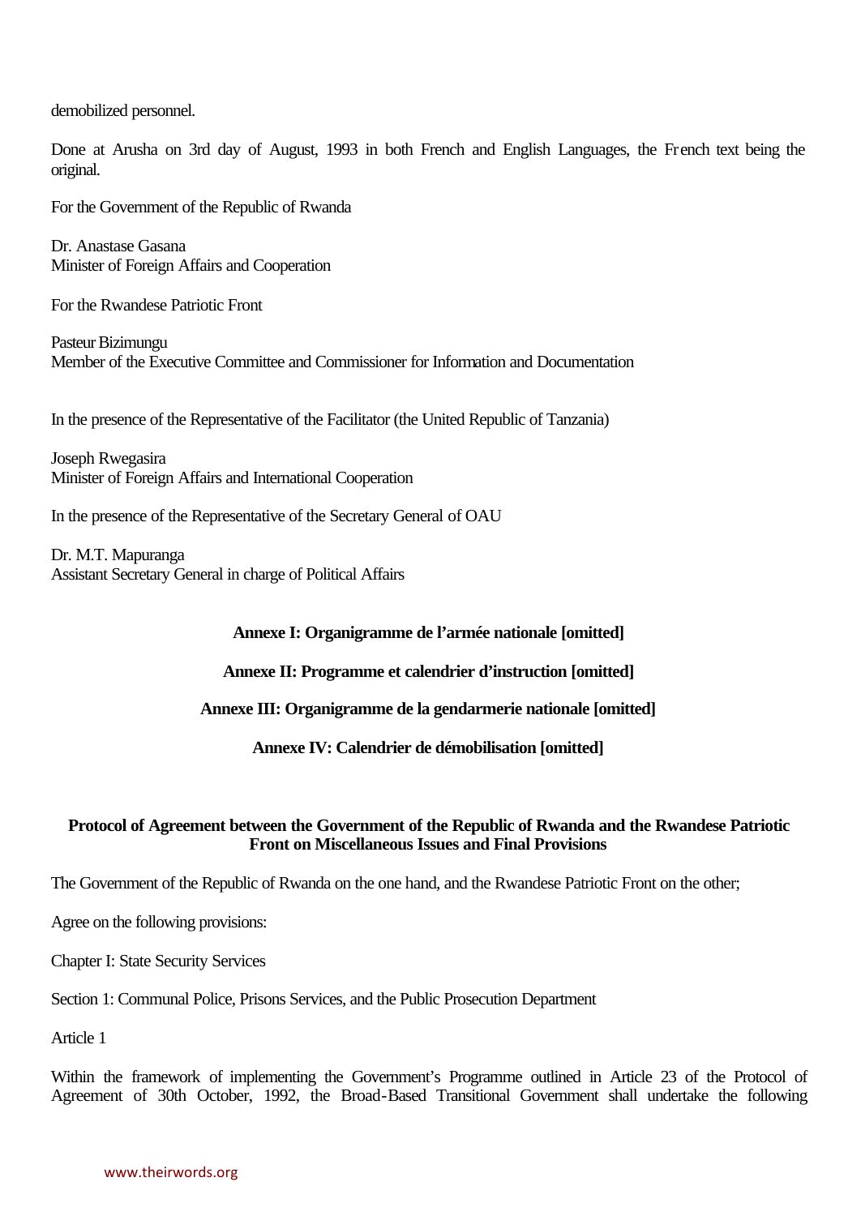demobilized personnel.

Done at Arusha on 3rd day of August, 1993 in both French and English Languages, the French text being the original.

For the Government of the Republic of Rwanda

Dr. Anastase Gasana
Minister of Foreign Affairs and Cooperation

For the Rwandese Patriotic Front

Pasteur Bizimungu
Member of the Executive Committee and Commissioner for Information and Documentation

In the presence of the Representative of the Facilitator (the United Republic of Tanzania)

Joseph Rwegasira
Minister of Foreign Affairs and International Cooperation

In the presence of the Representative of the Secretary General of OAU

Dr. M.T. Mapuranga
Assistant Secretary General in charge of Political Affairs

**Annexe I: Organigramme de l'armée nationale [omitted]**

**Annexe II: Programme et calendrier d'instruction [omitted]**

**Annexe III: Organigramme de la gendarmerie nationale [omitted]**

**Annexe IV: Calendrier de démobilisation [omitted]**

## Protocol of Agreement between the Government of the Republic of Rwanda and the Rwandese Patriotic Front on Miscellaneous Issues and Final Provisions

The Government of the Republic of Rwanda on the one hand, and the Rwandese Patriotic Front on the other;

Agree on the following provisions:

Chapter I: State Security Services

Section 1: Communal Police, Prisons Services, and the Public Prosecution Department

Article 1

Within the framework of implementing the Government's Programme outlined in Article 23 of the Protocol of Agreement of 30th October, 1992, the Broad-Based Transitional Government shall undertake the following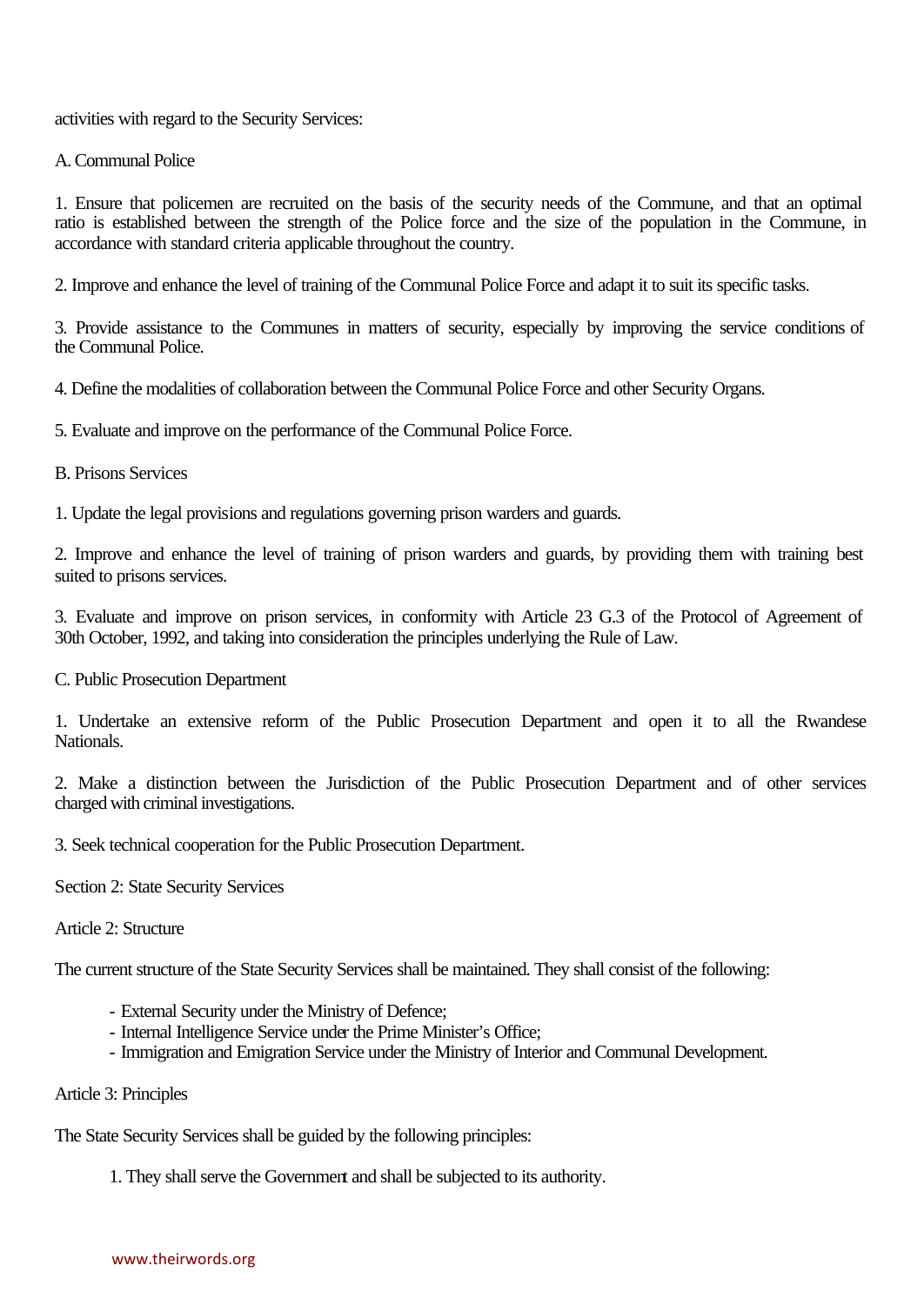activities with regard to the Security Services:

A. Communal Police

1. Ensure that policemen are recruited on the basis of the security needs of the Commune, and that an optimal ratio is established between the strength of the Police force and the size of the population in the Commune, in accordance with standard criteria applicable throughout the country.

2. Improve and enhance the level of training of the Communal Police Force and adapt it to suit its specific tasks.

3. Provide assistance to the Communes in matters of security, especially by improving the service conditions of the Communal Police.

4. Define the modalities of collaboration between the Communal Police Force and other Security Organs.

5. Evaluate and improve on the performance of the Communal Police Force.

B. Prisons Services

1. Update the legal provisions and regulations governing prison warders and guards.

2. Improve and enhance the level of training of prison warders and guards, by providing them with training best suited to prisons services.

3. Evaluate and improve on prison services, in conformity with Article 23 G.3 of the Protocol of Agreement of 30th October, 1992, and taking into consideration the principles underlying the Rule of Law.

C. Public Prosecution Department

1. Undertake an extensive reform of the Public Prosecution Department and open it to all the Rwandese Nationals.

2. Make a distinction between the Jurisdiction of the Public Prosecution Department and of other services charged with criminal investigations.

3. Seek technical cooperation for the Public Prosecution Department.

Section 2: State Security Services

Article 2: Structure

The current structure of the State Security Services shall be maintained. They shall consist of the following:

- External Security under the Ministry of Defence;
- Internal Intelligence Service under the Prime Minister's Office;
- Immigration and Emigration Service under the Ministry of Interior and Communal Development.

Article 3: Principles

The State Security Services shall be guided by the following principles:

1. They shall serve the Government and shall be subjected to its authority.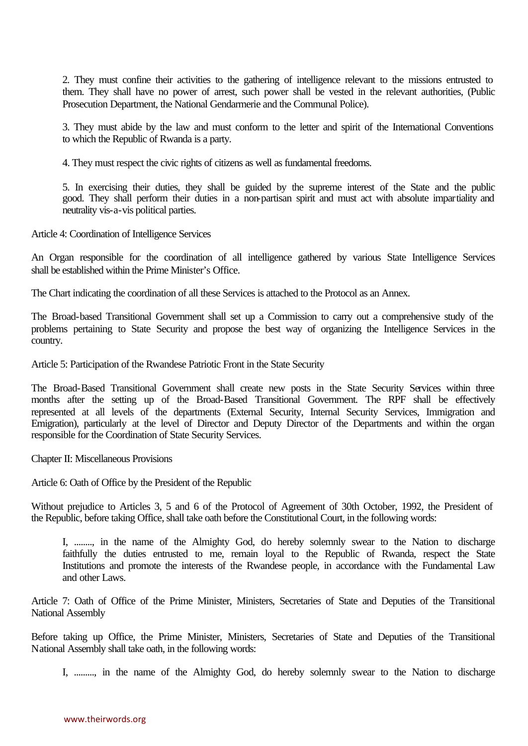2. They must confine their activities to the gathering of intelligence relevant to the missions entrusted to them. They shall have no power of arrest, such power shall be vested in the relevant authorities, (Public Prosecution Department, the National Gendarmerie and the Communal Police).

3. They must abide by the law and must conform to the letter and spirit of the International Conventions to which the Republic of Rwanda is a party.

4. They must respect the civic rights of citizens as well as fundamental freedoms.

5. In exercising their duties, they shall be guided by the supreme interest of the State and the public good. They shall perform their duties in a non-partisan spirit and must act with absolute impartiality and neutrality vis-a-vis political parties.

Article 4: Coordination of Intelligence Services

An Organ responsible for the coordination of all intelligence gathered by various State Intelligence Services shall be established within the Prime Minister's Office.

The Chart indicating the coordination of all these Services is attached to the Protocol as an Annex.

The Broad-based Transitional Government shall set up a Commission to carry out a comprehensive study of the problems pertaining to State Security and propose the best way of organizing the Intelligence Services in the country.

Article 5: Participation of the Rwandese Patriotic Front in the State Security

The Broad-Based Transitional Government shall create new posts in the State Security Services within three months after the setting up of the Broad-Based Transitional Government. The RPF shall be effectively represented at all levels of the departments (External Security, Internal Security Services, Immigration and Emigration), particularly at the level of Director and Deputy Director of the Departments and within the organ responsible for the Coordination of State Security Services.

Chapter II: Miscellaneous Provisions

Article 6: Oath of Office by the President of the Republic

Without prejudice to Articles 3, 5 and 6 of the Protocol of Agreement of 30th October, 1992, the President of the Republic, before taking Office, shall take oath before the Constitutional Court, in the following words:

> I, ........, in the name of the Almighty God, do hereby solemnly swear to the Nation to discharge faithfully the duties entrusted to me, remain loyal to the Republic of Rwanda, respect the State Institutions and promote the interests of the Rwandese people, in accordance with the Fundamental Law and other Laws.

Article 7: Oath of Office of the Prime Minister, Ministers, Secretaries of State and Deputies of the Transitional National Assembly

Before taking up Office, the Prime Minister, Ministers, Secretaries of State and Deputies of the Transitional National Assembly shall take oath, in the following words:

> I, ........., in the name of the Almighty God, do hereby solemnly swear to the Nation to discharge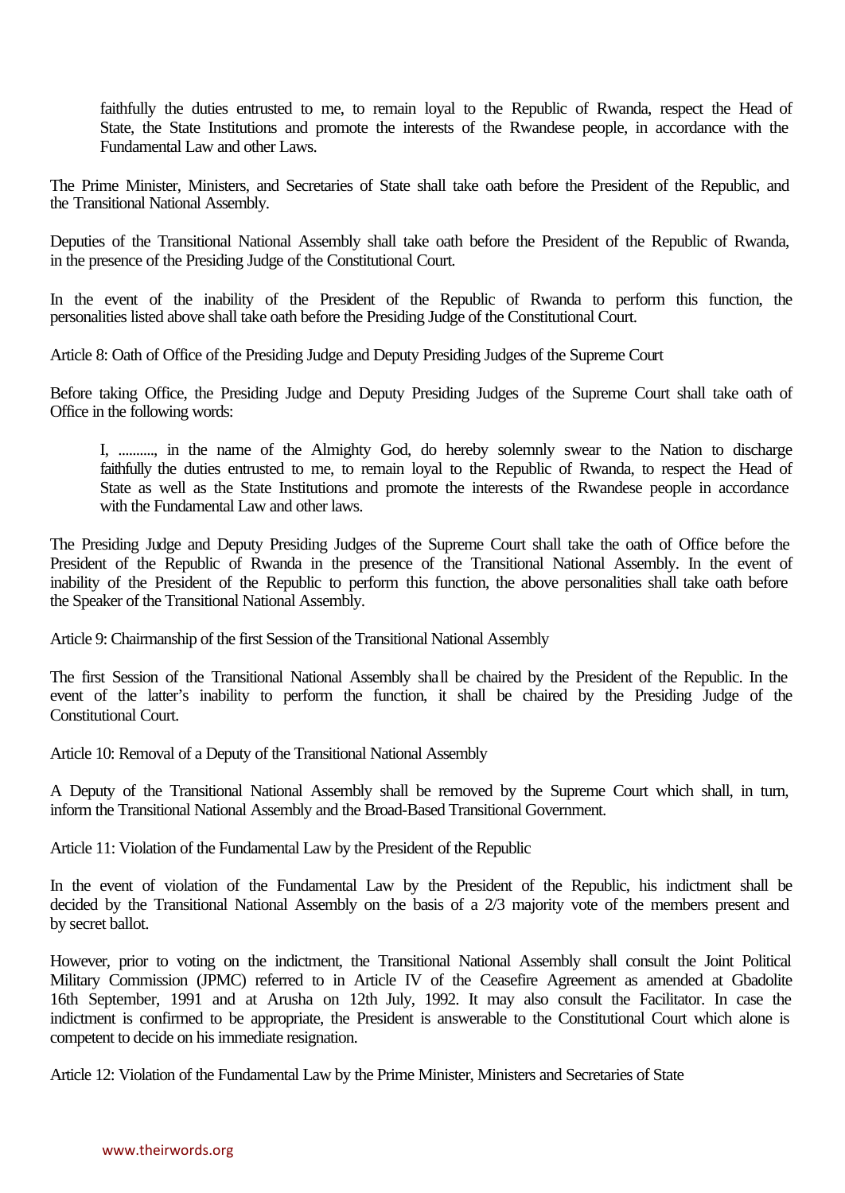> faithfully the duties entrusted to me, to remain loyal to the Republic of Rwanda, respect the Head of State, the State Institutions and promote the interests of the Rwandese people, in accordance with the Fundamental Law and other Laws.

The Prime Minister, Ministers, and Secretaries of State shall take oath before the President of the Republic, and the Transitional National Assembly.

Deputies of the Transitional National Assembly shall take oath before the President of the Republic of Rwanda, in the presence of the Presiding Judge of the Constitutional Court.

In the event of the inability of the President of the Republic of Rwanda to perform this function, the personalities listed above shall take oath before the Presiding Judge of the Constitutional Court.

Article 8: Oath of Office of the Presiding Judge and Deputy Presiding Judges of the Supreme Court

Before taking Office, the Presiding Judge and Deputy Presiding Judges of the Supreme Court shall take oath of Office in the following words:

> I, .........., in the name of the Almighty God, do hereby solemnly swear to the Nation to discharge faithfully the duties entrusted to me, to remain loyal to the Republic of Rwanda, to respect the Head of State as well as the State Institutions and promote the interests of the Rwandese people in accordance with the Fundamental Law and other laws.

The Presiding Judge and Deputy Presiding Judges of the Supreme Court shall take the oath of Office before the President of the Republic of Rwanda in the presence of the Transitional National Assembly. In the event of inability of the President of the Republic to perform this function, the above personalities shall take oath before the Speaker of the Transitional National Assembly.

Article 9: Chairmanship of the first Session of the Transitional National Assembly

The first Session of the Transitional National Assembly shall be chaired by the President of the Republic. In the event of the latter's inability to perform the function, it shall be chaired by the Presiding Judge of the Constitutional Court.

Article 10: Removal of a Deputy of the Transitional National Assembly

A Deputy of the Transitional National Assembly shall be removed by the Supreme Court which shall, in turn, inform the Transitional National Assembly and the Broad-Based Transitional Government.

Article 11: Violation of the Fundamental Law by the President of the Republic

In the event of violation of the Fundamental Law by the President of the Republic, his indictment shall be decided by the Transitional National Assembly on the basis of a 2/3 majority vote of the members present and by secret ballot.

However, prior to voting on the indictment, the Transitional National Assembly shall consult the Joint Political Military Commission (JPMC) referred to in Article IV of the Ceasefire Agreement as amended at Gbadolite 16th September, 1991 and at Arusha on 12th July, 1992. It may also consult the Facilitator. In case the indictment is confirmed to be appropriate, the President is answerable to the Constitutional Court which alone is competent to decide on his immediate resignation.

Article 12: Violation of the Fundamental Law by the Prime Minister, Ministers and Secretaries of State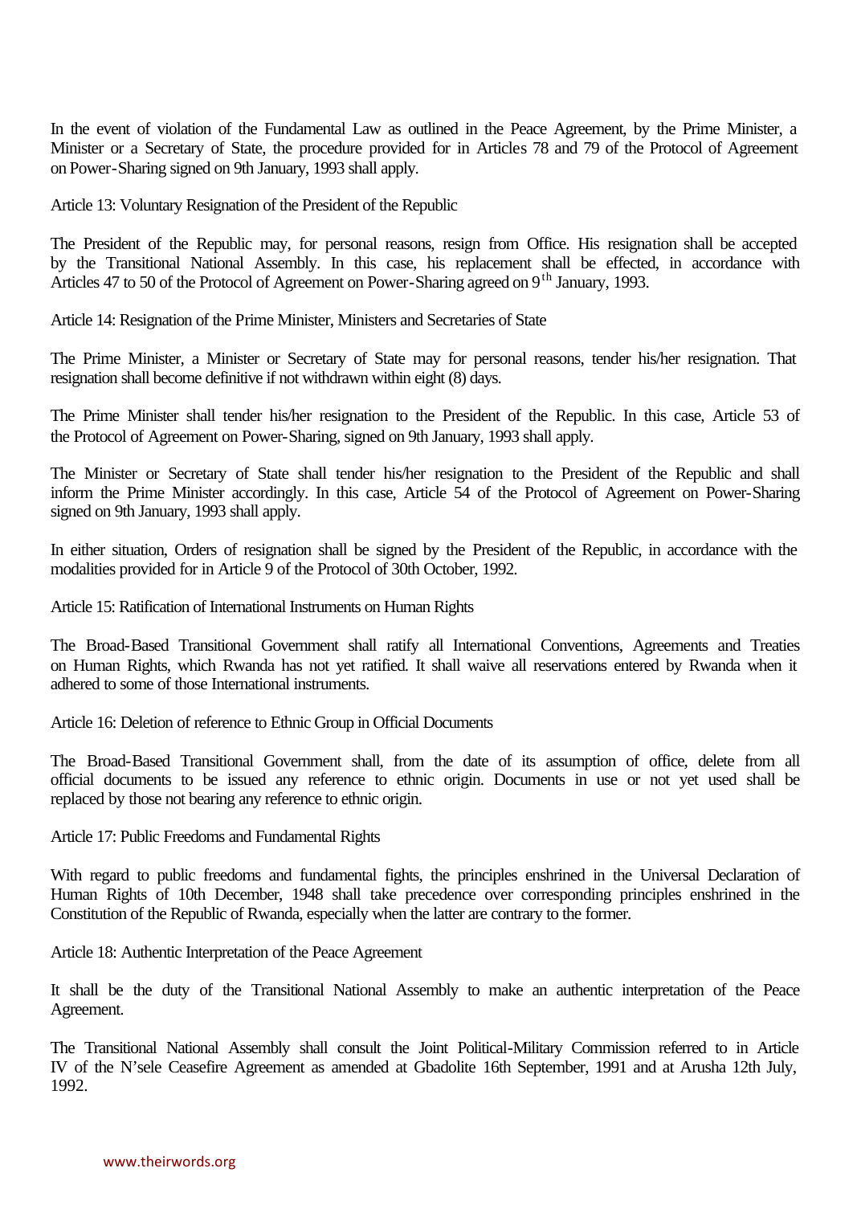In the event of violation of the Fundamental Law as outlined in the Peace Agreement, by the Prime Minister, a Minister or a Secretary of State, the procedure provided for in Articles 78 and 79 of the Protocol of Agreement on Power-Sharing signed on 9th January, 1993 shall apply.

Article 13: Voluntary Resignation of the President of the Republic

The President of the Republic may, for personal reasons, resign from Office. His resignation shall be accepted by the Transitional National Assembly. In this case, his replacement shall be effected, in accordance with Articles 47 to 50 of the Protocol of Agreement on Power-Sharing agreed on 9th January, 1993.

Article 14: Resignation of the Prime Minister, Ministers and Secretaries of State

The Prime Minister, a Minister or Secretary of State may for personal reasons, tender his/her resignation. That resignation shall become definitive if not withdrawn within eight (8) days.

The Prime Minister shall tender his/her resignation to the President of the Republic. In this case, Article 53 of the Protocol of Agreement on Power-Sharing, signed on 9th January, 1993 shall apply.

The Minister or Secretary of State shall tender his/her resignation to the President of the Republic and shall inform the Prime Minister accordingly. In this case, Article 54 of the Protocol of Agreement on Power-Sharing signed on 9th January, 1993 shall apply.

In either situation, Orders of resignation shall be signed by the President of the Republic, in accordance with the modalities provided for in Article 9 of the Protocol of 30th October, 1992.

Article 15: Ratification of International Instruments on Human Rights

The Broad-Based Transitional Government shall ratify all International Conventions, Agreements and Treaties on Human Rights, which Rwanda has not yet ratified. It shall waive all reservations entered by Rwanda when it adhered to some of those International instruments.

Article 16: Deletion of reference to Ethnic Group in Official Documents

The Broad-Based Transitional Government shall, from the date of its assumption of office, delete from all official documents to be issued any reference to ethnic origin. Documents in use or not yet used shall be replaced by those not bearing any reference to ethnic origin.

Article 17: Public Freedoms and Fundamental Rights

With regard to public freedoms and fundamental fights, the principles enshrined in the Universal Declaration of Human Rights of 10th December, 1948 shall take precedence over corresponding principles enshrined in the Constitution of the Republic of Rwanda, especially when the latter are contrary to the former.

Article 18: Authentic Interpretation of the Peace Agreement

It shall be the duty of the Transitional National Assembly to make an authentic interpretation of the Peace Agreement.

The Transitional National Assembly shall consult the Joint Political-Military Commission referred to in Article IV of the N'sele Ceasefire Agreement as amended at Gbadolite 16th September, 1991 and at Arusha 12th July, 1992.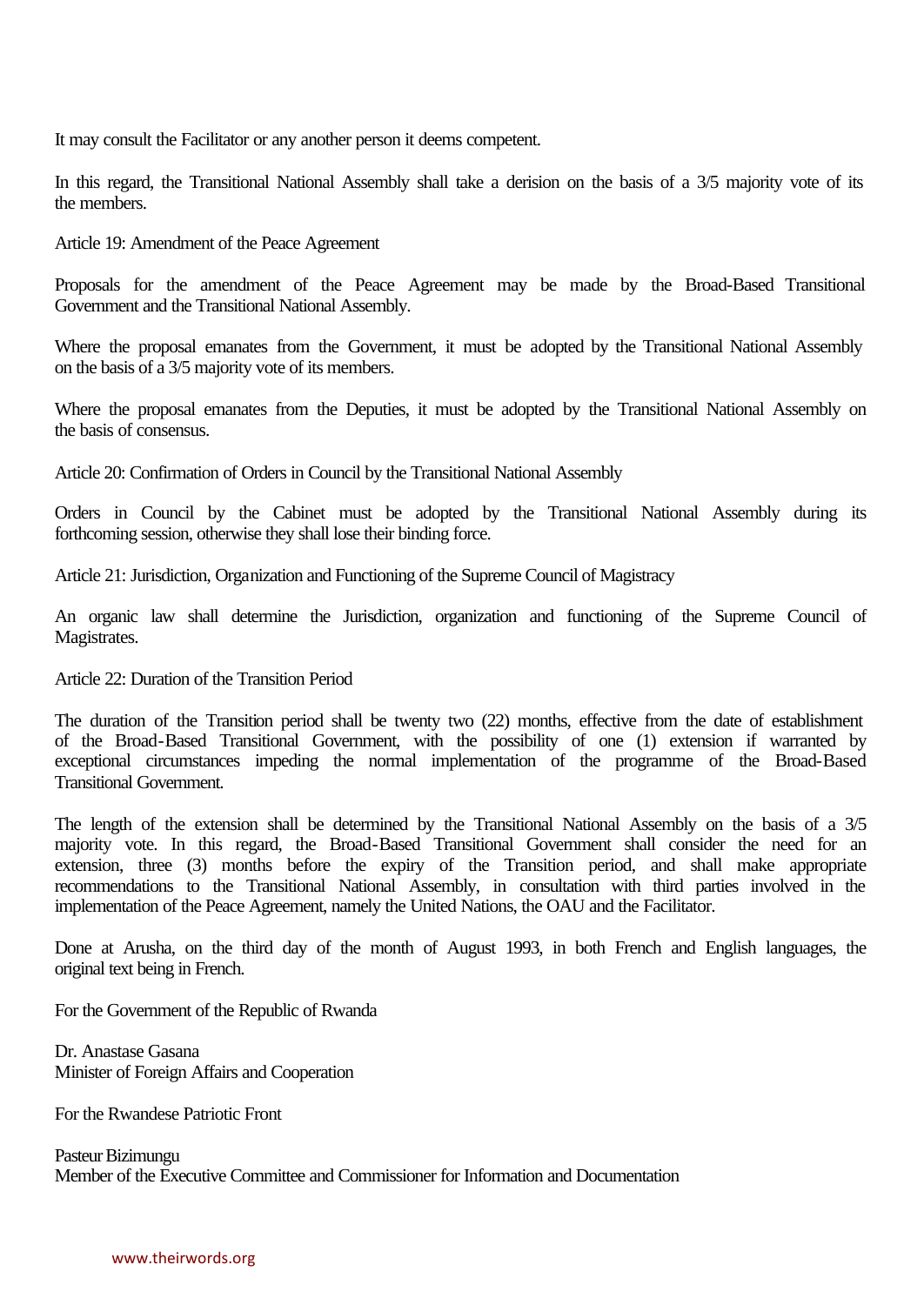It may consult the Facilitator or any another person it deems competent.

In this regard, the Transitional National Assembly shall take a derision on the basis of a 3/5 majority vote of its the members.

Article 19: Amendment of the Peace Agreement

Proposals for the amendment of the Peace Agreement may be made by the Broad-Based Transitional Government and the Transitional National Assembly.

Where the proposal emanates from the Government, it must be adopted by the Transitional National Assembly on the basis of a 3/5 majority vote of its members.

Where the proposal emanates from the Deputies, it must be adopted by the Transitional National Assembly on the basis of consensus.

Article 20: Confirmation of Orders in Council by the Transitional National Assembly

Orders in Council by the Cabinet must be adopted by the Transitional National Assembly during its forthcoming session, otherwise they shall lose their binding force.

Article 21: Jurisdiction, Organization and Functioning of the Supreme Council of Magistracy

An organic law shall determine the Jurisdiction, organization and functioning of the Supreme Council of Magistrates.

Article 22: Duration of the Transition Period

The duration of the Transition period shall be twenty two (22) months, effective from the date of establishment of the Broad-Based Transitional Government, with the possibility of one (1) extension if warranted by exceptional circumstances impeding the normal implementation of the programme of the Broad-Based Transitional Government.

The length of the extension shall be determined by the Transitional National Assembly on the basis of a 3/5 majority vote. In this regard, the Broad-Based Transitional Government shall consider the need for an extension, three (3) months before the expiry of the Transition period, and shall make appropriate recommendations to the Transitional National Assembly, in consultation with third parties involved in the implementation of the Peace Agreement, namely the United Nations, the OAU and the Facilitator.

Done at Arusha, on the third day of the month of August 1993, in both French and English languages, the original text being in French.

For the Government of the Republic of Rwanda

Dr. Anastase Gasana
Minister of Foreign Affairs and Cooperation

For the Rwandese Patriotic Front

Pasteur Bizimungu
Member of the Executive Committee and Commissioner for Information and Documentation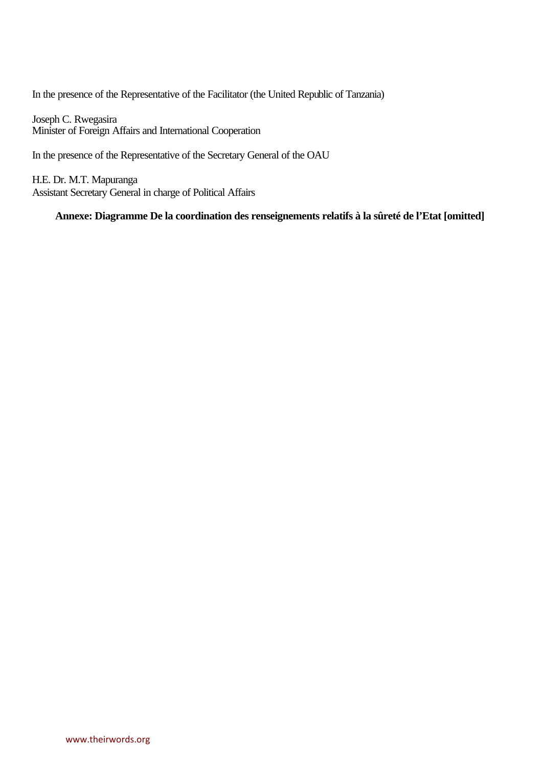In the presence of the Representative of the Facilitator (the United Republic of Tanzania)

Joseph C. Rwegasira
Minister of Foreign Affairs and International Cooperation

In the presence of the Representative of the Secretary General of the OAU

H.E. Dr. M.T. Mapuranga
Assistant Secretary General in charge of Political Affairs

**Annexe: Diagramme De la coordination des renseignements relatifs à la sûreté de l'Etat [omitted]**